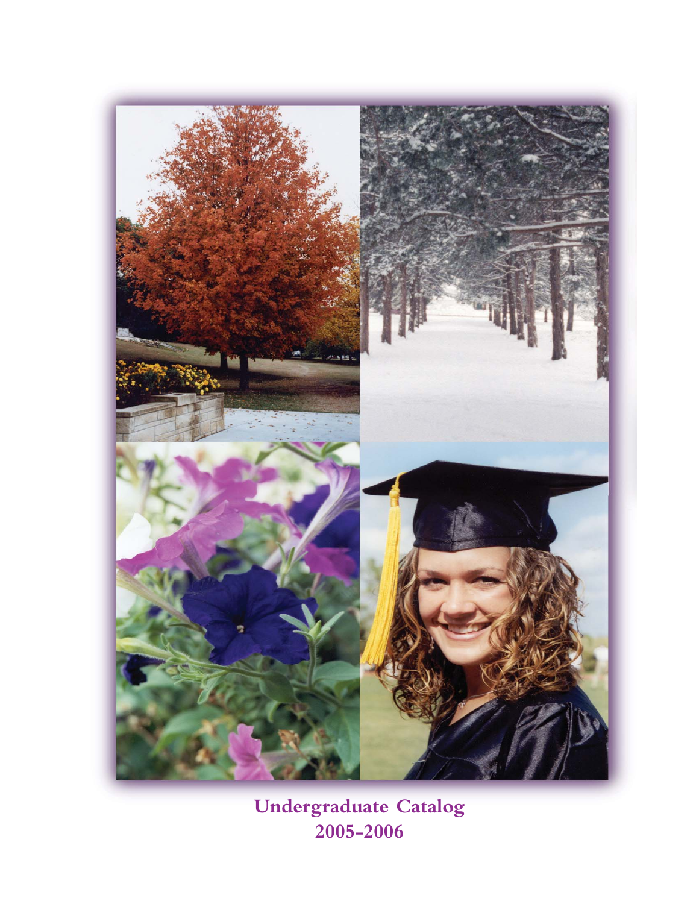# Undergraduate Catalog
# 2005-2006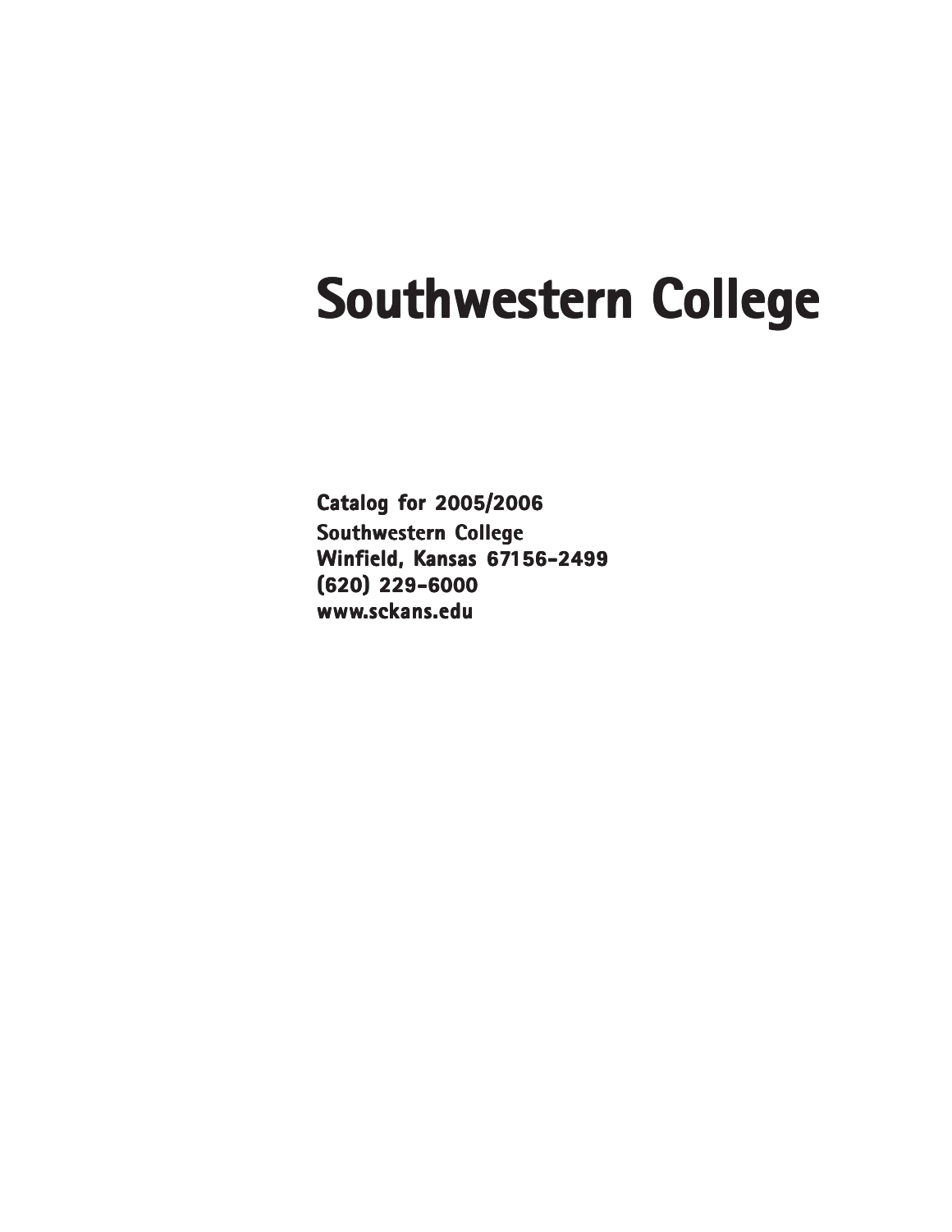# Southwestern College

**Catalog for 2005/2006**
**Southwestern College**
**Winfield, Kansas 67156-2499**
**(620) 229-6000**
**www.sckans.edu**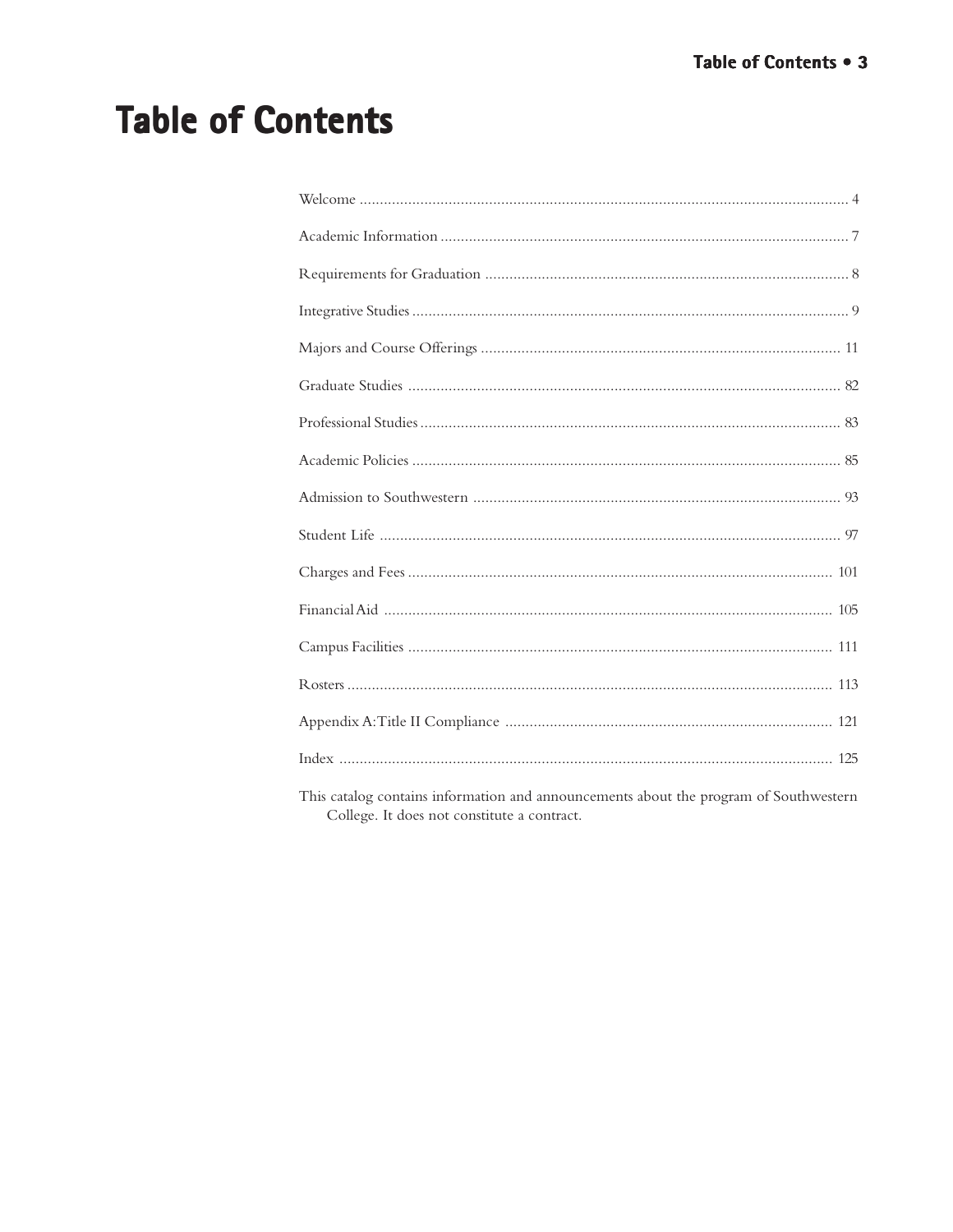# Table of Contents

| | |
|---|---|
| Welcome | 4 |
| Academic Information | 7 |
| Requirements for Graduation | 8 |
| Integrative Studies | 9 |
| Majors and Course Offerings | 11 |
| Graduate Studies | 82 |
| Professional Studies | 83 |
| Academic Policies | 85 |
| Admission to Southwestern | 93 |
| Student Life | 97 |
| Charges and Fees | 101 |
| Financial Aid | 105 |
| Campus Facilities | 111 |
| Rosters | 113 |
| Appendix A: Title II Compliance | 121 |
| Index | 125 |

This catalog contains information and announcements about the program of Southwestern College. It does not constitute a contract.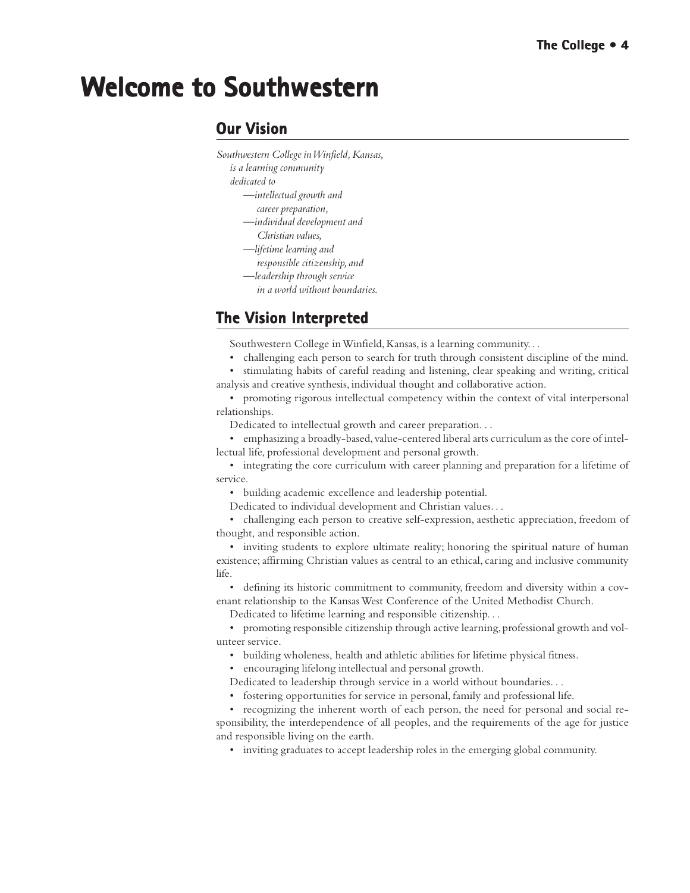# Welcome to Southwestern

## Our Vision

*Southwestern College in Winfield, Kansas,*
*is a learning community*
*dedicated to*
*—intellectual growth and*
*career preparation,*
*—individual development and*
*Christian values,*
*—lifetime learning and*
*responsible citizenship, and*
*—leadership through service*
*in a world without boundaries.*

## The Vision Interpreted

Southwestern College in Winfield, Kansas, is a learning community. . .

- challenging each person to search for truth through consistent discipline of the mind.
- stimulating habits of careful reading and listening, clear speaking and writing, critical analysis and creative synthesis, individual thought and collaborative action.
- promoting rigorous intellectual competency within the context of vital interpersonal relationships.

Dedicated to intellectual growth and career preparation. . .

- emphasizing a broadly-based, value-centered liberal arts curriculum as the core of intellectual life, professional development and personal growth.
- integrating the core curriculum with career planning and preparation for a lifetime of service.
- building academic excellence and leadership potential.

Dedicated to individual development and Christian values. . .

- challenging each person to creative self-expression, aesthetic appreciation, freedom of thought, and responsible action.
- inviting students to explore ultimate reality; honoring the spiritual nature of human existence; affirming Christian values as central to an ethical, caring and inclusive community life.
- defining its historic commitment to community, freedom and diversity within a covenant relationship to the Kansas West Conference of the United Methodist Church.

Dedicated to lifetime learning and responsible citizenship. . .

- promoting responsible citizenship through active learning, professional growth and volunteer service.
- building wholeness, health and athletic abilities for lifetime physical fitness.
- encouraging lifelong intellectual and personal growth.

Dedicated to leadership through service in a world without boundaries. . .

- fostering opportunities for service in personal, family and professional life.
- recognizing the inherent worth of each person, the need for personal and social responsibility, the interdependence of all peoples, and the requirements of the age for justice and responsible living on the earth.
- inviting graduates to accept leadership roles in the emerging global community.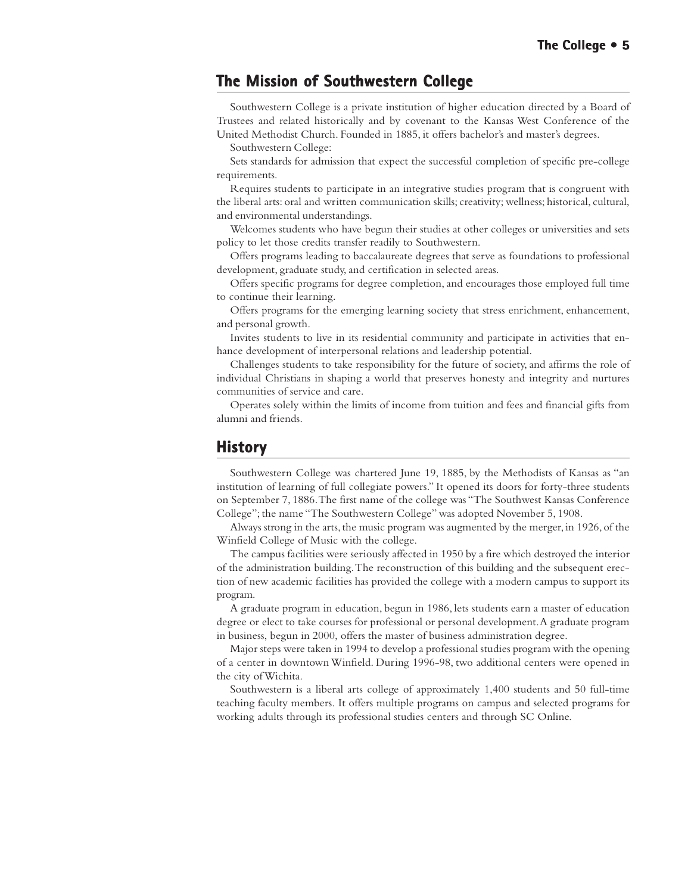## The Mission of Southwestern College

Southwestern College is a private institution of higher education directed by a Board of Trustees and related historically and by covenant to the Kansas West Conference of the United Methodist Church. Founded in 1885, it offers bachelor's and master's degrees.

Southwestern College:

Sets standards for admission that expect the successful completion of specific pre-college requirements.

Requires students to participate in an integrative studies program that is congruent with the liberal arts: oral and written communication skills; creativity; wellness; historical, cultural, and environmental understandings.

Welcomes students who have begun their studies at other colleges or universities and sets policy to let those credits transfer readily to Southwestern.

Offers programs leading to baccalaureate degrees that serve as foundations to professional development, graduate study, and certification in selected areas.

Offers specific programs for degree completion, and encourages those employed full time to continue their learning.

Offers programs for the emerging learning society that stress enrichment, enhancement, and personal growth.

Invites students to live in its residential community and participate in activities that enhance development of interpersonal relations and leadership potential.

Challenges students to take responsibility for the future of society, and affirms the role of individual Christians in shaping a world that preserves honesty and integrity and nurtures communities of service and care.

Operates solely within the limits of income from tuition and fees and financial gifts from alumni and friends.

## History

Southwestern College was chartered June 19, 1885, by the Methodists of Kansas as "an institution of learning of full collegiate powers." It opened its doors for forty-three students on September 7, 1886. The first name of the college was "The Southwest Kansas Conference College"; the name "The Southwestern College" was adopted November 5, 1908.

Always strong in the arts, the music program was augmented by the merger, in 1926, of the Winfield College of Music with the college.

The campus facilities were seriously affected in 1950 by a fire which destroyed the interior of the administration building. The reconstruction of this building and the subsequent erection of new academic facilities has provided the college with a modern campus to support its program.

A graduate program in education, begun in 1986, lets students earn a master of education degree or elect to take courses for professional or personal development. A graduate program in business, begun in 2000, offers the master of business administration degree.

Major steps were taken in 1994 to develop a professional studies program with the opening of a center in downtown Winfield. During 1996-98, two additional centers were opened in the city of Wichita.

Southwestern is a liberal arts college of approximately 1,400 students and 50 full-time teaching faculty members. It offers multiple programs on campus and selected programs for working adults through its professional studies centers and through SC Online.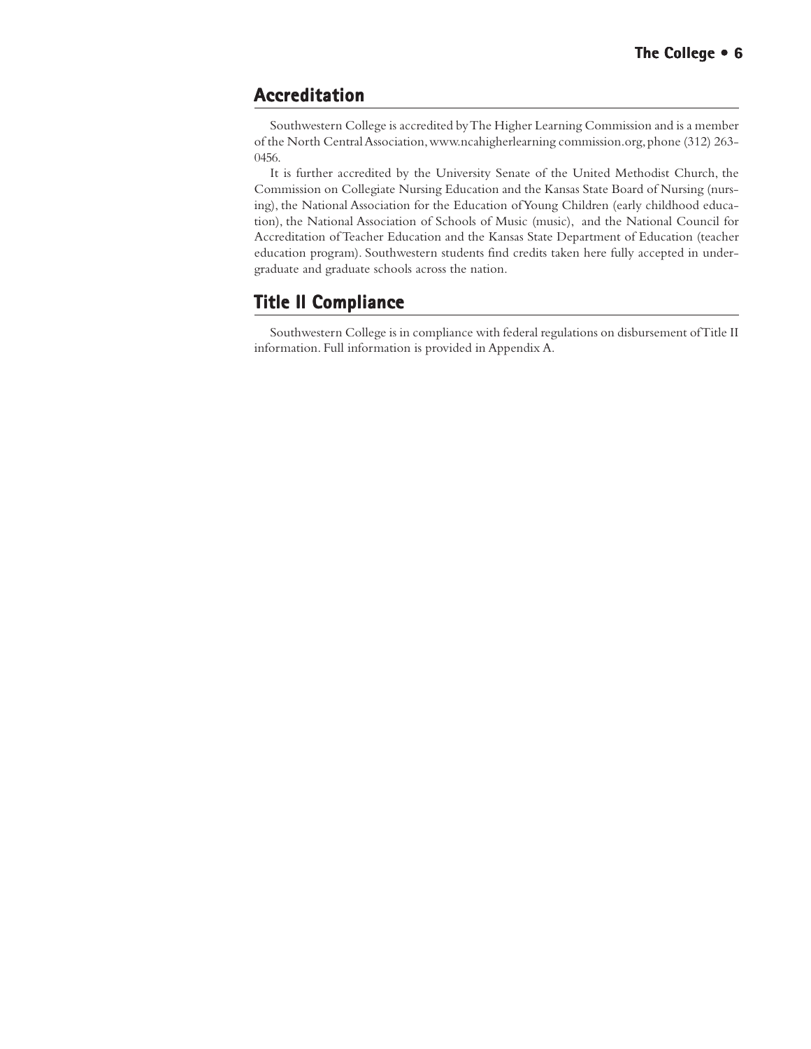## Accreditation

Southwestern College is accredited by The Higher Learning Commission and is a member of the North Central Association, www.ncahigherlearning commission.org, phone (312) 263-0456.

It is further accredited by the University Senate of the United Methodist Church, the Commission on Collegiate Nursing Education and the Kansas State Board of Nursing (nursing), the National Association for the Education of Young Children (early childhood education), the National Association of Schools of Music (music), and the National Council for Accreditation of Teacher Education and the Kansas State Department of Education (teacher education program). Southwestern students find credits taken here fully accepted in undergraduate and graduate schools across the nation.

## Title II Compliance

Southwestern College is in compliance with federal regulations on disbursement of Title II information. Full information is provided in Appendix A.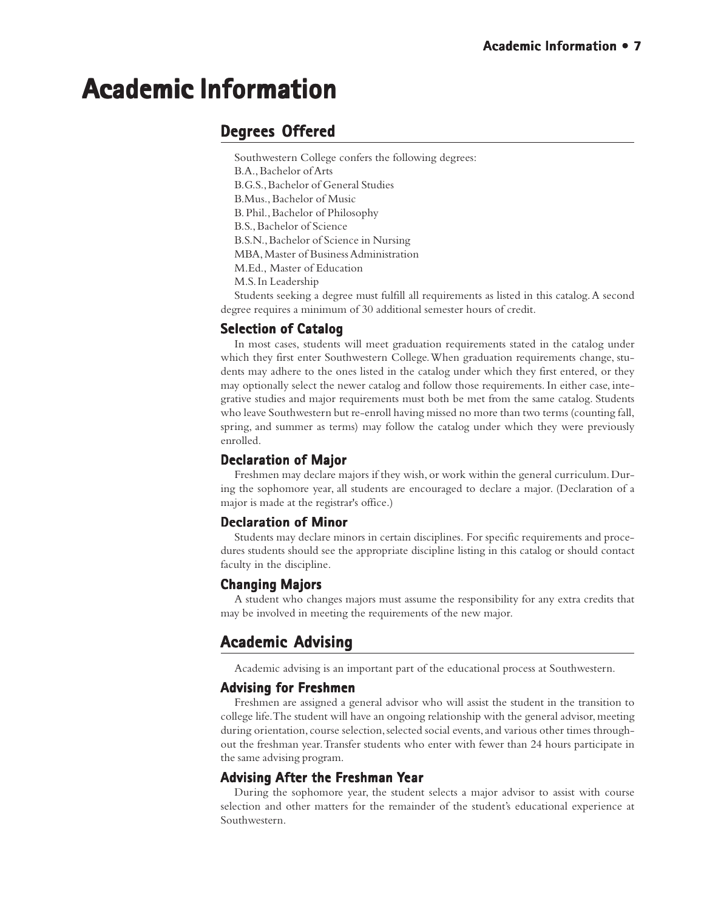# Academic Information

## Degrees Offered

Southwestern College confers the following degrees:

B.A., Bachelor of Arts
B.G.S., Bachelor of General Studies
B.Mus., Bachelor of Music
B. Phil., Bachelor of Philosophy
B.S., Bachelor of Science
B.S.N., Bachelor of Science in Nursing
MBA, Master of Business Administration
M.Ed., Master of Education
M.S. In Leadership

Students seeking a degree must fulfill all requirements as listed in this catalog. A second degree requires a minimum of 30 additional semester hours of credit.

### Selection of Catalog

In most cases, students will meet graduation requirements stated in the catalog under which they first enter Southwestern College. When graduation requirements change, students may adhere to the ones listed in the catalog under which they first entered, or they may optionally select the newer catalog and follow those requirements. In either case, integrative studies and major requirements must both be met from the same catalog. Students who leave Southwestern but re-enroll having missed no more than two terms (counting fall, spring, and summer as terms) may follow the catalog under which they were previously enrolled.

### Declaration of Major

Freshmen may declare majors if they wish, or work within the general curriculum. During the sophomore year, all students are encouraged to declare a major. (Declaration of a major is made at the registrar's office.)

### Declaration of Minor

Students may declare minors in certain disciplines. For specific requirements and procedures students should see the appropriate discipline listing in this catalog or should contact faculty in the discipline.

### Changing Majors

A student who changes majors must assume the responsibility for any extra credits that may be involved in meeting the requirements of the new major.

## Academic Advising

Academic advising is an important part of the educational process at Southwestern.

### Advising for Freshmen

Freshmen are assigned a general advisor who will assist the student in the transition to college life. The student will have an ongoing relationship with the general advisor, meeting during orientation, course selection, selected social events, and various other times throughout the freshman year. Transfer students who enter with fewer than 24 hours participate in the same advising program.

### Advising After the Freshman Year

During the sophomore year, the student selects a major advisor to assist with course selection and other matters for the remainder of the student's educational experience at Southwestern.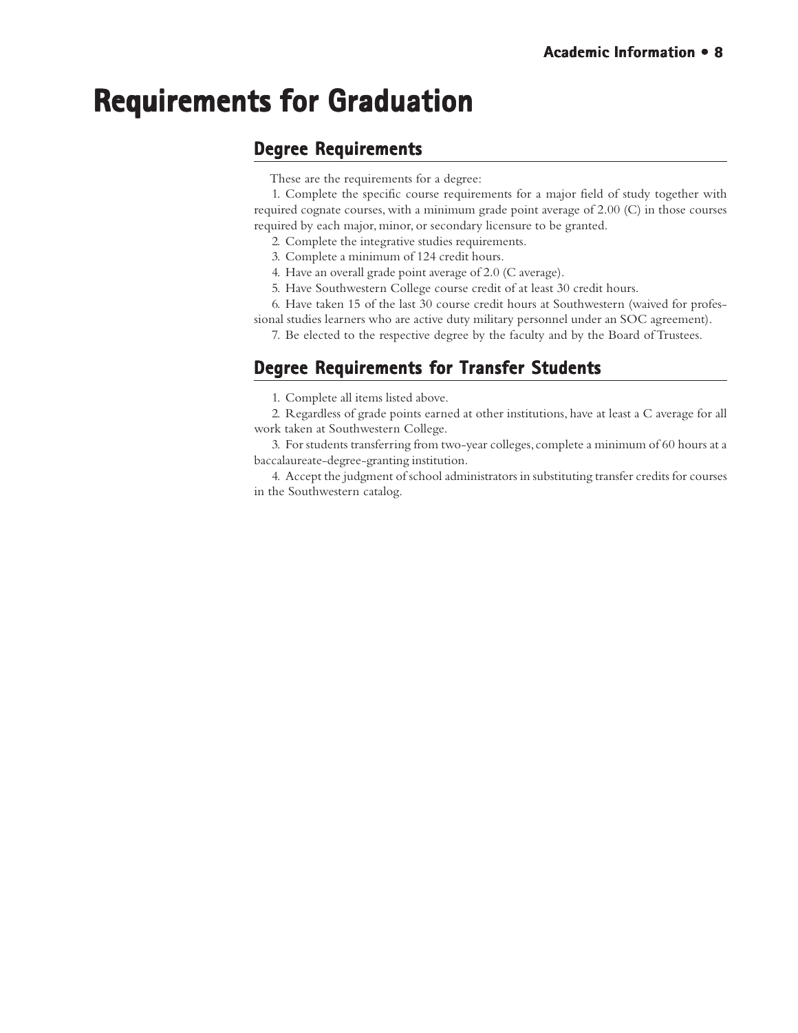# Requirements for Graduation

## Degree Requirements

These are the requirements for a degree:

1. Complete the specific course requirements for a major field of study together with required cognate courses, with a minimum grade point average of 2.00 (C) in those courses required by each major, minor, or secondary licensure to be granted.
2. Complete the integrative studies requirements.
3. Complete a minimum of 124 credit hours.
4. Have an overall grade point average of 2.0 (C average).
5. Have Southwestern College course credit of at least 30 credit hours.
6. Have taken 15 of the last 30 course credit hours at Southwestern (waived for professional studies learners who are active duty military personnel under an SOC agreement).
7. Be elected to the respective degree by the faculty and by the Board of Trustees.

## Degree Requirements for Transfer Students

1. Complete all items listed above.
2. Regardless of grade points earned at other institutions, have at least a C average for all work taken at Southwestern College.
3. For students transferring from two-year colleges, complete a minimum of 60 hours at a baccalaureate-degree-granting institution.
4. Accept the judgment of school administrators in substituting transfer credits for courses in the Southwestern catalog.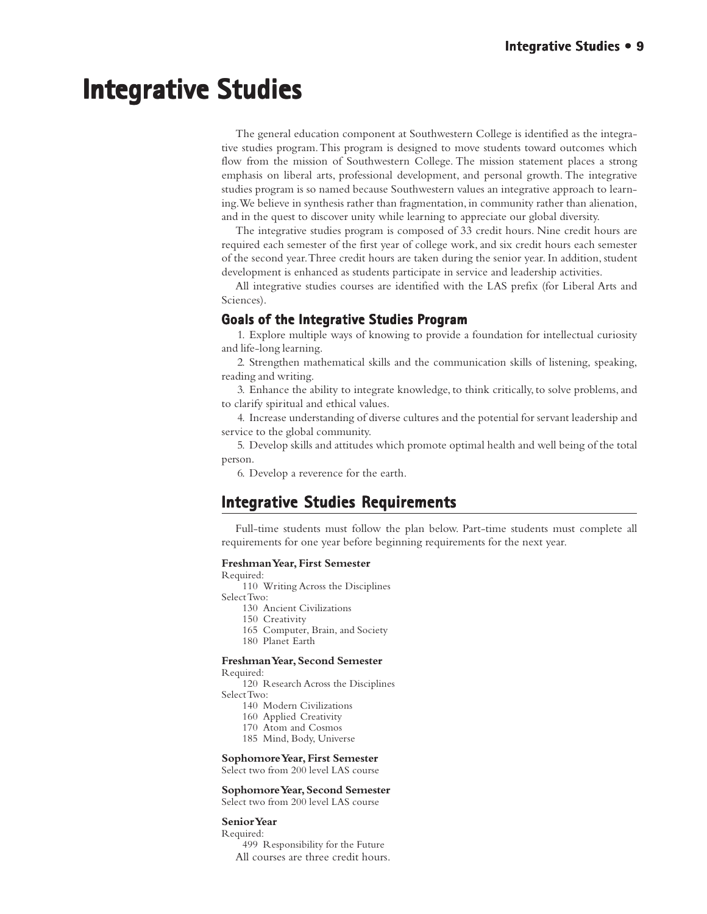# Integrative Studies

The general education component at Southwestern College is identified as the integrative studies program. This program is designed to move students toward outcomes which flow from the mission of Southwestern College. The mission statement places a strong emphasis on liberal arts, professional development, and personal growth. The integrative studies program is so named because Southwestern values an integrative approach to learning. We believe in synthesis rather than fragmentation, in community rather than alienation, and in the quest to discover unity while learning to appreciate our global diversity.

The integrative studies program is composed of 33 credit hours. Nine credit hours are required each semester of the first year of college work, and six credit hours each semester of the second year. Three credit hours are taken during the senior year. In addition, student development is enhanced as students participate in service and leadership activities.

All integrative studies courses are identified with the LAS prefix (for Liberal Arts and Sciences).

### Goals of the Integrative Studies Program

1. Explore multiple ways of knowing to provide a foundation for intellectual curiosity and life-long learning.
2. Strengthen mathematical skills and the communication skills of listening, speaking, reading and writing.
3. Enhance the ability to integrate knowledge, to think critically, to solve problems, and to clarify spiritual and ethical values.
4. Increase understanding of diverse cultures and the potential for servant leadership and service to the global community.
5. Develop skills and attitudes which promote optimal health and well being of the total person.
6. Develop a reverence for the earth.

## Integrative Studies Requirements

Full-time students must follow the plan below. Part-time students must complete all requirements for one year before beginning requirements for the next year.

**Freshman Year, First Semester**

Required:
- 110 Writing Across the Disciplines

Select Two:
- 130 Ancient Civilizations
- 150 Creativity
- 165 Computer, Brain, and Society
- 180 Planet Earth

**Freshman Year, Second Semester**

Required:
- 120 Research Across the Disciplines

Select Two:
- 140 Modern Civilizations
- 160 Applied Creativity
- 170 Atom and Cosmos
- 185 Mind, Body, Universe

**Sophomore Year, First Semester**

Select two from 200 level LAS course

**Sophomore Year, Second Semester**

Select two from 200 level LAS course

**Senior Year**

Required:
- 499 Responsibility for the Future

All courses are three credit hours.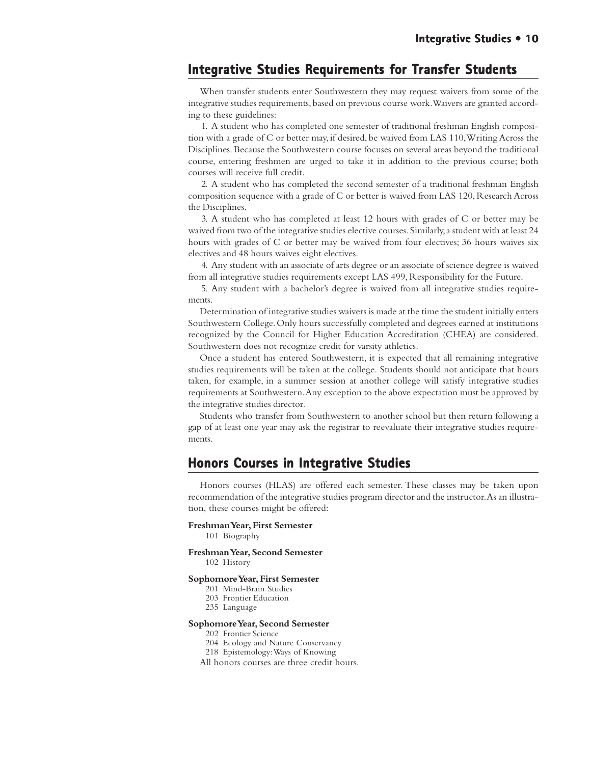## Integrative Studies Requirements for Transfer Students

When transfer students enter Southwestern they may request waivers from some of the integrative studies requirements, based on previous course work. Waivers are granted according to these guidelines:

1. A student who has completed one semester of traditional freshman English composition with a grade of C or better may, if desired, be waived from LAS 110, Writing Across the Disciplines. Because the Southwestern course focuses on several areas beyond the traditional course, entering freshmen are urged to take it in addition to the previous course; both courses will receive full credit.

2. A student who has completed the second semester of a traditional freshman English composition sequence with a grade of C or better is waived from LAS 120, Research Across the Disciplines.

3. A student who has completed at least 12 hours with grades of C or better may be waived from two of the integrative studies elective courses. Similarly, a student with at least 24 hours with grades of C or better may be waived from four electives; 36 hours waives six electives and 48 hours waives eight electives.

4. Any student with an associate of arts degree or an associate of science degree is waived from all integrative studies requirements except LAS 499, Responsibility for the Future.

5. Any student with a bachelor's degree is waived from all integrative studies requirements.

Determination of integrative studies waivers is made at the time the student initially enters Southwestern College. Only hours successfully completed and degrees earned at institutions recognized by the Council for Higher Education Accreditation (CHEA) are considered. Southwestern does not recognize credit for varsity athletics.

Once a student has entered Southwestern, it is expected that all remaining integrative studies requirements will be taken at the college. Students should not anticipate that hours taken, for example, in a summer session at another college will satisfy integrative studies requirements at Southwestern. Any exception to the above expectation must be approved by the integrative studies director.

Students who transfer from Southwestern to another school but then return following a gap of at least one year may ask the registrar to reevaluate their integrative studies requirements.

## Honors Courses in Integrative Studies

Honors courses (HLAS) are offered each semester. These classes may be taken upon recommendation of the integrative studies program director and the instructor. As an illustration, these courses might be offered:

**Freshman Year, First Semester**
- 101 Biography

**Freshman Year, Second Semester**
- 102 History

**Sophomore Year, First Semester**
- 201 Mind-Brain Studies
- 203 Frontier Education
- 235 Language

**Sophomore Year, Second Semester**
- 202 Frontier Science
- 204 Ecology and Nature Conservancy
- 218 Epistemology: Ways of Knowing

All honors courses are three credit hours.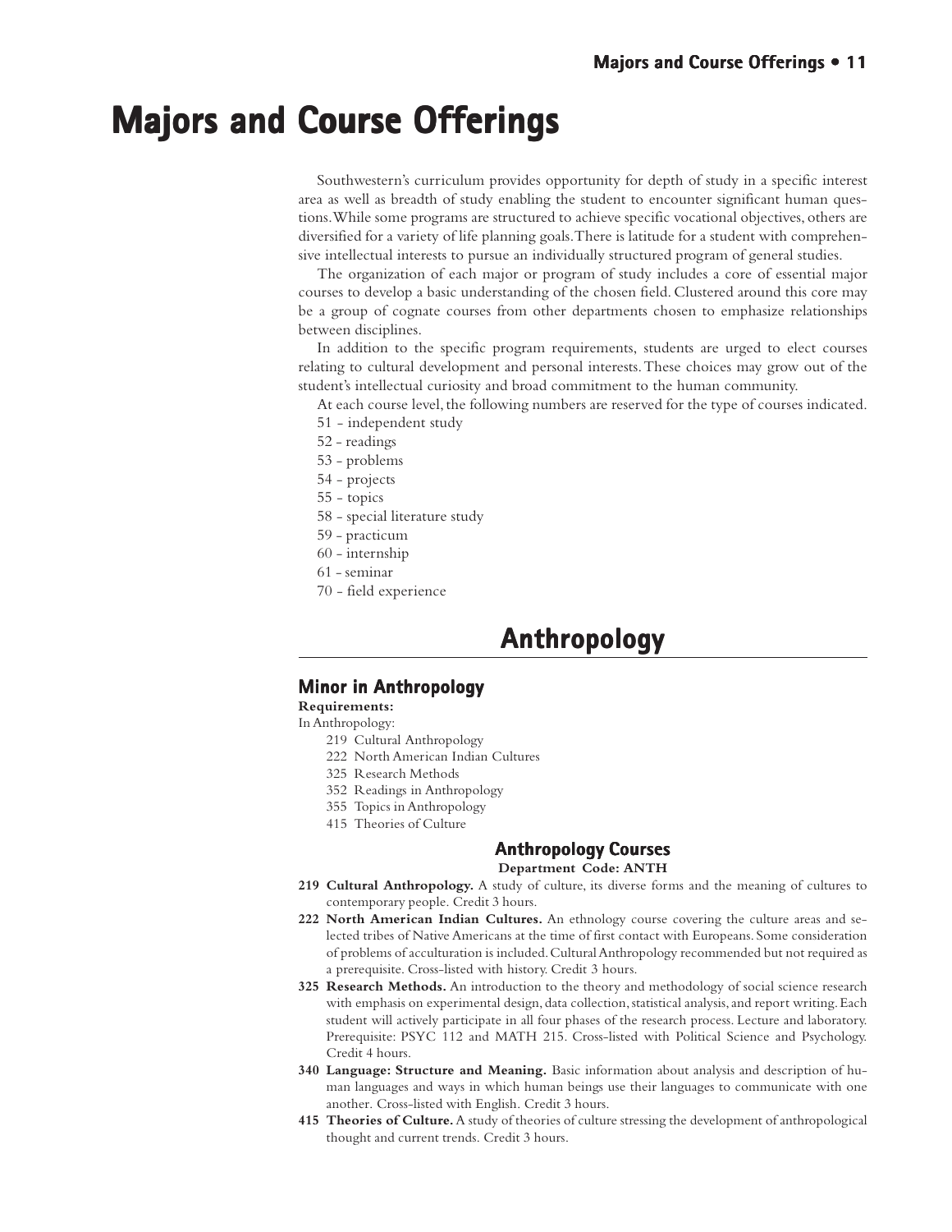# Majors and Course Offerings

Southwestern's curriculum provides opportunity for depth of study in a specific interest area as well as breadth of study enabling the student to encounter significant human questions. While some programs are structured to achieve specific vocational objectives, others are diversified for a variety of life planning goals. There is latitude for a student with comprehensive intellectual interests to pursue an individually structured program of general studies.

The organization of each major or program of study includes a core of essential major courses to develop a basic understanding of the chosen field. Clustered around this core may be a group of cognate courses from other departments chosen to emphasize relationships between disciplines.

In addition to the specific program requirements, students are urged to elect courses relating to cultural development and personal interests. These choices may grow out of the student's intellectual curiosity and broad commitment to the human community.

At each course level, the following numbers are reserved for the type of courses indicated.

51 - independent study
52 - readings
53 - problems
54 - projects
55 - topics
58 - special literature study
59 - practicum
60 - internship
61 - seminar
70 - field experience

## Anthropology

### Minor in Anthropology

**Requirements:**

In Anthropology:

- 219 Cultural Anthropology
- 222 North American Indian Cultures
- 325 Research Methods
- 352 Readings in Anthropology
- 355 Topics in Anthropology
- 415 Theories of Culture

### Anthropology Courses

**Department Code: ANTH**

**219 Cultural Anthropology.** A study of culture, its diverse forms and the meaning of cultures to contemporary people. Credit 3 hours.

**222 North American Indian Cultures.** An ethnology course covering the culture areas and selected tribes of Native Americans at the time of first contact with Europeans. Some consideration of problems of acculturation is included. Cultural Anthropology recommended but not required as a prerequisite. Cross-listed with history. Credit 3 hours.

**325 Research Methods.** An introduction to the theory and methodology of social science research with emphasis on experimental design, data collection, statistical analysis, and report writing. Each student will actively participate in all four phases of the research process. Lecture and laboratory. Prerequisite: PSYC 112 and MATH 215. Cross-listed with Political Science and Psychology. Credit 4 hours.

**340 Language: Structure and Meaning.** Basic information about analysis and description of human languages and ways in which human beings use their languages to communicate with one another. Cross-listed with English. Credit 3 hours.

**415 Theories of Culture.** A study of theories of culture stressing the development of anthropological thought and current trends. Credit 3 hours.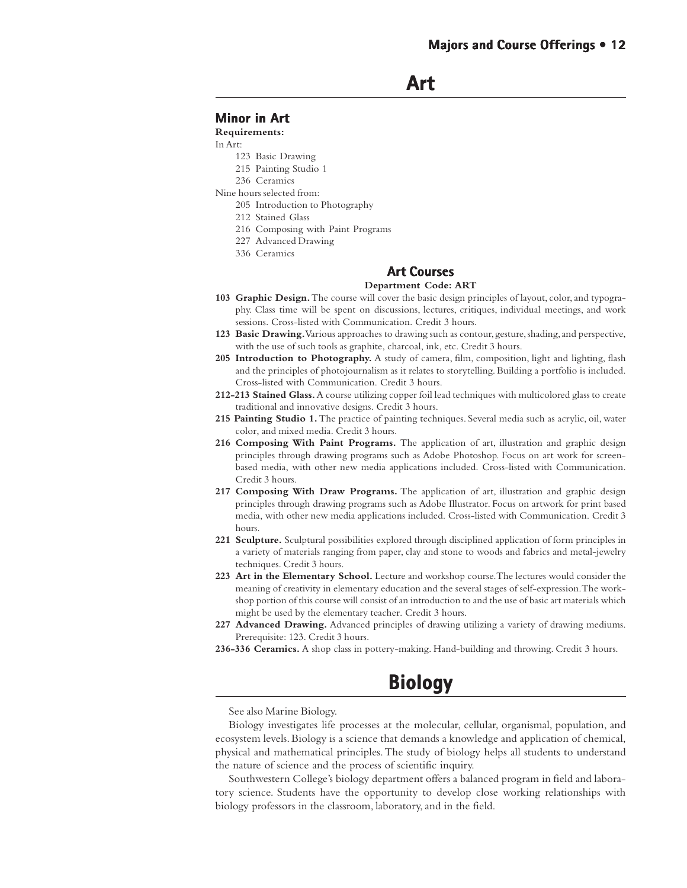# Art

## Minor in Art

**Requirements:**

In Art:

- 123 Basic Drawing
- 215 Painting Studio 1
- 236 Ceramics

Nine hours selected from:

- 205 Introduction to Photography
- 212 Stained Glass
- 216 Composing with Paint Programs
- 227 Advanced Drawing
- 336 Ceramics

### Art Courses

**Department Code: ART**

**103 Graphic Design.** The course will cover the basic design principles of layout, color, and typography. Class time will be spent on discussions, lectures, critiques, individual meetings, and work sessions. Cross-listed with Communication. Credit 3 hours.

**123 Basic Drawing.** Various approaches to drawing such as contour, gesture, shading, and perspective, with the use of such tools as graphite, charcoal, ink, etc. Credit 3 hours.

**205 Introduction to Photography.** A study of camera, film, composition, light and lighting, flash and the principles of photojournalism as it relates to storytelling. Building a portfolio is included. Cross-listed with Communication. Credit 3 hours.

**212-213 Stained Glass.** A course utilizing copper foil lead techniques with multicolored glass to create traditional and innovative designs. Credit 3 hours.

**215 Painting Studio 1.** The practice of painting techniques. Several media such as acrylic, oil, water color, and mixed media. Credit 3 hours.

**216 Composing With Paint Programs.** The application of art, illustration and graphic design principles through drawing programs such as Adobe Photoshop. Focus on art work for screen-based media, with other new media applications included. Cross-listed with Communication. Credit 3 hours.

**217 Composing With Draw Programs.** The application of art, illustration and graphic design principles through drawing programs such as Adobe Illustrator. Focus on artwork for print based media, with other new media applications included. Cross-listed with Communication. Credit 3 hours.

**221 Sculpture.** Sculptural possibilities explored through disciplined application of form principles in a variety of materials ranging from paper, clay and stone to woods and fabrics and metal-jewelry techniques. Credit 3 hours.

**223 Art in the Elementary School.** Lecture and workshop course. The lectures would consider the meaning of creativity in elementary education and the several stages of self-expression. The workshop portion of this course will consist of an introduction to and the use of basic art materials which might be used by the elementary teacher. Credit 3 hours.

**227 Advanced Drawing.** Advanced principles of drawing utilizing a variety of drawing mediums. Prerequisite: 123. Credit 3 hours.

**236-336 Ceramics.** A shop class in pottery-making. Hand-building and throwing. Credit 3 hours.

# Biology

See also Marine Biology.

Biology investigates life processes at the molecular, cellular, organismal, population, and ecosystem levels. Biology is a science that demands a knowledge and application of chemical, physical and mathematical principles. The study of biology helps all students to understand the nature of science and the process of scientific inquiry.

Southwestern College's biology department offers a balanced program in field and laboratory science. Students have the opportunity to develop close working relationships with biology professors in the classroom, laboratory, and in the field.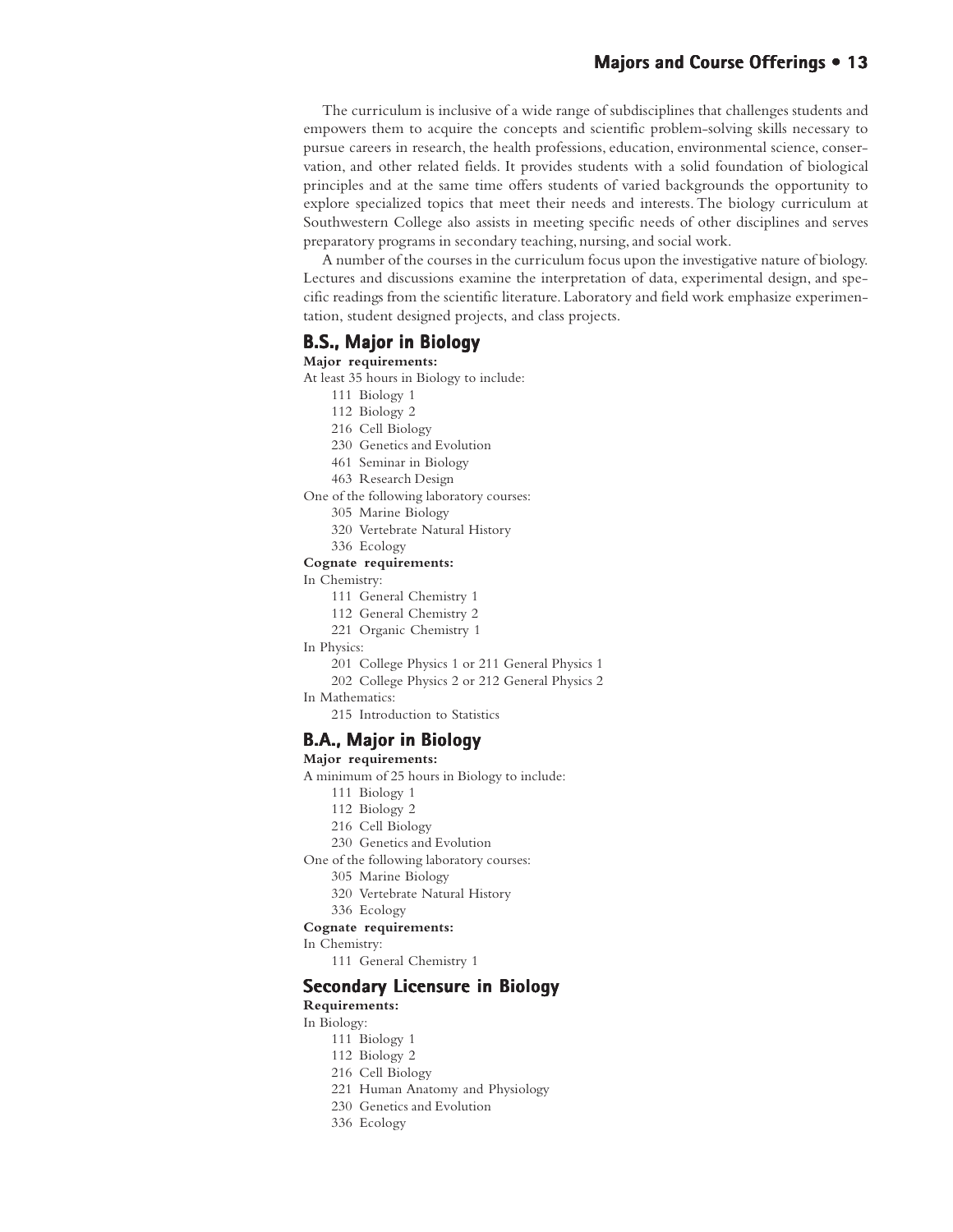The curriculum is inclusive of a wide range of subdisciplines that challenges students and empowers them to acquire the concepts and scientific problem-solving skills necessary to pursue careers in research, the health professions, education, environmental science, conservation, and other related fields. It provides students with a solid foundation of biological principles and at the same time offers students of varied backgrounds the opportunity to explore specialized topics that meet their needs and interests. The biology curriculum at Southwestern College also assists in meeting specific needs of other disciplines and serves preparatory programs in secondary teaching, nursing, and social work.

A number of the courses in the curriculum focus upon the investigative nature of biology. Lectures and discussions examine the interpretation of data, experimental design, and specific readings from the scientific literature. Laboratory and field work emphasize experimentation, student designed projects, and class projects.

## B.S., Major in Biology

**Major requirements:**

At least 35 hours in Biology to include:

- 111 Biology 1
- 112 Biology 2
- 216 Cell Biology
- 230 Genetics and Evolution
- 461 Seminar in Biology
- 463 Research Design

One of the following laboratory courses:

- 305 Marine Biology
- 320 Vertebrate Natural History
- 336 Ecology

**Cognate requirements:**

In Chemistry:

- 111 General Chemistry 1
- 112 General Chemistry 2
- 221 Organic Chemistry 1

In Physics:

- 201 College Physics 1 or 211 General Physics 1
- 202 College Physics 2 or 212 General Physics 2

In Mathematics:

- 215 Introduction to Statistics

## B.A., Major in Biology

**Major requirements:**

A minimum of 25 hours in Biology to include:

- 111 Biology 1
- 112 Biology 2
- 216 Cell Biology
- 230 Genetics and Evolution

One of the following laboratory courses:

- 305 Marine Biology
- 320 Vertebrate Natural History
- 336 Ecology

**Cognate requirements:**

In Chemistry:

- 111 General Chemistry 1

## Secondary Licensure in Biology

**Requirements:**

In Biology:

- 111 Biology 1
- 112 Biology 2
- 216 Cell Biology
- 221 Human Anatomy and Physiology
- 230 Genetics and Evolution
- 336 Ecology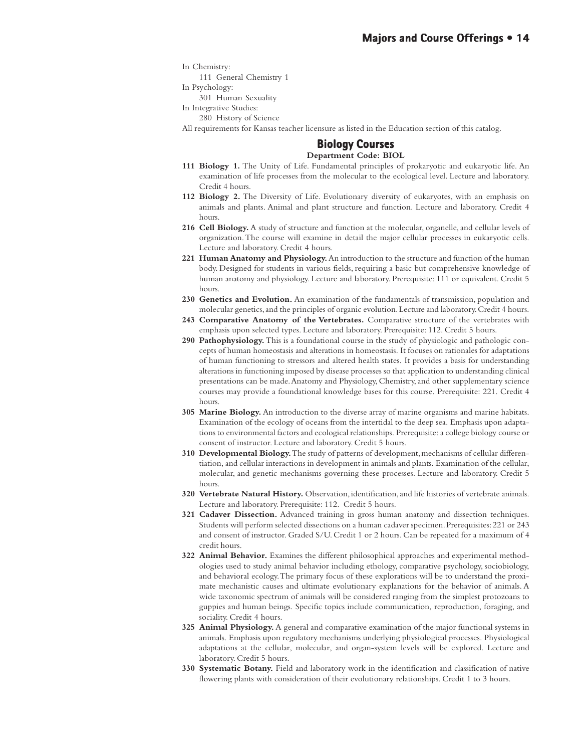In Chemistry:

111 General Chemistry 1

In Psychology:

301 Human Sexuality

In Integrative Studies:

280 History of Science

All requirements for Kansas teacher licensure as listed in the Education section of this catalog.

## Biology Courses

**Department Code: BIOL**

**111 Biology 1.** The Unity of Life. Fundamental principles of prokaryotic and eukaryotic life. An examination of life processes from the molecular to the ecological level. Lecture and laboratory. Credit 4 hours.

**112 Biology 2.** The Diversity of Life. Evolutionary diversity of eukaryotes, with an emphasis on animals and plants. Animal and plant structure and function. Lecture and laboratory. Credit 4 hours.

**216 Cell Biology.** A study of structure and function at the molecular, organelle, and cellular levels of organization. The course will examine in detail the major cellular processes in eukaryotic cells. Lecture and laboratory. Credit 4 hours.

**221 Human Anatomy and Physiology.** An introduction to the structure and function of the human body. Designed for students in various fields, requiring a basic but comprehensive knowledge of human anatomy and physiology. Lecture and laboratory. Prerequisite: 111 or equivalent. Credit 5 hours.

**230 Genetics and Evolution.** An examination of the fundamentals of transmission, population and molecular genetics, and the principles of organic evolution. Lecture and laboratory. Credit 4 hours.

**243 Comparative Anatomy of the Vertebrates.** Comparative structure of the vertebrates with emphasis upon selected types. Lecture and laboratory. Prerequisite: 112. Credit 5 hours.

**290 Pathophysiology.** This is a foundational course in the study of physiologic and pathologic concepts of human homeostasis and alterations in homeostasis. It focuses on rationales for adaptations of human functioning to stressors and altered health states. It provides a basis for understanding alterations in functioning imposed by disease processes so that application to understanding clinical presentations can be made. Anatomy and Physiology, Chemistry, and other supplementary science courses may provide a foundational knowledge bases for this course. Prerequisite: 221. Credit 4 hours.

**305 Marine Biology.** An introduction to the diverse array of marine organisms and marine habitats. Examination of the ecology of oceans from the intertidal to the deep sea. Emphasis upon adaptations to environmental factors and ecological relationships. Prerequisite: a college biology course or consent of instructor. Lecture and laboratory. Credit 5 hours.

**310 Developmental Biology.** The study of patterns of development, mechanisms of cellular differentiation, and cellular interactions in development in animals and plants. Examination of the cellular, molecular, and genetic mechanisms governing these processes. Lecture and laboratory. Credit 5 hours.

**320 Vertebrate Natural History.** Observation, identification, and life histories of vertebrate animals. Lecture and laboratory. Prerequisite: 112. Credit 5 hours.

**321 Cadaver Dissection.** Advanced training in gross human anatomy and dissection techniques. Students will perform selected dissections on a human cadaver specimen. Prerequisites: 221 or 243 and consent of instructor. Graded S/U. Credit 1 or 2 hours. Can be repeated for a maximum of 4 credit hours.

**322 Animal Behavior.** Examines the different philosophical approaches and experimental methodologies used to study animal behavior including ethology, comparative psychology, sociobiology, and behavioral ecology. The primary focus of these explorations will be to understand the proximate mechanistic causes and ultimate evolutionary explanations for the behavior of animals. A wide taxonomic spectrum of animals will be considered ranging from the simplest protozoans to guppies and human beings. Specific topics include communication, reproduction, foraging, and sociality. Credit 4 hours.

**325 Animal Physiology.** A general and comparative examination of the major functional systems in animals. Emphasis upon regulatory mechanisms underlying physiological processes. Physiological adaptations at the cellular, molecular, and organ-system levels will be explored. Lecture and laboratory. Credit 5 hours.

**330 Systematic Botany.** Field and laboratory work in the identification and classification of native flowering plants with consideration of their evolutionary relationships. Credit 1 to 3 hours.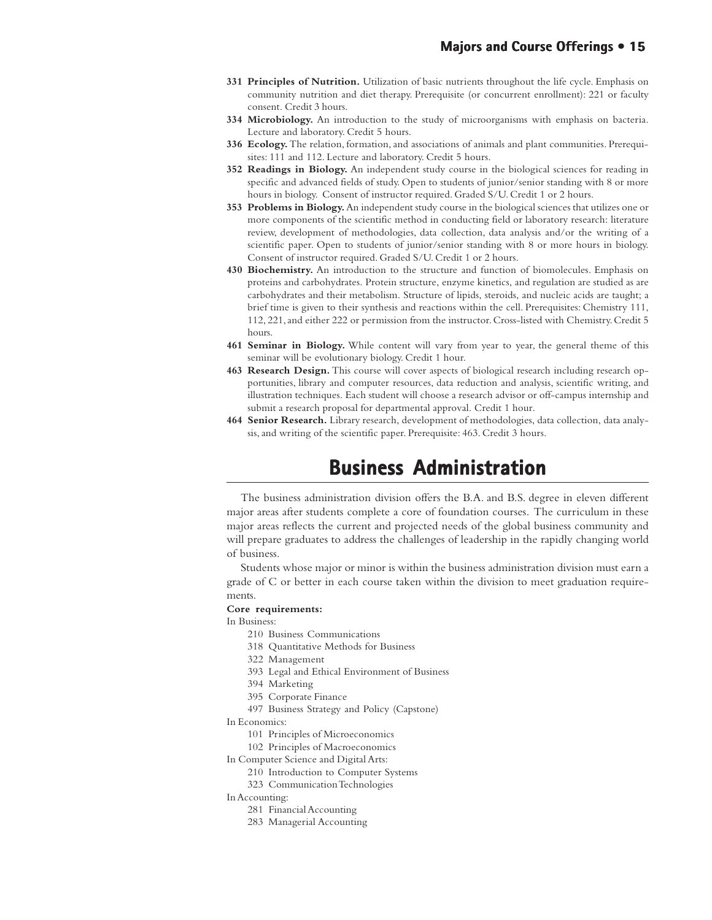**331 Principles of Nutrition.** Utilization of basic nutrients throughout the life cycle. Emphasis on community nutrition and diet therapy. Prerequisite (or concurrent enrollment): 221 or faculty consent. Credit 3 hours.

**334 Microbiology.** An introduction to the study of microorganisms with emphasis on bacteria. Lecture and laboratory. Credit 5 hours.

**336 Ecology.** The relation, formation, and associations of animals and plant communities. Prerequisites: 111 and 112. Lecture and laboratory. Credit 5 hours.

**352 Readings in Biology.** An independent study course in the biological sciences for reading in specific and advanced fields of study. Open to students of junior/senior standing with 8 or more hours in biology. Consent of instructor required. Graded S/U. Credit 1 or 2 hours.

**353 Problems in Biology.** An independent study course in the biological sciences that utilizes one or more components of the scientific method in conducting field or laboratory research: literature review, development of methodologies, data collection, data analysis and/or the writing of a scientific paper. Open to students of junior/senior standing with 8 or more hours in biology. Consent of instructor required. Graded S/U. Credit 1 or 2 hours.

**430 Biochemistry.** An introduction to the structure and function of biomolecules. Emphasis on proteins and carbohydrates. Protein structure, enzyme kinetics, and regulation are studied as are carbohydrates and their metabolism. Structure of lipids, steroids, and nucleic acids are taught; a brief time is given to their synthesis and reactions within the cell. Prerequisites: Chemistry 111, 112, 221, and either 222 or permission from the instructor. Cross-listed with Chemistry. Credit 5 hours.

**461 Seminar in Biology.** While content will vary from year to year, the general theme of this seminar will be evolutionary biology. Credit 1 hour.

**463 Research Design.** This course will cover aspects of biological research including research opportunities, library and computer resources, data reduction and analysis, scientific writing, and illustration techniques. Each student will choose a research advisor or off-campus internship and submit a research proposal for departmental approval. Credit 1 hour.

**464 Senior Research.** Library research, development of methodologies, data collection, data analysis, and writing of the scientific paper. Prerequisite: 463. Credit 3 hours.

# Business Administration

The business administration division offers the B.A. and B.S. degree in eleven different major areas after students complete a core of foundation courses. The curriculum in these major areas reflects the current and projected needs of the global business community and will prepare graduates to address the challenges of leadership in the rapidly changing world of business.

Students whose major or minor is within the business administration division must earn a grade of C or better in each course taken within the division to meet graduation requirements.

**Core requirements:**

In Business:

- 210 Business Communications
- 318 Quantitative Methods for Business
- 322 Management
- 393 Legal and Ethical Environment of Business
- 394 Marketing
- 395 Corporate Finance
- 497 Business Strategy and Policy (Capstone)

In Economics:

- 101 Principles of Microeconomics
- 102 Principles of Macroeconomics

In Computer Science and Digital Arts:

- 210 Introduction to Computer Systems
- 323 Communication Technologies

In Accounting:

- 281 Financial Accounting
- 283 Managerial Accounting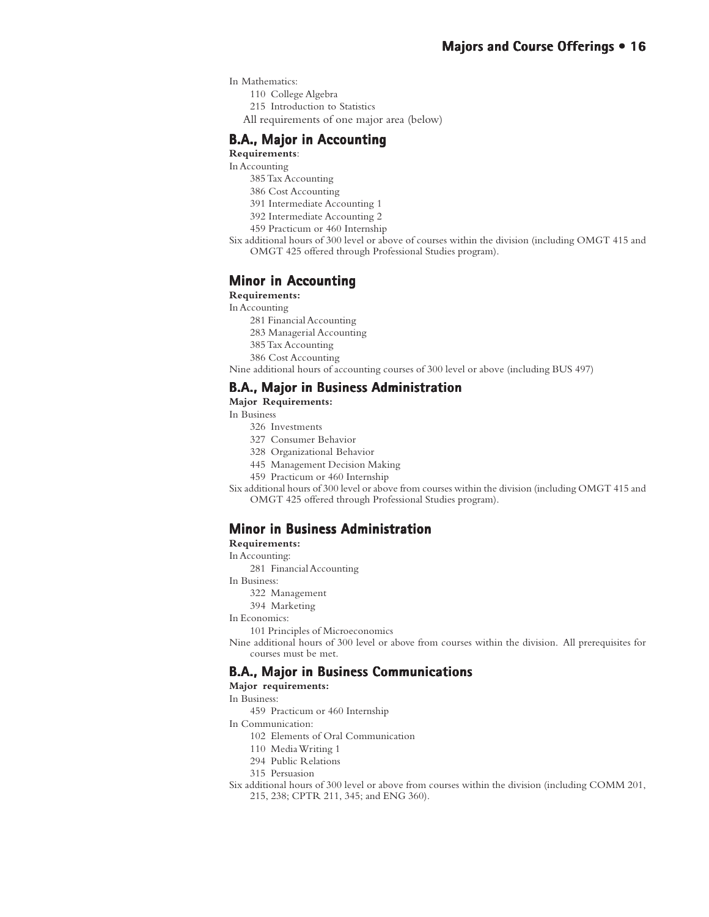In Mathematics:

- 110 College Algebra
- 215 Introduction to Statistics

All requirements of one major area (below)

## B.A., Major in Accounting

**Requirements**:

In Accounting

- 385 Tax Accounting
- 386 Cost Accounting
- 391 Intermediate Accounting 1
- 392 Intermediate Accounting 2
- 459 Practicum or 460 Internship

Six additional hours of 300 level or above of courses within the division (including OMGT 415 and OMGT 425 offered through Professional Studies program).

## Minor in Accounting

**Requirements:**

In Accounting

- 281 Financial Accounting
- 283 Managerial Accounting
- 385 Tax Accounting
- 386 Cost Accounting

Nine additional hours of accounting courses of 300 level or above (including BUS 497)

## B.A., Major in Business Administration

**Major Requirements:**

In Business

- 326 Investments
- 327 Consumer Behavior
- 328 Organizational Behavior
- 445 Management Decision Making
- 459 Practicum or 460 Internship

Six additional hours of 300 level or above from courses within the division (including OMGT 415 and OMGT 425 offered through Professional Studies program).

## Minor in Business Administration

**Requirements:**

In Accounting:

- 281 Financial Accounting

In Business:

- 322 Management
- 394 Marketing

In Economics:

- 101 Principles of Microeconomics

Nine additional hours of 300 level or above from courses within the division. All prerequisites for courses must be met.

## B.A., Major in Business Communications

**Major requirements:**

In Business:

- 459 Practicum or 460 Internship

In Communication:

- 102 Elements of Oral Communication
- 110 Media Writing 1
- 294 Public Relations
- 315 Persuasion

Six additional hours of 300 level or above from courses within the division (including COMM 201, 215, 238; CPTR 211, 345; and ENG 360).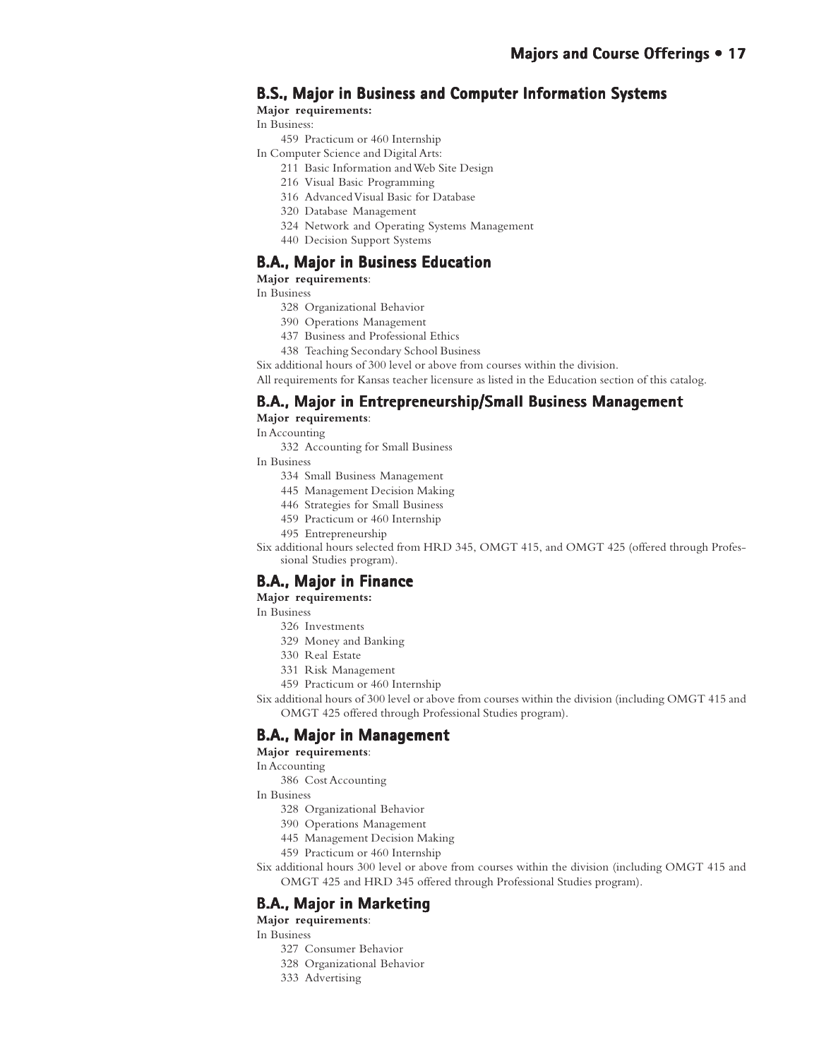## B.S., Major in Business and Computer Information Systems

**Major requirements:**

In Business:

- 459 Practicum or 460 Internship

In Computer Science and Digital Arts:

- 211 Basic Information and Web Site Design
- 216 Visual Basic Programming
- 316 Advanced Visual Basic for Database
- 320 Database Management
- 324 Network and Operating Systems Management
- 440 Decision Support Systems

## B.A., Major in Business Education

**Major requirements**:

In Business

- 328 Organizational Behavior
- 390 Operations Management
- 437 Business and Professional Ethics
- 438 Teaching Secondary School Business

Six additional hours of 300 level or above from courses within the division.

All requirements for Kansas teacher licensure as listed in the Education section of this catalog.

## B.A., Major in Entrepreneurship/Small Business Management

**Major requirements**:

In Accounting

- 332 Accounting for Small Business

In Business

- 334 Small Business Management
- 445 Management Decision Making
- 446 Strategies for Small Business
- 459 Practicum or 460 Internship
- 495 Entrepreneurship

Six additional hours selected from HRD 345, OMGT 415, and OMGT 425 (offered through Professional Studies program).

## B.A., Major in Finance

**Major requirements:**

In Business

- 326 Investments
- 329 Money and Banking
- 330 Real Estate
- 331 Risk Management
- 459 Practicum or 460 Internship

Six additional hours of 300 level or above from courses within the division (including OMGT 415 and OMGT 425 offered through Professional Studies program).

## B.A., Major in Management

**Major requirements**:

In Accounting

- 386 Cost Accounting

In Business

- 328 Organizational Behavior
- 390 Operations Management
- 445 Management Decision Making
- 459 Practicum or 460 Internship

Six additional hours 300 level or above from courses within the division (including OMGT 415 and OMGT 425 and HRD 345 offered through Professional Studies program).

## B.A., Major in Marketing

**Major requirements**:

In Business

- 327 Consumer Behavior
- 328 Organizational Behavior
- 333 Advertising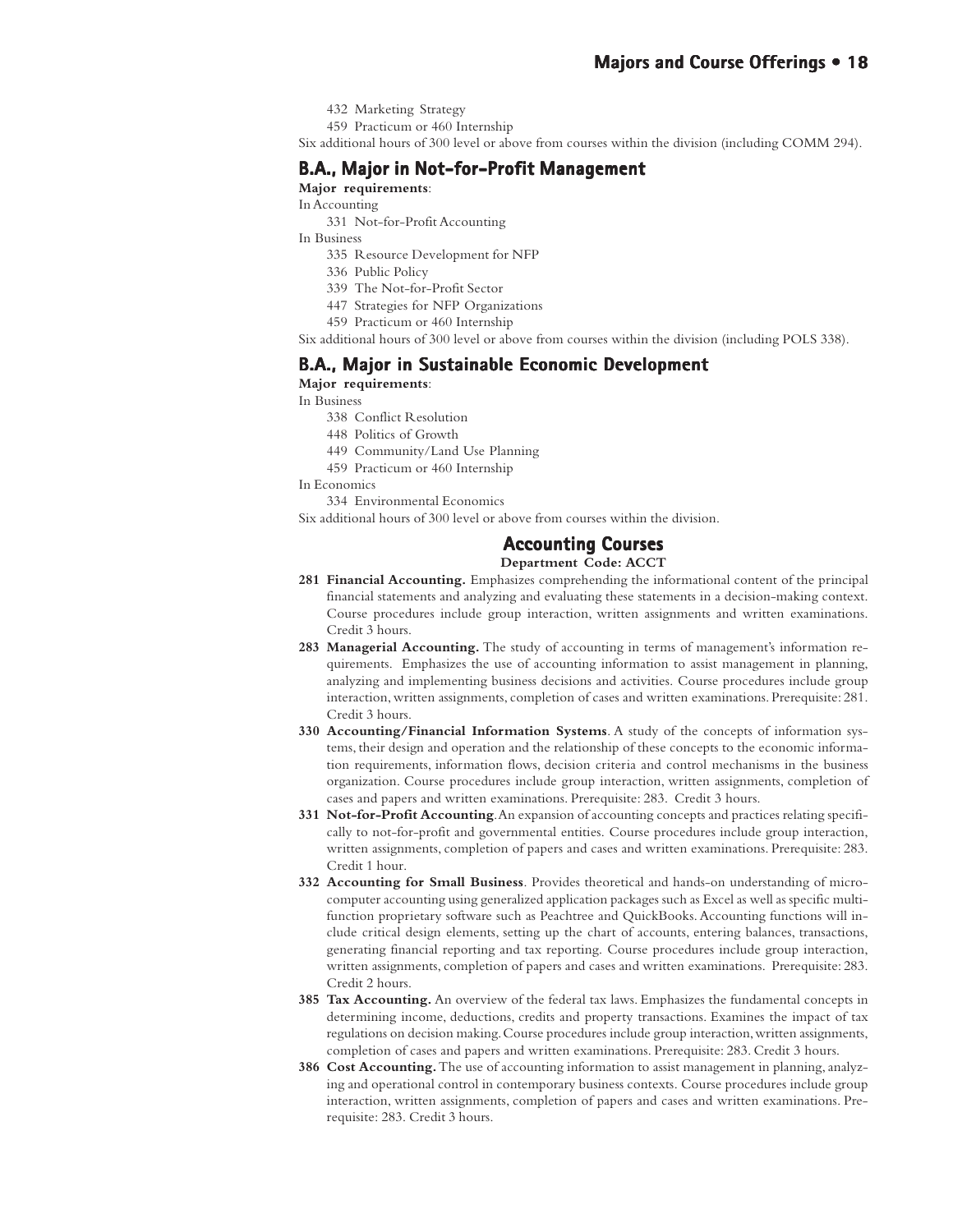432 Marketing Strategy

459 Practicum or 460 Internship

Six additional hours of 300 level or above from courses within the division (including COMM 294).

## B.A., Major in Not-for-Profit Management

**Major requirements**:

In Accounting

331 Not-for-Profit Accounting

In Business

335 Resource Development for NFP

336 Public Policy

339 The Not-for-Profit Sector

447 Strategies for NFP Organizations

459 Practicum or 460 Internship

Six additional hours of 300 level or above from courses within the division (including POLS 338).

## B.A., Major in Sustainable Economic Development

**Major requirements**:

In Business

338 Conflict Resolution

448 Politics of Growth

449 Community/Land Use Planning

459 Practicum or 460 Internship

In Economics

334 Environmental Economics

Six additional hours of 300 level or above from courses within the division.

## Accounting Courses

**Department Code: ACCT**

**281 Financial Accounting.** Emphasizes comprehending the informational content of the principal financial statements and analyzing and evaluating these statements in a decision-making context. Course procedures include group interaction, written assignments and written examinations. Credit 3 hours.

**283 Managerial Accounting.** The study of accounting in terms of management's information requirements. Emphasizes the use of accounting information to assist management in planning, analyzing and implementing business decisions and activities. Course procedures include group interaction, written assignments, completion of cases and written examinations. Prerequisite: 281. Credit 3 hours.

**330 Accounting/Financial Information Systems**. A study of the concepts of information systems, their design and operation and the relationship of these concepts to the economic information requirements, information flows, decision criteria and control mechanisms in the business organization. Course procedures include group interaction, written assignments, completion of cases and papers and written examinations. Prerequisite: 283. Credit 3 hours.

**331 Not-for-Profit Accounting**. An expansion of accounting concepts and practices relating specifically to not-for-profit and governmental entities. Course procedures include group interaction, written assignments, completion of papers and cases and written examinations. Prerequisite: 283. Credit 1 hour.

**332 Accounting for Small Business**. Provides theoretical and hands-on understanding of microcomputer accounting using generalized application packages such as Excel as well as specific multifunction proprietary software such as Peachtree and QuickBooks. Accounting functions will include critical design elements, setting up the chart of accounts, entering balances, transactions, generating financial reporting and tax reporting. Course procedures include group interaction, written assignments, completion of papers and cases and written examinations. Prerequisite: 283. Credit 2 hours.

**385 Tax Accounting.** An overview of the federal tax laws. Emphasizes the fundamental concepts in determining income, deductions, credits and property transactions. Examines the impact of tax regulations on decision making. Course procedures include group interaction, written assignments, completion of cases and papers and written examinations. Prerequisite: 283. Credit 3 hours.

**386 Cost Accounting.** The use of accounting information to assist management in planning, analyzing and operational control in contemporary business contexts. Course procedures include group interaction, written assignments, completion of papers and cases and written examinations. Prerequisite: 283. Credit 3 hours.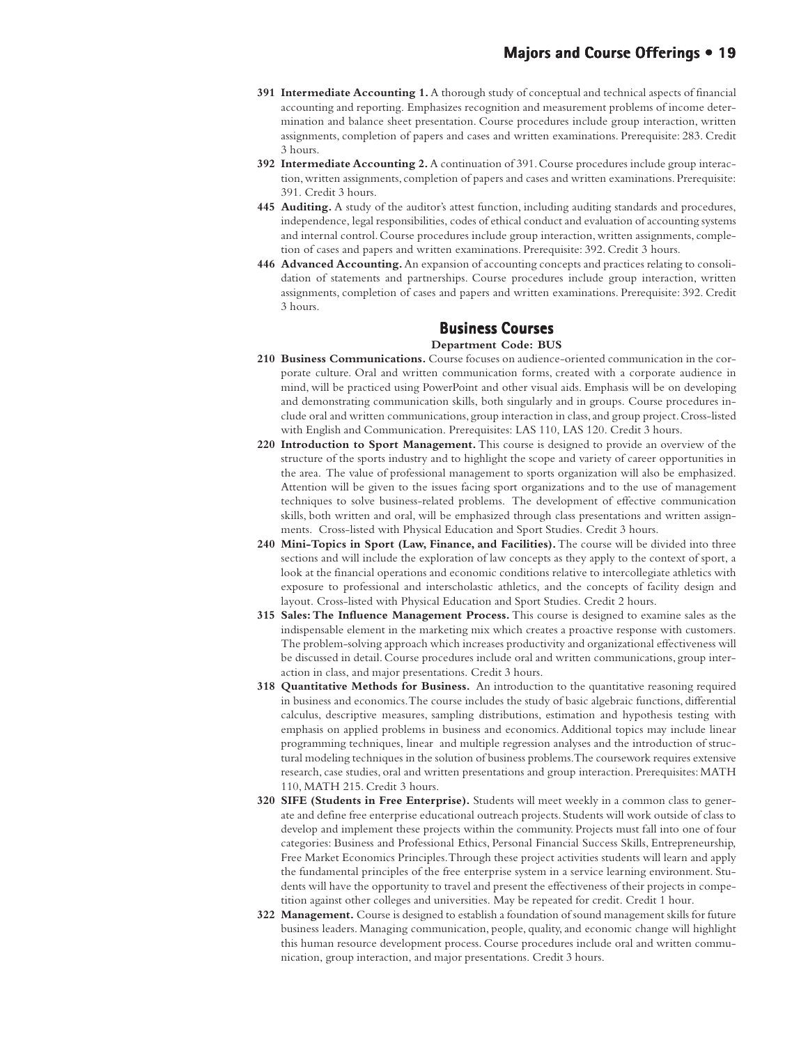**391 Intermediate Accounting 1.** A thorough study of conceptual and technical aspects of financial accounting and reporting. Emphasizes recognition and measurement problems of income determination and balance sheet presentation. Course procedures include group interaction, written assignments, completion of papers and cases and written examinations. Prerequisite: 283. Credit 3 hours.

**392 Intermediate Accounting 2.** A continuation of 391. Course procedures include group interaction, written assignments, completion of papers and cases and written examinations. Prerequisite: 391. Credit 3 hours.

**445 Auditing.** A study of the auditor's attest function, including auditing standards and procedures, independence, legal responsibilities, codes of ethical conduct and evaluation of accounting systems and internal control. Course procedures include group interaction, written assignments, completion of cases and papers and written examinations. Prerequisite: 392. Credit 3 hours.

**446 Advanced Accounting.** An expansion of accounting concepts and practices relating to consolidation of statements and partnerships. Course procedures include group interaction, written assignments, completion of cases and papers and written examinations. Prerequisite: 392. Credit 3 hours.

## Business Courses

**Department Code: BUS**

**210 Business Communications.** Course focuses on audience-oriented communication in the corporate culture. Oral and written communication forms, created with a corporate audience in mind, will be practiced using PowerPoint and other visual aids. Emphasis will be on developing and demonstrating communication skills, both singularly and in groups. Course procedures include oral and written communications, group interaction in class, and group project. Cross-listed with English and Communication. Prerequisites: LAS 110, LAS 120. Credit 3 hours.

**220 Introduction to Sport Management.** This course is designed to provide an overview of the structure of the sports industry and to highlight the scope and variety of career opportunities in the area. The value of professional management to sports organization will also be emphasized. Attention will be given to the issues facing sport organizations and to the use of management techniques to solve business-related problems. The development of effective communication skills, both written and oral, will be emphasized through class presentations and written assignments. Cross-listed with Physical Education and Sport Studies. Credit 3 hours.

**240 Mini-Topics in Sport (Law, Finance, and Facilities).** The course will be divided into three sections and will include the exploration of law concepts as they apply to the context of sport, a look at the financial operations and economic conditions relative to intercollegiate athletics with exposure to professional and interscholastic athletics, and the concepts of facility design and layout. Cross-listed with Physical Education and Sport Studies. Credit 2 hours.

**315 Sales: The Influence Management Process.** This course is designed to examine sales as the indispensable element in the marketing mix which creates a proactive response with customers. The problem-solving approach which increases productivity and organizational effectiveness will be discussed in detail. Course procedures include oral and written communications, group interaction in class, and major presentations. Credit 3 hours.

**318 Quantitative Methods for Business.** An introduction to the quantitative reasoning required in business and economics. The course includes the study of basic algebraic functions, differential calculus, descriptive measures, sampling distributions, estimation and hypothesis testing with emphasis on applied problems in business and economics. Additional topics may include linear programming techniques, linear and multiple regression analyses and the introduction of structural modeling techniques in the solution of business problems. The coursework requires extensive research, case studies, oral and written presentations and group interaction. Prerequisites: MATH 110, MATH 215. Credit 3 hours.

**320 SIFE (Students in Free Enterprise).** Students will meet weekly in a common class to generate and define free enterprise educational outreach projects. Students will work outside of class to develop and implement these projects within the community. Projects must fall into one of four categories: Business and Professional Ethics, Personal Financial Success Skills, Entrepreneurship, Free Market Economics Principles. Through these project activities students will learn and apply the fundamental principles of the free enterprise system in a service learning environment. Students will have the opportunity to travel and present the effectiveness of their projects in competition against other colleges and universities. May be repeated for credit. Credit 1 hour.

**322 Management.** Course is designed to establish a foundation of sound management skills for future business leaders. Managing communication, people, quality, and economic change will highlight this human resource development process. Course procedures include oral and written communication, group interaction, and major presentations. Credit 3 hours.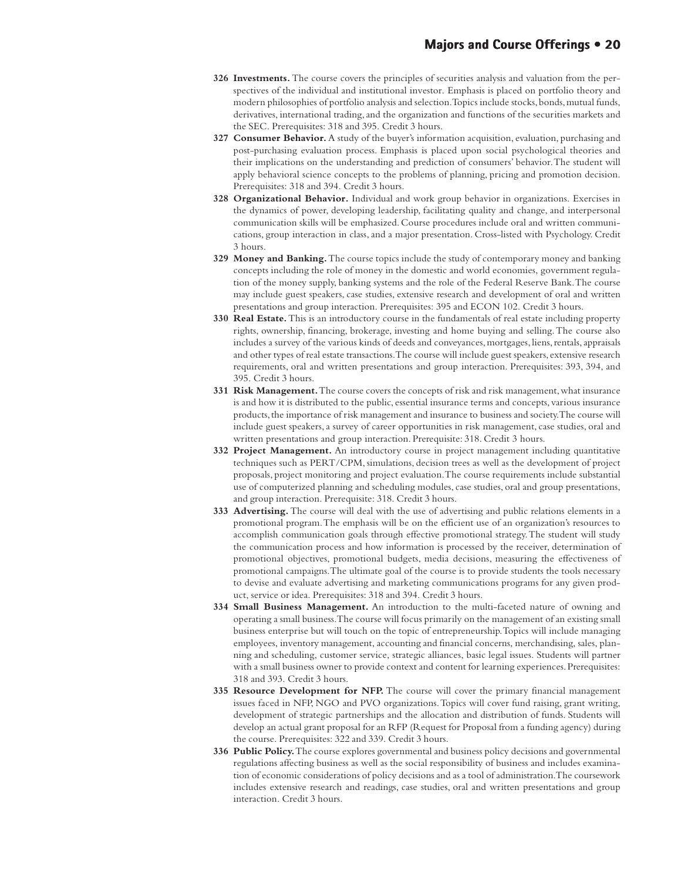**326 Investments.** The course covers the principles of securities analysis and valuation from the perspectives of the individual and institutional investor. Emphasis is placed on portfolio theory and modern philosophies of portfolio analysis and selection. Topics include stocks, bonds, mutual funds, derivatives, international trading, and the organization and functions of the securities markets and the SEC. Prerequisites: 318 and 395. Credit 3 hours.

**327 Consumer Behavior.** A study of the buyer's information acquisition, evaluation, purchasing and post-purchasing evaluation process. Emphasis is placed upon social psychological theories and their implications on the understanding and prediction of consumers' behavior. The student will apply behavioral science concepts to the problems of planning, pricing and promotion decision. Prerequisites: 318 and 394. Credit 3 hours.

**328 Organizational Behavior.** Individual and work group behavior in organizations. Exercises in the dynamics of power, developing leadership, facilitating quality and change, and interpersonal communication skills will be emphasized. Course procedures include oral and written communications, group interaction in class, and a major presentation. Cross-listed with Psychology. Credit 3 hours.

**329 Money and Banking.** The course topics include the study of contemporary money and banking concepts including the role of money in the domestic and world economies, government regulation of the money supply, banking systems and the role of the Federal Reserve Bank. The course may include guest speakers, case studies, extensive research and development of oral and written presentations and group interaction. Prerequisites: 395 and ECON 102. Credit 3 hours.

**330 Real Estate.** This is an introductory course in the fundamentals of real estate including property rights, ownership, financing, brokerage, investing and home buying and selling. The course also includes a survey of the various kinds of deeds and conveyances, mortgages, liens, rentals, appraisals and other types of real estate transactions. The course will include guest speakers, extensive research requirements, oral and written presentations and group interaction. Prerequisites: 393, 394, and 395. Credit 3 hours.

**331 Risk Management.** The course covers the concepts of risk and risk management, what insurance is and how it is distributed to the public, essential insurance terms and concepts, various insurance products, the importance of risk management and insurance to business and society. The course will include guest speakers, a survey of career opportunities in risk management, case studies, oral and written presentations and group interaction. Prerequisite: 318. Credit 3 hours.

**332 Project Management.** An introductory course in project management including quantitative techniques such as PERT/CPM, simulations, decision trees as well as the development of project proposals, project monitoring and project evaluation. The course requirements include substantial use of computerized planning and scheduling modules, case studies, oral and group presentations, and group interaction. Prerequisite: 318. Credit 3 hours.

**333 Advertising.** The course will deal with the use of advertising and public relations elements in a promotional program. The emphasis will be on the efficient use of an organization's resources to accomplish communication goals through effective promotional strategy. The student will study the communication process and how information is processed by the receiver, determination of promotional objectives, promotional budgets, media decisions, measuring the effectiveness of promotional campaigns. The ultimate goal of the course is to provide students the tools necessary to devise and evaluate advertising and marketing communications programs for any given product, service or idea. Prerequisites: 318 and 394. Credit 3 hours.

**334 Small Business Management.** An introduction to the multi-faceted nature of owning and operating a small business. The course will focus primarily on the management of an existing small business enterprise but will touch on the topic of entrepreneurship. Topics will include managing employees, inventory management, accounting and financial concerns, merchandising, sales, planning and scheduling, customer service, strategic alliances, basic legal issues. Students will partner with a small business owner to provide context and content for learning experiences. Prerequisites: 318 and 393. Credit 3 hours.

**335 Resource Development for NFP.** The course will cover the primary financial management issues faced in NFP, NGO and PVO organizations. Topics will cover fund raising, grant writing, development of strategic partnerships and the allocation and distribution of funds. Students will develop an actual grant proposal for an RFP (Request for Proposal from a funding agency) during the course. Prerequisites: 322 and 339. Credit 3 hours.

**336 Public Policy.** The course explores governmental and business policy decisions and governmental regulations affecting business as well as the social responsibility of business and includes examination of economic considerations of policy decisions and as a tool of administration. The coursework includes extensive research and readings, case studies, oral and written presentations and group interaction. Credit 3 hours.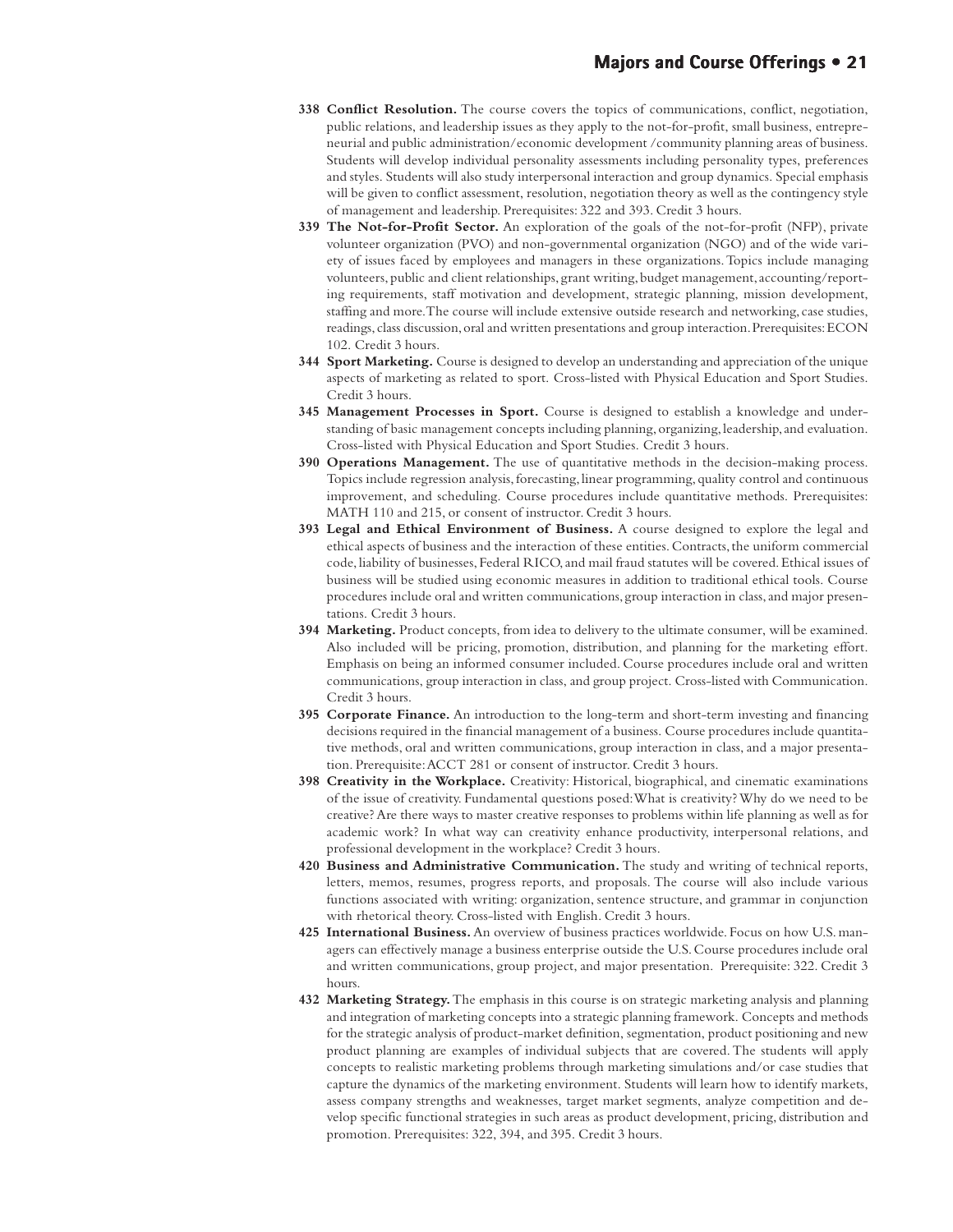**338 Conflict Resolution.** The course covers the topics of communications, conflict, negotiation, public relations, and leadership issues as they apply to the not-for-profit, small business, entrepreneurial and public administration/economic development /community planning areas of business. Students will develop individual personality assessments including personality types, preferences and styles. Students will also study interpersonal interaction and group dynamics. Special emphasis will be given to conflict assessment, resolution, negotiation theory as well as the contingency style of management and leadership. Prerequisites: 322 and 393. Credit 3 hours.

**339 The Not-for-Profit Sector.** An exploration of the goals of the not-for-profit (NFP), private volunteer organization (PVO) and non-governmental organization (NGO) and of the wide variety of issues faced by employees and managers in these organizations. Topics include managing volunteers, public and client relationships, grant writing, budget management, accounting/reporting requirements, staff motivation and development, strategic planning, mission development, staffing and more. The course will include extensive outside research and networking, case studies, readings, class discussion, oral and written presentations and group interaction. Prerequisites: ECON 102. Credit 3 hours.

**344 Sport Marketing.** Course is designed to develop an understanding and appreciation of the unique aspects of marketing as related to sport. Cross-listed with Physical Education and Sport Studies. Credit 3 hours.

**345 Management Processes in Sport.** Course is designed to establish a knowledge and understanding of basic management concepts including planning, organizing, leadership, and evaluation. Cross-listed with Physical Education and Sport Studies. Credit 3 hours.

**390 Operations Management.** The use of quantitative methods in the decision-making process. Topics include regression analysis, forecasting, linear programming, quality control and continuous improvement, and scheduling. Course procedures include quantitative methods. Prerequisites: MATH 110 and 215, or consent of instructor. Credit 3 hours.

**393 Legal and Ethical Environment of Business.** A course designed to explore the legal and ethical aspects of business and the interaction of these entities. Contracts, the uniform commercial code, liability of businesses, Federal RICO, and mail fraud statutes will be covered. Ethical issues of business will be studied using economic measures in addition to traditional ethical tools. Course procedures include oral and written communications, group interaction in class, and major presentations. Credit 3 hours.

**394 Marketing.** Product concepts, from idea to delivery to the ultimate consumer, will be examined. Also included will be pricing, promotion, distribution, and planning for the marketing effort. Emphasis on being an informed consumer included. Course procedures include oral and written communications, group interaction in class, and group project. Cross-listed with Communication. Credit 3 hours.

**395 Corporate Finance.** An introduction to the long-term and short-term investing and financing decisions required in the financial management of a business. Course procedures include quantitative methods, oral and written communications, group interaction in class, and a major presentation. Prerequisite: ACCT 281 or consent of instructor. Credit 3 hours.

**398 Creativity in the Workplace.** Creativity: Historical, biographical, and cinematic examinations of the issue of creativity. Fundamental questions posed: What is creativity? Why do we need to be creative? Are there ways to master creative responses to problems within life planning as well as for academic work? In what way can creativity enhance productivity, interpersonal relations, and professional development in the workplace? Credit 3 hours.

**420 Business and Administrative Communication.** The study and writing of technical reports, letters, memos, resumes, progress reports, and proposals. The course will also include various functions associated with writing: organization, sentence structure, and grammar in conjunction with rhetorical theory. Cross-listed with English. Credit 3 hours.

**425 International Business.** An overview of business practices worldwide. Focus on how U.S. managers can effectively manage a business enterprise outside the U.S. Course procedures include oral and written communications, group project, and major presentation. Prerequisite: 322. Credit 3 hours.

**432 Marketing Strategy.** The emphasis in this course is on strategic marketing analysis and planning and integration of marketing concepts into a strategic planning framework. Concepts and methods for the strategic analysis of product-market definition, segmentation, product positioning and new product planning are examples of individual subjects that are covered. The students will apply concepts to realistic marketing problems through marketing simulations and/or case studies that capture the dynamics of the marketing environment. Students will learn how to identify markets, assess company strengths and weaknesses, target market segments, analyze competition and develop specific functional strategies in such areas as product development, pricing, distribution and promotion. Prerequisites: 322, 394, and 395. Credit 3 hours.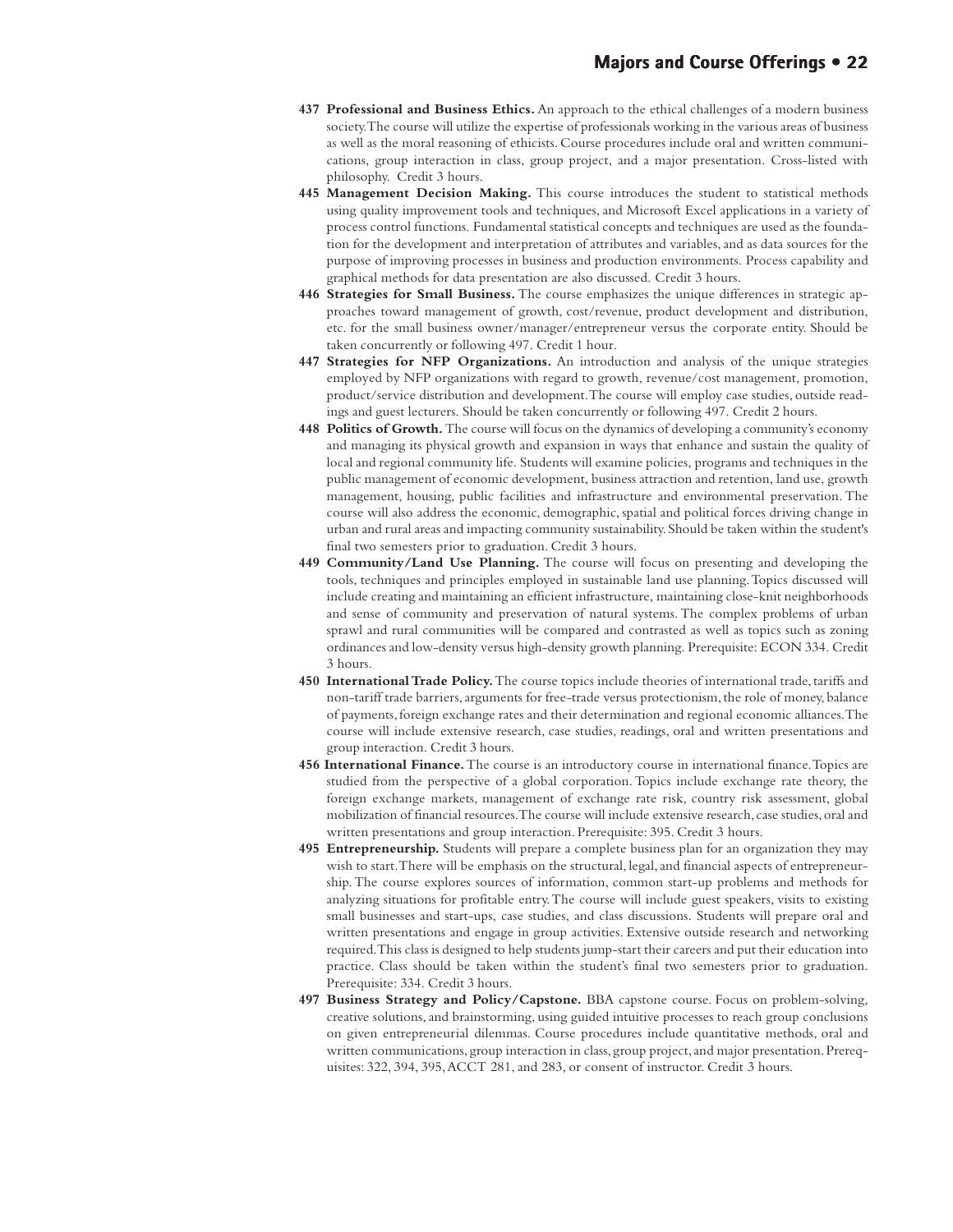**437 Professional and Business Ethics.** An approach to the ethical challenges of a modern business society. The course will utilize the expertise of professionals working in the various areas of business as well as the moral reasoning of ethicists. Course procedures include oral and written communications, group interaction in class, group project, and a major presentation. Cross-listed with philosophy. Credit 3 hours.

**445 Management Decision Making.** This course introduces the student to statistical methods using quality improvement tools and techniques, and Microsoft Excel applications in a variety of process control functions. Fundamental statistical concepts and techniques are used as the foundation for the development and interpretation of attributes and variables, and as data sources for the purpose of improving processes in business and production environments. Process capability and graphical methods for data presentation are also discussed. Credit 3 hours.

**446 Strategies for Small Business.** The course emphasizes the unique differences in strategic approaches toward management of growth, cost/revenue, product development and distribution, etc. for the small business owner/manager/entrepreneur versus the corporate entity. Should be taken concurrently or following 497. Credit 1 hour.

**447 Strategies for NFP Organizations.** An introduction and analysis of the unique strategies employed by NFP organizations with regard to growth, revenue/cost management, promotion, product/service distribution and development. The course will employ case studies, outside readings and guest lecturers. Should be taken concurrently or following 497. Credit 2 hours.

**448 Politics of Growth.** The course will focus on the dynamics of developing a community's economy and managing its physical growth and expansion in ways that enhance and sustain the quality of local and regional community life. Students will examine policies, programs and techniques in the public management of economic development, business attraction and retention, land use, growth management, housing, public facilities and infrastructure and environmental preservation. The course will also address the economic, demographic, spatial and political forces driving change in urban and rural areas and impacting community sustainability. Should be taken within the student's final two semesters prior to graduation. Credit 3 hours.

**449 Community/Land Use Planning.** The course will focus on presenting and developing the tools, techniques and principles employed in sustainable land use planning. Topics discussed will include creating and maintaining an efficient infrastructure, maintaining close-knit neighborhoods and sense of community and preservation of natural systems. The complex problems of urban sprawl and rural communities will be compared and contrasted as well as topics such as zoning ordinances and low-density versus high-density growth planning. Prerequisite: ECON 334. Credit 3 hours.

**450 International Trade Policy.** The course topics include theories of international trade, tariffs and non-tariff trade barriers, arguments for free-trade versus protectionism, the role of money, balance of payments, foreign exchange rates and their determination and regional economic alliances. The course will include extensive research, case studies, readings, oral and written presentations and group interaction. Credit 3 hours.

**456 International Finance.** The course is an introductory course in international finance. Topics are studied from the perspective of a global corporation. Topics include exchange rate theory, the foreign exchange markets, management of exchange rate risk, country risk assessment, global mobilization of financial resources. The course will include extensive research, case studies, oral and written presentations and group interaction. Prerequisite: 395. Credit 3 hours.

**495 Entrepreneurship.** Students will prepare a complete business plan for an organization they may wish to start. There will be emphasis on the structural, legal, and financial aspects of entrepreneurship. The course explores sources of information, common start-up problems and methods for analyzing situations for profitable entry. The course will include guest speakers, visits to existing small businesses and start-ups, case studies, and class discussions. Students will prepare oral and written presentations and engage in group activities. Extensive outside research and networking required. This class is designed to help students jump-start their careers and put their education into practice. Class should be taken within the student's final two semesters prior to graduation. Prerequisite: 334. Credit 3 hours.

**497 Business Strategy and Policy/Capstone.** BBA capstone course. Focus on problem-solving, creative solutions, and brainstorming, using guided intuitive processes to reach group conclusions on given entrepreneurial dilemmas. Course procedures include quantitative methods, oral and written communications, group interaction in class, group project, and major presentation. Prerequisites: 322, 394, 395, ACCT 281, and 283, or consent of instructor. Credit 3 hours.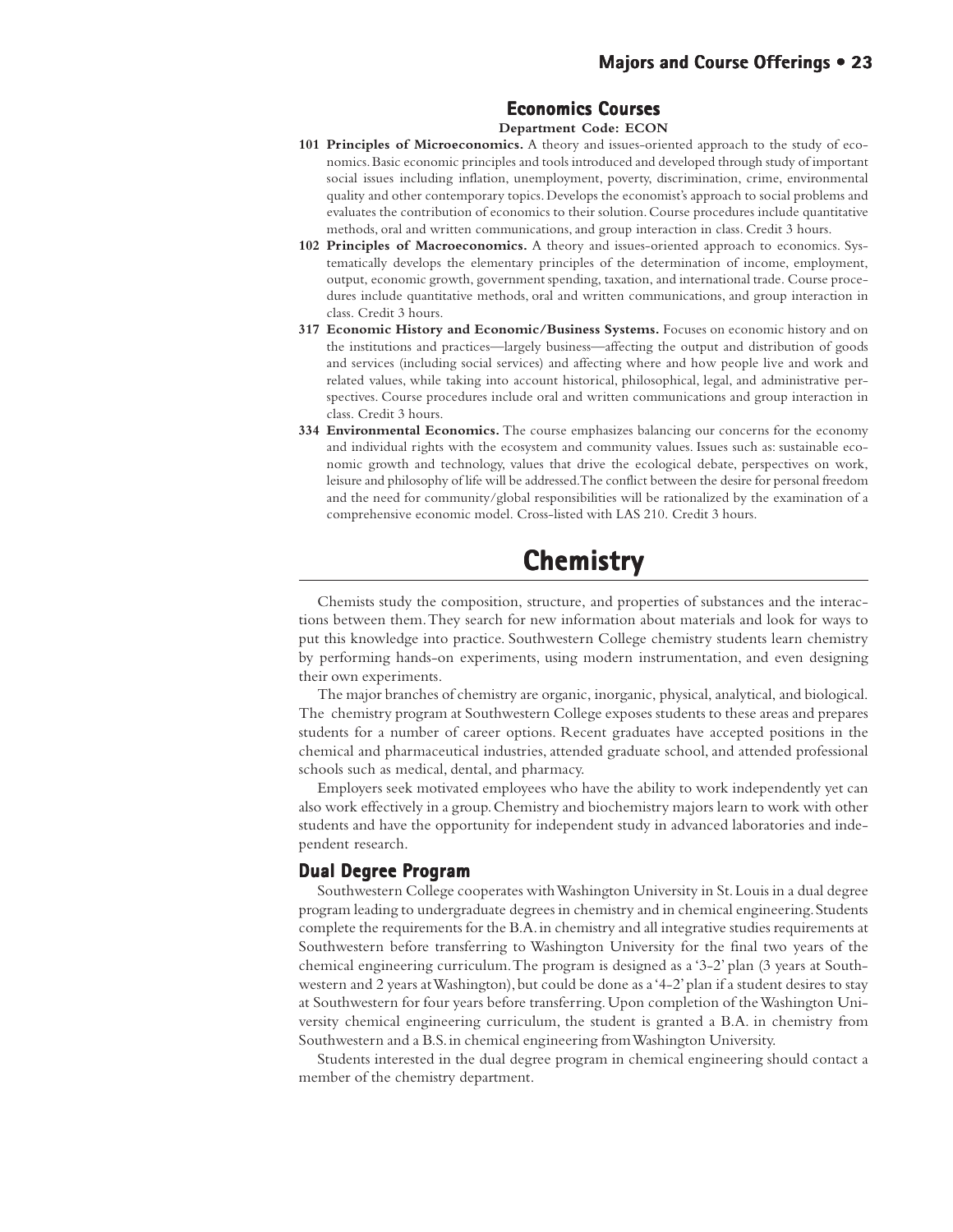## Economics Courses

**Department Code: ECON**

**101 Principles of Microeconomics.** A theory and issues-oriented approach to the study of economics. Basic economic principles and tools introduced and developed through study of important social issues including inflation, unemployment, poverty, discrimination, crime, environmental quality and other contemporary topics. Develops the economist's approach to social problems and evaluates the contribution of economics to their solution. Course procedures include quantitative methods, oral and written communications, and group interaction in class. Credit 3 hours.

**102 Principles of Macroeconomics.** A theory and issues-oriented approach to economics. Systematically develops the elementary principles of the determination of income, employment, output, economic growth, government spending, taxation, and international trade. Course procedures include quantitative methods, oral and written communications, and group interaction in class. Credit 3 hours.

**317 Economic History and Economic/Business Systems.** Focuses on economic history and on the institutions and practices—largely business—affecting the output and distribution of goods and services (including social services) and affecting where and how people live and work and related values, while taking into account historical, philosophical, legal, and administrative perspectives. Course procedures include oral and written communications and group interaction in class. Credit 3 hours.

**334 Environmental Economics.** The course emphasizes balancing our concerns for the economy and individual rights with the ecosystem and community values. Issues such as: sustainable economic growth and technology, values that drive the ecological debate, perspectives on work, leisure and philosophy of life will be addressed. The conflict between the desire for personal freedom and the need for community/global responsibilities will be rationalized by the examination of a comprehensive economic model. Cross-listed with LAS 210. Credit 3 hours.

# Chemistry

Chemists study the composition, structure, and properties of substances and the interactions between them. They search for new information about materials and look for ways to put this knowledge into practice. Southwestern College chemistry students learn chemistry by performing hands-on experiments, using modern instrumentation, and even designing their own experiments.

The major branches of chemistry are organic, inorganic, physical, analytical, and biological. The chemistry program at Southwestern College exposes students to these areas and prepares students for a number of career options. Recent graduates have accepted positions in the chemical and pharmaceutical industries, attended graduate school, and attended professional schools such as medical, dental, and pharmacy.

Employers seek motivated employees who have the ability to work independently yet can also work effectively in a group. Chemistry and biochemistry majors learn to work with other students and have the opportunity for independent study in advanced laboratories and independent research.

## Dual Degree Program

Southwestern College cooperates with Washington University in St. Louis in a dual degree program leading to undergraduate degrees in chemistry and in chemical engineering. Students complete the requirements for the B.A. in chemistry and all integrative studies requirements at Southwestern before transferring to Washington University for the final two years of the chemical engineering curriculum. The program is designed as a '3-2' plan (3 years at Southwestern and 2 years at Washington), but could be done as a '4-2' plan if a student desires to stay at Southwestern for four years before transferring. Upon completion of the Washington University chemical engineering curriculum, the student is granted a B.A. in chemistry from Southwestern and a B.S. in chemical engineering from Washington University.

Students interested in the dual degree program in chemical engineering should contact a member of the chemistry department.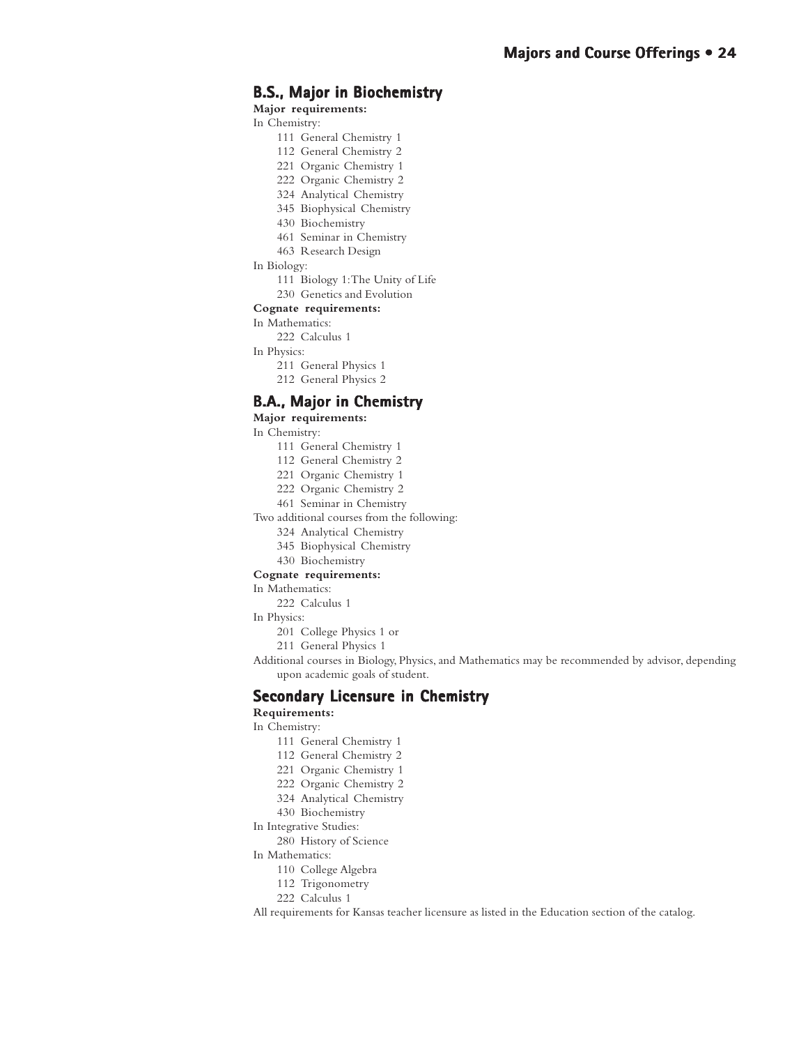## B.S., Major in Biochemistry

**Major requirements:**

In Chemistry:

- 111 General Chemistry 1
- 112 General Chemistry 2
- 221 Organic Chemistry 1
- 222 Organic Chemistry 2
- 324 Analytical Chemistry
- 345 Biophysical Chemistry
- 430 Biochemistry
- 461 Seminar in Chemistry
- 463 Research Design

In Biology:

- 111 Biology 1: The Unity of Life
- 230 Genetics and Evolution

**Cognate requirements:**

In Mathematics:

- 222 Calculus 1

In Physics:

- 211 General Physics 1
- 212 General Physics 2

## B.A., Major in Chemistry

**Major requirements:**

In Chemistry:

- 111 General Chemistry 1
- 112 General Chemistry 2
- 221 Organic Chemistry 1
- 222 Organic Chemistry 2
- 461 Seminar in Chemistry

Two additional courses from the following:

- 324 Analytical Chemistry
- 345 Biophysical Chemistry
- 430 Biochemistry

**Cognate requirements:**

In Mathematics:

- 222 Calculus 1

In Physics:

- 201 College Physics 1 or
- 211 General Physics 1

Additional courses in Biology, Physics, and Mathematics may be recommended by advisor, depending upon academic goals of student.

## Secondary Licensure in Chemistry

**Requirements:**

In Chemistry:

- 111 General Chemistry 1
- 112 General Chemistry 2
- 221 Organic Chemistry 1
- 222 Organic Chemistry 2
- 324 Analytical Chemistry
- 430 Biochemistry

In Integrative Studies:

- 280 History of Science

In Mathematics:

- 110 College Algebra
- 112 Trigonometry
- 222 Calculus 1

All requirements for Kansas teacher licensure as listed in the Education section of the catalog.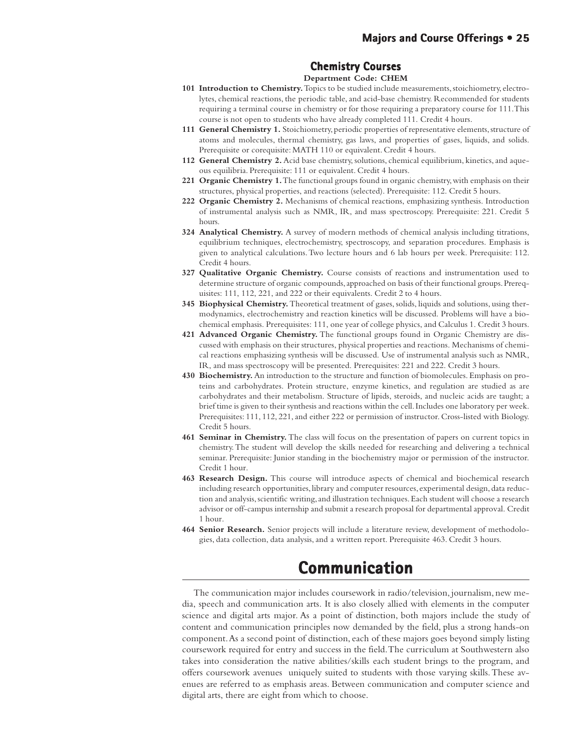## Chemistry Courses

**Department Code: CHEM**

**101 Introduction to Chemistry.** Topics to be studied include measurements, stoichiometry, electrolytes, chemical reactions, the periodic table, and acid-base chemistry. Recommended for students requiring a terminal course in chemistry or for those requiring a preparatory course for 111. This course is not open to students who have already completed 111. Credit 4 hours.

**111 General Chemistry 1.** Stoichiometry, periodic properties of representative elements, structure of atoms and molecules, thermal chemistry, gas laws, and properties of gases, liquids, and solids. Prerequisite or corequisite: MATH 110 or equivalent. Credit 4 hours.

**112 General Chemistry 2.** Acid base chemistry, solutions, chemical equilibrium, kinetics, and aqueous equilibria. Prerequisite: 111 or equivalent. Credit 4 hours.

**221 Organic Chemistry 1.** The functional groups found in organic chemistry, with emphasis on their structures, physical properties, and reactions (selected). Prerequisite: 112. Credit 5 hours.

**222 Organic Chemistry 2.** Mechanisms of chemical reactions, emphasizing synthesis. Introduction of instrumental analysis such as NMR, IR, and mass spectroscopy. Prerequisite: 221. Credit 5 hours.

**324 Analytical Chemistry.** A survey of modern methods of chemical analysis including titrations, equilibrium techniques, electrochemistry, spectroscopy, and separation procedures. Emphasis is given to analytical calculations. Two lecture hours and 6 lab hours per week. Prerequisite: 112. Credit 4 hours.

**327 Qualitative Organic Chemistry.** Course consists of reactions and instrumentation used to determine structure of organic compounds, approached on basis of their functional groups. Prerequisites: 111, 112, 221, and 222 or their equivalents. Credit 2 to 4 hours.

**345 Biophysical Chemistry.** Theoretical treatment of gases, solids, liquids and solutions, using thermodynamics, electrochemistry and reaction kinetics will be discussed. Problems will have a biochemical emphasis. Prerequisites: 111, one year of college physics, and Calculus 1. Credit 3 hours.

**421 Advanced Organic Chemistry.** The functional groups found in Organic Chemistry are discussed with emphasis on their structures, physical properties and reactions. Mechanisms of chemical reactions emphasizing synthesis will be discussed. Use of instrumental analysis such as NMR, IR, and mass spectroscopy will be presented. Prerequisites: 221 and 222. Credit 3 hours.

**430 Biochemistry.** An introduction to the structure and function of biomolecules. Emphasis on proteins and carbohydrates. Protein structure, enzyme kinetics, and regulation are studied as are carbohydrates and their metabolism. Structure of lipids, steroids, and nucleic acids are taught; a brief time is given to their synthesis and reactions within the cell. Includes one laboratory per week. Prerequisites: 111, 112, 221, and either 222 or permission of instructor. Cross-listed with Biology. Credit 5 hours.

**461 Seminar in Chemistry.** The class will focus on the presentation of papers on current topics in chemistry. The student will develop the skills needed for researching and delivering a technical seminar. Prerequisite: Junior standing in the biochemistry major or permission of the instructor. Credit 1 hour.

**463 Research Design.** This course will introduce aspects of chemical and biochemical research including research opportunities, library and computer resources, experimental design, data reduction and analysis, scientific writing, and illustration techniques. Each student will choose a research advisor or off-campus internship and submit a research proposal for departmental approval. Credit 1 hour.

**464 Senior Research.** Senior projects will include a literature review, development of methodologies, data collection, data analysis, and a written report. Prerequisite 463. Credit 3 hours.

# Communication

The communication major includes coursework in radio/television, journalism, new media, speech and communication arts. It is also closely allied with elements in the computer science and digital arts major. As a point of distinction, both majors include the study of content and communication principles now demanded by the field, plus a strong hands-on component. As a second point of distinction, each of these majors goes beyond simply listing coursework required for entry and success in the field. The curriculum at Southwestern also takes into consideration the native abilities/skills each student brings to the program, and offers coursework avenues uniquely suited to students with those varying skills. These avenues are referred to as emphasis areas. Between communication and computer science and digital arts, there are eight from which to choose.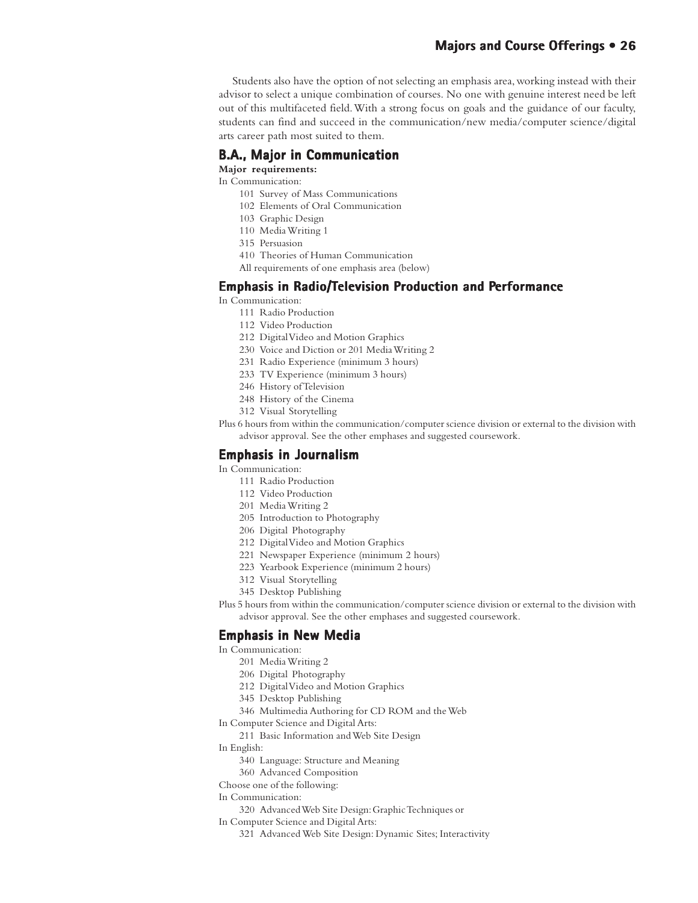Students also have the option of not selecting an emphasis area, working instead with their advisor to select a unique combination of courses. No one with genuine interest need be left out of this multifaceted field. With a strong focus on goals and the guidance of our faculty, students can find and succeed in the communication/new media/computer science/digital arts career path most suited to them.

## B.A., Major in Communication

**Major requirements:**

In Communication:

- 101 Survey of Mass Communications
- 102 Elements of Oral Communication
- 103 Graphic Design
- 110 Media Writing 1
- 315 Persuasion
- 410 Theories of Human Communication
- All requirements of one emphasis area (below)

## Emphasis in Radio/Television Production and Performance

In Communication:

- 111 Radio Production
- 112 Video Production
- 212 Digital Video and Motion Graphics
- 230 Voice and Diction or 201 Media Writing 2
- 231 Radio Experience (minimum 3 hours)
- 233 TV Experience (minimum 3 hours)
- 246 History of Television
- 248 History of the Cinema
- 312 Visual Storytelling

Plus 6 hours from within the communication/computer science division or external to the division with advisor approval. See the other emphases and suggested coursework.

## Emphasis in Journalism

In Communication:

- 111 Radio Production
- 112 Video Production
- 201 Media Writing 2
- 205 Introduction to Photography
- 206 Digital Photography
- 212 Digital Video and Motion Graphics
- 221 Newspaper Experience (minimum 2 hours)
- 223 Yearbook Experience (minimum 2 hours)
- 312 Visual Storytelling
- 345 Desktop Publishing

Plus 5 hours from within the communication/computer science division or external to the division with advisor approval. See the other emphases and suggested coursework.

## Emphasis in New Media

In Communication:

- 201 Media Writing 2
- 206 Digital Photography
- 212 Digital Video and Motion Graphics
- 345 Desktop Publishing
- 346 Multimedia Authoring for CD ROM and the Web

In Computer Science and Digital Arts:

- 211 Basic Information and Web Site Design

In English:

- 340 Language: Structure and Meaning
- 360 Advanced Composition

Choose one of the following:

In Communication:

- 320 Advanced Web Site Design: Graphic Techniques or

In Computer Science and Digital Arts:

- 321 Advanced Web Site Design: Dynamic Sites; Interactivity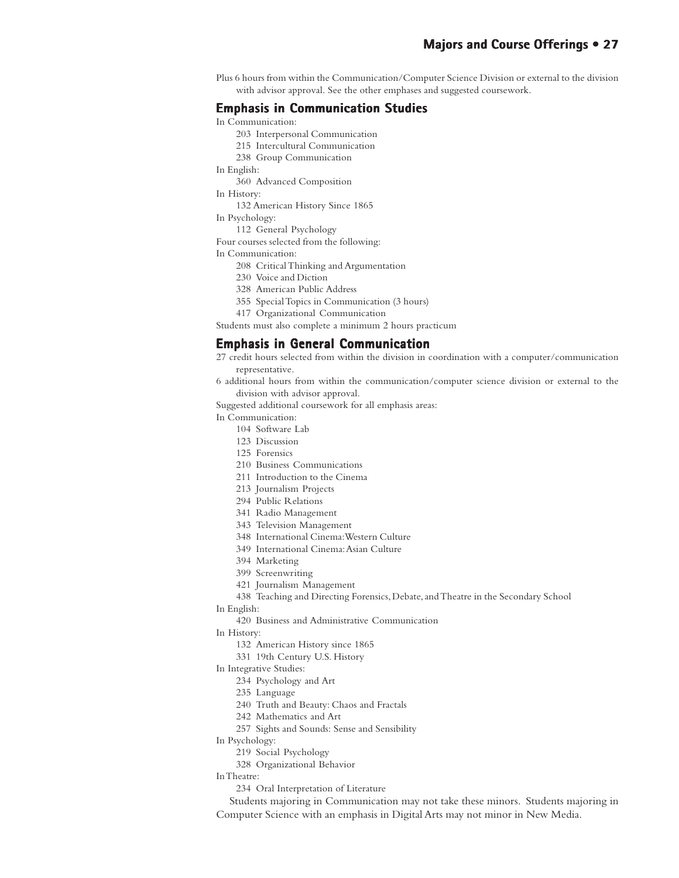Plus 6 hours from within the Communication/Computer Science Division or external to the division with advisor approval. See the other emphases and suggested coursework.

## Emphasis in Communication Studies

In Communication:

- 203 Interpersonal Communication
- 215 Intercultural Communication
- 238 Group Communication

In English:

- 360 Advanced Composition

In History:

- 132 American History Since 1865

In Psychology:

- 112 General Psychology

Four courses selected from the following:

In Communication:

- 208 Critical Thinking and Argumentation
- 230 Voice and Diction
- 328 American Public Address
- 355 Special Topics in Communication (3 hours)
- 417 Organizational Communication

Students must also complete a minimum 2 hours practicum

## Emphasis in General Communication

27 credit hours selected from within the division in coordination with a computer/communication representative.

6 additional hours from within the communication/computer science division or external to the division with advisor approval.

Suggested additional coursework for all emphasis areas:

In Communication:

- 104 Software Lab
- 123 Discussion
- 125 Forensics
- 210 Business Communications
- 211 Introduction to the Cinema
- 213 Journalism Projects
- 294 Public Relations
- 341 Radio Management
- 343 Television Management
- 348 International Cinema: Western Culture
- 349 International Cinema: Asian Culture
- 394 Marketing
- 399 Screenwriting
- 421 Journalism Management
- 438 Teaching and Directing Forensics, Debate, and Theatre in the Secondary School

In English:

- 420 Business and Administrative Communication

In History:

- 132 American History since 1865
- 331 19th Century U.S. History

In Integrative Studies:

- 234 Psychology and Art
- 235 Language
- 240 Truth and Beauty: Chaos and Fractals
- 242 Mathematics and Art
- 257 Sights and Sounds: Sense and Sensibility

In Psychology:

- 219 Social Psychology
- 328 Organizational Behavior

In Theatre:

- 234 Oral Interpretation of Literature

Students majoring in Communication may not take these minors. Students majoring in Computer Science with an emphasis in Digital Arts may not minor in New Media.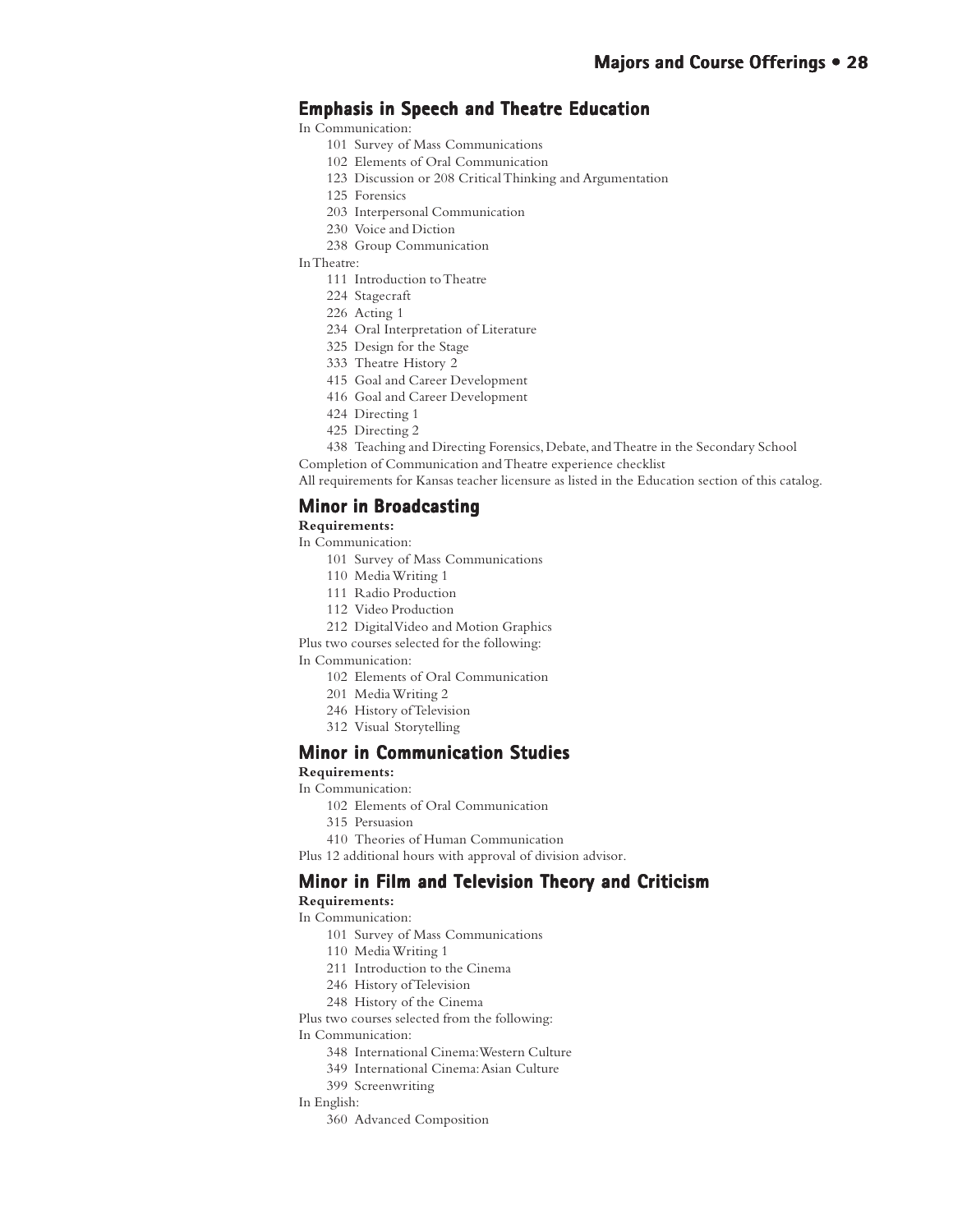## Emphasis in Speech and Theatre Education

In Communication:

- 101 Survey of Mass Communications
- 102 Elements of Oral Communication
- 123 Discussion or 208 Critical Thinking and Argumentation
- 125 Forensics
- 203 Interpersonal Communication
- 230 Voice and Diction
- 238 Group Communication

In Theatre:

- 111 Introduction to Theatre
- 224 Stagecraft
- 226 Acting 1
- 234 Oral Interpretation of Literature
- 325 Design for the Stage
- 333 Theatre History 2
- 415 Goal and Career Development
- 416 Goal and Career Development
- 424 Directing 1
- 425 Directing 2
- 438 Teaching and Directing Forensics, Debate, and Theatre in the Secondary School

Completion of Communication and Theatre experience checklist

All requirements for Kansas teacher licensure as listed in the Education section of this catalog.

## Minor in Broadcasting

**Requirements:**

In Communication:

- 101 Survey of Mass Communications
- 110 Media Writing 1
- 111 Radio Production
- 112 Video Production
- 212 Digital Video and Motion Graphics

Plus two courses selected for the following:

In Communication:

- 102 Elements of Oral Communication
- 201 Media Writing 2
- 246 History of Television
- 312 Visual Storytelling

## Minor in Communication Studies

**Requirements:**

In Communication:

- 102 Elements of Oral Communication
- 315 Persuasion
- 410 Theories of Human Communication

Plus 12 additional hours with approval of division advisor.

## Minor in Film and Television Theory and Criticism

**Requirements:**

In Communication:

- 101 Survey of Mass Communications
- 110 Media Writing 1
- 211 Introduction to the Cinema
- 246 History of Television
- 248 History of the Cinema

Plus two courses selected from the following:

In Communication:

- 348 International Cinema: Western Culture
- 349 International Cinema: Asian Culture
- 399 Screenwriting

In English:

- 360 Advanced Composition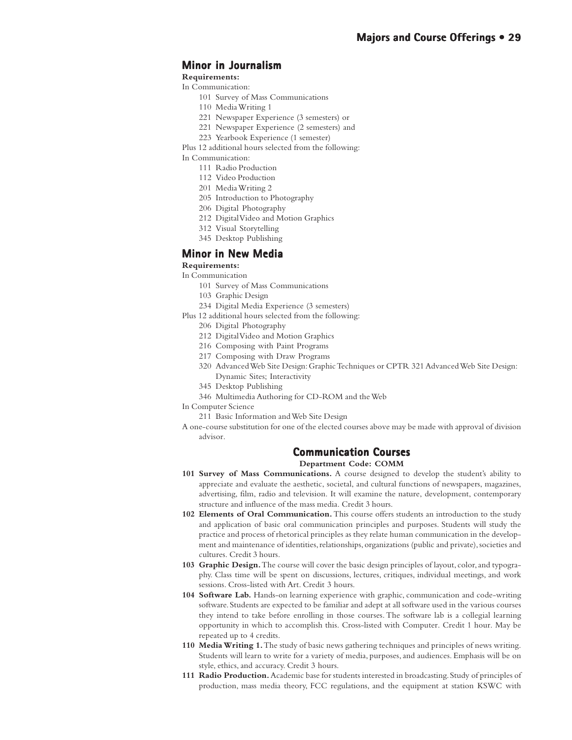## Minor in Journalism

**Requirements:**

In Communication:

- 101 Survey of Mass Communications
- 110 Media Writing 1
- 221 Newspaper Experience (3 semesters) or
- 221 Newspaper Experience (2 semesters) and
- 223 Yearbook Experience (1 semester)

Plus 12 additional hours selected from the following:

In Communication:

- 111 Radio Production
- 112 Video Production
- 201 Media Writing 2
- 205 Introduction to Photography
- 206 Digital Photography
- 212 Digital Video and Motion Graphics
- 312 Visual Storytelling
- 345 Desktop Publishing

## Minor in New Media

**Requirements:**

In Communication

- 101 Survey of Mass Communications
- 103 Graphic Design
- 234 Digital Media Experience (3 semesters)

Plus 12 additional hours selected from the following:

- 206 Digital Photography
- 212 Digital Video and Motion Graphics
- 216 Composing with Paint Programs
- 217 Composing with Draw Programs
- 320 Advanced Web Site Design: Graphic Techniques or CPTR 321 Advanced Web Site Design: Dynamic Sites; Interactivity
- 345 Desktop Publishing
- 346 Multimedia Authoring for CD-ROM and the Web

In Computer Science

- 211 Basic Information and Web Site Design

A one-course substitution for one of the elected courses above may be made with approval of division advisor.

## Communication Courses

**Department Code: COMM**

**101 Survey of Mass Communications.** A course designed to develop the student's ability to appreciate and evaluate the aesthetic, societal, and cultural functions of newspapers, magazines, advertising, film, radio and television. It will examine the nature, development, contemporary structure and influence of the mass media. Credit 3 hours.

**102 Elements of Oral Communication.** This course offers students an introduction to the study and application of basic oral communication principles and purposes. Students will study the practice and process of rhetorical principles as they relate human communication in the development and maintenance of identities, relationships, organizations (public and private), societies and cultures. Credit 3 hours.

**103 Graphic Design.** The course will cover the basic design principles of layout, color, and typography. Class time will be spent on discussions, lectures, critiques, individual meetings, and work sessions. Cross-listed with Art. Credit 3 hours.

**104 Software Lab.** Hands-on learning experience with graphic, communication and code-writing software. Students are expected to be familiar and adept at all software used in the various courses they intend to take before enrolling in those courses. The software lab is a collegial learning opportunity in which to accomplish this. Cross-listed with Computer. Credit 1 hour. May be repeated up to 4 credits.

**110 Media Writing 1.** The study of basic news gathering techniques and principles of news writing. Students will learn to write for a variety of media, purposes, and audiences. Emphasis will be on style, ethics, and accuracy. Credit 3 hours.

**111 Radio Production.** Academic base for students interested in broadcasting. Study of principles of production, mass media theory, FCC regulations, and the equipment at station KSWC with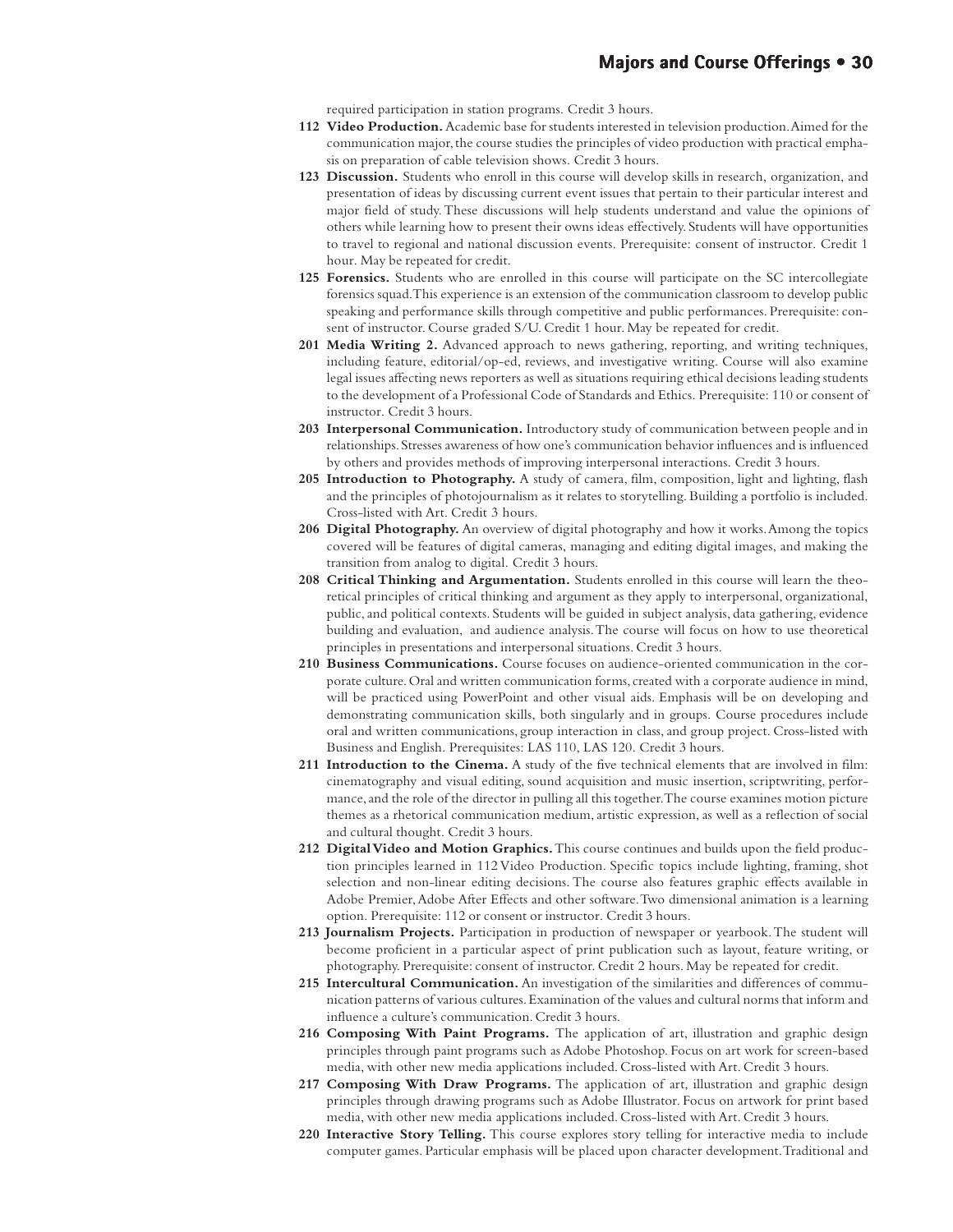required participation in station programs. Credit 3 hours.

**112 Video Production.** Academic base for students interested in television production. Aimed for the communication major, the course studies the principles of video production with practical emphasis on preparation of cable television shows. Credit 3 hours.

**123 Discussion.** Students who enroll in this course will develop skills in research, organization, and presentation of ideas by discussing current event issues that pertain to their particular interest and major field of study. These discussions will help students understand and value the opinions of others while learning how to present their owns ideas effectively. Students will have opportunities to travel to regional and national discussion events. Prerequisite: consent of instructor. Credit 1 hour. May be repeated for credit.

**125 Forensics.** Students who are enrolled in this course will participate on the SC intercollegiate forensics squad. This experience is an extension of the communication classroom to develop public speaking and performance skills through competitive and public performances. Prerequisite: consent of instructor. Course graded S/U. Credit 1 hour. May be repeated for credit.

**201 Media Writing 2.** Advanced approach to news gathering, reporting, and writing techniques, including feature, editorial/op-ed, reviews, and investigative writing. Course will also examine legal issues affecting news reporters as well as situations requiring ethical decisions leading students to the development of a Professional Code of Standards and Ethics. Prerequisite: 110 or consent of instructor. Credit 3 hours.

**203 Interpersonal Communication.** Introductory study of communication between people and in relationships. Stresses awareness of how one's communication behavior influences and is influenced by others and provides methods of improving interpersonal interactions. Credit 3 hours.

**205 Introduction to Photography.** A study of camera, film, composition, light and lighting, flash and the principles of photojournalism as it relates to storytelling. Building a portfolio is included. Cross-listed with Art. Credit 3 hours.

**206 Digital Photography.** An overview of digital photography and how it works. Among the topics covered will be features of digital cameras, managing and editing digital images, and making the transition from analog to digital. Credit 3 hours.

**208 Critical Thinking and Argumentation.** Students enrolled in this course will learn the theoretical principles of critical thinking and argument as they apply to interpersonal, organizational, public, and political contexts. Students will be guided in subject analysis, data gathering, evidence building and evaluation, and audience analysis. The course will focus on how to use theoretical principles in presentations and interpersonal situations. Credit 3 hours.

**210 Business Communications.** Course focuses on audience-oriented communication in the corporate culture. Oral and written communication forms, created with a corporate audience in mind, will be practiced using PowerPoint and other visual aids. Emphasis will be on developing and demonstrating communication skills, both singularly and in groups. Course procedures include oral and written communications, group interaction in class, and group project. Cross-listed with Business and English. Prerequisites: LAS 110, LAS 120. Credit 3 hours.

**211 Introduction to the Cinema.** A study of the five technical elements that are involved in film: cinematography and visual editing, sound acquisition and music insertion, scriptwriting, performance, and the role of the director in pulling all this together. The course examines motion picture themes as a rhetorical communication medium, artistic expression, as well as a reflection of social and cultural thought. Credit 3 hours.

**212 Digital Video and Motion Graphics.** This course continues and builds upon the field production principles learned in 112 Video Production. Specific topics include lighting, framing, shot selection and non-linear editing decisions. The course also features graphic effects available in Adobe Premier, Adobe After Effects and other software. Two dimensional animation is a learning option. Prerequisite: 112 or consent or instructor. Credit 3 hours.

**213 Journalism Projects.** Participation in production of newspaper or yearbook. The student will become proficient in a particular aspect of print publication such as layout, feature writing, or photography. Prerequisite: consent of instructor. Credit 2 hours. May be repeated for credit.

**215 Intercultural Communication.** An investigation of the similarities and differences of communication patterns of various cultures. Examination of the values and cultural norms that inform and influence a culture's communication. Credit 3 hours.

**216 Composing With Paint Programs.** The application of art, illustration and graphic design principles through paint programs such as Adobe Photoshop. Focus on art work for screen-based media, with other new media applications included. Cross-listed with Art. Credit 3 hours.

**217 Composing With Draw Programs.** The application of art, illustration and graphic design principles through drawing programs such as Adobe Illustrator. Focus on artwork for print based media, with other new media applications included. Cross-listed with Art. Credit 3 hours.

**220 Interactive Story Telling.** This course explores story telling for interactive media to include computer games. Particular emphasis will be placed upon character development. Traditional and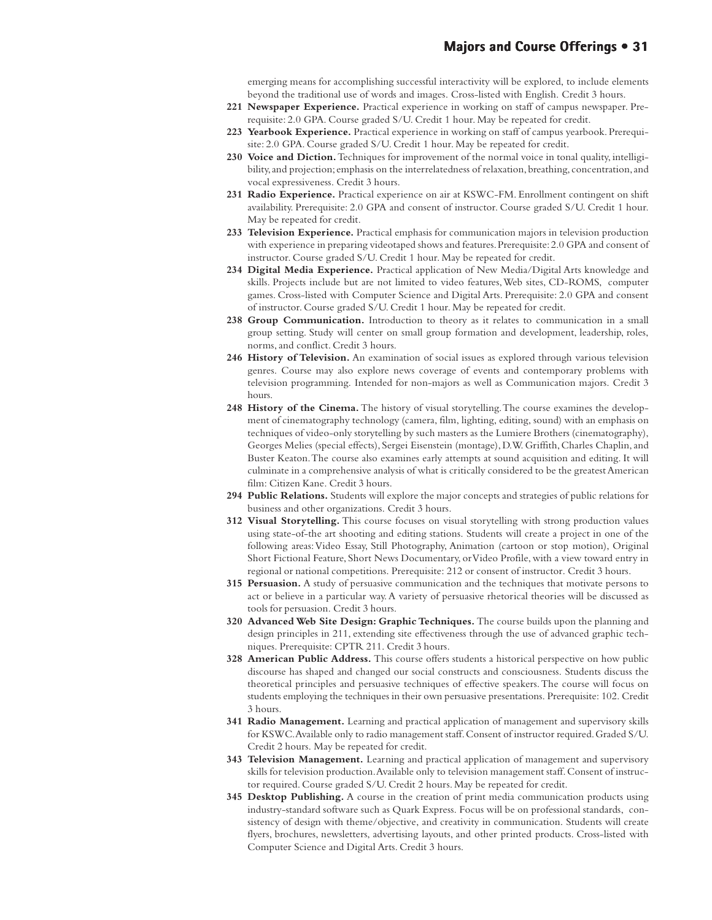emerging means for accomplishing successful interactivity will be explored, to include elements beyond the traditional use of words and images. Cross-listed with English. Credit 3 hours.

**221 Newspaper Experience.** Practical experience in working on staff of campus newspaper. Prerequisite: 2.0 GPA. Course graded S/U. Credit 1 hour. May be repeated for credit.

**223 Yearbook Experience.** Practical experience in working on staff of campus yearbook. Prerequisite: 2.0 GPA. Course graded S/U. Credit 1 hour. May be repeated for credit.

**230 Voice and Diction.** Techniques for improvement of the normal voice in tonal quality, intelligibility, and projection; emphasis on the interrelatedness of relaxation, breathing, concentration, and vocal expressiveness. Credit 3 hours.

**231 Radio Experience.** Practical experience on air at KSWC-FM. Enrollment contingent on shift availability. Prerequisite: 2.0 GPA and consent of instructor. Course graded S/U. Credit 1 hour. May be repeated for credit.

**233 Television Experience.** Practical emphasis for communication majors in television production with experience in preparing videotaped shows and features. Prerequisite: 2.0 GPA and consent of instructor. Course graded S/U. Credit 1 hour. May be repeated for credit.

**234 Digital Media Experience.** Practical application of New Media/Digital Arts knowledge and skills. Projects include but are not limited to video features, Web sites, CD-ROMS, computer games. Cross-listed with Computer Science and Digital Arts. Prerequisite: 2.0 GPA and consent of instructor. Course graded S/U. Credit 1 hour. May be repeated for credit.

**238 Group Communication.** Introduction to theory as it relates to communication in a small group setting. Study will center on small group formation and development, leadership, roles, norms, and conflict. Credit 3 hours.

**246 History of Television.** An examination of social issues as explored through various television genres. Course may also explore news coverage of events and contemporary problems with television programming. Intended for non-majors as well as Communication majors. Credit 3 hours.

**248 History of the Cinema.** The history of visual storytelling. The course examines the development of cinematography technology (camera, film, lighting, editing, sound) with an emphasis on techniques of video-only storytelling by such masters as the Lumiere Brothers (cinematography), Georges Melies (special effects), Sergei Eisenstein (montage), D.W. Griffith, Charles Chaplin, and Buster Keaton. The course also examines early attempts at sound acquisition and editing. It will culminate in a comprehensive analysis of what is critically considered to be the greatest American film: Citizen Kane. Credit 3 hours.

**294 Public Relations.** Students will explore the major concepts and strategies of public relations for business and other organizations. Credit 3 hours.

**312 Visual Storytelling.** This course focuses on visual storytelling with strong production values using state-of-the art shooting and editing stations. Students will create a project in one of the following areas: Video Essay, Still Photography, Animation (cartoon or stop motion), Original Short Fictional Feature, Short News Documentary, or Video Profile, with a view toward entry in regional or national competitions. Prerequisite: 212 or consent of instructor. Credit 3 hours.

**315 Persuasion.** A study of persuasive communication and the techniques that motivate persons to act or believe in a particular way. A variety of persuasive rhetorical theories will be discussed as tools for persuasion. Credit 3 hours.

**320 Advanced Web Site Design: Graphic Techniques.** The course builds upon the planning and design principles in 211, extending site effectiveness through the use of advanced graphic techniques. Prerequisite: CPTR 211. Credit 3 hours.

**328 American Public Address.** This course offers students a historical perspective on how public discourse has shaped and changed our social constructs and consciousness. Students discuss the theoretical principles and persuasive techniques of effective speakers. The course will focus on students employing the techniques in their own persuasive presentations. Prerequisite: 102. Credit 3 hours.

**341 Radio Management.** Learning and practical application of management and supervisory skills for KSWC. Available only to radio management staff. Consent of instructor required. Graded S/U. Credit 2 hours. May be repeated for credit.

**343 Television Management.** Learning and practical application of management and supervisory skills for television production. Available only to television management staff. Consent of instructor required. Course graded S/U. Credit 2 hours. May be repeated for credit.

**345 Desktop Publishing.** A course in the creation of print media communication products using industry-standard software such as Quark Express. Focus will be on professional standards, consistency of design with theme/objective, and creativity in communication. Students will create flyers, brochures, newsletters, advertising layouts, and other printed products. Cross-listed with Computer Science and Digital Arts. Credit 3 hours.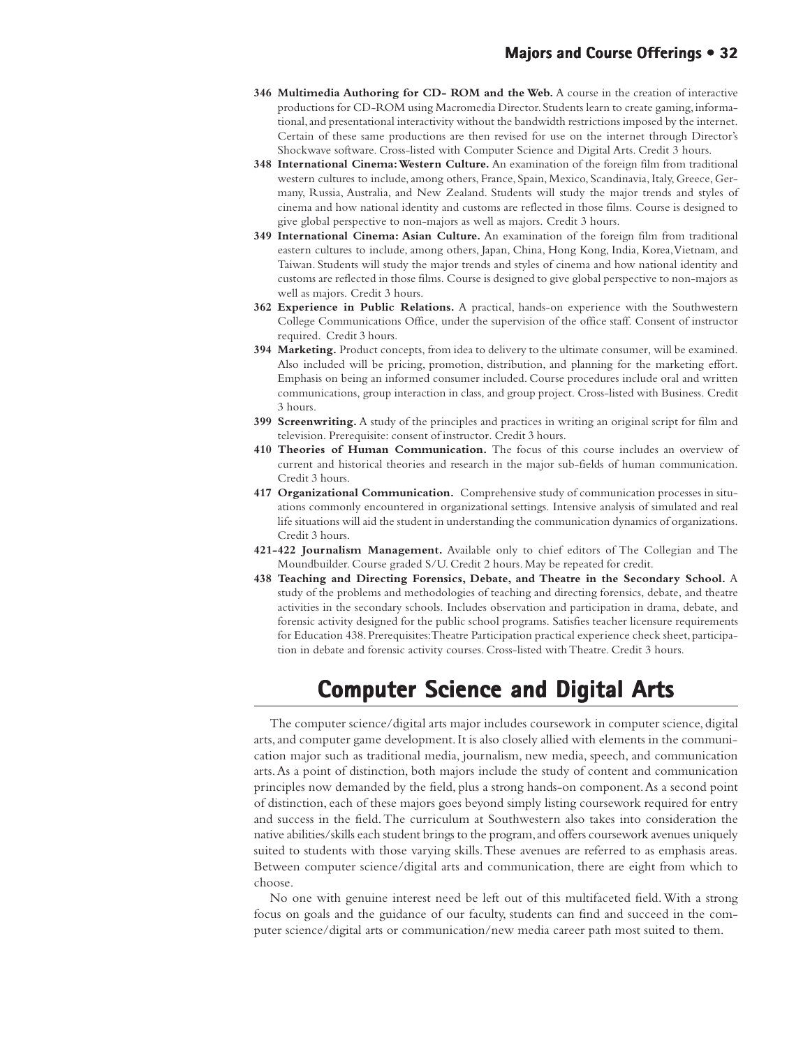**346 Multimedia Authoring for CD- ROM and the Web.** A course in the creation of interactive productions for CD-ROM using Macromedia Director. Students learn to create gaming, informational, and presentational interactivity without the bandwidth restrictions imposed by the internet. Certain of these same productions are then revised for use on the internet through Director's Shockwave software. Cross-listed with Computer Science and Digital Arts. Credit 3 hours.

**348 International Cinema: Western Culture.** An examination of the foreign film from traditional western cultures to include, among others, France, Spain, Mexico, Scandinavia, Italy, Greece, Germany, Russia, Australia, and New Zealand. Students will study the major trends and styles of cinema and how national identity and customs are reflected in those films. Course is designed to give global perspective to non-majors as well as majors. Credit 3 hours.

**349 International Cinema: Asian Culture.** An examination of the foreign film from traditional eastern cultures to include, among others, Japan, China, Hong Kong, India, Korea, Vietnam, and Taiwan. Students will study the major trends and styles of cinema and how national identity and customs are reflected in those films. Course is designed to give global perspective to non-majors as well as majors. Credit 3 hours.

**362 Experience in Public Relations.** A practical, hands-on experience with the Southwestern College Communications Office, under the supervision of the office staff. Consent of instructor required. Credit 3 hours.

**394 Marketing.** Product concepts, from idea to delivery to the ultimate consumer, will be examined. Also included will be pricing, promotion, distribution, and planning for the marketing effort. Emphasis on being an informed consumer included. Course procedures include oral and written communications, group interaction in class, and group project. Cross-listed with Business. Credit 3 hours.

**399 Screenwriting.** A study of the principles and practices in writing an original script for film and television. Prerequisite: consent of instructor. Credit 3 hours.

**410 Theories of Human Communication.** The focus of this course includes an overview of current and historical theories and research in the major sub-fields of human communication. Credit 3 hours.

**417 Organizational Communication.** Comprehensive study of communication processes in situations commonly encountered in organizational settings. Intensive analysis of simulated and real life situations will aid the student in understanding the communication dynamics of organizations. Credit 3 hours.

**421-422 Journalism Management.** Available only to chief editors of The Collegian and The Moundbuilder. Course graded S/U. Credit 2 hours. May be repeated for credit.

**438 Teaching and Directing Forensics, Debate, and Theatre in the Secondary School.** A study of the problems and methodologies of teaching and directing forensics, debate, and theatre activities in the secondary schools. Includes observation and participation in drama, debate, and forensic activity designed for the public school programs. Satisfies teacher licensure requirements for Education 438. Prerequisites: Theatre Participation practical experience check sheet, participation in debate and forensic activity courses. Cross-listed with Theatre. Credit 3 hours.

# Computer Science and Digital Arts

The computer science/digital arts major includes coursework in computer science, digital arts, and computer game development. It is also closely allied with elements in the communication major such as traditional media, journalism, new media, speech, and communication arts. As a point of distinction, both majors include the study of content and communication principles now demanded by the field, plus a strong hands-on component. As a second point of distinction, each of these majors goes beyond simply listing coursework required for entry and success in the field. The curriculum at Southwestern also takes into consideration the native abilities/skills each student brings to the program, and offers coursework avenues uniquely suited to students with those varying skills. These avenues are referred to as emphasis areas. Between computer science/digital arts and communication, there are eight from which to choose.

No one with genuine interest need be left out of this multifaceted field. With a strong focus on goals and the guidance of our faculty, students can find and succeed in the computer science/digital arts or communication/new media career path most suited to them.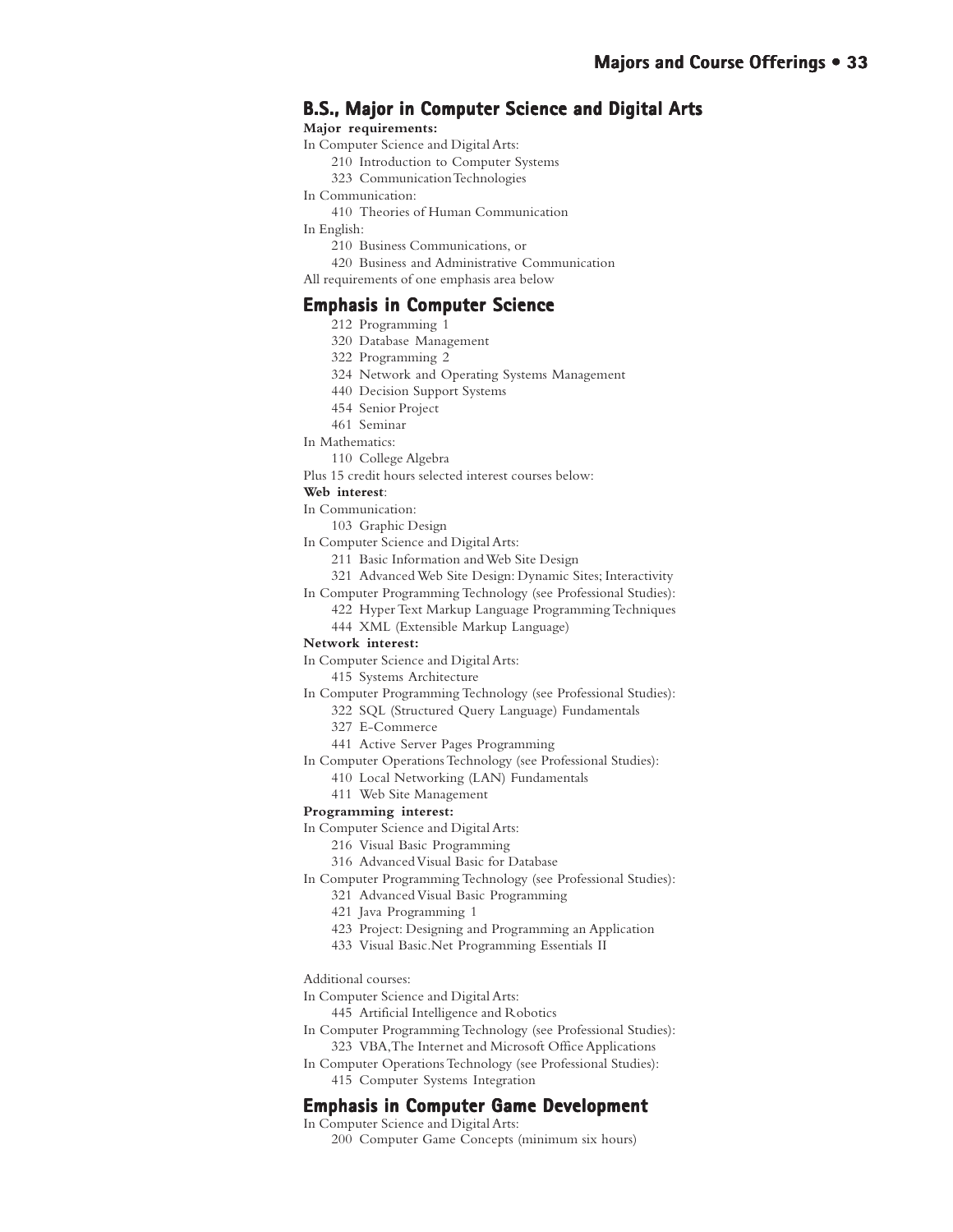## B.S., Major in Computer Science and Digital Arts

**Major requirements:**

In Computer Science and Digital Arts:

- 210 Introduction to Computer Systems
- 323 Communication Technologies

In Communication:

- 410 Theories of Human Communication

In English:

- 210 Business Communications, or
- 420 Business and Administrative Communication

All requirements of one emphasis area below

## Emphasis in Computer Science

- 212 Programming 1
- 320 Database Management
- 322 Programming 2
- 324 Network and Operating Systems Management
- 440 Decision Support Systems
- 454 Senior Project
- 461 Seminar

In Mathematics:

- 110 College Algebra

Plus 15 credit hours selected interest courses below:

**Web interest**:

In Communication:

- 103 Graphic Design

In Computer Science and Digital Arts:

- 211 Basic Information and Web Site Design
- 321 Advanced Web Site Design: Dynamic Sites; Interactivity

In Computer Programming Technology (see Professional Studies):

- 422 Hyper Text Markup Language Programming Techniques
- 444 XML (Extensible Markup Language)

**Network interest:**

In Computer Science and Digital Arts:

- 415 Systems Architecture

In Computer Programming Technology (see Professional Studies):

- 322 SQL (Structured Query Language) Fundamentals
- 327 E-Commerce
- 441 Active Server Pages Programming

In Computer Operations Technology (see Professional Studies):

- 410 Local Networking (LAN) Fundamentals
- 411 Web Site Management

**Programming interest:**

In Computer Science and Digital Arts:

- 216 Visual Basic Programming
- 316 Advanced Visual Basic for Database

In Computer Programming Technology (see Professional Studies):

- 321 Advanced Visual Basic Programming
- 421 Java Programming 1
- 423 Project: Designing and Programming an Application
- 433 Visual Basic.Net Programming Essentials II

Additional courses:

In Computer Science and Digital Arts:

- 445 Artificial Intelligence and Robotics

In Computer Programming Technology (see Professional Studies):

- 323 VBA, The Internet and Microsoft Office Applications

In Computer Operations Technology (see Professional Studies):

- 415 Computer Systems Integration

## Emphasis in Computer Game Development

In Computer Science and Digital Arts:

- 200 Computer Game Concepts (minimum six hours)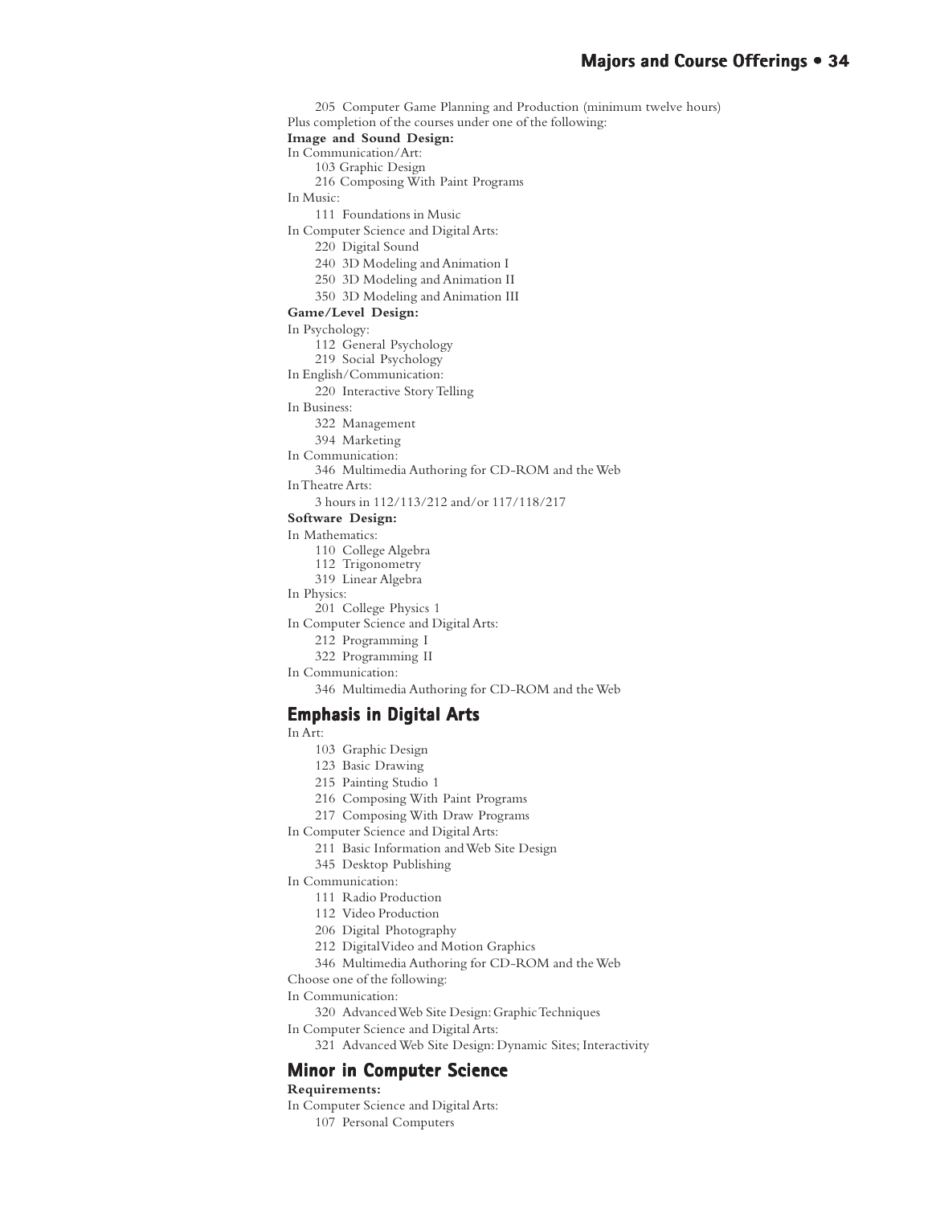205 Computer Game Planning and Production (minimum twelve hours)

Plus completion of the courses under one of the following:

**Image and Sound Design:**

In Communication/Art:
- 103 Graphic Design
- 216 Composing With Paint Programs

In Music:
- 111 Foundations in Music

In Computer Science and Digital Arts:
- 220 Digital Sound
- 240 3D Modeling and Animation I
- 250 3D Modeling and Animation II
- 350 3D Modeling and Animation III

**Game/Level Design:**

In Psychology:
- 112 General Psychology
- 219 Social Psychology

In English/Communication:
- 220 Interactive Story Telling

In Business:
- 322 Management
- 394 Marketing

In Communication:
- 346 Multimedia Authoring for CD-ROM and the Web

In Theatre Arts:
- 3 hours in 112/113/212 and/or 117/118/217

**Software Design:**

In Mathematics:
- 110 College Algebra
- 112 Trigonometry
- 319 Linear Algebra

In Physics:
- 201 College Physics 1

In Computer Science and Digital Arts:
- 212 Programming I
- 322 Programming II

In Communication:
- 346 Multimedia Authoring for CD-ROM and the Web

## Emphasis in Digital Arts

In Art:
- 103 Graphic Design
- 123 Basic Drawing
- 215 Painting Studio 1
- 216 Composing With Paint Programs
- 217 Composing With Draw Programs

In Computer Science and Digital Arts:
- 211 Basic Information and Web Site Design
- 345 Desktop Publishing

In Communication:
- 111 Radio Production
- 112 Video Production
- 206 Digital Photography
- 212 Digital Video and Motion Graphics
- 346 Multimedia Authoring for CD-ROM and the Web

Choose one of the following:

In Communication:
- 320 Advanced Web Site Design: Graphic Techniques

In Computer Science and Digital Arts:
- 321 Advanced Web Site Design: Dynamic Sites; Interactivity

## Minor in Computer Science

**Requirements:**

In Computer Science and Digital Arts:
- 107 Personal Computers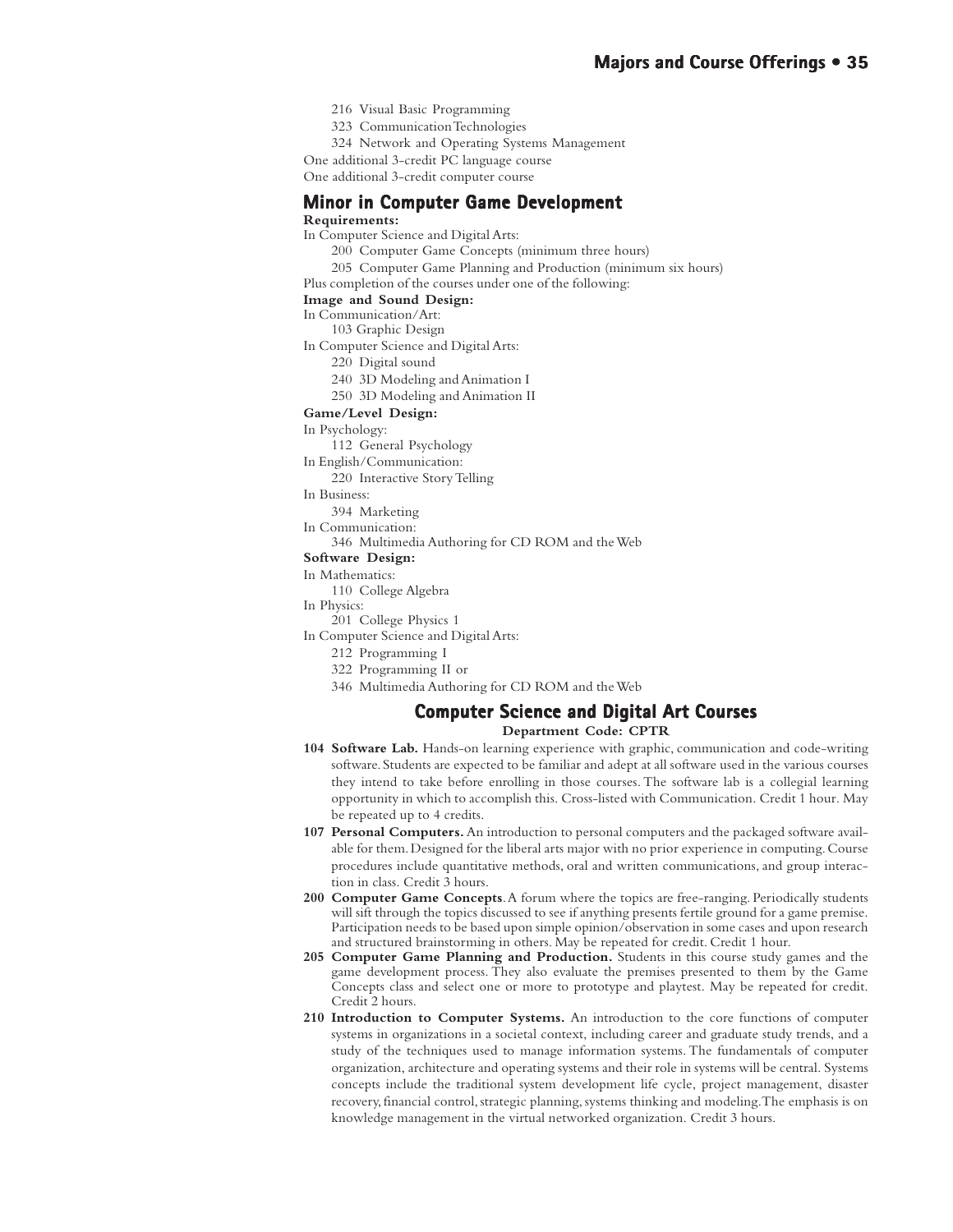216 Visual Basic Programming

323 Communication Technologies

324 Network and Operating Systems Management

One additional 3-credit PC language course

One additional 3-credit computer course

## Minor in Computer Game Development

**Requirements:**

In Computer Science and Digital Arts:

200 Computer Game Concepts (minimum three hours)

205 Computer Game Planning and Production (minimum six hours)

Plus completion of the courses under one of the following:

**Image and Sound Design:**

In Communication/Art:

103 Graphic Design

In Computer Science and Digital Arts:

220 Digital sound

240 3D Modeling and Animation I

250 3D Modeling and Animation II

**Game/Level Design:**

In Psychology:

112 General Psychology

In English/Communication:

220 Interactive Story Telling

In Business:

394 Marketing

In Communication:

346 Multimedia Authoring for CD ROM and the Web

**Software Design:**

In Mathematics:

110 College Algebra

In Physics:

201 College Physics 1

In Computer Science and Digital Arts:

212 Programming I

322 Programming II or

346 Multimedia Authoring for CD ROM and the Web

## Computer Science and Digital Art Courses

**Department Code: CPTR**

**104 Software Lab.** Hands-on learning experience with graphic, communication and code-writing software. Students are expected to be familiar and adept at all software used in the various courses they intend to take before enrolling in those courses. The software lab is a collegial learning opportunity in which to accomplish this. Cross-listed with Communication. Credit 1 hour. May be repeated up to 4 credits.

**107 Personal Computers.** An introduction to personal computers and the packaged software available for them. Designed for the liberal arts major with no prior experience in computing. Course procedures include quantitative methods, oral and written communications, and group interaction in class. Credit 3 hours.

**200 Computer Game Concepts**. A forum where the topics are free-ranging. Periodically students will sift through the topics discussed to see if anything presents fertile ground for a game premise. Participation needs to be based upon simple opinion/observation in some cases and upon research and structured brainstorming in others. May be repeated for credit. Credit 1 hour.

**205 Computer Game Planning and Production.** Students in this course study games and the game development process. They also evaluate the premises presented to them by the Game Concepts class and select one or more to prototype and playtest. May be repeated for credit. Credit 2 hours.

**210 Introduction to Computer Systems.** An introduction to the core functions of computer systems in organizations in a societal context, including career and graduate study trends, and a study of the techniques used to manage information systems. The fundamentals of computer organization, architecture and operating systems and their role in systems will be central. Systems concepts include the traditional system development life cycle, project management, disaster recovery, financial control, strategic planning, systems thinking and modeling. The emphasis is on knowledge management in the virtual networked organization. Credit 3 hours.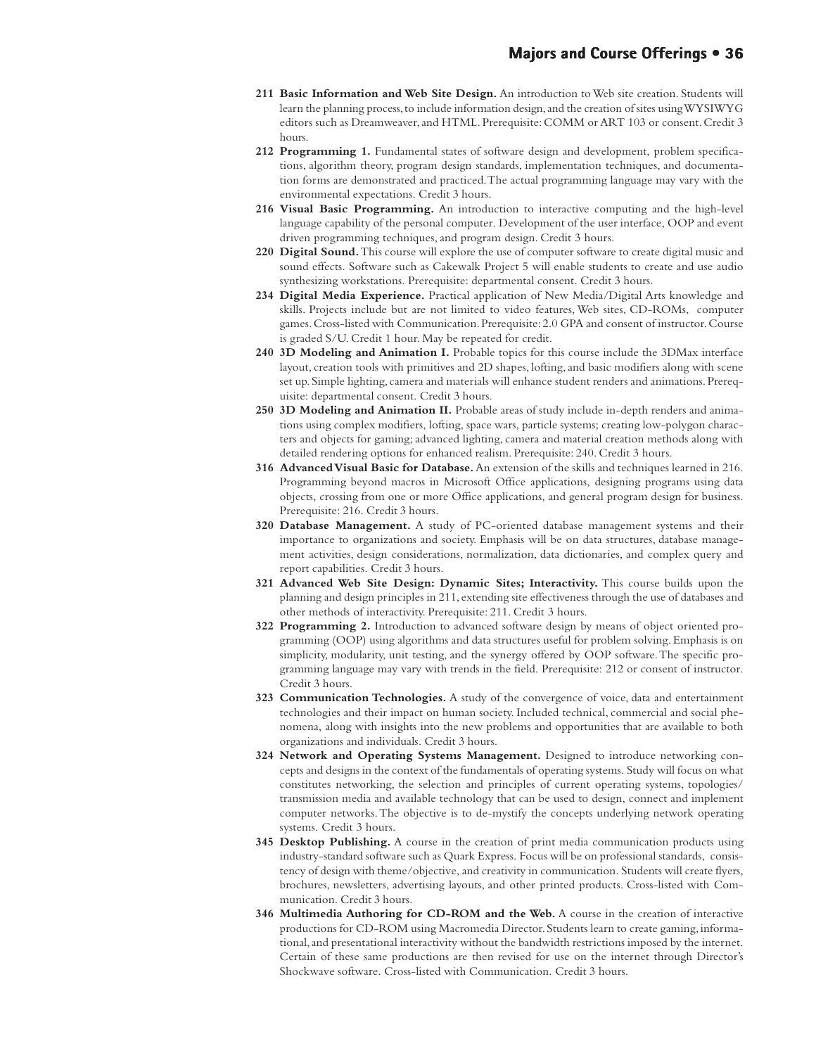**211 Basic Information and Web Site Design.** An introduction to Web site creation. Students will learn the planning process, to include information design, and the creation of sites using WYSIWYG editors such as Dreamweaver, and HTML. Prerequisite: COMM or ART 103 or consent. Credit 3 hours.

**212 Programming 1.** Fundamental states of software design and development, problem specifications, algorithm theory, program design standards, implementation techniques, and documentation forms are demonstrated and practiced. The actual programming language may vary with the environmental expectations. Credit 3 hours.

**216 Visual Basic Programming.** An introduction to interactive computing and the high-level language capability of the personal computer. Development of the user interface, OOP and event driven programming techniques, and program design. Credit 3 hours.

**220 Digital Sound.** This course will explore the use of computer software to create digital music and sound effects. Software such as Cakewalk Project 5 will enable students to create and use audio synthesizing workstations. Prerequisite: departmental consent. Credit 3 hours.

**234 Digital Media Experience.** Practical application of New Media/Digital Arts knowledge and skills. Projects include but are not limited to video features, Web sites, CD-ROMs, computer games. Cross-listed with Communication. Prerequisite: 2.0 GPA and consent of instructor. Course is graded S/U. Credit 1 hour. May be repeated for credit.

**240 3D Modeling and Animation I.** Probable topics for this course include the 3DMax interface layout, creation tools with primitives and 2D shapes, lofting, and basic modifiers along with scene set up. Simple lighting, camera and materials will enhance student renders and animations. Prerequisite: departmental consent. Credit 3 hours.

**250 3D Modeling and Animation II.** Probable areas of study include in-depth renders and animations using complex modifiers, lofting, space wars, particle systems; creating low-polygon characters and objects for gaming; advanced lighting, camera and material creation methods along with detailed rendering options for enhanced realism. Prerequisite: 240. Credit 3 hours.

**316 Advanced Visual Basic for Database.** An extension of the skills and techniques learned in 216. Programming beyond macros in Microsoft Office applications, designing programs using data objects, crossing from one or more Office applications, and general program design for business. Prerequisite: 216. Credit 3 hours.

**320 Database Management.** A study of PC-oriented database management systems and their importance to organizations and society. Emphasis will be on data structures, database management activities, design considerations, normalization, data dictionaries, and complex query and report capabilities. Credit 3 hours.

**321 Advanced Web Site Design: Dynamic Sites; Interactivity.** This course builds upon the planning and design principles in 211, extending site effectiveness through the use of databases and other methods of interactivity. Prerequisite: 211. Credit 3 hours.

**322 Programming 2.** Introduction to advanced software design by means of object oriented programming (OOP) using algorithms and data structures useful for problem solving. Emphasis is on simplicity, modularity, unit testing, and the synergy offered by OOP software. The specific programming language may vary with trends in the field. Prerequisite: 212 or consent of instructor. Credit 3 hours.

**323 Communication Technologies.** A study of the convergence of voice, data and entertainment technologies and their impact on human society. Included technical, commercial and social phenomena, along with insights into the new problems and opportunities that are available to both organizations and individuals. Credit 3 hours.

**324 Network and Operating Systems Management.** Designed to introduce networking concepts and designs in the context of the fundamentals of operating systems. Study will focus on what constitutes networking, the selection and principles of current operating systems, topologies/transmission media and available technology that can be used to design, connect and implement computer networks. The objective is to de-mystify the concepts underlying network operating systems. Credit 3 hours.

**345 Desktop Publishing.** A course in the creation of print media communication products using industry-standard software such as Quark Express. Focus will be on professional standards, consistency of design with theme/objective, and creativity in communication. Students will create flyers, brochures, newsletters, advertising layouts, and other printed products. Cross-listed with Communication. Credit 3 hours.

**346 Multimedia Authoring for CD-ROM and the Web.** A course in the creation of interactive productions for CD-ROM using Macromedia Director. Students learn to create gaming, informational, and presentational interactivity without the bandwidth restrictions imposed by the internet. Certain of these same productions are then revised for use on the internet through Director's Shockwave software. Cross-listed with Communication. Credit 3 hours.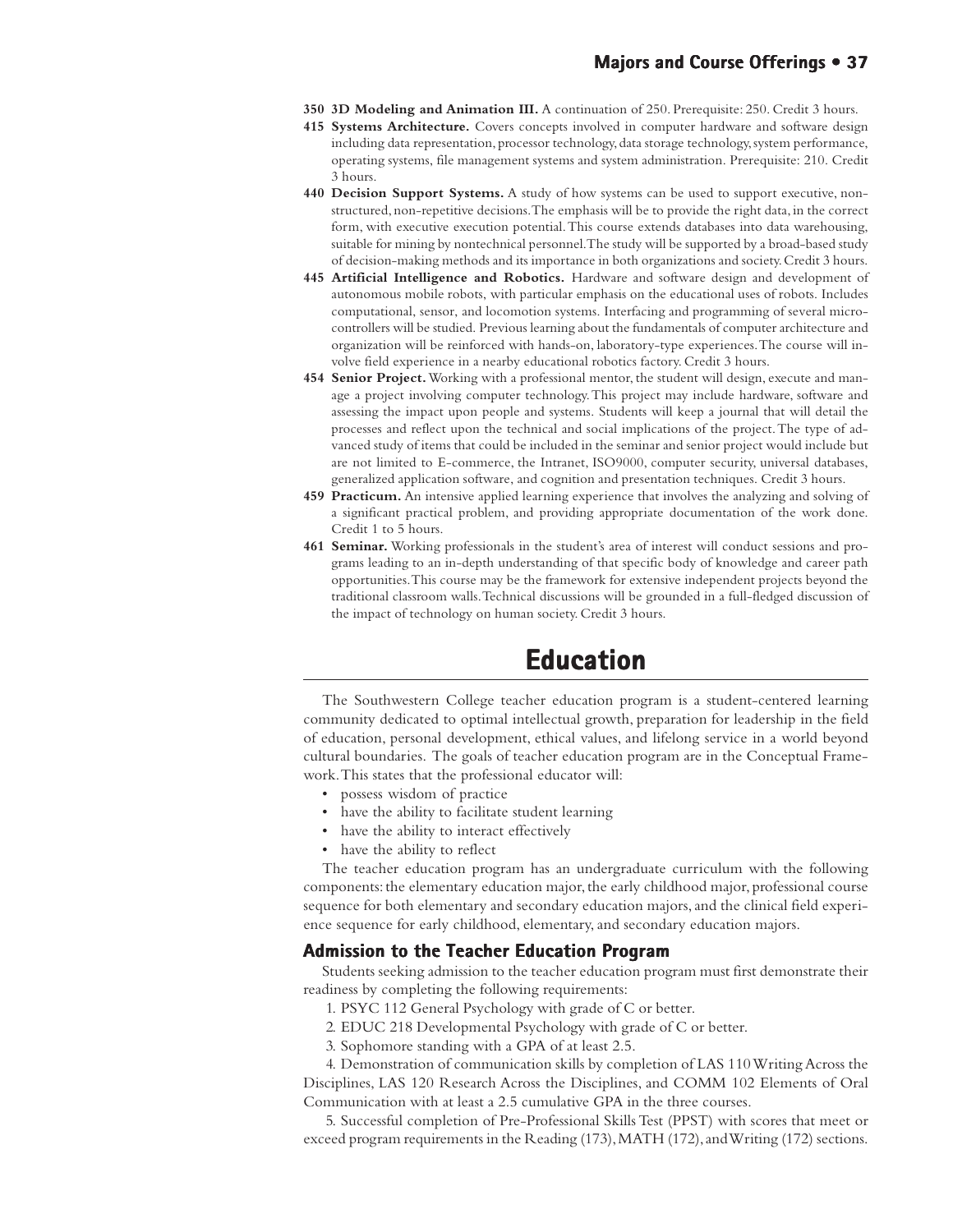**350 3D Modeling and Animation III.** A continuation of 250. Prerequisite: 250. Credit 3 hours.

**415 Systems Architecture.** Covers concepts involved in computer hardware and software design including data representation, processor technology, data storage technology, system performance, operating systems, file management systems and system administration. Prerequisite: 210. Credit 3 hours.

**440 Decision Support Systems.** A study of how systems can be used to support executive, non-structured, non-repetitive decisions. The emphasis will be to provide the right data, in the correct form, with executive execution potential. This course extends databases into data warehousing, suitable for mining by nontechnical personnel. The study will be supported by a broad-based study of decision-making methods and its importance in both organizations and society. Credit 3 hours.

**445 Artificial Intelligence and Robotics.** Hardware and software design and development of autonomous mobile robots, with particular emphasis on the educational uses of robots. Includes computational, sensor, and locomotion systems. Interfacing and programming of several micro-controllers will be studied. Previous learning about the fundamentals of computer architecture and organization will be reinforced with hands-on, laboratory-type experiences. The course will involve field experience in a nearby educational robotics factory. Credit 3 hours.

**454 Senior Project.** Working with a professional mentor, the student will design, execute and manage a project involving computer technology. This project may include hardware, software and assessing the impact upon people and systems. Students will keep a journal that will detail the processes and reflect upon the technical and social implications of the project. The type of advanced study of items that could be included in the seminar and senior project would include but are not limited to E-commerce, the Intranet, ISO9000, computer security, universal databases, generalized application software, and cognition and presentation techniques. Credit 3 hours.

**459 Practicum.** An intensive applied learning experience that involves the analyzing and solving of a significant practical problem, and providing appropriate documentation of the work done. Credit 1 to 5 hours.

**461 Seminar.** Working professionals in the student's area of interest will conduct sessions and programs leading to an in-depth understanding of that specific body of knowledge and career path opportunities. This course may be the framework for extensive independent projects beyond the traditional classroom walls. Technical discussions will be grounded in a full-fledged discussion of the impact of technology on human society. Credit 3 hours.

# Education

The Southwestern College teacher education program is a student-centered learning community dedicated to optimal intellectual growth, preparation for leadership in the field of education, personal development, ethical values, and lifelong service in a world beyond cultural boundaries. The goals of teacher education program are in the Conceptual Framework. This states that the professional educator will:

- possess wisdom of practice
- have the ability to facilitate student learning
- have the ability to interact effectively
- have the ability to reflect

The teacher education program has an undergraduate curriculum with the following components: the elementary education major, the early childhood major, professional course sequence for both elementary and secondary education majors, and the clinical field experience sequence for early childhood, elementary, and secondary education majors.

## Admission to the Teacher Education Program

Students seeking admission to the teacher education program must first demonstrate their readiness by completing the following requirements:

1. PSYC 112 General Psychology with grade of C or better.
2. EDUC 218 Developmental Psychology with grade of C or better.
3. Sophomore standing with a GPA of at least 2.5.
4. Demonstration of communication skills by completion of LAS 110 Writing Across the Disciplines, LAS 120 Research Across the Disciplines, and COMM 102 Elements of Oral Communication with at least a 2.5 cumulative GPA in the three courses.
5. Successful completion of Pre-Professional Skills Test (PPST) with scores that meet or exceed program requirements in the Reading (173), MATH (172), and Writing (172) sections.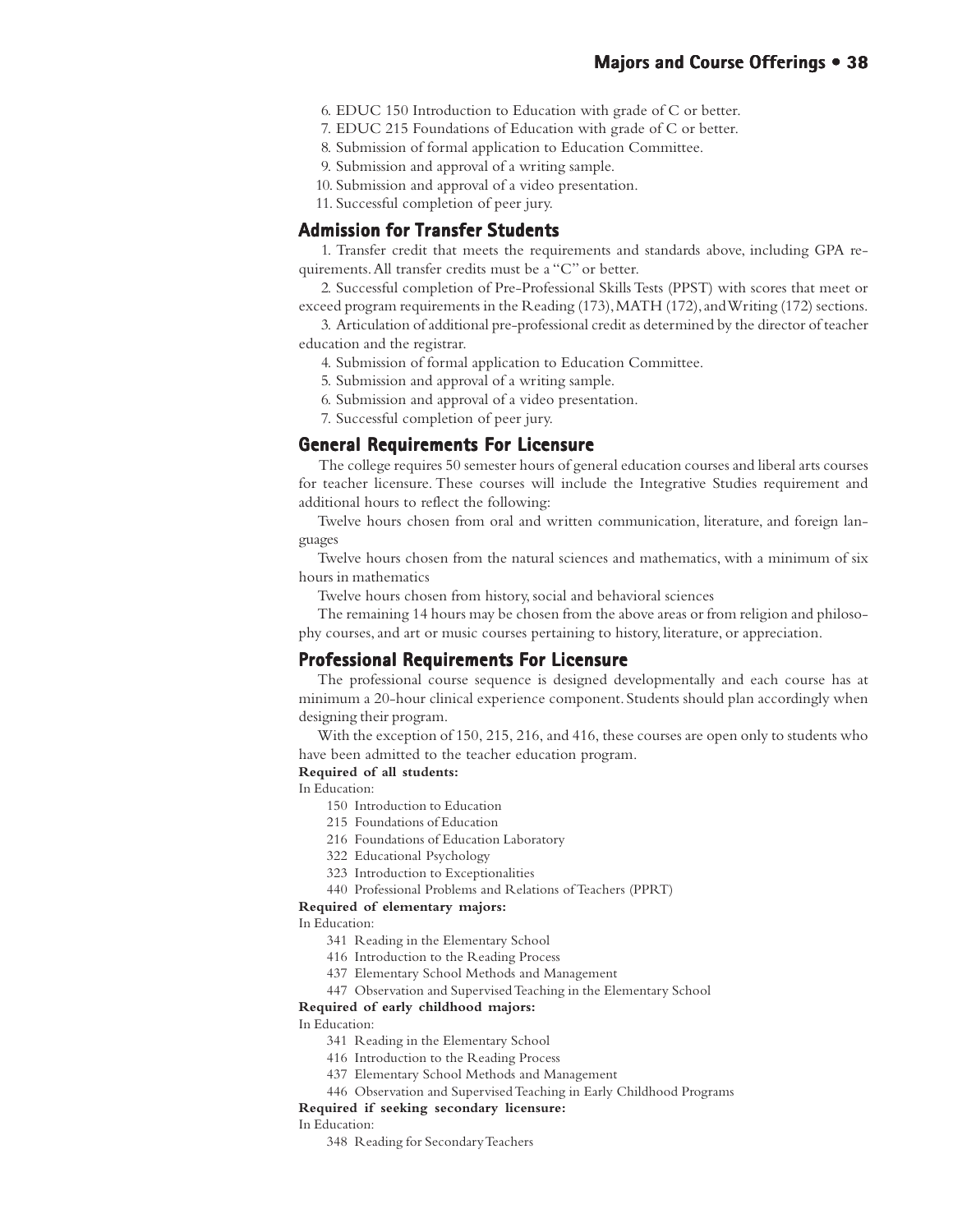6. EDUC 150 Introduction to Education with grade of C or better.
7. EDUC 215 Foundations of Education with grade of C or better.
8. Submission of formal application to Education Committee.
9. Submission and approval of a writing sample.
10. Submission and approval of a video presentation.
11. Successful completion of peer jury.

## Admission for Transfer Students

1. Transfer credit that meets the requirements and standards above, including GPA requirements. All transfer credits must be a "C" or better.
2. Successful completion of Pre-Professional Skills Tests (PPST) with scores that meet or exceed program requirements in the Reading (173), MATH (172), and Writing (172) sections.
3. Articulation of additional pre-professional credit as determined by the director of teacher education and the registrar.
4. Submission of formal application to Education Committee.
5. Submission and approval of a writing sample.
6. Submission and approval of a video presentation.
7. Successful completion of peer jury.

## General Requirements For Licensure

The college requires 50 semester hours of general education courses and liberal arts courses for teacher licensure. These courses will include the Integrative Studies requirement and additional hours to reflect the following:

Twelve hours chosen from oral and written communication, literature, and foreign languages

Twelve hours chosen from the natural sciences and mathematics, with a minimum of six hours in mathematics

Twelve hours chosen from history, social and behavioral sciences

The remaining 14 hours may be chosen from the above areas or from religion and philosophy courses, and art or music courses pertaining to history, literature, or appreciation.

## Professional Requirements For Licensure

The professional course sequence is designed developmentally and each course has at minimum a 20-hour clinical experience component. Students should plan accordingly when designing their program.

With the exception of 150, 215, 216, and 416, these courses are open only to students who have been admitted to the teacher education program.

**Required of all students:**

In Education:

- 150 Introduction to Education
- 215 Foundations of Education
- 216 Foundations of Education Laboratory
- 322 Educational Psychology
- 323 Introduction to Exceptionalities
- 440 Professional Problems and Relations of Teachers (PPRT)

**Required of elementary majors:**

In Education:

- 341 Reading in the Elementary School
- 416 Introduction to the Reading Process
- 437 Elementary School Methods and Management
- 447 Observation and Supervised Teaching in the Elementary School

**Required of early childhood majors:**

In Education:

- 341 Reading in the Elementary School
- 416 Introduction to the Reading Process
- 437 Elementary School Methods and Management
- 446 Observation and Supervised Teaching in Early Childhood Programs

**Required if seeking secondary licensure:**

In Education:

- 348 Reading for Secondary Teachers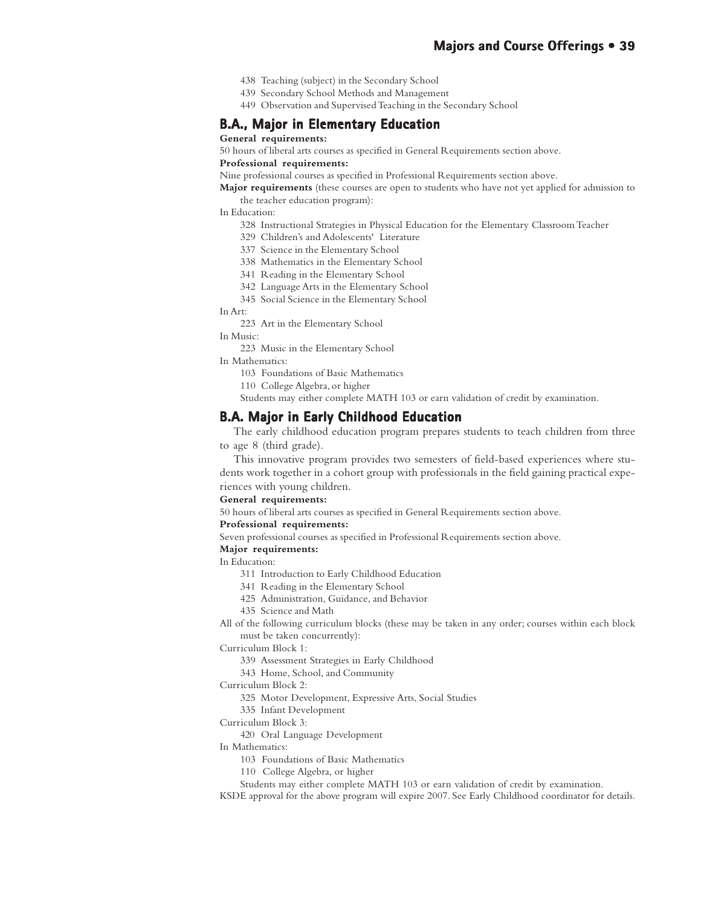438 Teaching (subject) in the Secondary School
439 Secondary School Methods and Management
449 Observation and Supervised Teaching in the Secondary School

## B.A., Major in Elementary Education

**General requirements:**

50 hours of liberal arts courses as specified in General Requirements section above.

**Professional requirements:**

Nine professional courses as specified in Professional Requirements section above.

**Major requirements** (these courses are open to students who have not yet applied for admission to the teacher education program):

In Education:

- 328 Instructional Strategies in Physical Education for the Elementary Classroom Teacher
- 329 Children's and Adolescents' Literature
- 337 Science in the Elementary School
- 338 Mathematics in the Elementary School
- 341 Reading in the Elementary School
- 342 Language Arts in the Elementary School
- 345 Social Science in the Elementary School

In Art:

- 223 Art in the Elementary School

In Music:

- 223 Music in the Elementary School

In Mathematics:

- 103 Foundations of Basic Mathematics
- 110 College Algebra, or higher

Students may either complete MATH 103 or earn validation of credit by examination.

## B.A. Major in Early Childhood Education

The early childhood education program prepares students to teach children from three to age 8 (third grade).

This innovative program provides two semesters of field-based experiences where students work together in a cohort group with professionals in the field gaining practical experiences with young children.

**General requirements:**

50 hours of liberal arts courses as specified in General Requirements section above.

**Professional requirements:**

Seven professional courses as specified in Professional Requirements section above.

**Major requirements:**

In Education:

- 311 Introduction to Early Childhood Education
- 341 Reading in the Elementary School
- 425 Administration, Guidance, and Behavior
- 435 Science and Math

All of the following curriculum blocks (these may be taken in any order; courses within each block must be taken concurrently):

Curriculum Block 1:

- 339 Assessment Strategies in Early Childhood
- 343 Home, School, and Community

Curriculum Block 2:

- 325 Motor Development, Expressive Arts, Social Studies
- 335 Infant Development

Curriculum Block 3:

- 420 Oral Language Development

In Mathematics:

- 103 Foundations of Basic Mathematics
- 110 College Algebra, or higher

Students may either complete MATH 103 or earn validation of credit by examination.

KSDE approval for the above program will expire 2007. See Early Childhood coordinator for details.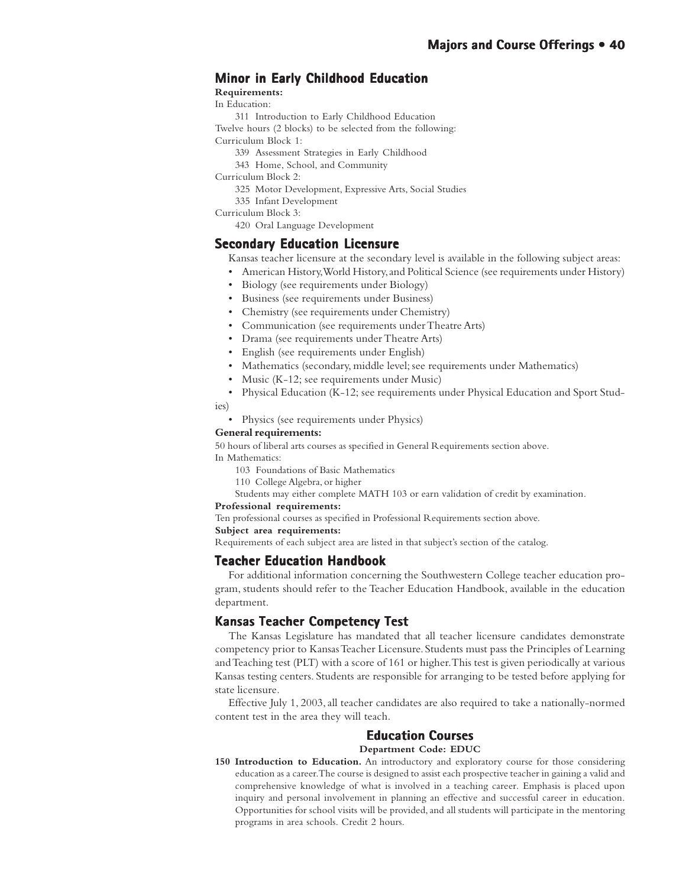## Minor in Early Childhood Education

**Requirements:**

In Education:

311 Introduction to Early Childhood Education

Twelve hours (2 blocks) to be selected from the following:

Curriculum Block 1:

339 Assessment Strategies in Early Childhood

343 Home, School, and Community

Curriculum Block 2:

325 Motor Development, Expressive Arts, Social Studies

335 Infant Development

Curriculum Block 3:

420 Oral Language Development

## Secondary Education Licensure

Kansas teacher licensure at the secondary level is available in the following subject areas:

- American History, World History, and Political Science (see requirements under History)
- Biology (see requirements under Biology)
- Business (see requirements under Business)
- Chemistry (see requirements under Chemistry)
- Communication (see requirements under Theatre Arts)
- Drama (see requirements under Theatre Arts)
- English (see requirements under English)
- Mathematics (secondary, middle level; see requirements under Mathematics)
- Music (K-12; see requirements under Music)
- Physical Education (K-12; see requirements under Physical Education and Sport Studies)
- Physics (see requirements under Physics)

**General requirements:**

50 hours of liberal arts courses as specified in General Requirements section above.

In Mathematics:

103 Foundations of Basic Mathematics

110 College Algebra, or higher

Students may either complete MATH 103 or earn validation of credit by examination.

**Professional requirements:**

Ten professional courses as specified in Professional Requirements section above.

**Subject area requirements:**

Requirements of each subject area are listed in that subject's section of the catalog.

## Teacher Education Handbook

For additional information concerning the Southwestern College teacher education program, students should refer to the Teacher Education Handbook, available in the education department.

## Kansas Teacher Competency Test

The Kansas Legislature has mandated that all teacher licensure candidates demonstrate competency prior to Kansas Teacher Licensure. Students must pass the Principles of Learning and Teaching test (PLT) with a score of 161 or higher. This test is given periodically at various Kansas testing centers. Students are responsible for arranging to be tested before applying for state licensure.

Effective July 1, 2003, all teacher candidates are also required to take a nationally-normed content test in the area they will teach.

## Education Courses

**Department Code: EDUC**

**150 Introduction to Education.** An introductory and exploratory course for those considering education as a career. The course is designed to assist each prospective teacher in gaining a valid and comprehensive knowledge of what is involved in a teaching career. Emphasis is placed upon inquiry and personal involvement in planning an effective and successful career in education. Opportunities for school visits will be provided, and all students will participate in the mentoring programs in area schools. Credit 2 hours.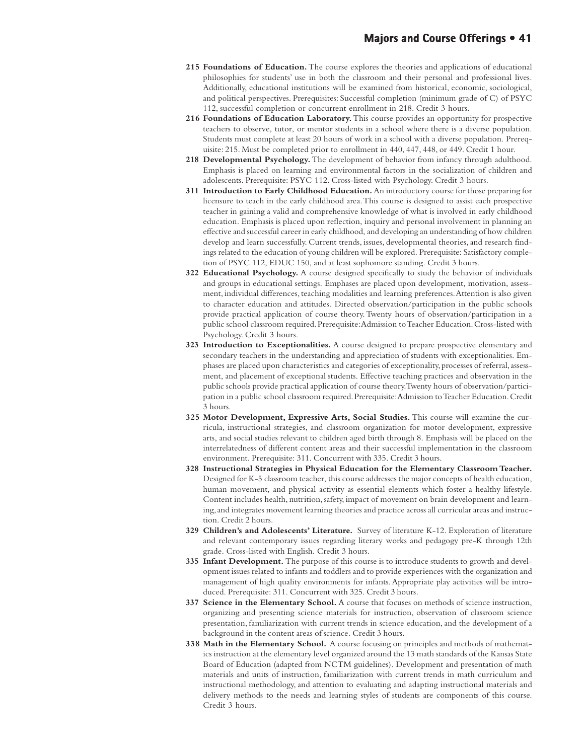**215 Foundations of Education.** The course explores the theories and applications of educational philosophies for students' use in both the classroom and their personal and professional lives. Additionally, educational institutions will be examined from historical, economic, sociological, and political perspectives. Prerequisites: Successful completion (minimum grade of C) of PSYC 112, successful completion or concurrent enrollment in 218. Credit 3 hours.

**216 Foundations of Education Laboratory.** This course provides an opportunity for prospective teachers to observe, tutor, or mentor students in a school where there is a diverse population. Students must complete at least 20 hours of work in a school with a diverse population. Prerequisite: 215. Must be completed prior to enrollment in 440, 447, 448, or 449. Credit 1 hour.

**218 Developmental Psychology.** The development of behavior from infancy through adulthood. Emphasis is placed on learning and environmental factors in the socialization of children and adolescents. Prerequisite: PSYC 112. Cross-listed with Psychology. Credit 3 hours.

**311 Introduction to Early Childhood Education.** An introductory course for those preparing for licensure to teach in the early childhood area. This course is designed to assist each prospective teacher in gaining a valid and comprehensive knowledge of what is involved in early childhood education. Emphasis is placed upon reflection, inquiry and personal involvement in planning an effective and successful career in early childhood, and developing an understanding of how children develop and learn successfully. Current trends, issues, developmental theories, and research findings related to the education of young children will be explored. Prerequisite: Satisfactory completion of PSYC 112, EDUC 150, and at least sophomore standing. Credit 3 hours.

**322 Educational Psychology.** A course designed specifically to study the behavior of individuals and groups in educational settings. Emphases are placed upon development, motivation, assessment, individual differences, teaching modalities and learning preferences. Attention is also given to character education and attitudes. Directed observation/participation in the public schools provide practical application of course theory. Twenty hours of observation/participation in a public school classroom required. Prerequisite: Admission to Teacher Education. Cross-listed with Psychology. Credit 3 hours.

**323 Introduction to Exceptionalities.** A course designed to prepare prospective elementary and secondary teachers in the understanding and appreciation of students with exceptionalities. Emphases are placed upon characteristics and categories of exceptionality, processes of referral, assessment, and placement of exceptional students. Effective teaching practices and observation in the public schools provide practical application of course theory. Twenty hours of observation/participation in a public school classroom required. Prerequisite: Admission to Teacher Education. Credit 3 hours.

**325 Motor Development, Expressive Arts, Social Studies.** This course will examine the curricula, instructional strategies, and classroom organization for motor development, expressive arts, and social studies relevant to children aged birth through 8. Emphasis will be placed on the interrelatedness of different content areas and their successful implementation in the classroom environment. Prerequisite: 311. Concurrent with 335. Credit 3 hours.

**328 Instructional Strategies in Physical Education for the Elementary Classroom Teacher.** Designed for K-5 classroom teacher, this course addresses the major concepts of health education, human movement, and physical activity as essential elements which foster a healthy lifestyle. Content includes health, nutrition, safety, impact of movement on brain development and learning, and integrates movement learning theories and practice across all curricular areas and instruction. Credit 2 hours.

**329 Children's and Adolescents' Literature.** Survey of literature K-12. Exploration of literature and relevant contemporary issues regarding literary works and pedagogy pre-K through 12th grade. Cross-listed with English. Credit 3 hours.

**335 Infant Development.** The purpose of this course is to introduce students to growth and development issues related to infants and toddlers and to provide experiences with the organization and management of high quality environments for infants. Appropriate play activities will be introduced. Prerequisite: 311. Concurrent with 325. Credit 3 hours.

**337 Science in the Elementary School.** A course that focuses on methods of science instruction, organizing and presenting science materials for instruction, observation of classroom science presentation, familiarization with current trends in science education, and the development of a background in the content areas of science. Credit 3 hours.

**338 Math in the Elementary School.** A course focusing on principles and methods of mathematics instruction at the elementary level organized around the 13 math standards of the Kansas State Board of Education (adapted from NCTM guidelines). Development and presentation of math materials and units of instruction, familiarization with current trends in math curriculum and instructional methodology, and attention to evaluating and adapting instructional materials and delivery methods to the needs and learning styles of students are components of this course. Credit 3 hours.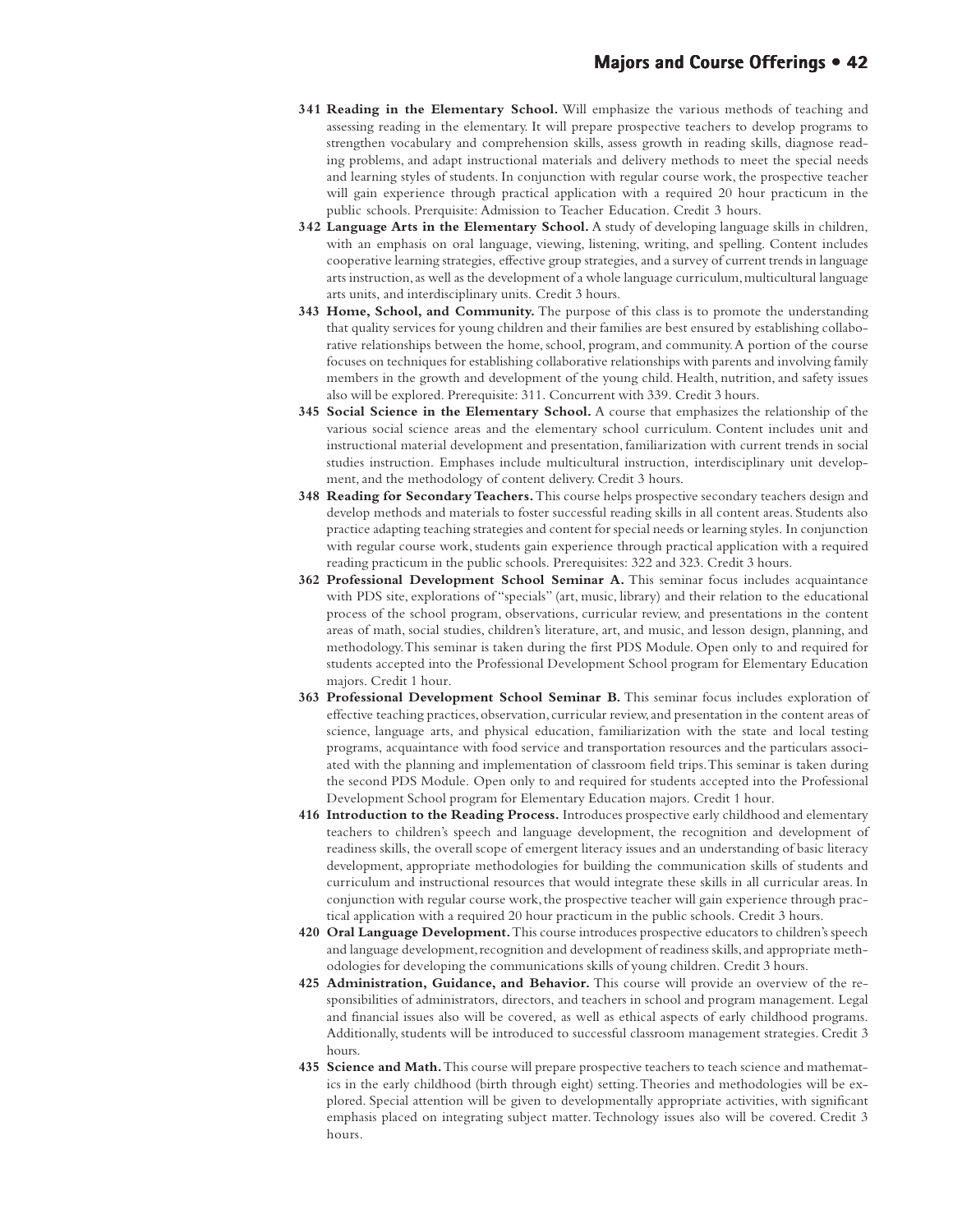**341 Reading in the Elementary School.** Will emphasize the various methods of teaching and assessing reading in the elementary. It will prepare prospective teachers to develop programs to strengthen vocabulary and comprehension skills, assess growth in reading skills, diagnose reading problems, and adapt instructional materials and delivery methods to meet the special needs and learning styles of students. In conjunction with regular course work, the prospective teacher will gain experience through practical application with a required 20 hour practicum in the public schools. Prerequisite: Admission to Teacher Education. Credit 3 hours.

**342 Language Arts in the Elementary School.** A study of developing language skills in children, with an emphasis on oral language, viewing, listening, writing, and spelling. Content includes cooperative learning strategies, effective group strategies, and a survey of current trends in language arts instruction, as well as the development of a whole language curriculum, multicultural language arts units, and interdisciplinary units. Credit 3 hours.

**343 Home, School, and Community.** The purpose of this class is to promote the understanding that quality services for young children and their families are best ensured by establishing collaborative relationships between the home, school, program, and community. A portion of the course focuses on techniques for establishing collaborative relationships with parents and involving family members in the growth and development of the young child. Health, nutrition, and safety issues also will be explored. Prerequisite: 311. Concurrent with 339. Credit 3 hours.

**345 Social Science in the Elementary School.** A course that emphasizes the relationship of the various social science areas and the elementary school curriculum. Content includes unit and instructional material development and presentation, familiarization with current trends in social studies instruction. Emphases include multicultural instruction, interdisciplinary unit development, and the methodology of content delivery. Credit 3 hours.

**348 Reading for Secondary Teachers.** This course helps prospective secondary teachers design and develop methods and materials to foster successful reading skills in all content areas. Students also practice adapting teaching strategies and content for special needs or learning styles. In conjunction with regular course work, students gain experience through practical application with a required reading practicum in the public schools. Prerequisites: 322 and 323. Credit 3 hours.

**362 Professional Development School Seminar A.** This seminar focus includes acquaintance with PDS site, explorations of "specials" (art, music, library) and their relation to the educational process of the school program, observations, curricular review, and presentations in the content areas of math, social studies, children's literature, art, and music, and lesson design, planning, and methodology. This seminar is taken during the first PDS Module. Open only to and required for students accepted into the Professional Development School program for Elementary Education majors. Credit 1 hour.

**363 Professional Development School Seminar B.** This seminar focus includes exploration of effective teaching practices, observation, curricular review, and presentation in the content areas of science, language arts, and physical education, familiarization with the state and local testing programs, acquaintance with food service and transportation resources and the particulars associated with the planning and implementation of classroom field trips. This seminar is taken during the second PDS Module. Open only to and required for students accepted into the Professional Development School program for Elementary Education majors. Credit 1 hour.

**416 Introduction to the Reading Process.** Introduces prospective early childhood and elementary teachers to children's speech and language development, the recognition and development of readiness skills, the overall scope of emergent literacy issues and an understanding of basic literacy development, appropriate methodologies for building the communication skills of students and curriculum and instructional resources that would integrate these skills in all curricular areas. In conjunction with regular course work, the prospective teacher will gain experience through practical application with a required 20 hour practicum in the public schools. Credit 3 hours.

**420 Oral Language Development.** This course introduces prospective educators to children's speech and language development, recognition and development of readiness skills, and appropriate methodologies for developing the communications skills of young children. Credit 3 hours.

**425 Administration, Guidance, and Behavior.** This course will provide an overview of the responsibilities of administrators, directors, and teachers in school and program management. Legal and financial issues also will be covered, as well as ethical aspects of early childhood programs. Additionally, students will be introduced to successful classroom management strategies. Credit 3 hours.

**435 Science and Math.** This course will prepare prospective teachers to teach science and mathematics in the early childhood (birth through eight) setting. Theories and methodologies will be explored. Special attention will be given to developmentally appropriate activities, with significant emphasis placed on integrating subject matter. Technology issues also will be covered. Credit 3 hours.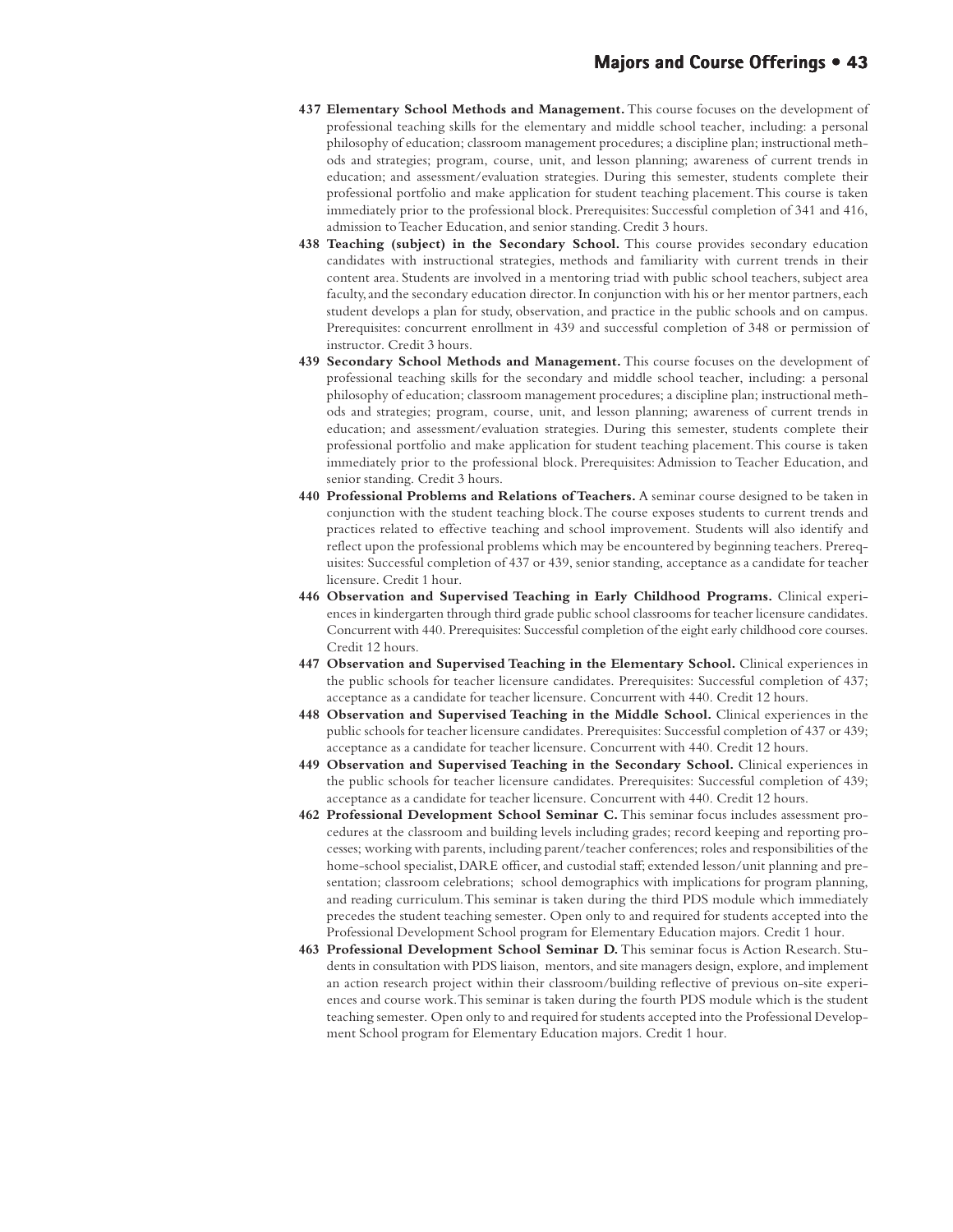**437 Elementary School Methods and Management.** This course focuses on the development of professional teaching skills for the elementary and middle school teacher, including: a personal philosophy of education; classroom management procedures; a discipline plan; instructional methods and strategies; program, course, unit, and lesson planning; awareness of current trends in education; and assessment/evaluation strategies. During this semester, students complete their professional portfolio and make application for student teaching placement. This course is taken immediately prior to the professional block. Prerequisites: Successful completion of 341 and 416, admission to Teacher Education, and senior standing. Credit 3 hours.

**438 Teaching (subject) in the Secondary School.** This course provides secondary education candidates with instructional strategies, methods and familiarity with current trends in their content area. Students are involved in a mentoring triad with public school teachers, subject area faculty, and the secondary education director. In conjunction with his or her mentor partners, each student develops a plan for study, observation, and practice in the public schools and on campus. Prerequisites: concurrent enrollment in 439 and successful completion of 348 or permission of instructor. Credit 3 hours.

**439 Secondary School Methods and Management.** This course focuses on the development of professional teaching skills for the secondary and middle school teacher, including: a personal philosophy of education; classroom management procedures; a discipline plan; instructional methods and strategies; program, course, unit, and lesson planning; awareness of current trends in education; and assessment/evaluation strategies. During this semester, students complete their professional portfolio and make application for student teaching placement. This course is taken immediately prior to the professional block. Prerequisites: Admission to Teacher Education, and senior standing. Credit 3 hours.

**440 Professional Problems and Relations of Teachers.** A seminar course designed to be taken in conjunction with the student teaching block. The course exposes students to current trends and practices related to effective teaching and school improvement. Students will also identify and reflect upon the professional problems which may be encountered by beginning teachers. Prerequisites: Successful completion of 437 or 439, senior standing, acceptance as a candidate for teacher licensure. Credit 1 hour.

**446 Observation and Supervised Teaching in Early Childhood Programs.** Clinical experiences in kindergarten through third grade public school classrooms for teacher licensure candidates. Concurrent with 440. Prerequisites: Successful completion of the eight early childhood core courses. Credit 12 hours.

**447 Observation and Supervised Teaching in the Elementary School.** Clinical experiences in the public schools for teacher licensure candidates. Prerequisites: Successful completion of 437; acceptance as a candidate for teacher licensure. Concurrent with 440. Credit 12 hours.

**448 Observation and Supervised Teaching in the Middle School.** Clinical experiences in the public schools for teacher licensure candidates. Prerequisites: Successful completion of 437 or 439; acceptance as a candidate for teacher licensure. Concurrent with 440. Credit 12 hours.

**449 Observation and Supervised Teaching in the Secondary School.** Clinical experiences in the public schools for teacher licensure candidates. Prerequisites: Successful completion of 439; acceptance as a candidate for teacher licensure. Concurrent with 440. Credit 12 hours.

**462 Professional Development School Seminar C.** This seminar focus includes assessment procedures at the classroom and building levels including grades; record keeping and reporting processes; working with parents, including parent/teacher conferences; roles and responsibilities of the home-school specialist, DARE officer, and custodial staff; extended lesson/unit planning and presentation; classroom celebrations; school demographics with implications for program planning, and reading curriculum. This seminar is taken during the third PDS module which immediately precedes the student teaching semester. Open only to and required for students accepted into the Professional Development School program for Elementary Education majors. Credit 1 hour.

**463 Professional Development School Seminar D.** This seminar focus is Action Research. Students in consultation with PDS liaison, mentors, and site managers design, explore, and implement an action research project within their classroom/building reflective of previous on-site experiences and course work. This seminar is taken during the fourth PDS module which is the student teaching semester. Open only to and required for students accepted into the Professional Development School program for Elementary Education majors. Credit 1 hour.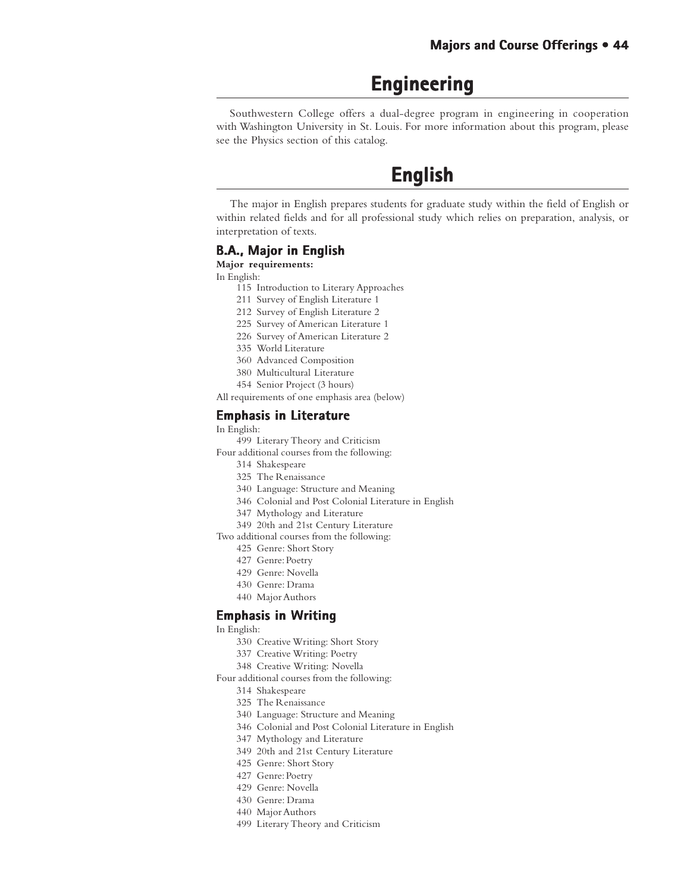# Engineering

Southwestern College offers a dual-degree program in engineering in cooperation with Washington University in St. Louis. For more information about this program, please see the Physics section of this catalog.

# English

The major in English prepares students for graduate study within the field of English or within related fields and for all professional study which relies on preparation, analysis, or interpretation of texts.

## B.A., Major in English

**Major requirements:**

In English:

- 115 Introduction to Literary Approaches
- 211 Survey of English Literature 1
- 212 Survey of English Literature 2
- 225 Survey of American Literature 1
- 226 Survey of American Literature 2
- 335 World Literature
- 360 Advanced Composition
- 380 Multicultural Literature
- 454 Senior Project (3 hours)

All requirements of one emphasis area (below)

## Emphasis in Literature

In English:

- 499 Literary Theory and Criticism

Four additional courses from the following:

- 314 Shakespeare
- 325 The Renaissance
- 340 Language: Structure and Meaning
- 346 Colonial and Post Colonial Literature in English
- 347 Mythology and Literature
- 349 20th and 21st Century Literature

Two additional courses from the following:

- 425 Genre: Short Story
- 427 Genre: Poetry
- 429 Genre: Novella
- 430 Genre: Drama
- 440 Major Authors

## Emphasis in Writing

In English:

- 330 Creative Writing: Short Story
- 337 Creative Writing: Poetry
- 348 Creative Writing: Novella

Four additional courses from the following:

- 314 Shakespeare
- 325 The Renaissance
- 340 Language: Structure and Meaning
- 346 Colonial and Post Colonial Literature in English
- 347 Mythology and Literature
- 349 20th and 21st Century Literature
- 425 Genre: Short Story
- 427 Genre: Poetry
- 429 Genre: Novella
- 430 Genre: Drama
- 440 Major Authors
- 499 Literary Theory and Criticism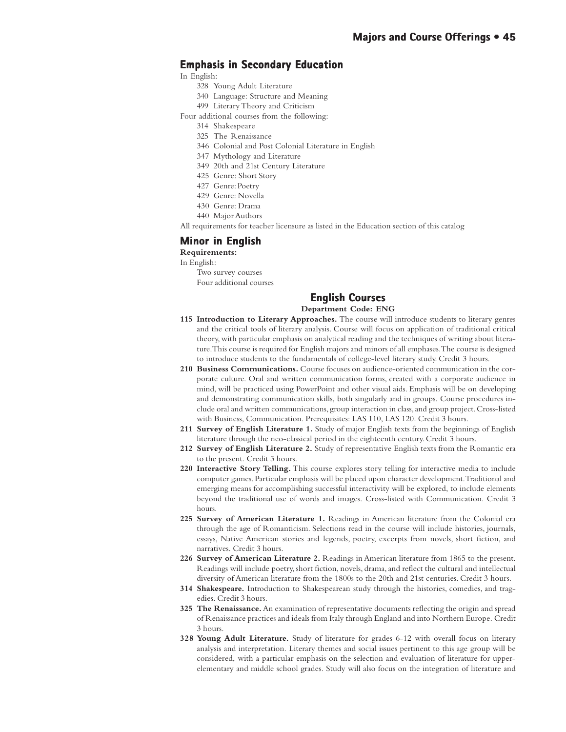## Emphasis in Secondary Education

In English:

- 328 Young Adult Literature
- 340 Language: Structure and Meaning
- 499 Literary Theory and Criticism

Four additional courses from the following:

- 314 Shakespeare
- 325 The Renaissance
- 346 Colonial and Post Colonial Literature in English
- 347 Mythology and Literature
- 349 20th and 21st Century Literature
- 425 Genre: Short Story
- 427 Genre: Poetry
- 429 Genre: Novella
- 430 Genre: Drama
- 440 Major Authors

All requirements for teacher licensure as listed in the Education section of this catalog

## Minor in English

**Requirements:**

In English:

- Two survey courses
- Four additional courses

## English Courses

**Department Code: ENG**

**115 Introduction to Literary Approaches.** The course will introduce students to literary genres and the critical tools of literary analysis. Course will focus on application of traditional critical theory, with particular emphasis on analytical reading and the techniques of writing about literature. This course is required for English majors and minors of all emphases. The course is designed to introduce students to the fundamentals of college-level literary study. Credit 3 hours.

**210 Business Communications.** Course focuses on audience-oriented communication in the corporate culture. Oral and written communication forms, created with a corporate audience in mind, will be practiced using PowerPoint and other visual aids. Emphasis will be on developing and demonstrating communication skills, both singularly and in groups. Course procedures include oral and written communications, group interaction in class, and group project. Cross-listed with Business, Communication. Prerequisites: LAS 110, LAS 120. Credit 3 hours.

**211 Survey of English Literature 1.** Study of major English texts from the beginnings of English literature through the neo-classical period in the eighteenth century. Credit 3 hours.

**212 Survey of English Literature 2.** Study of representative English texts from the Romantic era to the present. Credit 3 hours.

**220 Interactive Story Telling.** This course explores story telling for interactive media to include computer games. Particular emphasis will be placed upon character development. Traditional and emerging means for accomplishing successful interactivity will be explored, to include elements beyond the traditional use of words and images. Cross-listed with Communication. Credit 3 hours.

**225 Survey of American Literature 1.** Readings in American literature from the Colonial era through the age of Romanticism. Selections read in the course will include histories, journals, essays, Native American stories and legends, poetry, excerpts from novels, short fiction, and narratives. Credit 3 hours.

**226 Survey of American Literature 2.** Readings in American literature from 1865 to the present. Readings will include poetry, short fiction, novels, drama, and reflect the cultural and intellectual diversity of American literature from the 1800s to the 20th and 21st centuries. Credit 3 hours.

**314 Shakespeare.** Introduction to Shakespearean study through the histories, comedies, and tragedies. Credit 3 hours.

**325 The Renaissance.** An examination of representative documents reflecting the origin and spread of Renaissance practices and ideals from Italy through England and into Northern Europe. Credit 3 hours.

**328 Young Adult Literature.** Study of literature for grades 6-12 with overall focus on literary analysis and interpretation. Literary themes and social issues pertinent to this age group will be considered, with a particular emphasis on the selection and evaluation of literature for upper-elementary and middle school grades. Study will also focus on the integration of literature and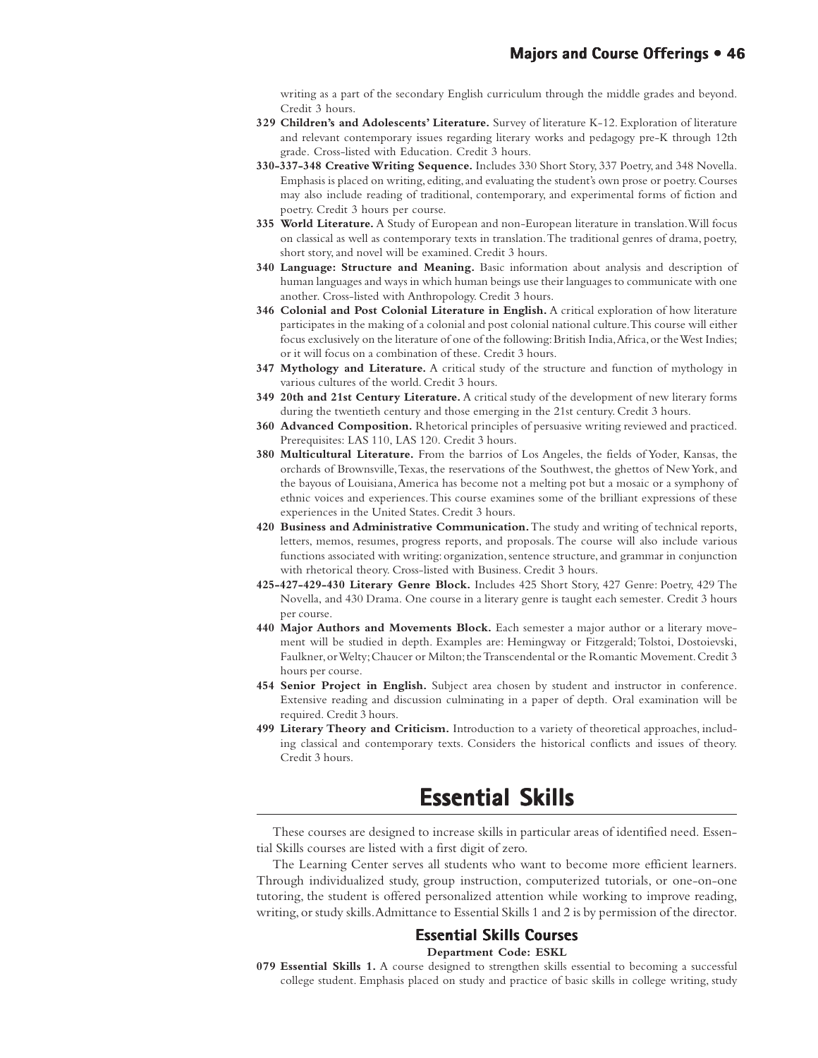writing as a part of the secondary English curriculum through the middle grades and beyond. Credit 3 hours.

**329 Children's and Adolescents' Literature.** Survey of literature K-12. Exploration of literature and relevant contemporary issues regarding literary works and pedagogy pre-K through 12th grade. Cross-listed with Education. Credit 3 hours.

**330-337-348 Creative Writing Sequence.** Includes 330 Short Story, 337 Poetry, and 348 Novella. Emphasis is placed on writing, editing, and evaluating the student's own prose or poetry. Courses may also include reading of traditional, contemporary, and experimental forms of fiction and poetry. Credit 3 hours per course.

**335 World Literature.** A Study of European and non-European literature in translation. Will focus on classical as well as contemporary texts in translation. The traditional genres of drama, poetry, short story, and novel will be examined. Credit 3 hours.

**340 Language: Structure and Meaning.** Basic information about analysis and description of human languages and ways in which human beings use their languages to communicate with one another. Cross-listed with Anthropology. Credit 3 hours.

**346 Colonial and Post Colonial Literature in English.** A critical exploration of how literature participates in the making of a colonial and post colonial national culture. This course will either focus exclusively on the literature of one of the following: British India, Africa, or the West Indies; or it will focus on a combination of these. Credit 3 hours.

**347 Mythology and Literature.** A critical study of the structure and function of mythology in various cultures of the world. Credit 3 hours.

**349 20th and 21st Century Literature.** A critical study of the development of new literary forms during the twentieth century and those emerging in the 21st century. Credit 3 hours.

**360 Advanced Composition.** Rhetorical principles of persuasive writing reviewed and practiced. Prerequisites: LAS 110, LAS 120. Credit 3 hours.

**380 Multicultural Literature.** From the barrios of Los Angeles, the fields of Yoder, Kansas, the orchards of Brownsville, Texas, the reservations of the Southwest, the ghettos of New York, and the bayous of Louisiana, America has become not a melting pot but a mosaic or a symphony of ethnic voices and experiences. This course examines some of the brilliant expressions of these experiences in the United States. Credit 3 hours.

**420 Business and Administrative Communication.** The study and writing of technical reports, letters, memos, resumes, progress reports, and proposals. The course will also include various functions associated with writing: organization, sentence structure, and grammar in conjunction with rhetorical theory. Cross-listed with Business. Credit 3 hours.

**425-427-429-430 Literary Genre Block.** Includes 425 Short Story, 427 Genre: Poetry, 429 The Novella, and 430 Drama. One course in a literary genre is taught each semester. Credit 3 hours per course.

**440 Major Authors and Movements Block.** Each semester a major author or a literary movement will be studied in depth. Examples are: Hemingway or Fitzgerald; Tolstoi, Dostoievski, Faulkner, or Welty; Chaucer or Milton; the Transcendental or the Romantic Movement. Credit 3 hours per course.

**454 Senior Project in English.** Subject area chosen by student and instructor in conference. Extensive reading and discussion culminating in a paper of depth. Oral examination will be required. Credit 3 hours.

**499 Literary Theory and Criticism.** Introduction to a variety of theoretical approaches, including classical and contemporary texts. Considers the historical conflicts and issues of theory. Credit 3 hours.

# Essential Skills

These courses are designed to increase skills in particular areas of identified need. Essential Skills courses are listed with a first digit of zero.

The Learning Center serves all students who want to become more efficient learners. Through individualized study, group instruction, computerized tutorials, or one-on-one tutoring, the student is offered personalized attention while working to improve reading, writing, or study skills. Admittance to Essential Skills 1 and 2 is by permission of the director.

## Essential Skills Courses

**Department Code: ESKL**

**079 Essential Skills 1.** A course designed to strengthen skills essential to becoming a successful college student. Emphasis placed on study and practice of basic skills in college writing, study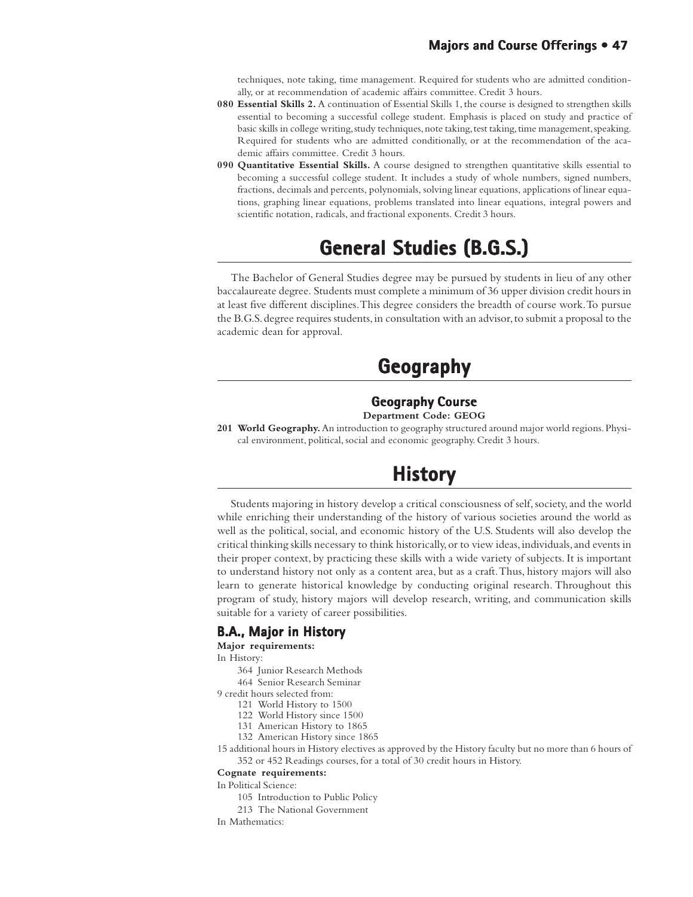techniques, note taking, time management. Required for students who are admitted conditionally, or at recommendation of academic affairs committee. Credit 3 hours.

**080 Essential Skills 2.** A continuation of Essential Skills 1, the course is designed to strengthen skills essential to becoming a successful college student. Emphasis is placed on study and practice of basic skills in college writing, study techniques, note taking, test taking, time management, speaking. Required for students who are admitted conditionally, or at the recommendation of the academic affairs committee. Credit 3 hours.

**090 Quantitative Essential Skills.** A course designed to strengthen quantitative skills essential to becoming a successful college student. It includes a study of whole numbers, signed numbers, fractions, decimals and percents, polynomials, solving linear equations, applications of linear equations, graphing linear equations, problems translated into linear equations, integral powers and scientific notation, radicals, and fractional exponents. Credit 3 hours.

# General Studies (B.G.S.)

The Bachelor of General Studies degree may be pursued by students in lieu of any other baccalaureate degree. Students must complete a minimum of 36 upper division credit hours in at least five different disciplines. This degree considers the breadth of course work. To pursue the B.G.S. degree requires students, in consultation with an advisor, to submit a proposal to the academic dean for approval.

# Geography

### Geography Course

**Department Code: GEOG**

**201 World Geography.** An introduction to geography structured around major world regions. Physical environment, political, social and economic geography. Credit 3 hours.

# History

Students majoring in history develop a critical consciousness of self, society, and the world while enriching their understanding of the history of various societies around the world as well as the political, social, and economic history of the U.S. Students will also develop the critical thinking skills necessary to think historically, or to view ideas, individuals, and events in their proper context, by practicing these skills with a wide variety of subjects. It is important to understand history not only as a content area, but as a craft. Thus, history majors will also learn to generate historical knowledge by conducting original research. Throughout this program of study, history majors will develop research, writing, and communication skills suitable for a variety of career possibilities.

## B.A., Major in History

**Major requirements:**

In History:

- 364 Junior Research Methods
- 464 Senior Research Seminar

9 credit hours selected from:

- 121 World History to 1500
- 122 World History since 1500
- 131 American History to 1865
- 132 American History since 1865

15 additional hours in History electives as approved by the History faculty but no more than 6 hours of 352 or 452 Readings courses, for a total of 30 credit hours in History.

**Cognate requirements:**

In Political Science:

- 105 Introduction to Public Policy
- 213 The National Government

In Mathematics: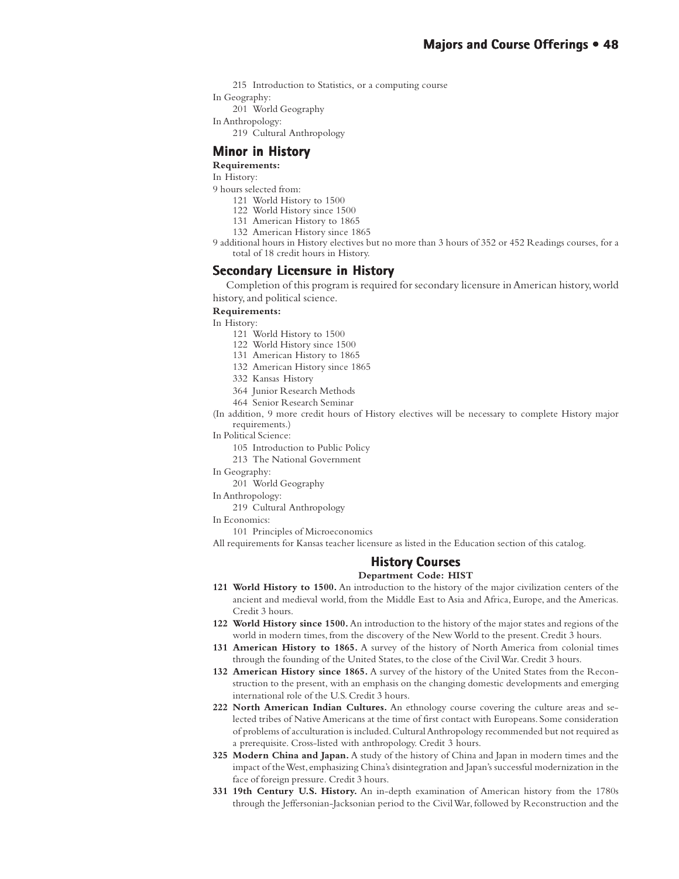215 Introduction to Statistics, or a computing course

In Geography:

201 World Geography

In Anthropology:

219 Cultural Anthropology

## Minor in History

**Requirements:**

In History:

9 hours selected from:

121 World History to 1500
122 World History since 1500
131 American History to 1865
132 American History since 1865

9 additional hours in History electives but no more than 3 hours of 352 or 452 Readings courses, for a total of 18 credit hours in History.

## Secondary Licensure in History

Completion of this program is required for secondary licensure in American history, world history, and political science.

**Requirements:**

In History:

121 World History to 1500
122 World History since 1500
131 American History to 1865
132 American History since 1865
332 Kansas History
364 Junior Research Methods
464 Senior Research Seminar

(In addition, 9 more credit hours of History electives will be necessary to complete History major requirements.)

In Political Science:

105 Introduction to Public Policy
213 The National Government

In Geography:

201 World Geography

In Anthropology:

219 Cultural Anthropology

In Economics:

101 Principles of Microeconomics

All requirements for Kansas teacher licensure as listed in the Education section of this catalog.

## History Courses

**Department Code: HIST**

**121 World History to 1500.** An introduction to the history of the major civilization centers of the ancient and medieval world, from the Middle East to Asia and Africa, Europe, and the Americas. Credit 3 hours.

**122 World History since 1500.** An introduction to the history of the major states and regions of the world in modern times, from the discovery of the New World to the present. Credit 3 hours.

**131 American History to 1865.** A survey of the history of North America from colonial times through the founding of the United States, to the close of the Civil War. Credit 3 hours.

**132 American History since 1865.** A survey of the history of the United States from the Reconstruction to the present, with an emphasis on the changing domestic developments and emerging international role of the U.S. Credit 3 hours.

**222 North American Indian Cultures.** An ethnology course covering the culture areas and selected tribes of Native Americans at the time of first contact with Europeans. Some consideration of problems of acculturation is included. Cultural Anthropology recommended but not required as a prerequisite. Cross-listed with anthropology. Credit 3 hours.

**325 Modern China and Japan.** A study of the history of China and Japan in modern times and the impact of the West, emphasizing China's disintegration and Japan's successful modernization in the face of foreign pressure. Credit 3 hours.

**331 19th Century U.S. History.** An in-depth examination of American history from the 1780s through the Jeffersonian-Jacksonian period to the Civil War, followed by Reconstruction and the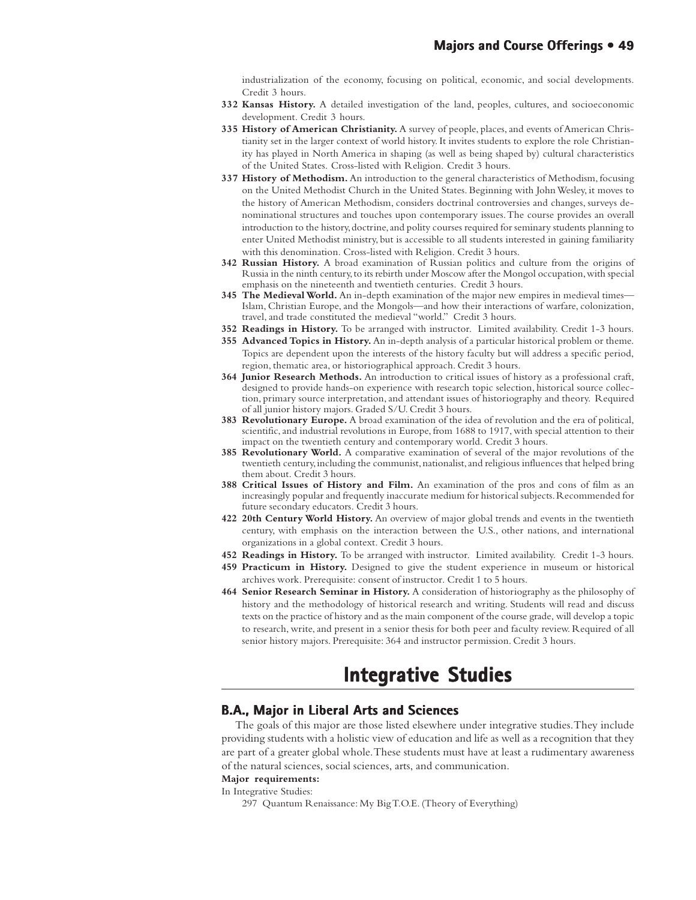industrialization of the economy, focusing on political, economic, and social developments. Credit 3 hours.

**332 Kansas History.** A detailed investigation of the land, peoples, cultures, and socioeconomic development. Credit 3 hours.

**335 History of American Christianity.** A survey of people, places, and events of American Christianity set in the larger context of world history. It invites students to explore the role Christianity has played in North America in shaping (as well as being shaped by) cultural characteristics of the United States. Cross-listed with Religion. Credit 3 hours.

**337 History of Methodism.** An introduction to the general characteristics of Methodism, focusing on the United Methodist Church in the United States. Beginning with John Wesley, it moves to the history of American Methodism, considers doctrinal controversies and changes, surveys denominational structures and touches upon contemporary issues. The course provides an overall introduction to the history, doctrine, and polity courses required for seminary students planning to enter United Methodist ministry, but is accessible to all students interested in gaining familiarity with this denomination. Cross-listed with Religion. Credit 3 hours.

**342 Russian History.** A broad examination of Russian politics and culture from the origins of Russia in the ninth century, to its rebirth under Moscow after the Mongol occupation, with special emphasis on the nineteenth and twentieth centuries. Credit 3 hours.

**345 The Medieval World.** An in-depth examination of the major new empires in medieval times—Islam, Christian Europe, and the Mongols—and how their interactions of warfare, colonization, travel, and trade constituted the medieval "world." Credit 3 hours.

**352 Readings in History.** To be arranged with instructor. Limited availability. Credit 1-3 hours.

**355 Advanced Topics in History.** An in-depth analysis of a particular historical problem or theme. Topics are dependent upon the interests of the history faculty but will address a specific period, region, thematic area, or historiographical approach. Credit 3 hours.

**364 Junior Research Methods.** An introduction to critical issues of history as a professional craft, designed to provide hands-on experience with research topic selection, historical source collection, primary source interpretation, and attendant issues of historiography and theory. Required of all junior history majors. Graded S/U. Credit 3 hours.

**383 Revolutionary Europe.** A broad examination of the idea of revolution and the era of political, scientific, and industrial revolutions in Europe, from 1688 to 1917, with special attention to their impact on the twentieth century and contemporary world. Credit 3 hours.

**385 Revolutionary World.** A comparative examination of several of the major revolutions of the twentieth century, including the communist, nationalist, and religious influences that helped bring them about. Credit 3 hours.

**388 Critical Issues of History and Film.** An examination of the pros and cons of film as an increasingly popular and frequently inaccurate medium for historical subjects. Recommended for future secondary educators. Credit 3 hours.

**422 20th Century World History.** An overview of major global trends and events in the twentieth century, with emphasis on the interaction between the U.S., other nations, and international organizations in a global context. Credit 3 hours.

**452 Readings in History.** To be arranged with instructor. Limited availability. Credit 1-3 hours.

**459 Practicum in History.** Designed to give the student experience in museum or historical archives work. Prerequisite: consent of instructor. Credit 1 to 5 hours.

**464 Senior Research Seminar in History.** A consideration of historiography as the philosophy of history and the methodology of historical research and writing. Students will read and discuss texts on the practice of history and as the main component of the course grade, will develop a topic to research, write, and present in a senior thesis for both peer and faculty review. Required of all senior history majors. Prerequisite: 364 and instructor permission. Credit 3 hours.

# Integrative Studies

## B.A., Major in Liberal Arts and Sciences

The goals of this major are those listed elsewhere under integrative studies. They include providing students with a holistic view of education and life as well as a recognition that they are part of a greater global whole. These students must have at least a rudimentary awareness of the natural sciences, social sciences, arts, and communication.

**Major requirements:**

In Integrative Studies:

297 Quantum Renaissance: My Big T.O.E. (Theory of Everything)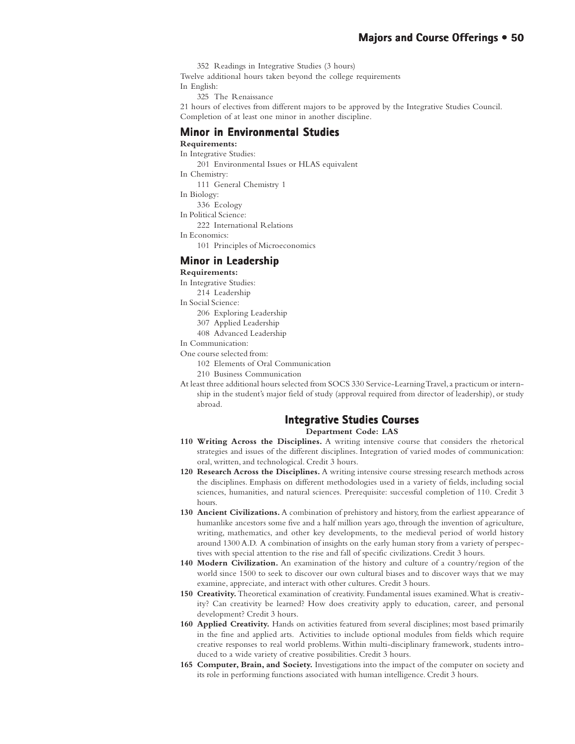352 Readings in Integrative Studies (3 hours)

Twelve additional hours taken beyond the college requirements

In English:

325 The Renaissance

21 hours of electives from different majors to be approved by the Integrative Studies Council.

Completion of at least one minor in another discipline.

## Minor in Environmental Studies

**Requirements:**

In Integrative Studies:

201 Environmental Issues or HLAS equivalent

In Chemistry:

111 General Chemistry 1

In Biology:

336 Ecology

In Political Science:

222 International Relations

In Economics:

101 Principles of Microeconomics

## Minor in Leadership

**Requirements:**

In Integrative Studies:

214 Leadership

In Social Science:

206 Exploring Leadership

307 Applied Leadership

408 Advanced Leadership

In Communication:

One course selected from:

102 Elements of Oral Communication

210 Business Communication

At least three additional hours selected from SOCS 330 Service-Learning Travel, a practicum or internship in the student's major field of study (approval required from director of leadership), or study abroad.

## Integrative Studies Courses

**Department Code: LAS**

**110 Writing Across the Disciplines.** A writing intensive course that considers the rhetorical strategies and issues of the different disciplines. Integration of varied modes of communication: oral, written, and technological. Credit 3 hours.

**120 Research Across the Disciplines.** A writing intensive course stressing research methods across the disciplines. Emphasis on different methodologies used in a variety of fields, including social sciences, humanities, and natural sciences. Prerequisite: successful completion of 110. Credit 3 hours.

**130 Ancient Civilizations.** A combination of prehistory and history, from the earliest appearance of humanlike ancestors some five and a half million years ago, through the invention of agriculture, writing, mathematics, and other key developments, to the medieval period of world history around 1300 A.D. A combination of insights on the early human story from a variety of perspectives with special attention to the rise and fall of specific civilizations. Credit 3 hours.

**140 Modern Civilization.** An examination of the history and culture of a country/region of the world since 1500 to seek to discover our own cultural biases and to discover ways that we may examine, appreciate, and interact with other cultures. Credit 3 hours.

**150 Creativity.** Theoretical examination of creativity. Fundamental issues examined. What is creativity? Can creativity be learned? How does creativity apply to education, career, and personal development? Credit 3 hours.

**160 Applied Creativity.** Hands on activities featured from several disciplines; most based primarily in the fine and applied arts. Activities to include optional modules from fields which require creative responses to real world problems. Within multi-disciplinary framework, students introduced to a wide variety of creative possibilities. Credit 3 hours.

**165 Computer, Brain, and Society.** Investigations into the impact of the computer on society and its role in performing functions associated with human intelligence. Credit 3 hours.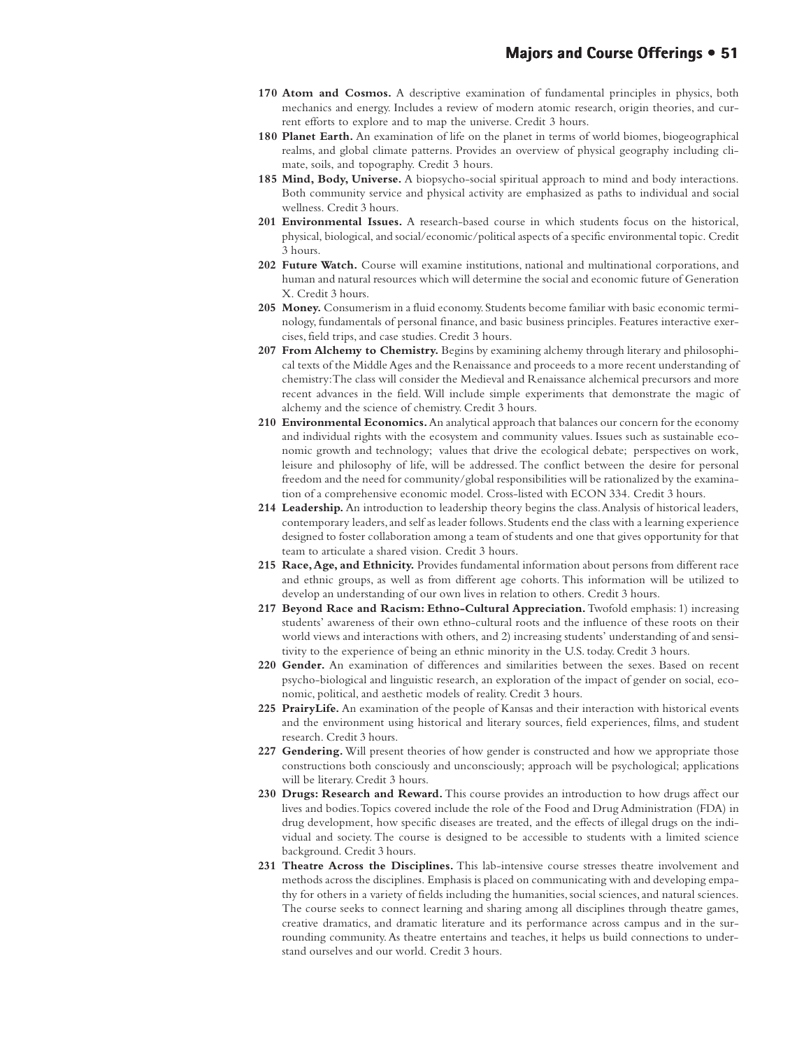**170 Atom and Cosmos.** A descriptive examination of fundamental principles in physics, both mechanics and energy. Includes a review of modern atomic research, origin theories, and current efforts to explore and to map the universe. Credit 3 hours.

**180 Planet Earth.** An examination of life on the planet in terms of world biomes, biogeographical realms, and global climate patterns. Provides an overview of physical geography including climate, soils, and topography. Credit 3 hours.

**185 Mind, Body, Universe.** A biopsycho-social spiritual approach to mind and body interactions. Both community service and physical activity are emphasized as paths to individual and social wellness. Credit 3 hours.

**201 Environmental Issues.** A research-based course in which students focus on the historical, physical, biological, and social/economic/political aspects of a specific environmental topic. Credit 3 hours.

**202 Future Watch.** Course will examine institutions, national and multinational corporations, and human and natural resources which will determine the social and economic future of Generation X. Credit 3 hours.

**205 Money.** Consumerism in a fluid economy. Students become familiar with basic economic terminology, fundamentals of personal finance, and basic business principles. Features interactive exercises, field trips, and case studies. Credit 3 hours.

**207 From Alchemy to Chemistry.** Begins by examining alchemy through literary and philosophical texts of the Middle Ages and the Renaissance and proceeds to a more recent understanding of chemistry: The class will consider the Medieval and Renaissance alchemical precursors and more recent advances in the field. Will include simple experiments that demonstrate the magic of alchemy and the science of chemistry. Credit 3 hours.

**210 Environmental Economics.** An analytical approach that balances our concern for the economy and individual rights with the ecosystem and community values. Issues such as sustainable economic growth and technology; values that drive the ecological debate; perspectives on work, leisure and philosophy of life, will be addressed. The conflict between the desire for personal freedom and the need for community/global responsibilities will be rationalized by the examination of a comprehensive economic model. Cross-listed with ECON 334. Credit 3 hours.

**214 Leadership.** An introduction to leadership theory begins the class. Analysis of historical leaders, contemporary leaders, and self as leader follows. Students end the class with a learning experience designed to foster collaboration among a team of students and one that gives opportunity for that team to articulate a shared vision. Credit 3 hours.

**215 Race, Age, and Ethnicity.** Provides fundamental information about persons from different race and ethnic groups, as well as from different age cohorts. This information will be utilized to develop an understanding of our own lives in relation to others. Credit 3 hours.

**217 Beyond Race and Racism: Ethno-Cultural Appreciation.** Twofold emphasis: 1) increasing students' awareness of their own ethno-cultural roots and the influence of these roots on their world views and interactions with others, and 2) increasing students' understanding of and sensitivity to the experience of being an ethnic minority in the U.S. today. Credit 3 hours.

**220 Gender.** An examination of differences and similarities between the sexes. Based on recent psycho-biological and linguistic research, an exploration of the impact of gender on social, economic, political, and aesthetic models of reality. Credit 3 hours.

**225 PrairyLife.** An examination of the people of Kansas and their interaction with historical events and the environment using historical and literary sources, field experiences, films, and student research. Credit 3 hours.

**227 Gendering.** Will present theories of how gender is constructed and how we appropriate those constructions both consciously and unconsciously; approach will be psychological; applications will be literary. Credit 3 hours.

**230 Drugs: Research and Reward.** This course provides an introduction to how drugs affect our lives and bodies. Topics covered include the role of the Food and Drug Administration (FDA) in drug development, how specific diseases are treated, and the effects of illegal drugs on the individual and society. The course is designed to be accessible to students with a limited science background. Credit 3 hours.

**231 Theatre Across the Disciplines.** This lab-intensive course stresses theatre involvement and methods across the disciplines. Emphasis is placed on communicating with and developing empathy for others in a variety of fields including the humanities, social sciences, and natural sciences. The course seeks to connect learning and sharing among all disciplines through theatre games, creative dramatics, and dramatic literature and its performance across campus and in the surrounding community. As theatre entertains and teaches, it helps us build connections to understand ourselves and our world. Credit 3 hours.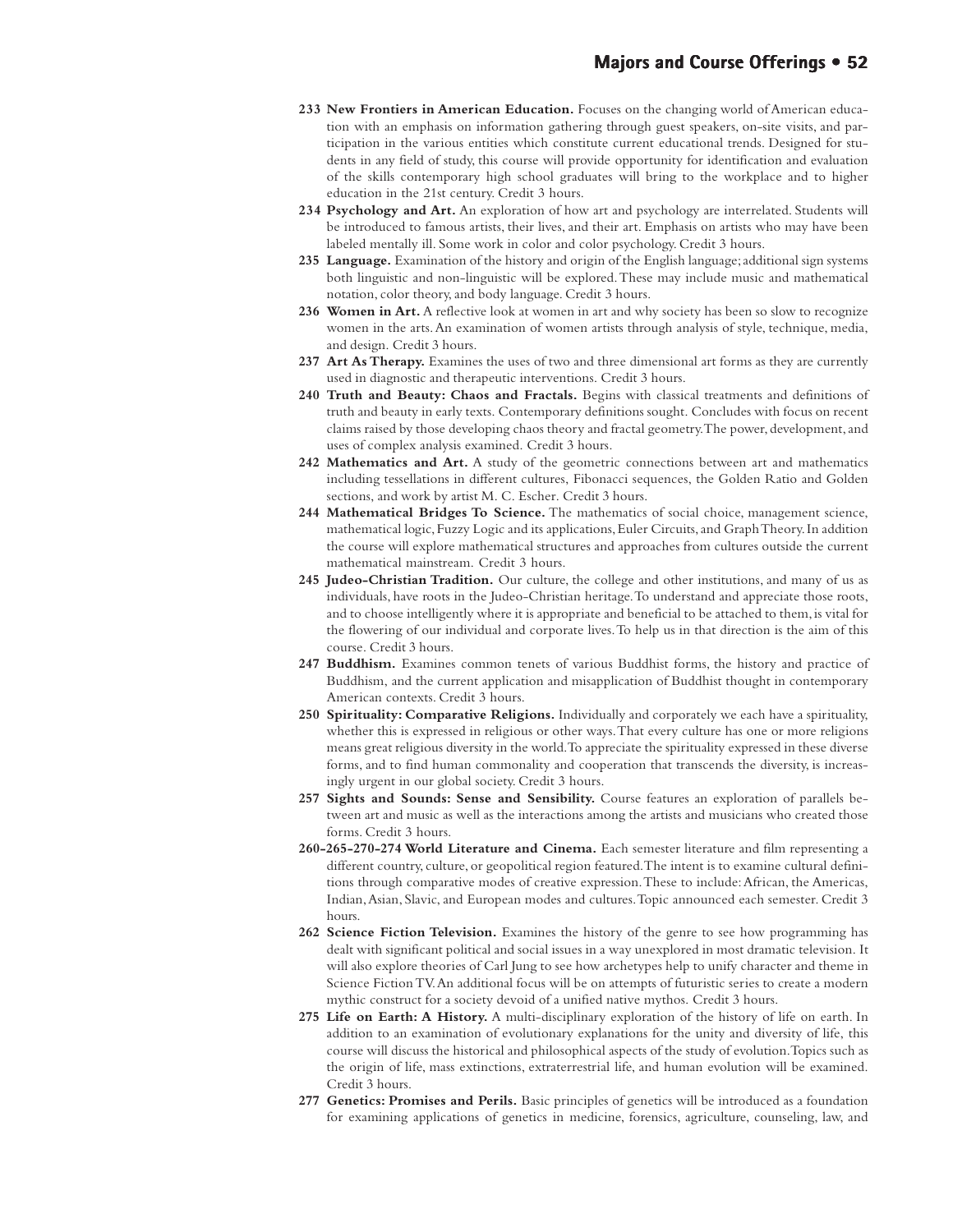**233 New Frontiers in American Education.** Focuses on the changing world of American education with an emphasis on information gathering through guest speakers, on-site visits, and participation in the various entities which constitute current educational trends. Designed for students in any field of study, this course will provide opportunity for identification and evaluation of the skills contemporary high school graduates will bring to the workplace and to higher education in the 21st century. Credit 3 hours.

**234 Psychology and Art.** An exploration of how art and psychology are interrelated. Students will be introduced to famous artists, their lives, and their art. Emphasis on artists who may have been labeled mentally ill. Some work in color and color psychology. Credit 3 hours.

**235 Language.** Examination of the history and origin of the English language; additional sign systems both linguistic and non-linguistic will be explored. These may include music and mathematical notation, color theory, and body language. Credit 3 hours.

**236 Women in Art.** A reflective look at women in art and why society has been so slow to recognize women in the arts. An examination of women artists through analysis of style, technique, media, and design. Credit 3 hours.

**237 Art As Therapy.** Examines the uses of two and three dimensional art forms as they are currently used in diagnostic and therapeutic interventions. Credit 3 hours.

**240 Truth and Beauty: Chaos and Fractals.** Begins with classical treatments and definitions of truth and beauty in early texts. Contemporary definitions sought. Concludes with focus on recent claims raised by those developing chaos theory and fractal geometry. The power, development, and uses of complex analysis examined. Credit 3 hours.

**242 Mathematics and Art.** A study of the geometric connections between art and mathematics including tessellations in different cultures, Fibonacci sequences, the Golden Ratio and Golden sections, and work by artist M. C. Escher. Credit 3 hours.

**244 Mathematical Bridges To Science.** The mathematics of social choice, management science, mathematical logic, Fuzzy Logic and its applications, Euler Circuits, and Graph Theory. In addition the course will explore mathematical structures and approaches from cultures outside the current mathematical mainstream. Credit 3 hours.

**245 Judeo-Christian Tradition.** Our culture, the college and other institutions, and many of us as individuals, have roots in the Judeo-Christian heritage. To understand and appreciate those roots, and to choose intelligently where it is appropriate and beneficial to be attached to them, is vital for the flowering of our individual and corporate lives. To help us in that direction is the aim of this course. Credit 3 hours.

**247 Buddhism.** Examines common tenets of various Buddhist forms, the history and practice of Buddhism, and the current application and misapplication of Buddhist thought in contemporary American contexts. Credit 3 hours.

**250 Spirituality: Comparative Religions.** Individually and corporately we each have a spirituality, whether this is expressed in religious or other ways. That every culture has one or more religions means great religious diversity in the world. To appreciate the spirituality expressed in these diverse forms, and to find human commonality and cooperation that transcends the diversity, is increasingly urgent in our global society. Credit 3 hours.

**257 Sights and Sounds: Sense and Sensibility.** Course features an exploration of parallels between art and music as well as the interactions among the artists and musicians who created those forms. Credit 3 hours.

**260-265-270-274 World Literature and Cinema.** Each semester literature and film representing a different country, culture, or geopolitical region featured. The intent is to examine cultural definitions through comparative modes of creative expression. These to include: African, the Americas, Indian, Asian, Slavic, and European modes and cultures. Topic announced each semester. Credit 3 hours.

**262 Science Fiction Television.** Examines the history of the genre to see how programming has dealt with significant political and social issues in a way unexplored in most dramatic television. It will also explore theories of Carl Jung to see how archetypes help to unify character and theme in Science Fiction TV. An additional focus will be on attempts of futuristic series to create a modern mythic construct for a society devoid of a unified native mythos. Credit 3 hours.

**275 Life on Earth: A History.** A multi-disciplinary exploration of the history of life on earth. In addition to an examination of evolutionary explanations for the unity and diversity of life, this course will discuss the historical and philosophical aspects of the study of evolution. Topics such as the origin of life, mass extinctions, extraterrestrial life, and human evolution will be examined. Credit 3 hours.

**277 Genetics: Promises and Perils.** Basic principles of genetics will be introduced as a foundation for examining applications of genetics in medicine, forensics, agriculture, counseling, law, and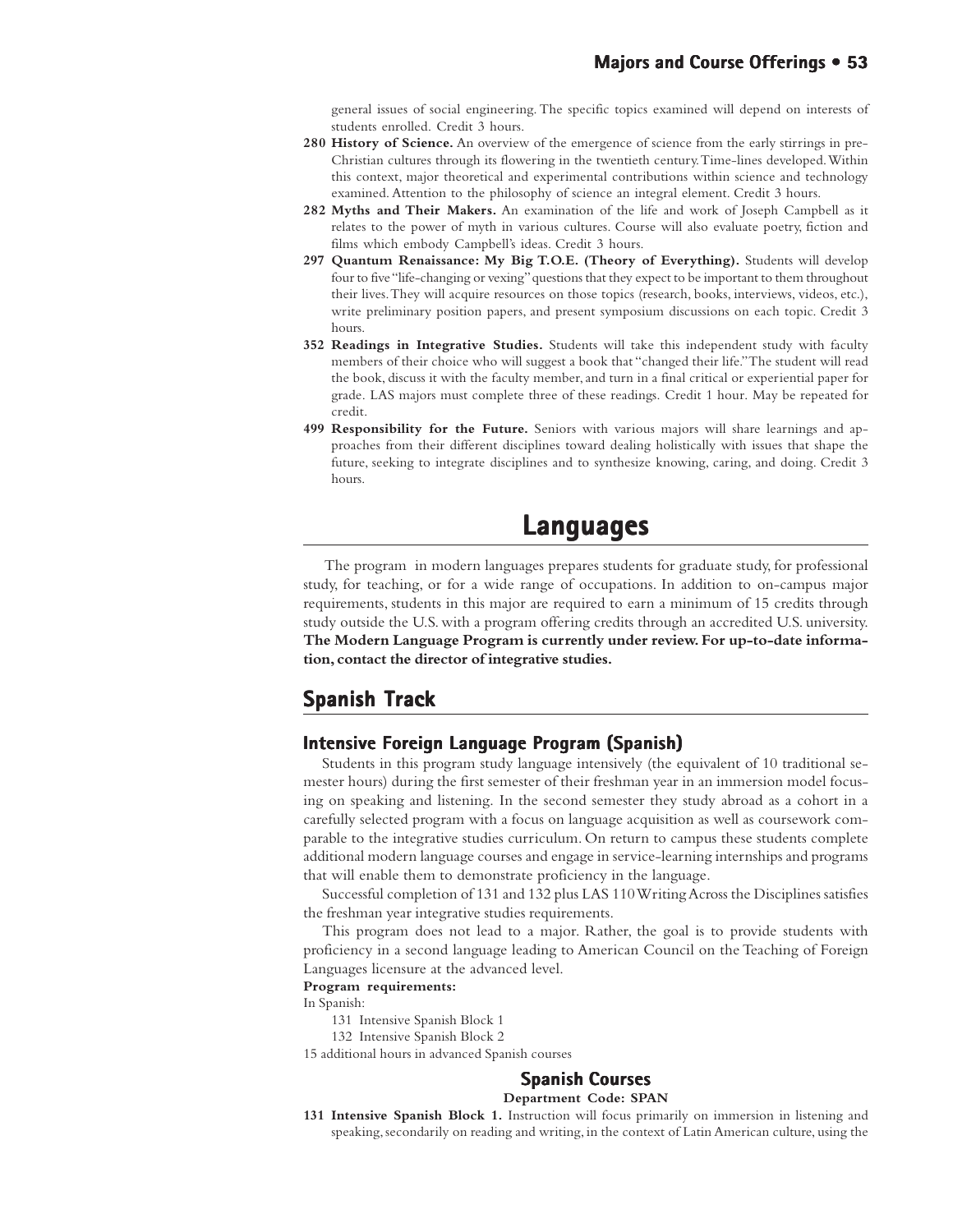general issues of social engineering. The specific topics examined will depend on interests of students enrolled. Credit 3 hours.

**280 History of Science.** An overview of the emergence of science from the early stirrings in pre-Christian cultures through its flowering in the twentieth century. Time-lines developed. Within this context, major theoretical and experimental contributions within science and technology examined. Attention to the philosophy of science an integral element. Credit 3 hours.

**282 Myths and Their Makers.** An examination of the life and work of Joseph Campbell as it relates to the power of myth in various cultures. Course will also evaluate poetry, fiction and films which embody Campbell's ideas. Credit 3 hours.

**297 Quantum Renaissance: My Big T.O.E. (Theory of Everything).** Students will develop four to five "life-changing or vexing" questions that they expect to be important to them throughout their lives. They will acquire resources on those topics (research, books, interviews, videos, etc.), write preliminary position papers, and present symposium discussions on each topic. Credit 3 hours.

**352 Readings in Integrative Studies.** Students will take this independent study with faculty members of their choice who will suggest a book that "changed their life." The student will read the book, discuss it with the faculty member, and turn in a final critical or experiential paper for grade. LAS majors must complete three of these readings. Credit 1 hour. May be repeated for credit.

**499 Responsibility for the Future.** Seniors with various majors will share learnings and approaches from their different disciplines toward dealing holistically with issues that shape the future, seeking to integrate disciplines and to synthesize knowing, caring, and doing. Credit 3 hours.

# Languages

The program in modern languages prepares students for graduate study, for professional study, for teaching, or for a wide range of occupations. In addition to on-campus major requirements, students in this major are required to earn a minimum of 15 credits through study outside the U.S. with a program offering credits through an accredited U.S. university. **The Modern Language Program is currently under review. For up-to-date information, contact the director of integrative studies.**

## Spanish Track

### Intensive Foreign Language Program (Spanish)

Students in this program study language intensively (the equivalent of 10 traditional semester hours) during the first semester of their freshman year in an immersion model focusing on speaking and listening. In the second semester they study abroad as a cohort in a carefully selected program with a focus on language acquisition as well as coursework comparable to the integrative studies curriculum. On return to campus these students complete additional modern language courses and engage in service-learning internships and programs that will enable them to demonstrate proficiency in the language.

Successful completion of 131 and 132 plus LAS 110 Writing Across the Disciplines satisfies the freshman year integrative studies requirements.

This program does not lead to a major. Rather, the goal is to provide students with proficiency in a second language leading to American Council on the Teaching of Foreign Languages licensure at the advanced level.

**Program requirements:**

In Spanish:

- 131 Intensive Spanish Block 1
- 132 Intensive Spanish Block 2

15 additional hours in advanced Spanish courses

### Spanish Courses

**Department Code: SPAN**

**131 Intensive Spanish Block 1.** Instruction will focus primarily on immersion in listening and speaking, secondarily on reading and writing, in the context of Latin American culture, using the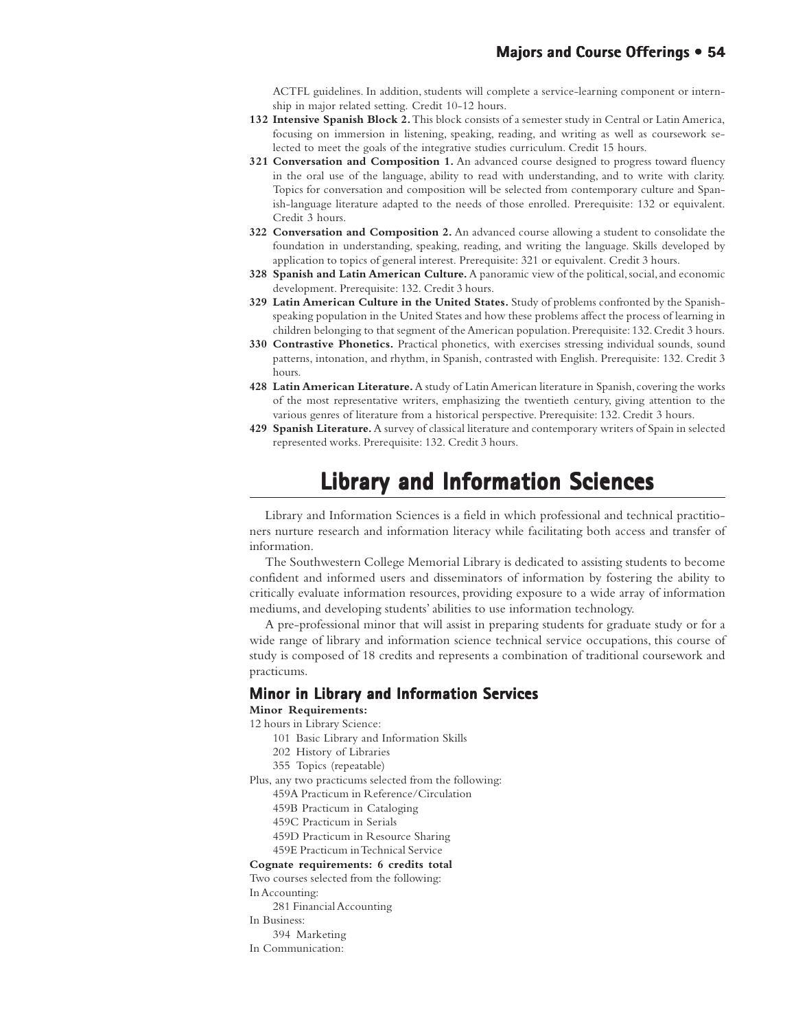ACTFL guidelines. In addition, students will complete a service-learning component or internship in major related setting. Credit 10-12 hours.

**132 Intensive Spanish Block 2.** This block consists of a semester study in Central or Latin America, focusing on immersion in listening, speaking, reading, and writing as well as coursework selected to meet the goals of the integrative studies curriculum. Credit 15 hours.

**321 Conversation and Composition 1.** An advanced course designed to progress toward fluency in the oral use of the language, ability to read with understanding, and to write with clarity. Topics for conversation and composition will be selected from contemporary culture and Spanish-language literature adapted to the needs of those enrolled. Prerequisite: 132 or equivalent. Credit 3 hours.

**322 Conversation and Composition 2.** An advanced course allowing a student to consolidate the foundation in understanding, speaking, reading, and writing the language. Skills developed by application to topics of general interest. Prerequisite: 321 or equivalent. Credit 3 hours.

**328 Spanish and Latin American Culture.** A panoramic view of the political, social, and economic development. Prerequisite: 132. Credit 3 hours.

**329 Latin American Culture in the United States.** Study of problems confronted by the Spanish-speaking population in the United States and how these problems affect the process of learning in children belonging to that segment of the American population. Prerequisite: 132. Credit 3 hours.

**330 Contrastive Phonetics.** Practical phonetics, with exercises stressing individual sounds, sound patterns, intonation, and rhythm, in Spanish, contrasted with English. Prerequisite: 132. Credit 3 hours.

**428 Latin American Literature.** A study of Latin American literature in Spanish, covering the works of the most representative writers, emphasizing the twentieth century, giving attention to the various genres of literature from a historical perspective. Prerequisite: 132. Credit 3 hours.

**429 Spanish Literature.** A survey of classical literature and contemporary writers of Spain in selected represented works. Prerequisite: 132. Credit 3 hours.

# Library and Information Sciences

Library and Information Sciences is a field in which professional and technical practitioners nurture research and information literacy while facilitating both access and transfer of information.

The Southwestern College Memorial Library is dedicated to assisting students to become confident and informed users and disseminators of information by fostering the ability to critically evaluate information resources, providing exposure to a wide array of information mediums, and developing students' abilities to use information technology.

A pre-professional minor that will assist in preparing students for graduate study or for a wide range of library and information science technical service occupations, this course of study is composed of 18 credits and represents a combination of traditional coursework and practicums.

## Minor in Library and Information Services

**Minor Requirements:**

12 hours in Library Science:

- 101 Basic Library and Information Skills
- 202 History of Libraries
- 355 Topics (repeatable)

Plus, any two practicums selected from the following:

- 459A Practicum in Reference/Circulation
- 459B Practicum in Cataloging
- 459C Practicum in Serials
- 459D Practicum in Resource Sharing
- 459E Practicum in Technical Service

**Cognate requirements: 6 credits total**

Two courses selected from the following:

In Accounting:

- 281 Financial Accounting

In Business:

- 394 Marketing

In Communication: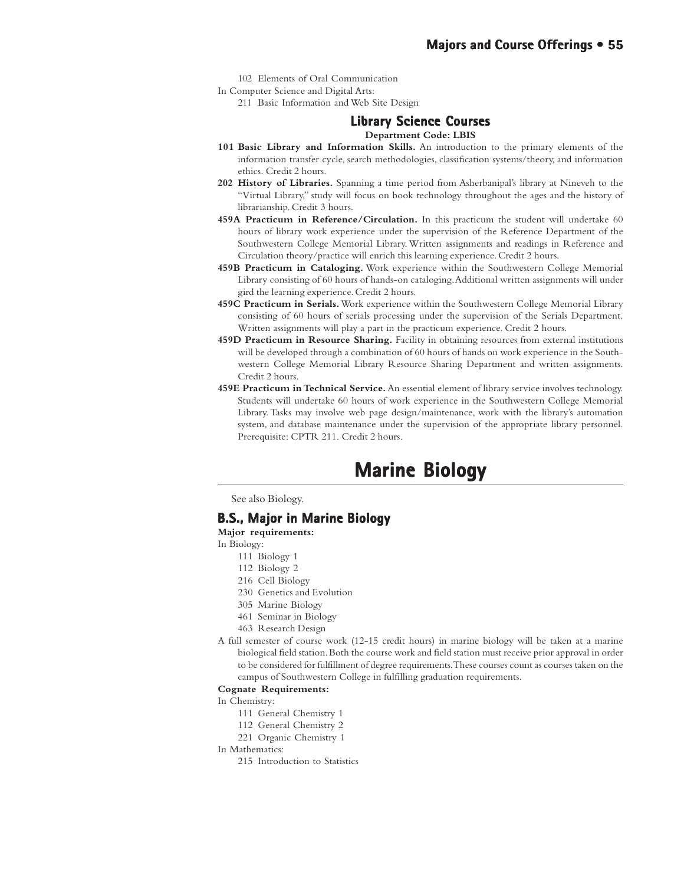102 Elements of Oral Communication

In Computer Science and Digital Arts:

211 Basic Information and Web Site Design

### Library Science Courses

**Department Code: LBIS**

**101 Basic Library and Information Skills.** An introduction to the primary elements of the information transfer cycle, search methodologies, classification systems/theory, and information ethics. Credit 2 hours.

**202 History of Libraries.** Spanning a time period from Asherbanipal's library at Nineveh to the "Virtual Library," study will focus on book technology throughout the ages and the history of librarianship. Credit 3 hours.

**459A Practicum in Reference/Circulation.** In this practicum the student will undertake 60 hours of library work experience under the supervision of the Reference Department of the Southwestern College Memorial Library. Written assignments and readings in Reference and Circulation theory/practice will enrich this learning experience. Credit 2 hours.

**459B Practicum in Cataloging.** Work experience within the Southwestern College Memorial Library consisting of 60 hours of hands-on cataloging. Additional written assignments will under gird the learning experience. Credit 2 hours.

**459C Practicum in Serials.** Work experience within the Southwestern College Memorial Library consisting of 60 hours of serials processing under the supervision of the Serials Department. Written assignments will play a part in the practicum experience. Credit 2 hours.

**459D Practicum in Resource Sharing.** Facility in obtaining resources from external institutions will be developed through a combination of 60 hours of hands on work experience in the Southwestern College Memorial Library Resource Sharing Department and written assignments. Credit 2 hours.

**459E Practicum in Technical Service.** An essential element of library service involves technology. Students will undertake 60 hours of work experience in the Southwestern College Memorial Library. Tasks may involve web page design/maintenance, work with the library's automation system, and database maintenance under the supervision of the appropriate library personnel. Prerequisite: CPTR 211. Credit 2 hours.

# Marine Biology

See also Biology.

## B.S., Major in Marine Biology

**Major requirements:**

In Biology:

111 Biology 1
112 Biology 2
216 Cell Biology
230 Genetics and Evolution
305 Marine Biology
461 Seminar in Biology
463 Research Design

A full semester of course work (12-15 credit hours) in marine biology will be taken at a marine biological field station. Both the course work and field station must receive prior approval in order to be considered for fulfillment of degree requirements. These courses count as courses taken on the campus of Southwestern College in fulfilling graduation requirements.

**Cognate Requirements:**

In Chemistry:

111 General Chemistry 1
112 General Chemistry 2
221 Organic Chemistry 1

In Mathematics:

215 Introduction to Statistics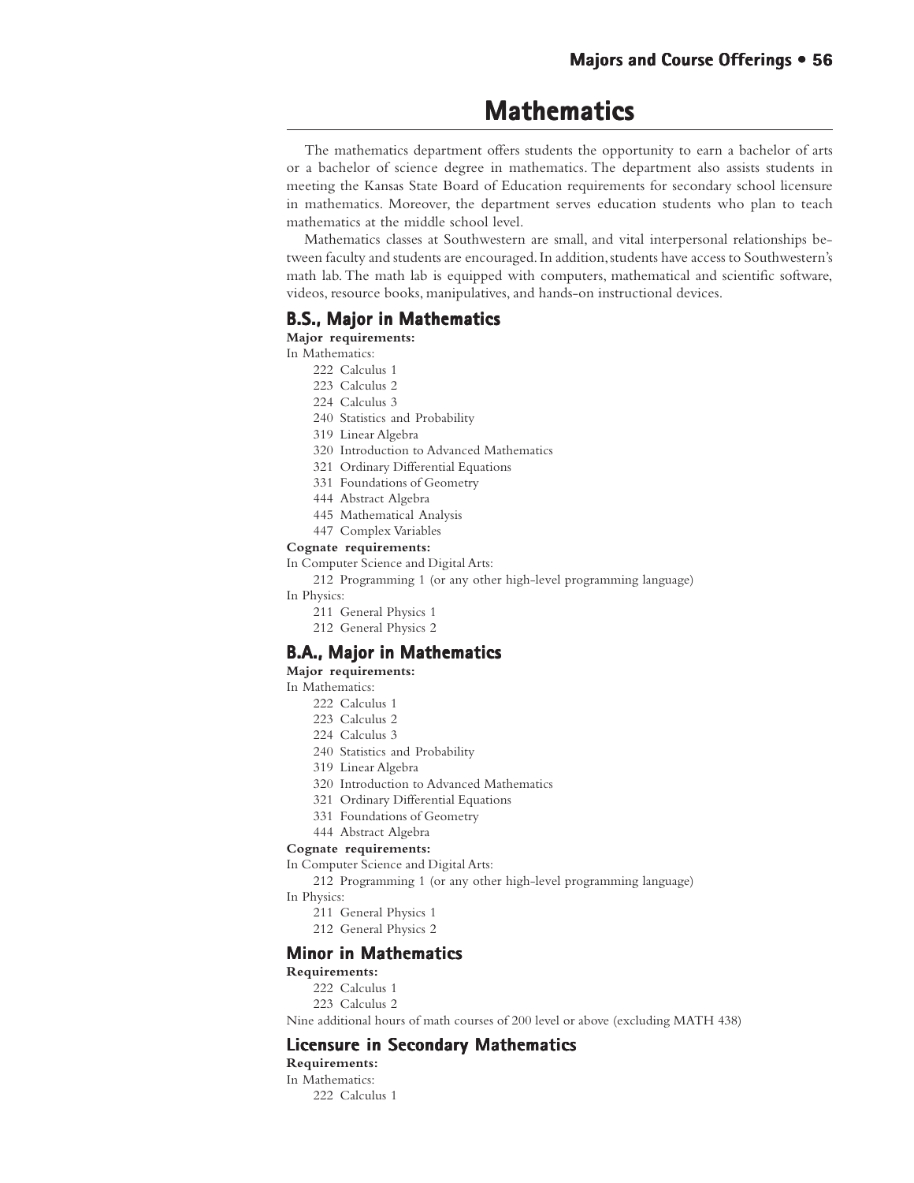# Mathematics

The mathematics department offers students the opportunity to earn a bachelor of arts or a bachelor of science degree in mathematics. The department also assists students in meeting the Kansas State Board of Education requirements for secondary school licensure in mathematics. Moreover, the department serves education students who plan to teach mathematics at the middle school level.

Mathematics classes at Southwestern are small, and vital interpersonal relationships between faculty and students are encouraged. In addition, students have access to Southwestern's math lab. The math lab is equipped with computers, mathematical and scientific software, videos, resource books, manipulatives, and hands-on instructional devices.

## B.S., Major in Mathematics

**Major requirements:**

In Mathematics:

- 222 Calculus 1
- 223 Calculus 2
- 224 Calculus 3
- 240 Statistics and Probability
- 319 Linear Algebra
- 320 Introduction to Advanced Mathematics
- 321 Ordinary Differential Equations
- 331 Foundations of Geometry
- 444 Abstract Algebra
- 445 Mathematical Analysis
- 447 Complex Variables

**Cognate requirements:**

In Computer Science and Digital Arts:

- 212 Programming 1 (or any other high-level programming language)

In Physics:

- 211 General Physics 1
- 212 General Physics 2

## B.A., Major in Mathematics

**Major requirements:**

In Mathematics:

- 222 Calculus 1
- 223 Calculus 2
- 224 Calculus 3
- 240 Statistics and Probability
- 319 Linear Algebra
- 320 Introduction to Advanced Mathematics
- 321 Ordinary Differential Equations
- 331 Foundations of Geometry
- 444 Abstract Algebra

**Cognate requirements:**

In Computer Science and Digital Arts:

- 212 Programming 1 (or any other high-level programming language)

In Physics:

- 211 General Physics 1
- 212 General Physics 2

## Minor in Mathematics

**Requirements:**

- 222 Calculus 1
- 223 Calculus 2

Nine additional hours of math courses of 200 level or above (excluding MATH 438)

## Licensure in Secondary Mathematics

**Requirements:**

In Mathematics:

- 222 Calculus 1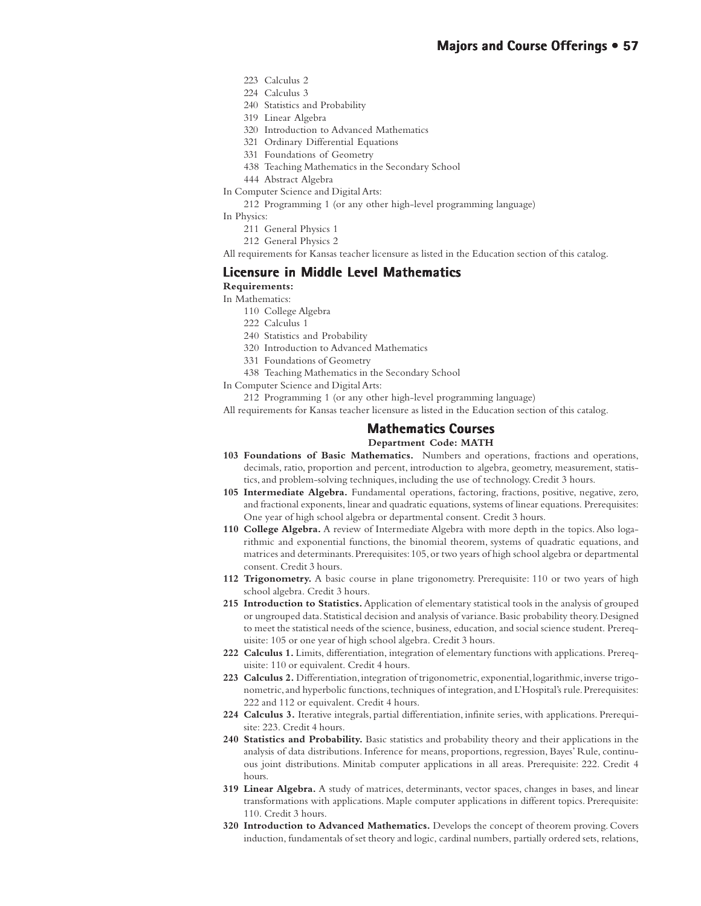223 Calculus 2

224 Calculus 3

240 Statistics and Probability

319 Linear Algebra

320 Introduction to Advanced Mathematics

321 Ordinary Differential Equations

331 Foundations of Geometry

438 Teaching Mathematics in the Secondary School

444 Abstract Algebra

In Computer Science and Digital Arts:

212 Programming 1 (or any other high-level programming language)

In Physics:

211 General Physics 1

212 General Physics 2

All requirements for Kansas teacher licensure as listed in the Education section of this catalog.

## Licensure in Middle Level Mathematics

**Requirements:**

In Mathematics:

110 College Algebra

222 Calculus 1

240 Statistics and Probability

320 Introduction to Advanced Mathematics

331 Foundations of Geometry

438 Teaching Mathematics in the Secondary School

In Computer Science and Digital Arts:

212 Programming 1 (or any other high-level programming language)

All requirements for Kansas teacher licensure as listed in the Education section of this catalog.

## Mathematics Courses

**Department Code: MATH**

**103 Foundations of Basic Mathematics.** Numbers and operations, fractions and operations, decimals, ratio, proportion and percent, introduction to algebra, geometry, measurement, statistics, and problem-solving techniques, including the use of technology. Credit 3 hours.

**105 Intermediate Algebra.** Fundamental operations, factoring, fractions, positive, negative, zero, and fractional exponents, linear and quadratic equations, systems of linear equations. Prerequisites: One year of high school algebra or departmental consent. Credit 3 hours.

**110 College Algebra.** A review of Intermediate Algebra with more depth in the topics. Also logarithmic and exponential functions, the binomial theorem, systems of quadratic equations, and matrices and determinants. Prerequisites: 105, or two years of high school algebra or departmental consent. Credit 3 hours.

**112 Trigonometry.** A basic course in plane trigonometry. Prerequisite: 110 or two years of high school algebra. Credit 3 hours.

**215 Introduction to Statistics.** Application of elementary statistical tools in the analysis of grouped or ungrouped data. Statistical decision and analysis of variance. Basic probability theory. Designed to meet the statistical needs of the science, business, education, and social science student. Prerequisite: 105 or one year of high school algebra. Credit 3 hours.

**222 Calculus 1.** Limits, differentiation, integration of elementary functions with applications. Prerequisite: 110 or equivalent. Credit 4 hours.

**223 Calculus 2.** Differentiation, integration of trigonometric, exponential, logarithmic, inverse trigonometric, and hyperbolic functions, techniques of integration, and L'Hospital's rule. Prerequisites: 222 and 112 or equivalent. Credit 4 hours.

**224 Calculus 3.** Iterative integrals, partial differentiation, infinite series, with applications. Prerequisite: 223. Credit 4 hours.

**240 Statistics and Probability.** Basic statistics and probability theory and their applications in the analysis of data distributions. Inference for means, proportions, regression, Bayes' Rule, continuous joint distributions. Minitab computer applications in all areas. Prerequisite: 222. Credit 4 hours.

**319 Linear Algebra.** A study of matrices, determinants, vector spaces, changes in bases, and linear transformations with applications. Maple computer applications in different topics. Prerequisite: 110. Credit 3 hours.

**320 Introduction to Advanced Mathematics.** Develops the concept of theorem proving. Covers induction, fundamentals of set theory and logic, cardinal numbers, partially ordered sets, relations,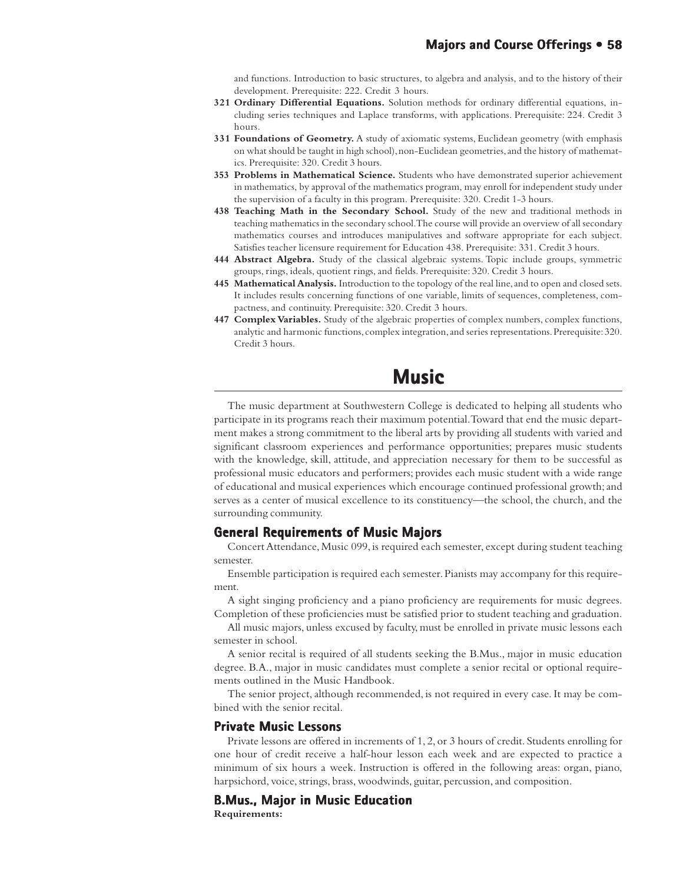and functions. Introduction to basic structures, to algebra and analysis, and to the history of their development. Prerequisite: 222. Credit 3 hours.

**321 Ordinary Differential Equations.** Solution methods for ordinary differential equations, including series techniques and Laplace transforms, with applications. Prerequisite: 224. Credit 3 hours.

**331 Foundations of Geometry.** A study of axiomatic systems, Euclidean geometry (with emphasis on what should be taught in high school), non-Euclidean geometries, and the history of mathematics. Prerequisite: 320. Credit 3 hours.

**353 Problems in Mathematical Science.** Students who have demonstrated superior achievement in mathematics, by approval of the mathematics program, may enroll for independent study under the supervision of a faculty in this program. Prerequisite: 320. Credit 1-3 hours.

**438 Teaching Math in the Secondary School.** Study of the new and traditional methods in teaching mathematics in the secondary school. The course will provide an overview of all secondary mathematics courses and introduces manipulatives and software appropriate for each subject. Satisfies teacher licensure requirement for Education 438. Prerequisite: 331. Credit 3 hours.

**444 Abstract Algebra.** Study of the classical algebraic systems. Topic include groups, symmetric groups, rings, ideals, quotient rings, and fields. Prerequisite: 320. Credit 3 hours.

**445 Mathematical Analysis.** Introduction to the topology of the real line, and to open and closed sets. It includes results concerning functions of one variable, limits of sequences, completeness, compactness, and continuity. Prerequisite: 320. Credit 3 hours.

**447 Complex Variables.** Study of the algebraic properties of complex numbers, complex functions, analytic and harmonic functions, complex integration, and series representations. Prerequisite: 320. Credit 3 hours.

# Music

The music department at Southwestern College is dedicated to helping all students who participate in its programs reach their maximum potential. Toward that end the music department makes a strong commitment to the liberal arts by providing all students with varied and significant classroom experiences and performance opportunities; prepares music students with the knowledge, skill, attitude, and appreciation necessary for them to be successful as professional music educators and performers; provides each music student with a wide range of educational and musical experiences which encourage continued professional growth; and serves as a center of musical excellence to its constituency—the school, the church, and the surrounding community.

## General Requirements of Music Majors

Concert Attendance, Music 099, is required each semester, except during student teaching semester.

Ensemble participation is required each semester. Pianists may accompany for this requirement.

A sight singing proficiency and a piano proficiency are requirements for music degrees. Completion of these proficiencies must be satisfied prior to student teaching and graduation.

All music majors, unless excused by faculty, must be enrolled in private music lessons each semester in school.

A senior recital is required of all students seeking the B.Mus., major in music education degree. B.A., major in music candidates must complete a senior recital or optional requirements outlined in the Music Handbook.

The senior project, although recommended, is not required in every case. It may be combined with the senior recital.

## Private Music Lessons

Private lessons are offered in increments of 1, 2, or 3 hours of credit. Students enrolling for one hour of credit receive a half-hour lesson each week and are expected to practice a minimum of six hours a week. Instruction is offered in the following areas: organ, piano, harpsichord, voice, strings, brass, woodwinds, guitar, percussion, and composition.

## B.Mus., Major in Music Education

**Requirements:**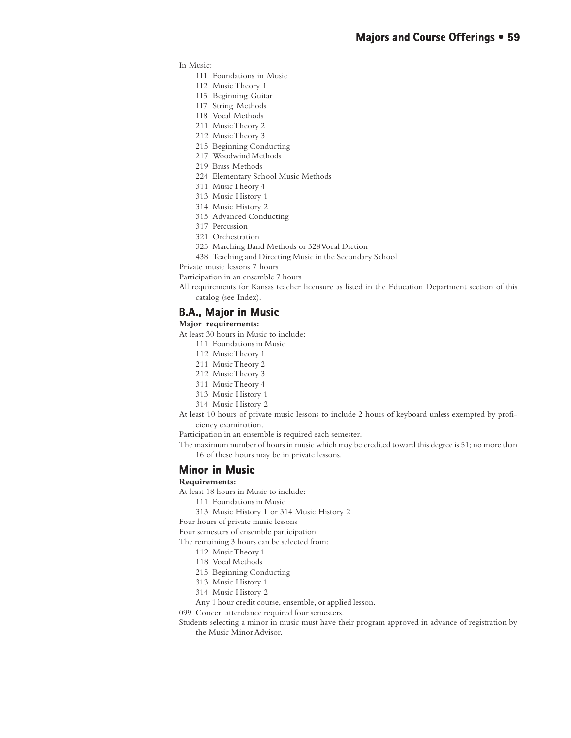In Music:

- 111 Foundations in Music
- 112 Music Theory 1
- 115 Beginning Guitar
- 117 String Methods
- 118 Vocal Methods
- 211 Music Theory 2
- 212 Music Theory 3
- 215 Beginning Conducting
- 217 Woodwind Methods
- 219 Brass Methods
- 224 Elementary School Music Methods
- 311 Music Theory 4
- 313 Music History 1
- 314 Music History 2
- 315 Advanced Conducting
- 317 Percussion
- 321 Orchestration
- 325 Marching Band Methods or 328 Vocal Diction
- 438 Teaching and Directing Music in the Secondary School

Private music lessons 7 hours

Participation in an ensemble 7 hours

All requirements for Kansas teacher licensure as listed in the Education Department section of this catalog (see Index).

## B.A., Major in Music

**Major requirements:**

At least 30 hours in Music to include:

- 111 Foundations in Music
- 112 Music Theory 1
- 211 Music Theory 2
- 212 Music Theory 3
- 311 Music Theory 4
- 313 Music History 1
- 314 Music History 2

At least 10 hours of private music lessons to include 2 hours of keyboard unless exempted by proficiency examination.

Participation in an ensemble is required each semester.

The maximum number of hours in music which may be credited toward this degree is 51; no more than 16 of these hours may be in private lessons.

## Minor in Music

**Requirements:**

At least 18 hours in Music to include:

- 111 Foundations in Music
- 313 Music History 1 or 314 Music History 2

Four hours of private music lessons

Four semesters of ensemble participation

The remaining 3 hours can be selected from:

- 112 Music Theory 1
- 118 Vocal Methods
- 215 Beginning Conducting
- 313 Music History 1
- 314 Music History 2
- Any 1 hour credit course, ensemble, or applied lesson.

099 Concert attendance required four semesters.

Students selecting a minor in music must have their program approved in advance of registration by the Music Minor Advisor.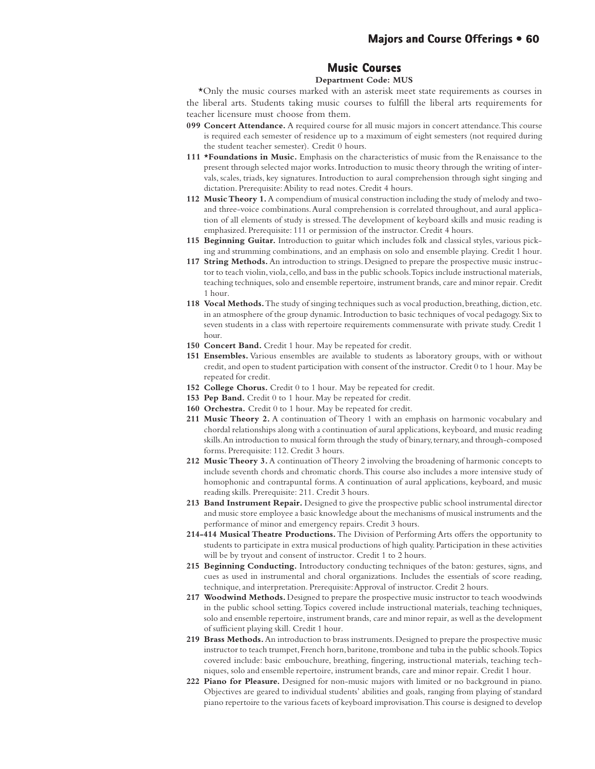## Music Courses

**Department Code: MUS**

*Only the music courses marked with an asterisk meet state requirements as courses in the liberal arts. Students taking music courses to fulfill the liberal arts requirements for teacher licensure must choose from them.

**099 Concert Attendance.** A required course for all music majors in concert attendance. This course is required each semester of residence up to a maximum of eight semesters (not required during the student teacher semester). Credit 0 hours.

**111 *Foundations in Music.** Emphasis on the characteristics of music from the Renaissance to the present through selected major works. Introduction to music theory through the writing of intervals, scales, triads, key signatures. Introduction to aural comprehension through sight singing and dictation. Prerequisite: Ability to read notes. Credit 4 hours.

**112 Music Theory 1.** A compendium of musical construction including the study of melody and two- and three-voice combinations. Aural comprehension is correlated throughout, and aural application of all elements of study is stressed. The development of keyboard skills and music reading is emphasized. Prerequisite: 111 or permission of the instructor. Credit 4 hours.

**115 Beginning Guitar.** Introduction to guitar which includes folk and classical styles, various picking and strumming combinations, and an emphasis on solo and ensemble playing. Credit 1 hour.

**117 String Methods.** An introduction to strings. Designed to prepare the prospective music instructor to teach violin, viola, cello, and bass in the public schools. Topics include instructional materials, teaching techniques, solo and ensemble repertoire, instrument brands, care and minor repair. Credit 1 hour.

**118 Vocal Methods.** The study of singing techniques such as vocal production, breathing, diction, etc. in an atmosphere of the group dynamic. Introduction to basic techniques of vocal pedagogy. Six to seven students in a class with repertoire requirements commensurate with private study. Credit 1 hour.

**150 Concert Band.** Credit 1 hour. May be repeated for credit.

**151 Ensembles.** Various ensembles are available to students as laboratory groups, with or without credit, and open to student participation with consent of the instructor. Credit 0 to 1 hour. May be repeated for credit.

**152 College Chorus.** Credit 0 to 1 hour. May be repeated for credit.

**153 Pep Band.** Credit 0 to 1 hour. May be repeated for credit.

**160 Orchestra.** Credit 0 to 1 hour. May be repeated for credit.

**211 Music Theory 2.** A continuation of Theory 1 with an emphasis on harmonic vocabulary and chordal relationships along with a continuation of aural applications, keyboard, and music reading skills. An introduction to musical form through the study of binary, ternary, and through-composed forms. Prerequisite: 112. Credit 3 hours.

**212 Music Theory 3.** A continuation of Theory 2 involving the broadening of harmonic concepts to include seventh chords and chromatic chords. This course also includes a more intensive study of homophonic and contrapuntal forms. A continuation of aural applications, keyboard, and music reading skills. Prerequisite: 211. Credit 3 hours.

**213 Band Instrument Repair.** Designed to give the prospective public school instrumental director and music store employee a basic knowledge about the mechanisms of musical instruments and the performance of minor and emergency repairs. Credit 3 hours.

**214-414 Musical Theatre Productions.** The Division of Performing Arts offers the opportunity to students to participate in extra musical productions of high quality. Participation in these activities will be by tryout and consent of instructor. Credit 1 to 2 hours.

**215 Beginning Conducting.** Introductory conducting techniques of the baton: gestures, signs, and cues as used in instrumental and choral organizations. Includes the essentials of score reading, technique, and interpretation. Prerequisite: Approval of instructor. Credit 2 hours.

**217 Woodwind Methods.** Designed to prepare the prospective music instructor to teach woodwinds in the public school setting. Topics covered include instructional materials, teaching techniques, solo and ensemble repertoire, instrument brands, care and minor repair, as well as the development of sufficient playing skill. Credit 1 hour.

**219 Brass Methods.** An introduction to brass instruments. Designed to prepare the prospective music instructor to teach trumpet, French horn, baritone, trombone and tuba in the public schools. Topics covered include: basic embouchure, breathing, fingering, instructional materials, teaching techniques, solo and ensemble repertoire, instrument brands, care and minor repair. Credit 1 hour.

**222 Piano for Pleasure.** Designed for non-music majors with limited or no background in piano. Objectives are geared to individual students' abilities and goals, ranging from playing of standard piano repertoire to the various facets of keyboard improvisation. This course is designed to develop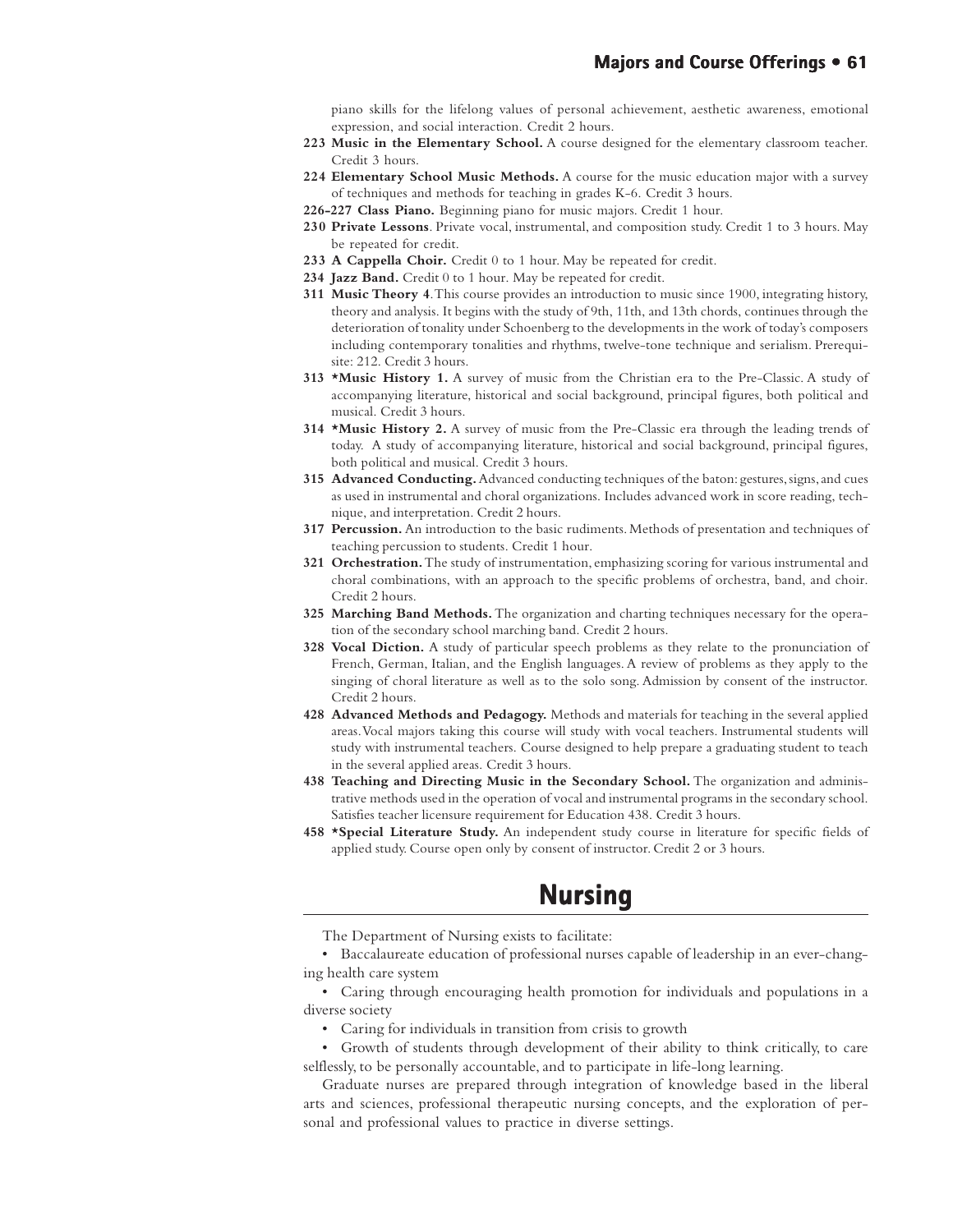piano skills for the lifelong values of personal achievement, aesthetic awareness, emotional expression, and social interaction. Credit 2 hours.

**223 Music in the Elementary School.** A course designed for the elementary classroom teacher. Credit 3 hours.

**224 Elementary School Music Methods.** A course for the music education major with a survey of techniques and methods for teaching in grades K-6. Credit 3 hours.

**226-227 Class Piano.** Beginning piano for music majors. Credit 1 hour.

**230 Private Lessons**. Private vocal, instrumental, and composition study. Credit 1 to 3 hours. May be repeated for credit.

**233 A Cappella Choir.** Credit 0 to 1 hour. May be repeated for credit.

**234 Jazz Band.** Credit 0 to 1 hour. May be repeated for credit.

**311 Music Theory 4**. This course provides an introduction to music since 1900, integrating history, theory and analysis. It begins with the study of 9th, 11th, and 13th chords, continues through the deterioration of tonality under Schoenberg to the developments in the work of today's composers including contemporary tonalities and rhythms, twelve-tone technique and serialism. Prerequisite: 212. Credit 3 hours.

**313 *Music History 1.** A survey of music from the Christian era to the Pre-Classic. A study of accompanying literature, historical and social background, principal figures, both political and musical. Credit 3 hours.

**314 *Music History 2.** A survey of music from the Pre-Classic era through the leading trends of today. A study of accompanying literature, historical and social background, principal figures, both political and musical. Credit 3 hours.

**315 Advanced Conducting.** Advanced conducting techniques of the baton: gestures, signs, and cues as used in instrumental and choral organizations. Includes advanced work in score reading, technique, and interpretation. Credit 2 hours.

**317 Percussion.** An introduction to the basic rudiments. Methods of presentation and techniques of teaching percussion to students. Credit 1 hour.

**321 Orchestration.** The study of instrumentation, emphasizing scoring for various instrumental and choral combinations, with an approach to the specific problems of orchestra, band, and choir. Credit 2 hours.

**325 Marching Band Methods.** The organization and charting techniques necessary for the operation of the secondary school marching band. Credit 2 hours.

**328 Vocal Diction.** A study of particular speech problems as they relate to the pronunciation of French, German, Italian, and the English languages. A review of problems as they apply to the singing of choral literature as well as to the solo song. Admission by consent of the instructor. Credit 2 hours.

**428 Advanced Methods and Pedagogy.** Methods and materials for teaching in the several applied areas. Vocal majors taking this course will study with vocal teachers. Instrumental students will study with instrumental teachers. Course designed to help prepare a graduating student to teach in the several applied areas. Credit 3 hours.

**438 Teaching and Directing Music in the Secondary School.** The organization and administrative methods used in the operation of vocal and instrumental programs in the secondary school. Satisfies teacher licensure requirement for Education 438. Credit 3 hours.

**458 *Special Literature Study.** An independent study course in literature for specific fields of applied study. Course open only by consent of instructor. Credit 2 or 3 hours.

# Nursing

The Department of Nursing exists to facilitate:

- Baccalaureate education of professional nurses capable of leadership in an ever-changing health care system
- Caring through encouraging health promotion for individuals and populations in a diverse society
- Caring for individuals in transition from crisis to growth
- Growth of students through development of their ability to think critically, to care selflessly, to be personally accountable, and to participate in life-long learning.

Graduate nurses are prepared through integration of knowledge based in the liberal arts and sciences, professional therapeutic nursing concepts, and the exploration of personal and professional values to practice in diverse settings.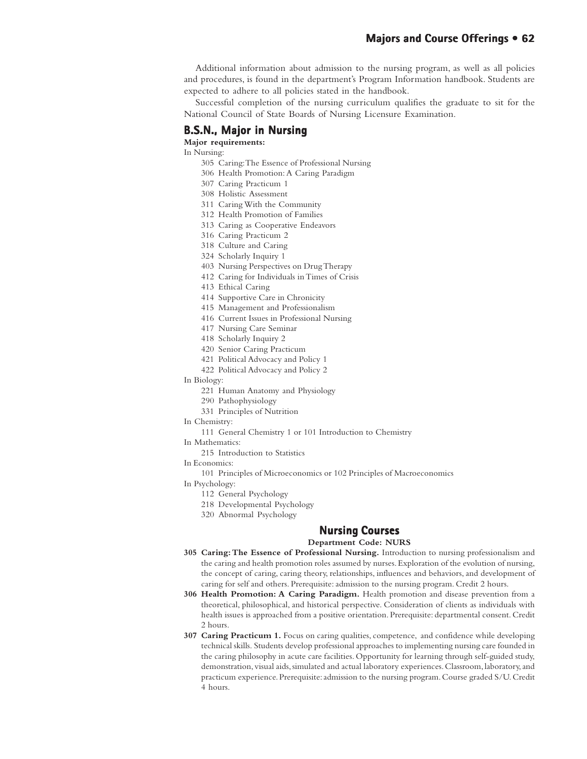Additional information about admission to the nursing program, as well as all policies and procedures, is found in the department's Program Information handbook. Students are expected to adhere to all policies stated in the handbook.

Successful completion of the nursing curriculum qualifies the graduate to sit for the National Council of State Boards of Nursing Licensure Examination.

## B.S.N., Major in Nursing

**Major requirements:**

In Nursing:

- 305 Caring: The Essence of Professional Nursing
- 306 Health Promotion: A Caring Paradigm
- 307 Caring Practicum 1
- 308 Holistic Assessment
- 311 Caring With the Community
- 312 Health Promotion of Families
- 313 Caring as Cooperative Endeavors
- 316 Caring Practicum 2
- 318 Culture and Caring
- 324 Scholarly Inquiry 1
- 403 Nursing Perspectives on Drug Therapy
- 412 Caring for Individuals in Times of Crisis
- 413 Ethical Caring
- 414 Supportive Care in Chronicity
- 415 Management and Professionalism
- 416 Current Issues in Professional Nursing
- 417 Nursing Care Seminar
- 418 Scholarly Inquiry 2
- 420 Senior Caring Practicum
- 421 Political Advocacy and Policy 1
- 422 Political Advocacy and Policy 2

In Biology:

- 221 Human Anatomy and Physiology
- 290 Pathophysiology
- 331 Principles of Nutrition

In Chemistry:

- 111 General Chemistry 1 or 101 Introduction to Chemistry

In Mathematics:

- 215 Introduction to Statistics

In Economics:

- 101 Principles of Microeconomics or 102 Principles of Macroeconomics

In Psychology:

- 112 General Psychology
- 218 Developmental Psychology
- 320 Abnormal Psychology

## Nursing Courses

**Department Code: NURS**

**305 Caring: The Essence of Professional Nursing.** Introduction to nursing professionalism and the caring and health promotion roles assumed by nurses. Exploration of the evolution of nursing, the concept of caring, caring theory, relationships, influences and behaviors, and development of caring for self and others. Prerequisite: admission to the nursing program. Credit 2 hours.

**306 Health Promotion: A Caring Paradigm.** Health promotion and disease prevention from a theoretical, philosophical, and historical perspective. Consideration of clients as individuals with health issues is approached from a positive orientation. Prerequisite: departmental consent. Credit 2 hours.

**307 Caring Practicum 1.** Focus on caring qualities, competence, and confidence while developing technical skills. Students develop professional approaches to implementing nursing care founded in the caring philosophy in acute care facilities. Opportunity for learning through self-guided study, demonstration, visual aids, simulated and actual laboratory experiences. Classroom, laboratory, and practicum experience. Prerequisite: admission to the nursing program. Course graded S/U. Credit 4 hours.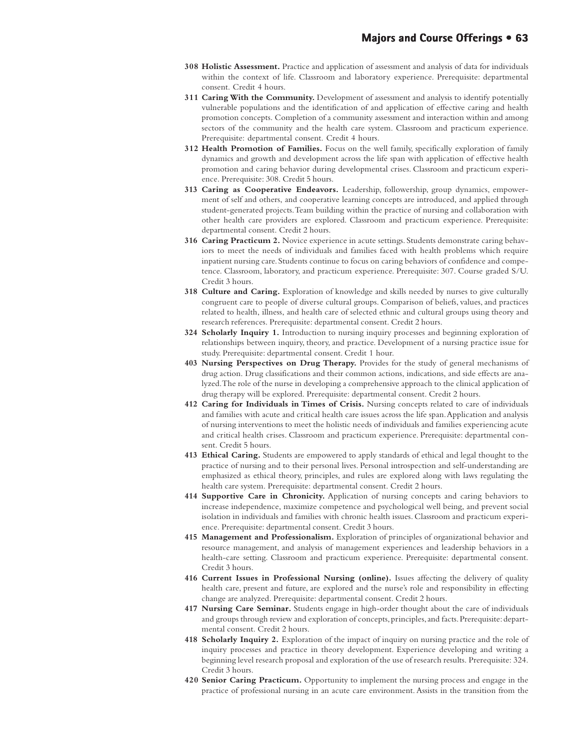**308 Holistic Assessment.** Practice and application of assessment and analysis of data for individuals within the context of life. Classroom and laboratory experience. Prerequisite: departmental consent. Credit 4 hours.

**311 Caring With the Community.** Development of assessment and analysis to identify potentially vulnerable populations and the identification of and application of effective caring and health promotion concepts. Completion of a community assessment and interaction within and among sectors of the community and the health care system. Classroom and practicum experience. Prerequisite: departmental consent. Credit 4 hours.

**312 Health Promotion of Families.** Focus on the well family, specifically exploration of family dynamics and growth and development across the life span with application of effective health promotion and caring behavior during developmental crises. Classroom and practicum experience. Prerequisite: 308. Credit 5 hours.

**313 Caring as Cooperative Endeavors.** Leadership, followership, group dynamics, empowerment of self and others, and cooperative learning concepts are introduced, and applied through student-generated projects. Team building within the practice of nursing and collaboration with other health care providers are explored. Classroom and practicum experience. Prerequisite: departmental consent. Credit 2 hours.

**316 Caring Practicum 2.** Novice experience in acute settings. Students demonstrate caring behaviors to meet the needs of individuals and families faced with health problems which require inpatient nursing care. Students continue to focus on caring behaviors of confidence and competence. Classroom, laboratory, and practicum experience. Prerequisite: 307. Course graded S/U. Credit 3 hours.

**318 Culture and Caring.** Exploration of knowledge and skills needed by nurses to give culturally congruent care to people of diverse cultural groups. Comparison of beliefs, values, and practices related to health, illness, and health care of selected ethnic and cultural groups using theory and research references. Prerequisite: departmental consent. Credit 2 hours.

**324 Scholarly Inquiry 1.** Introduction to nursing inquiry processes and beginning exploration of relationships between inquiry, theory, and practice. Development of a nursing practice issue for study. Prerequisite: departmental consent. Credit 1 hour.

**403 Nursing Perspectives on Drug Therapy.** Provides for the study of general mechanisms of drug action. Drug classifications and their common actions, indications, and side effects are analyzed. The role of the nurse in developing a comprehensive approach to the clinical application of drug therapy will be explored. Prerequisite: departmental consent. Credit 2 hours.

**412 Caring for Individuals in Times of Crisis.** Nursing concepts related to care of individuals and families with acute and critical health care issues across the life span. Application and analysis of nursing interventions to meet the holistic needs of individuals and families experiencing acute and critical health crises. Classroom and practicum experience. Prerequisite: departmental consent. Credit 5 hours.

**413 Ethical Caring.** Students are empowered to apply standards of ethical and legal thought to the practice of nursing and to their personal lives. Personal introspection and self-understanding are emphasized as ethical theory, principles, and rules are explored along with laws regulating the health care system. Prerequisite: departmental consent. Credit 2 hours.

**414 Supportive Care in Chronicity.** Application of nursing concepts and caring behaviors to increase independence, maximize competence and psychological well being, and prevent social isolation in individuals and families with chronic health issues. Classroom and practicum experience. Prerequisite: departmental consent. Credit 3 hours.

**415 Management and Professionalism.** Exploration of principles of organizational behavior and resource management, and analysis of management experiences and leadership behaviors in a health-care setting. Classroom and practicum experience. Prerequisite: departmental consent. Credit 3 hours.

**416 Current Issues in Professional Nursing (online).** Issues affecting the delivery of quality health care, present and future, are explored and the nurse's role and responsibility in effecting change are analyzed. Prerequisite: departmental consent. Credit 2 hours.

**417 Nursing Care Seminar.** Students engage in high-order thought about the care of individuals and groups through review and exploration of concepts, principles, and facts. Prerequisite: departmental consent. Credit 2 hours.

**418 Scholarly Inquiry 2.** Exploration of the impact of inquiry on nursing practice and the role of inquiry processes and practice in theory development. Experience developing and writing a beginning level research proposal and exploration of the use of research results. Prerequisite: 324. Credit 3 hours.

**420 Senior Caring Practicum.** Opportunity to implement the nursing process and engage in the practice of professional nursing in an acute care environment. Assists in the transition from the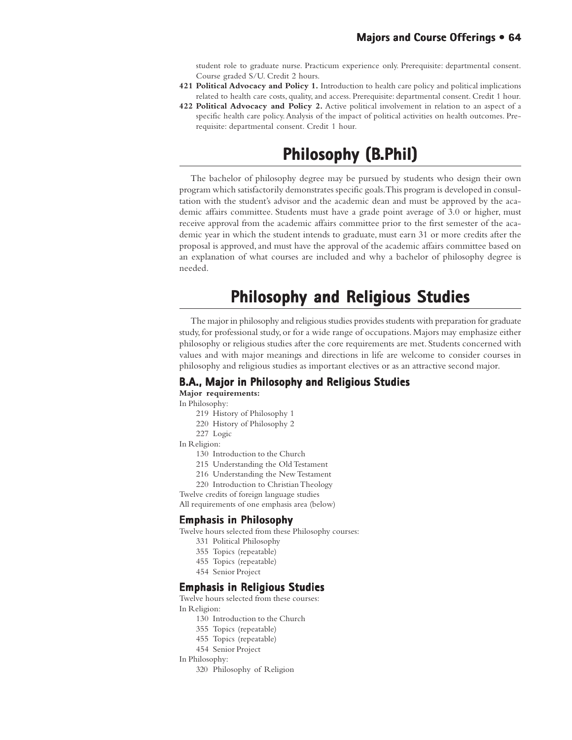student role to graduate nurse. Practicum experience only. Prerequisite: departmental consent. Course graded S/U. Credit 2 hours.

**421 Political Advocacy and Policy 1.** Introduction to health care policy and political implications related to health care costs, quality, and access. Prerequisite: departmental consent. Credit 1 hour.

**422 Political Advocacy and Policy 2.** Active political involvement in relation to an aspect of a specific health care policy. Analysis of the impact of political activities on health outcomes. Prerequisite: departmental consent. Credit 1 hour.

# Philosophy (B.Phil)

The bachelor of philosophy degree may be pursued by students who design their own program which satisfactorily demonstrates specific goals. This program is developed in consultation with the student's advisor and the academic dean and must be approved by the academic affairs committee. Students must have a grade point average of 3.0 or higher, must receive approval from the academic affairs committee prior to the first semester of the academic year in which the student intends to graduate, must earn 31 or more credits after the proposal is approved, and must have the approval of the academic affairs committee based on an explanation of what courses are included and why a bachelor of philosophy degree is needed.

# Philosophy and Religious Studies

The major in philosophy and religious studies provides students with preparation for graduate study, for professional study, or for a wide range of occupations. Majors may emphasize either philosophy or religious studies after the core requirements are met. Students concerned with values and with major meanings and directions in life are welcome to consider courses in philosophy and religious studies as important electives or as an attractive second major.

## B.A., Major in Philosophy and Religious Studies

**Major requirements:**

In Philosophy:

- 219 History of Philosophy 1
- 220 History of Philosophy 2
- 227 Logic

In Religion:

- 130 Introduction to the Church
- 215 Understanding the Old Testament
- 216 Understanding the New Testament
- 220 Introduction to Christian Theology

Twelve credits of foreign language studies

All requirements of one emphasis area (below)

### Emphasis in Philosophy

Twelve hours selected from these Philosophy courses:

- 331 Political Philosophy
- 355 Topics (repeatable)
- 455 Topics (repeatable)
- 454 Senior Project

### Emphasis in Religious Studies

Twelve hours selected from these courses:

In Religion:

- 130 Introduction to the Church
- 355 Topics (repeatable)
- 455 Topics (repeatable)
- 454 Senior Project

In Philosophy:

- 320 Philosophy of Religion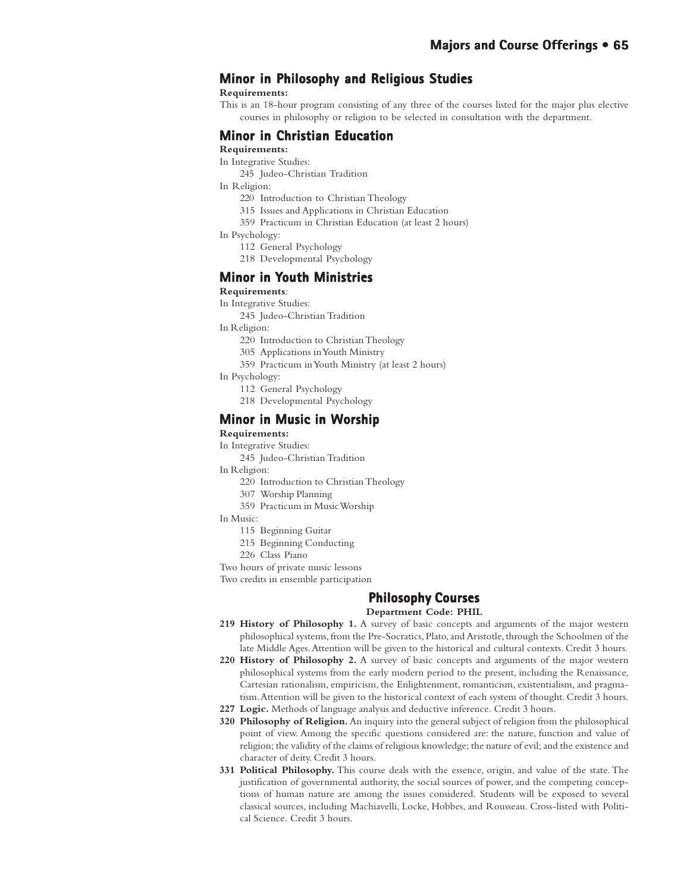## Minor in Philosophy and Religious Studies

**Requirements:**

This is an 18-hour program consisting of any three of the courses listed for the major plus elective courses in philosophy or religion to be selected in consultation with the department.

## Minor in Christian Education

**Requirements:**

In Integrative Studies:

- 245 Judeo-Christian Tradition

In Religion:

- 220 Introduction to Christian Theology
- 315 Issues and Applications in Christian Education
- 359 Practicum in Christian Education (at least 2 hours)

In Psychology:

- 112 General Psychology
- 218 Developmental Psychology

## Minor in Youth Ministries

**Requirements**:

In Integrative Studies:

- 245 Judeo-Christian Tradition

In Religion:

- 220 Introduction to Christian Theology
- 305 Applications in Youth Ministry
- 359 Practicum in Youth Ministry (at least 2 hours)

In Psychology:

- 112 General Psychology
- 218 Developmental Psychology

## Minor in Music in Worship

**Requirements:**

In Integrative Studies:

- 245 Judeo-Christian Tradition

In Religion:

- 220 Introduction to Christian Theology
- 307 Worship Planning
- 359 Practicum in Music Worship

In Music:

- 115 Beginning Guitar
- 215 Beginning Conducting
- 226 Class Piano

Two hours of private music lessons

Two credits in ensemble participation

## Philosophy Courses

**Department Code: PHIL**

**219 History of Philosophy 1.** A survey of basic concepts and arguments of the major western philosophical systems, from the Pre-Socratics, Plato, and Aristotle, through the Schoolmen of the late Middle Ages. Attention will be given to the historical and cultural contexts. Credit 3 hours.

**220 History of Philosophy 2.** A survey of basic concepts and arguments of the major western philosophical systems from the early modern period to the present, including the Renaissance, Cartesian rationalism, empiricism, the Enlightenment, romanticism, existentialism, and pragmatism. Attention will be given to the historical context of each system of thought. Credit 3 hours.

**227 Logic.** Methods of language analysis and deductive inference. Credit 3 hours.

**320 Philosophy of Religion.** An inquiry into the general subject of religion from the philosophical point of view. Among the specific questions considered are: the nature, function and value of religion; the validity of the claims of religious knowledge; the nature of evil; and the existence and character of deity. Credit 3 hours.

**331 Political Philosophy.** This course deals with the essence, origin, and value of the state. The justification of governmental authority, the social sources of power, and the competing conceptions of human nature are among the issues considered. Students will be exposed to several classical sources, including Machiavelli, Locke, Hobbes, and Rousseau. Cross-listed with Political Science. Credit 3 hours.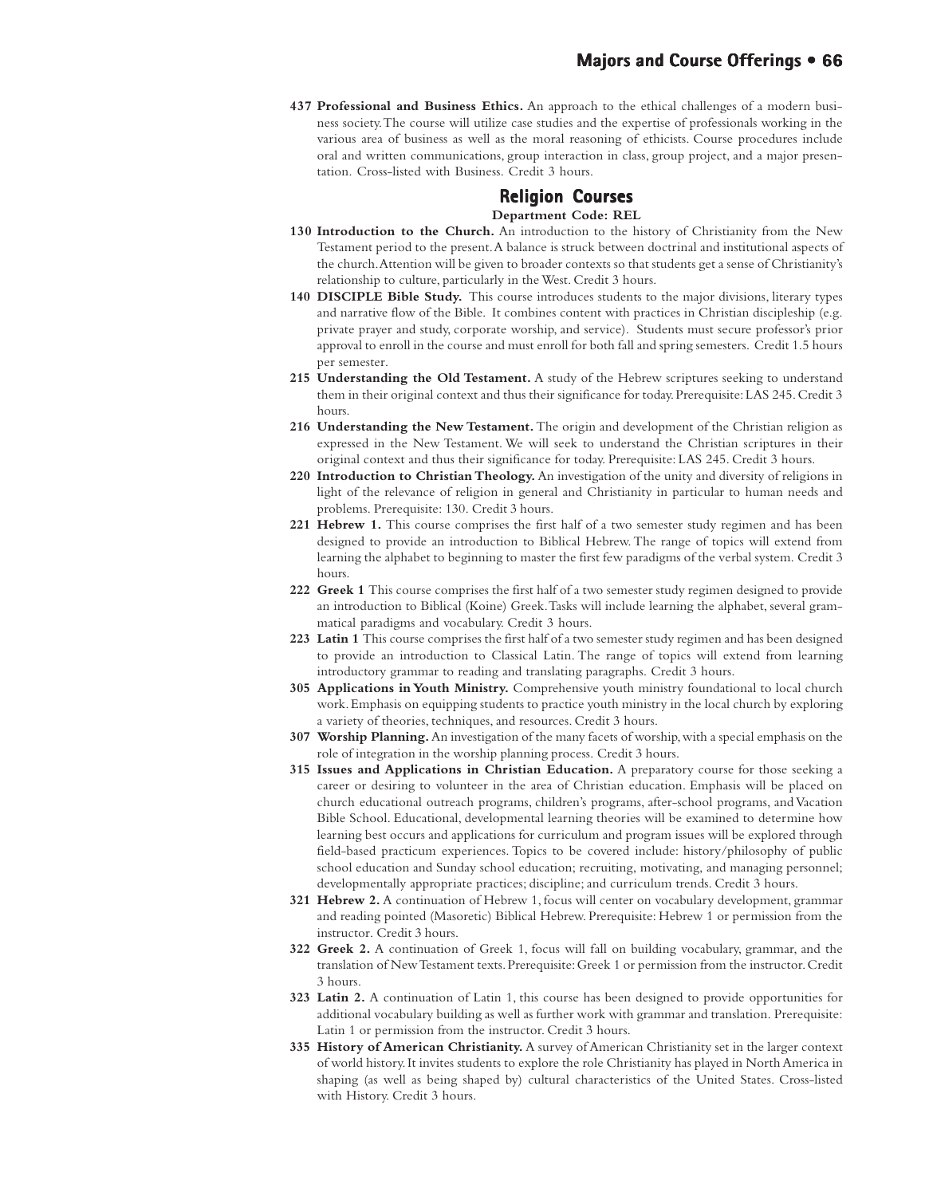**437 Professional and Business Ethics.** An approach to the ethical challenges of a modern business society. The course will utilize case studies and the expertise of professionals working in the various area of business as well as the moral reasoning of ethicists. Course procedures include oral and written communications, group interaction in class, group project, and a major presentation. Cross-listed with Business. Credit 3 hours.

## Religion Courses

**Department Code: REL**

**130 Introduction to the Church.** An introduction to the history of Christianity from the New Testament period to the present. A balance is struck between doctrinal and institutional aspects of the church. Attention will be given to broader contexts so that students get a sense of Christianity's relationship to culture, particularly in the West. Credit 3 hours.

**140 DISCIPLE Bible Study.** This course introduces students to the major divisions, literary types and narrative flow of the Bible. It combines content with practices in Christian discipleship (e.g. private prayer and study, corporate worship, and service). Students must secure professor's prior approval to enroll in the course and must enroll for both fall and spring semesters. Credit 1.5 hours per semester.

**215 Understanding the Old Testament.** A study of the Hebrew scriptures seeking to understand them in their original context and thus their significance for today. Prerequisite: LAS 245. Credit 3 hours.

**216 Understanding the New Testament.** The origin and development of the Christian religion as expressed in the New Testament. We will seek to understand the Christian scriptures in their original context and thus their significance for today. Prerequisite: LAS 245. Credit 3 hours.

**220 Introduction to Christian Theology.** An investigation of the unity and diversity of religions in light of the relevance of religion in general and Christianity in particular to human needs and problems. Prerequisite: 130. Credit 3 hours.

**221 Hebrew 1.** This course comprises the first half of a two semester study regimen and has been designed to provide an introduction to Biblical Hebrew. The range of topics will extend from learning the alphabet to beginning to master the first few paradigms of the verbal system. Credit 3 hours.

**222 Greek 1** This course comprises the first half of a two semester study regimen designed to provide an introduction to Biblical (Koine) Greek. Tasks will include learning the alphabet, several grammatical paradigms and vocabulary. Credit 3 hours.

**223 Latin 1** This course comprises the first half of a two semester study regimen and has been designed to provide an introduction to Classical Latin. The range of topics will extend from learning introductory grammar to reading and translating paragraphs. Credit 3 hours.

**305 Applications in Youth Ministry.** Comprehensive youth ministry foundational to local church work. Emphasis on equipping students to practice youth ministry in the local church by exploring a variety of theories, techniques, and resources. Credit 3 hours.

**307 Worship Planning.** An investigation of the many facets of worship, with a special emphasis on the role of integration in the worship planning process. Credit 3 hours.

**315 Issues and Applications in Christian Education.** A preparatory course for those seeking a career or desiring to volunteer in the area of Christian education. Emphasis will be placed on church educational outreach programs, children's programs, after-school programs, and Vacation Bible School. Educational, developmental learning theories will be examined to determine how learning best occurs and applications for curriculum and program issues will be explored through field-based practicum experiences. Topics to be covered include: history/philosophy of public school education and Sunday school education; recruiting, motivating, and managing personnel; developmentally appropriate practices; discipline; and curriculum trends. Credit 3 hours.

**321 Hebrew 2.** A continuation of Hebrew 1, focus will center on vocabulary development, grammar and reading pointed (Masoretic) Biblical Hebrew. Prerequisite: Hebrew 1 or permission from the instructor. Credit 3 hours.

**322 Greek 2.** A continuation of Greek 1, focus will fall on building vocabulary, grammar, and the translation of New Testament texts. Prerequisite: Greek 1 or permission from the instructor. Credit 3 hours.

**323 Latin 2.** A continuation of Latin 1, this course has been designed to provide opportunities for additional vocabulary building as well as further work with grammar and translation. Prerequisite: Latin 1 or permission from the instructor. Credit 3 hours.

**335 History of American Christianity.** A survey of American Christianity set in the larger context of world history. It invites students to explore the role Christianity has played in North America in shaping (as well as being shaped by) cultural characteristics of the United States. Cross-listed with History. Credit 3 hours.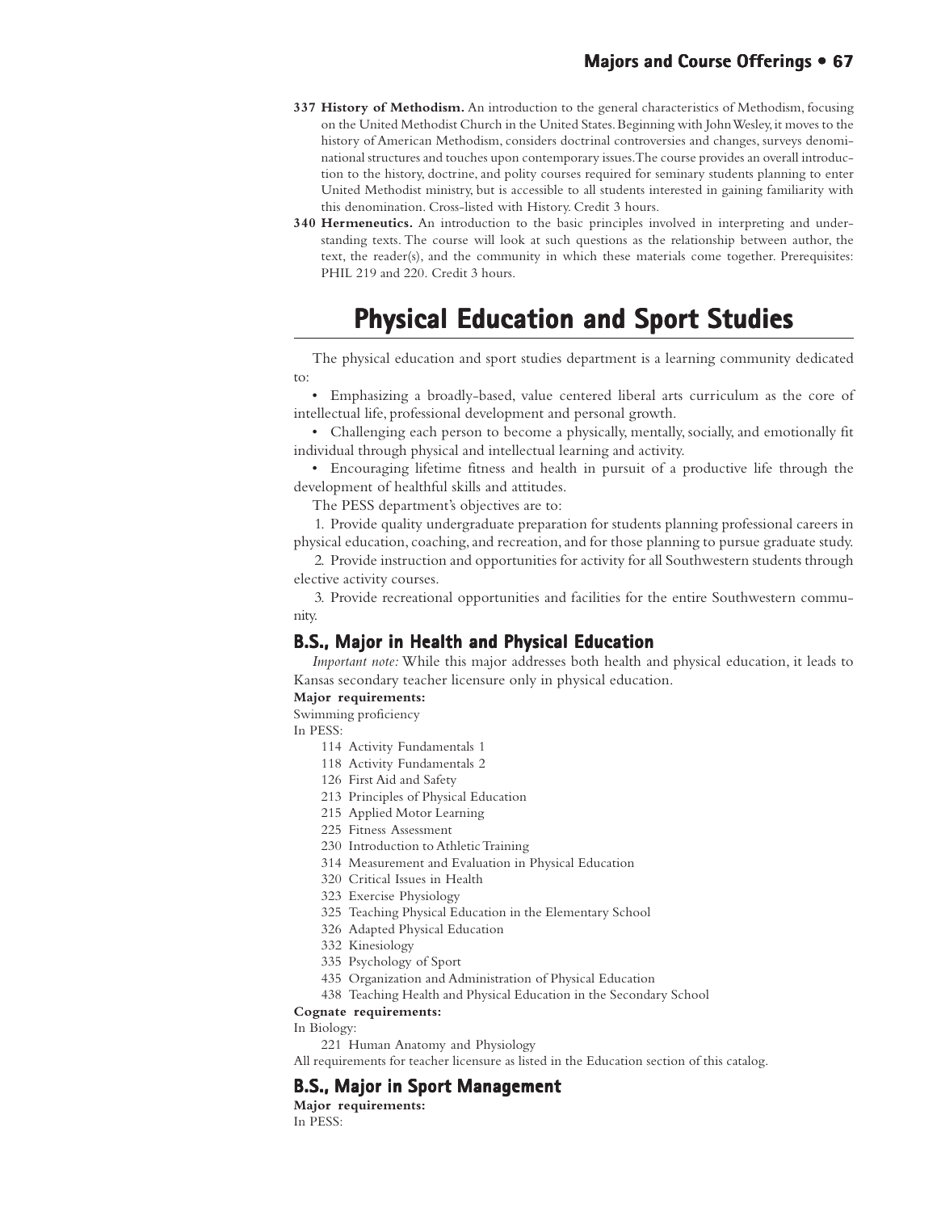**337 History of Methodism.** An introduction to the general characteristics of Methodism, focusing on the United Methodist Church in the United States. Beginning with John Wesley, it moves to the history of American Methodism, considers doctrinal controversies and changes, surveys denominational structures and touches upon contemporary issues. The course provides an overall introduction to the history, doctrine, and polity courses required for seminary students planning to enter United Methodist ministry, but is accessible to all students interested in gaining familiarity with this denomination. Cross-listed with History. Credit 3 hours.

**340 Hermeneutics.** An introduction to the basic principles involved in interpreting and understanding texts. The course will look at such questions as the relationship between author, the text, the reader(s), and the community in which these materials come together. Prerequisites: PHIL 219 and 220. Credit 3 hours.

# Physical Education and Sport Studies

The physical education and sport studies department is a learning community dedicated to:

- Emphasizing a broadly-based, value centered liberal arts curriculum as the core of intellectual life, professional development and personal growth.
- Challenging each person to become a physically, mentally, socially, and emotionally fit individual through physical and intellectual learning and activity.
- Encouraging lifetime fitness and health in pursuit of a productive life through the development of healthful skills and attitudes.

The PESS department's objectives are to:

1. Provide quality undergraduate preparation for students planning professional careers in physical education, coaching, and recreation, and for those planning to pursue graduate study.
2. Provide instruction and opportunities for activity for all Southwestern students through elective activity courses.
3. Provide recreational opportunities and facilities for the entire Southwestern community.

## B.S., Major in Health and Physical Education

*Important note:* While this major addresses both health and physical education, it leads to Kansas secondary teacher licensure only in physical education.

**Major requirements:**

Swimming proficiency

In PESS:

- 114 Activity Fundamentals 1
- 118 Activity Fundamentals 2
- 126 First Aid and Safety
- 213 Principles of Physical Education
- 215 Applied Motor Learning
- 225 Fitness Assessment
- 230 Introduction to Athletic Training
- 314 Measurement and Evaluation in Physical Education
- 320 Critical Issues in Health
- 323 Exercise Physiology
- 325 Teaching Physical Education in the Elementary School
- 326 Adapted Physical Education
- 332 Kinesiology
- 335 Psychology of Sport
- 435 Organization and Administration of Physical Education
- 438 Teaching Health and Physical Education in the Secondary School

**Cognate requirements:**

In Biology:

- 221 Human Anatomy and Physiology

All requirements for teacher licensure as listed in the Education section of this catalog.

## B.S., Major in Sport Management

**Major requirements:**

In PESS: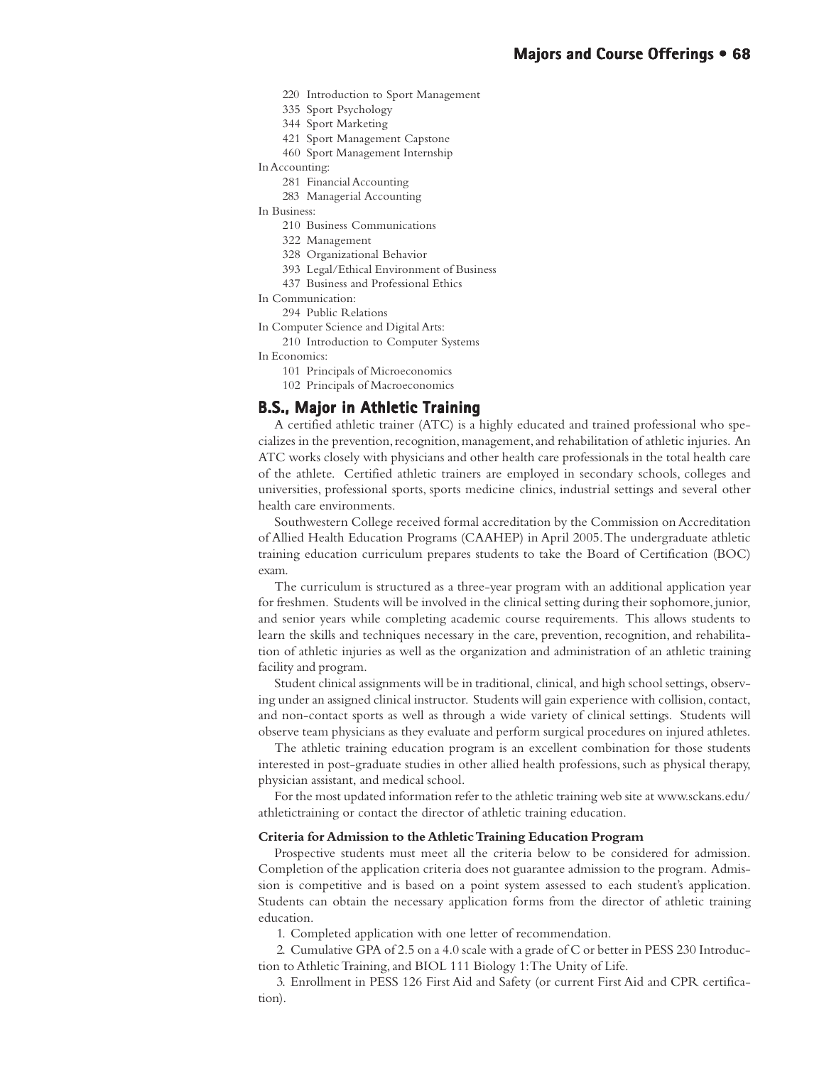220 Introduction to Sport Management

335 Sport Psychology

344 Sport Marketing

421 Sport Management Capstone

460 Sport Management Internship

In Accounting:

281 Financial Accounting

283 Managerial Accounting

In Business:

210 Business Communications

322 Management

328 Organizational Behavior

393 Legal/Ethical Environment of Business

437 Business and Professional Ethics

In Communication:

294 Public Relations

In Computer Science and Digital Arts:

210 Introduction to Computer Systems

In Economics:

101 Principals of Microeconomics

102 Principals of Macroeconomics

## B.S., Major in Athletic Training

A certified athletic trainer (ATC) is a highly educated and trained professional who specializes in the prevention, recognition, management, and rehabilitation of athletic injuries. An ATC works closely with physicians and other health care professionals in the total health care of the athlete. Certified athletic trainers are employed in secondary schools, colleges and universities, professional sports, sports medicine clinics, industrial settings and several other health care environments.

Southwestern College received formal accreditation by the Commission on Accreditation of Allied Health Education Programs (CAAHEP) in April 2005. The undergraduate athletic training education curriculum prepares students to take the Board of Certification (BOC) exam.

The curriculum is structured as a three-year program with an additional application year for freshmen. Students will be involved in the clinical setting during their sophomore, junior, and senior years while completing academic course requirements. This allows students to learn the skills and techniques necessary in the care, prevention, recognition, and rehabilitation of athletic injuries as well as the organization and administration of an athletic training facility and program.

Student clinical assignments will be in traditional, clinical, and high school settings, observing under an assigned clinical instructor. Students will gain experience with collision, contact, and non-contact sports as well as through a wide variety of clinical settings. Students will observe team physicians as they evaluate and perform surgical procedures on injured athletes.

The athletic training education program is an excellent combination for those students interested in post-graduate studies in other allied health professions, such as physical therapy, physician assistant, and medical school.

For the most updated information refer to the athletic training web site at www.sckans.edu/athletictraining or contact the director of athletic training education.

**Criteria for Admission to the Athletic Training Education Program**

Prospective students must meet all the criteria below to be considered for admission. Completion of the application criteria does not guarantee admission to the program. Admission is competitive and is based on a point system assessed to each student's application. Students can obtain the necessary application forms from the director of athletic training education.

1. Completed application with one letter of recommendation.
2. Cumulative GPA of 2.5 on a 4.0 scale with a grade of C or better in PESS 230 Introduction to Athletic Training, and BIOL 111 Biology 1: The Unity of Life.
3. Enrollment in PESS 126 First Aid and Safety (or current First Aid and CPR certification).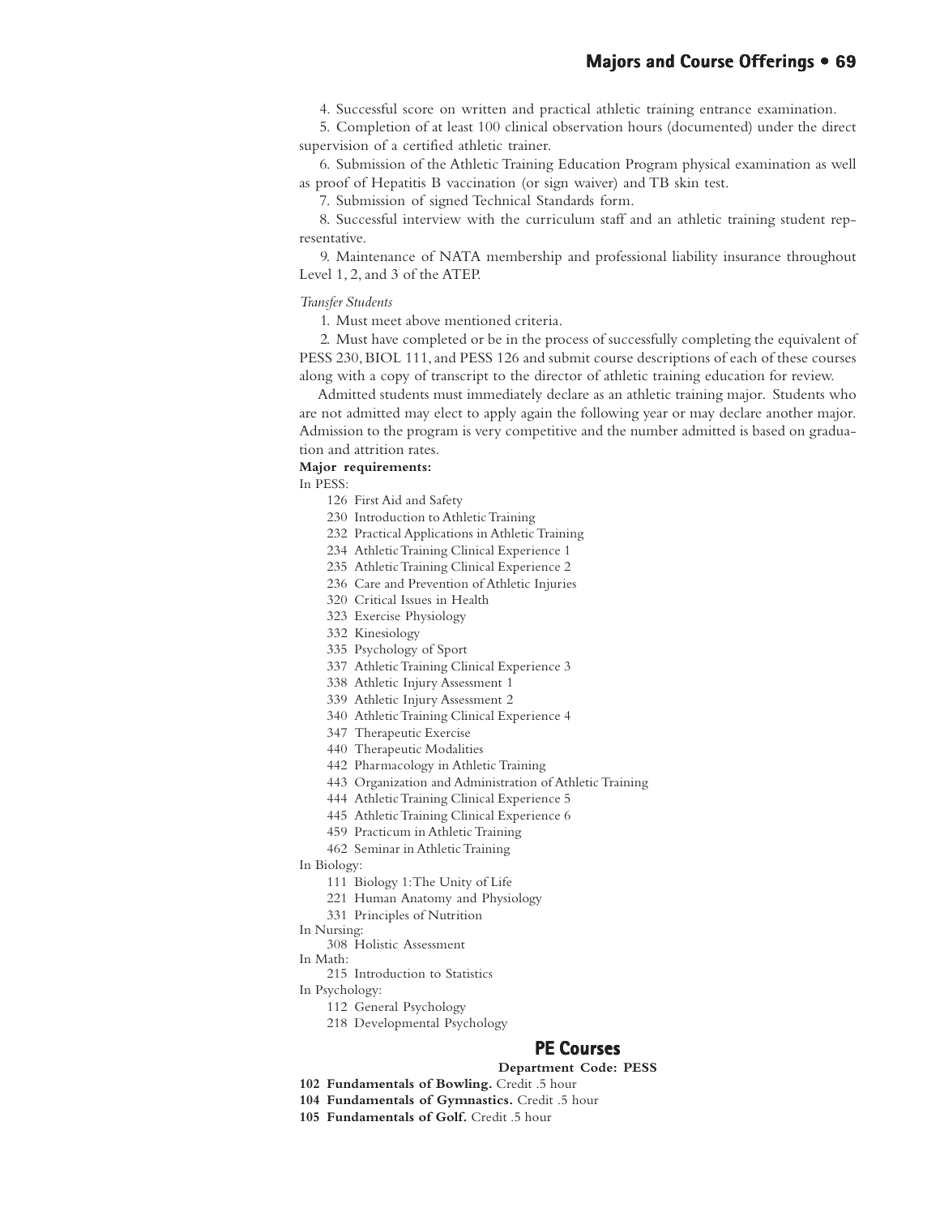4. Successful score on written and practical athletic training entrance examination.

5. Completion of at least 100 clinical observation hours (documented) under the direct supervision of a certified athletic trainer.

6. Submission of the Athletic Training Education Program physical examination as well as proof of Hepatitis B vaccination (or sign waiver) and TB skin test.

7. Submission of signed Technical Standards form.

8. Successful interview with the curriculum staff and an athletic training student representative.

9. Maintenance of NATA membership and professional liability insurance throughout Level 1, 2, and 3 of the ATEP.

*Transfer Students*

1. Must meet above mentioned criteria.

2. Must have completed or be in the process of successfully completing the equivalent of PESS 230, BIOL 111, and PESS 126 and submit course descriptions of each of these courses along with a copy of transcript to the director of athletic training education for review.

Admitted students must immediately declare as an athletic training major. Students who are not admitted may elect to apply again the following year or may declare another major. Admission to the program is very competitive and the number admitted is based on graduation and attrition rates.

**Major requirements:**

In PESS:

- 126 First Aid and Safety
- 230 Introduction to Athletic Training
- 232 Practical Applications in Athletic Training
- 234 Athletic Training Clinical Experience 1
- 235 Athletic Training Clinical Experience 2
- 236 Care and Prevention of Athletic Injuries
- 320 Critical Issues in Health
- 323 Exercise Physiology
- 332 Kinesiology
- 335 Psychology of Sport
- 337 Athletic Training Clinical Experience 3
- 338 Athletic Injury Assessment 1
- 339 Athletic Injury Assessment 2
- 340 Athletic Training Clinical Experience 4
- 347 Therapeutic Exercise
- 440 Therapeutic Modalities
- 442 Pharmacology in Athletic Training
- 443 Organization and Administration of Athletic Training
- 444 Athletic Training Clinical Experience 5
- 445 Athletic Training Clinical Experience 6
- 459 Practicum in Athletic Training
- 462 Seminar in Athletic Training

In Biology:

- 111 Biology 1: The Unity of Life
- 221 Human Anatomy and Physiology
- 331 Principles of Nutrition

In Nursing:

- 308 Holistic Assessment

In Math:

- 215 Introduction to Statistics

In Psychology:

- 112 General Psychology
- 218 Developmental Psychology

## PE Courses

**Department Code: PESS**

**102 Fundamentals of Bowling.** Credit .5 hour

**104 Fundamentals of Gymnastics.** Credit .5 hour

**105 Fundamentals of Golf.** Credit .5 hour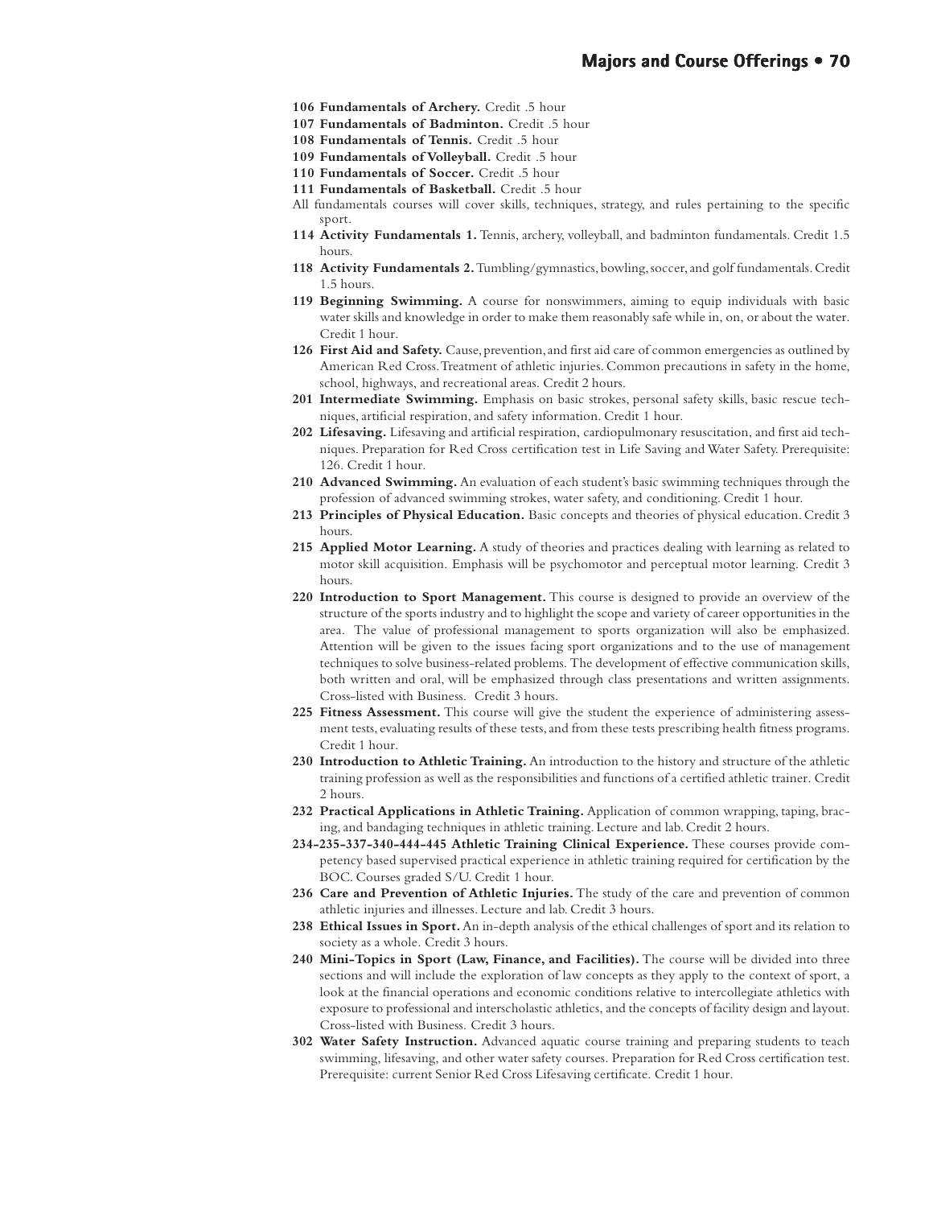**106 Fundamentals of Archery.** Credit .5 hour

**107 Fundamentals of Badminton.** Credit .5 hour

**108 Fundamentals of Tennis.** Credit .5 hour

**109 Fundamentals of Volleyball.** Credit .5 hour

**110 Fundamentals of Soccer.** Credit .5 hour

**111 Fundamentals of Basketball.** Credit .5 hour

All fundamentals courses will cover skills, techniques, strategy, and rules pertaining to the specific sport.

**114 Activity Fundamentals 1.** Tennis, archery, volleyball, and badminton fundamentals. Credit 1.5 hours.

**118 Activity Fundamentals 2.** Tumbling/gymnastics, bowling, soccer, and golf fundamentals. Credit 1.5 hours.

**119 Beginning Swimming.** A course for nonswimmers, aiming to equip individuals with basic water skills and knowledge in order to make them reasonably safe while in, on, or about the water. Credit 1 hour.

**126 First Aid and Safety.** Cause, prevention, and first aid care of common emergencies as outlined by American Red Cross. Treatment of athletic injuries. Common precautions in safety in the home, school, highways, and recreational areas. Credit 2 hours.

**201 Intermediate Swimming.** Emphasis on basic strokes, personal safety skills, basic rescue techniques, artificial respiration, and safety information. Credit 1 hour.

**202 Lifesaving.** Lifesaving and artificial respiration, cardiopulmonary resuscitation, and first aid techniques. Preparation for Red Cross certification test in Life Saving and Water Safety. Prerequisite: 126. Credit 1 hour.

**210 Advanced Swimming.** An evaluation of each student's basic swimming techniques through the profession of advanced swimming strokes, water safety, and conditioning. Credit 1 hour.

**213 Principles of Physical Education.** Basic concepts and theories of physical education. Credit 3 hours.

**215 Applied Motor Learning.** A study of theories and practices dealing with learning as related to motor skill acquisition. Emphasis will be psychomotor and perceptual motor learning. Credit 3 hours.

**220 Introduction to Sport Management.** This course is designed to provide an overview of the structure of the sports industry and to highlight the scope and variety of career opportunities in the area. The value of professional management to sports organization will also be emphasized. Attention will be given to the issues facing sport organizations and to the use of management techniques to solve business-related problems. The development of effective communication skills, both written and oral, will be emphasized through class presentations and written assignments. Cross-listed with Business. Credit 3 hours.

**225 Fitness Assessment.** This course will give the student the experience of administering assessment tests, evaluating results of these tests, and from these tests prescribing health fitness programs. Credit 1 hour.

**230 Introduction to Athletic Training.** An introduction to the history and structure of the athletic training profession as well as the responsibilities and functions of a certified athletic trainer. Credit 2 hours.

**232 Practical Applications in Athletic Training.** Application of common wrapping, taping, bracing, and bandaging techniques in athletic training. Lecture and lab. Credit 2 hours.

**234-235-337-340-444-445 Athletic Training Clinical Experience.** These courses provide competency based supervised practical experience in athletic training required for certification by the BOC. Courses graded S/U. Credit 1 hour.

**236 Care and Prevention of Athletic Injuries.** The study of the care and prevention of common athletic injuries and illnesses. Lecture and lab. Credit 3 hours.

**238 Ethical Issues in Sport.** An in-depth analysis of the ethical challenges of sport and its relation to society as a whole. Credit 3 hours.

**240 Mini-Topics in Sport (Law, Finance, and Facilities).** The course will be divided into three sections and will include the exploration of law concepts as they apply to the context of sport, a look at the financial operations and economic conditions relative to intercollegiate athletics with exposure to professional and interscholastic athletics, and the concepts of facility design and layout. Cross-listed with Business. Credit 3 hours.

**302 Water Safety Instruction.** Advanced aquatic course training and preparing students to teach swimming, lifesaving, and other water safety courses. Preparation for Red Cross certification test. Prerequisite: current Senior Red Cross Lifesaving certificate. Credit 1 hour.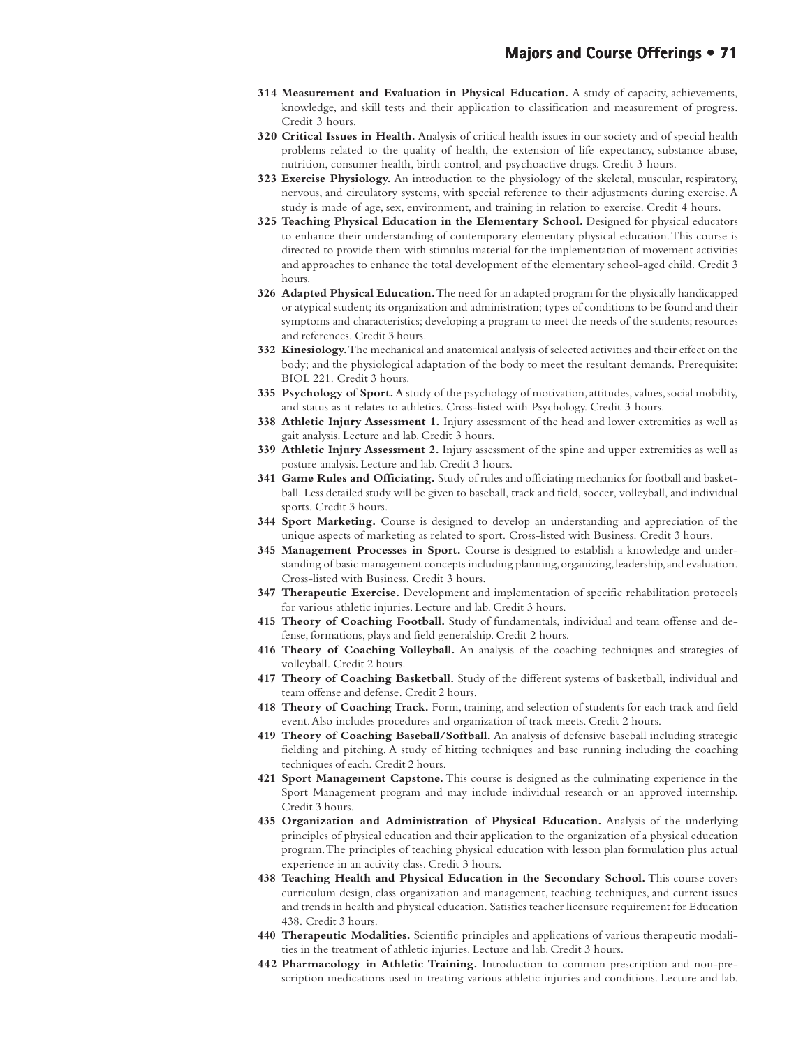**314 Measurement and Evaluation in Physical Education.** A study of capacity, achievements, knowledge, and skill tests and their application to classification and measurement of progress. Credit 3 hours.

**320 Critical Issues in Health.** Analysis of critical health issues in our society and of special health problems related to the quality of health, the extension of life expectancy, substance abuse, nutrition, consumer health, birth control, and psychoactive drugs. Credit 3 hours.

**323 Exercise Physiology.** An introduction to the physiology of the skeletal, muscular, respiratory, nervous, and circulatory systems, with special reference to their adjustments during exercise. A study is made of age, sex, environment, and training in relation to exercise. Credit 4 hours.

**325 Teaching Physical Education in the Elementary School.** Designed for physical educators to enhance their understanding of contemporary elementary physical education. This course is directed to provide them with stimulus material for the implementation of movement activities and approaches to enhance the total development of the elementary school-aged child. Credit 3 hours.

**326 Adapted Physical Education.** The need for an adapted program for the physically handicapped or atypical student; its organization and administration; types of conditions to be found and their symptoms and characteristics; developing a program to meet the needs of the students; resources and references. Credit 3 hours.

**332 Kinesiology.** The mechanical and anatomical analysis of selected activities and their effect on the body; and the physiological adaptation of the body to meet the resultant demands. Prerequisite: BIOL 221. Credit 3 hours.

**335 Psychology of Sport.** A study of the psychology of motivation, attitudes, values, social mobility, and status as it relates to athletics. Cross-listed with Psychology. Credit 3 hours.

**338 Athletic Injury Assessment 1.** Injury assessment of the head and lower extremities as well as gait analysis. Lecture and lab. Credit 3 hours.

**339 Athletic Injury Assessment 2.** Injury assessment of the spine and upper extremities as well as posture analysis. Lecture and lab. Credit 3 hours.

**341 Game Rules and Officiating.** Study of rules and officiating mechanics for football and basketball. Less detailed study will be given to baseball, track and field, soccer, volleyball, and individual sports. Credit 3 hours.

**344 Sport Marketing.** Course is designed to develop an understanding and appreciation of the unique aspects of marketing as related to sport. Cross-listed with Business. Credit 3 hours.

**345 Management Processes in Sport.** Course is designed to establish a knowledge and understanding of basic management concepts including planning, organizing, leadership, and evaluation. Cross-listed with Business. Credit 3 hours.

**347 Therapeutic Exercise.** Development and implementation of specific rehabilitation protocols for various athletic injuries. Lecture and lab. Credit 3 hours.

**415 Theory of Coaching Football.** Study of fundamentals, individual and team offense and defense, formations, plays and field generalship. Credit 2 hours.

**416 Theory of Coaching Volleyball.** An analysis of the coaching techniques and strategies of volleyball. Credit 2 hours.

**417 Theory of Coaching Basketball.** Study of the different systems of basketball, individual and team offense and defense. Credit 2 hours.

**418 Theory of Coaching Track.** Form, training, and selection of students for each track and field event. Also includes procedures and organization of track meets. Credit 2 hours.

**419 Theory of Coaching Baseball/Softball.** An analysis of defensive baseball including strategic fielding and pitching. A study of hitting techniques and base running including the coaching techniques of each. Credit 2 hours.

**421 Sport Management Capstone.** This course is designed as the culminating experience in the Sport Management program and may include individual research or an approved internship. Credit 3 hours.

**435 Organization and Administration of Physical Education.** Analysis of the underlying principles of physical education and their application to the organization of a physical education program. The principles of teaching physical education with lesson plan formulation plus actual experience in an activity class. Credit 3 hours.

**438 Teaching Health and Physical Education in the Secondary School.** This course covers curriculum design, class organization and management, teaching techniques, and current issues and trends in health and physical education. Satisfies teacher licensure requirement for Education 438. Credit 3 hours.

**440 Therapeutic Modalities.** Scientific principles and applications of various therapeutic modalities in the treatment of athletic injuries. Lecture and lab. Credit 3 hours.

**442 Pharmacology in Athletic Training.** Introduction to common prescription and non-prescription medications used in treating various athletic injuries and conditions. Lecture and lab.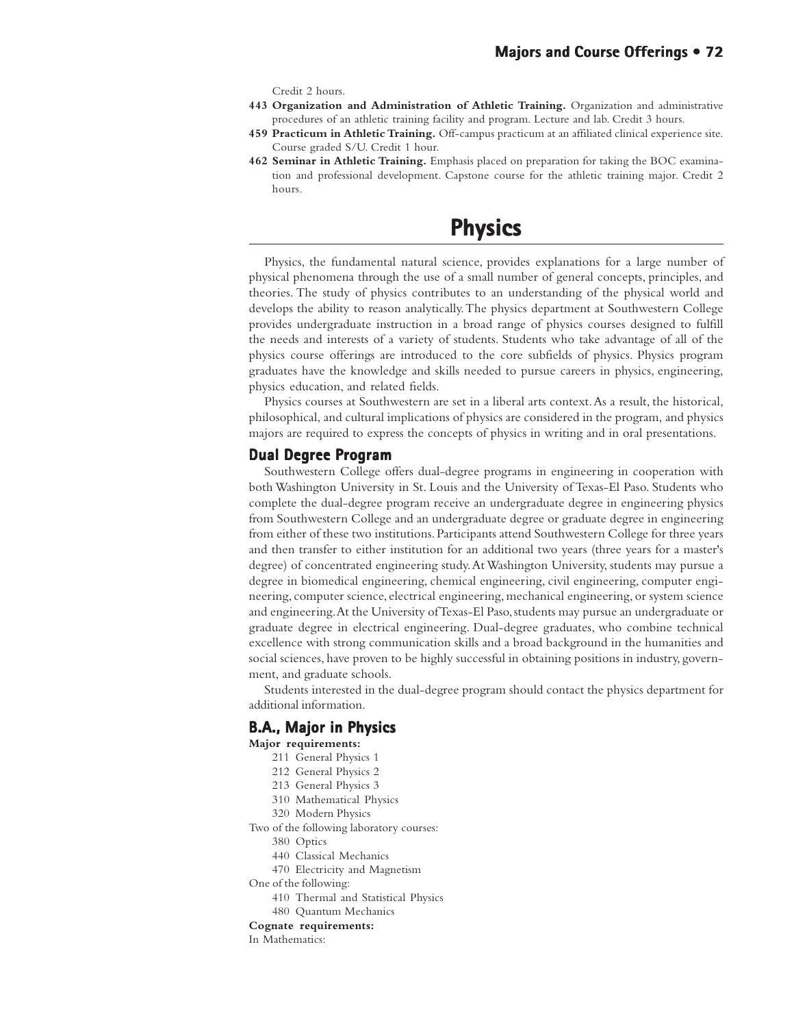Credit 2 hours.

**443 Organization and Administration of Athletic Training.** Organization and administrative procedures of an athletic training facility and program. Lecture and lab. Credit 3 hours.

**459 Practicum in Athletic Training.** Off-campus practicum at an affiliated clinical experience site. Course graded S/U. Credit 1 hour.

**462 Seminar in Athletic Training.** Emphasis placed on preparation for taking the BOC examination and professional development. Capstone course for the athletic training major. Credit 2 hours.

# Physics

Physics, the fundamental natural science, provides explanations for a large number of physical phenomena through the use of a small number of general concepts, principles, and theories. The study of physics contributes to an understanding of the physical world and develops the ability to reason analytically. The physics department at Southwestern College provides undergraduate instruction in a broad range of physics courses designed to fulfill the needs and interests of a variety of students. Students who take advantage of all of the physics course offerings are introduced to the core subfields of physics. Physics program graduates have the knowledge and skills needed to pursue careers in physics, engineering, physics education, and related fields.

Physics courses at Southwestern are set in a liberal arts context. As a result, the historical, philosophical, and cultural implications of physics are considered in the program, and physics majors are required to express the concepts of physics in writing and in oral presentations.

## Dual Degree Program

Southwestern College offers dual-degree programs in engineering in cooperation with both Washington University in St. Louis and the University of Texas-El Paso. Students who complete the dual-degree program receive an undergraduate degree in engineering physics from Southwestern College and an undergraduate degree or graduate degree in engineering from either of these two institutions. Participants attend Southwestern College for three years and then transfer to either institution for an additional two years (three years for a master's degree) of concentrated engineering study. At Washington University, students may pursue a degree in biomedical engineering, chemical engineering, civil engineering, computer engineering, computer science, electrical engineering, mechanical engineering, or system science and engineering. At the University of Texas-El Paso, students may pursue an undergraduate or graduate degree in electrical engineering. Dual-degree graduates, who combine technical excellence with strong communication skills and a broad background in the humanities and social sciences, have proven to be highly successful in obtaining positions in industry, government, and graduate schools.

Students interested in the dual-degree program should contact the physics department for additional information.

## B.A., Major in Physics

**Major requirements:**

- 211 General Physics 1
- 212 General Physics 2
- 213 General Physics 3
- 310 Mathematical Physics
- 320 Modern Physics

Two of the following laboratory courses:

- 380 Optics
- 440 Classical Mechanics
- 470 Electricity and Magnetism

One of the following:

- 410 Thermal and Statistical Physics
- 480 Quantum Mechanics

**Cognate requirements:**

In Mathematics: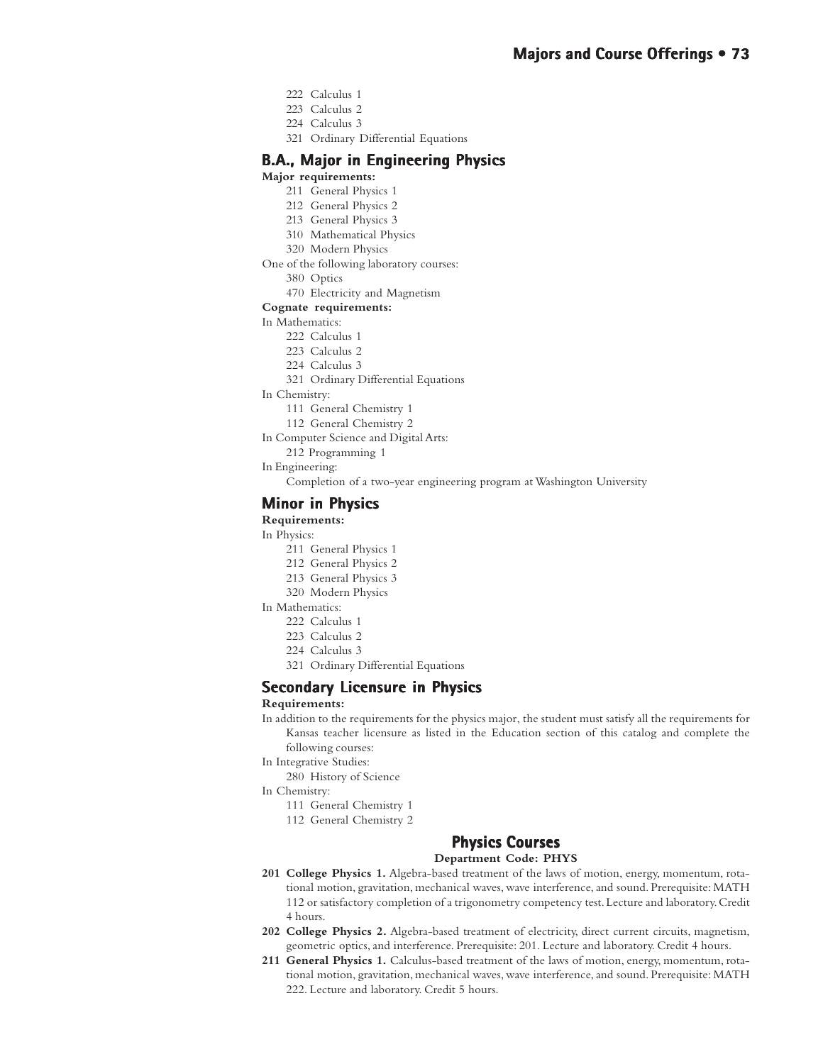222 Calculus 1
223 Calculus 2
224 Calculus 3
321 Ordinary Differential Equations

## B.A., Major in Engineering Physics

**Major requirements:**

211 General Physics 1
212 General Physics 2
213 General Physics 3
310 Mathematical Physics
320 Modern Physics

One of the following laboratory courses:

380 Optics
470 Electricity and Magnetism

**Cognate requirements:**

In Mathematics:

222 Calculus 1
223 Calculus 2
224 Calculus 3
321 Ordinary Differential Equations

In Chemistry:

111 General Chemistry 1
112 General Chemistry 2

In Computer Science and Digital Arts:

212 Programming 1

In Engineering:

Completion of a two-year engineering program at Washington University

## Minor in Physics

**Requirements:**

In Physics:

211 General Physics 1
212 General Physics 2
213 General Physics 3
320 Modern Physics

In Mathematics:

222 Calculus 1
223 Calculus 2
224 Calculus 3
321 Ordinary Differential Equations

## Secondary Licensure in Physics

**Requirements:**

In addition to the requirements for the physics major, the student must satisfy all the requirements for Kansas teacher licensure as listed in the Education section of this catalog and complete the following courses:

In Integrative Studies:

280 History of Science

In Chemistry:

111 General Chemistry 1
112 General Chemistry 2

## Physics Courses

**Department Code: PHYS**

**201 College Physics 1.** Algebra-based treatment of the laws of motion, energy, momentum, rotational motion, gravitation, mechanical waves, wave interference, and sound. Prerequisite: MATH 112 or satisfactory completion of a trigonometry competency test. Lecture and laboratory. Credit 4 hours.

**202 College Physics 2.** Algebra-based treatment of electricity, direct current circuits, magnetism, geometric optics, and interference. Prerequisite: 201. Lecture and laboratory. Credit 4 hours.

**211 General Physics 1.** Calculus-based treatment of the laws of motion, energy, momentum, rotational motion, gravitation, mechanical waves, wave interference, and sound. Prerequisite: MATH 222. Lecture and laboratory. Credit 5 hours.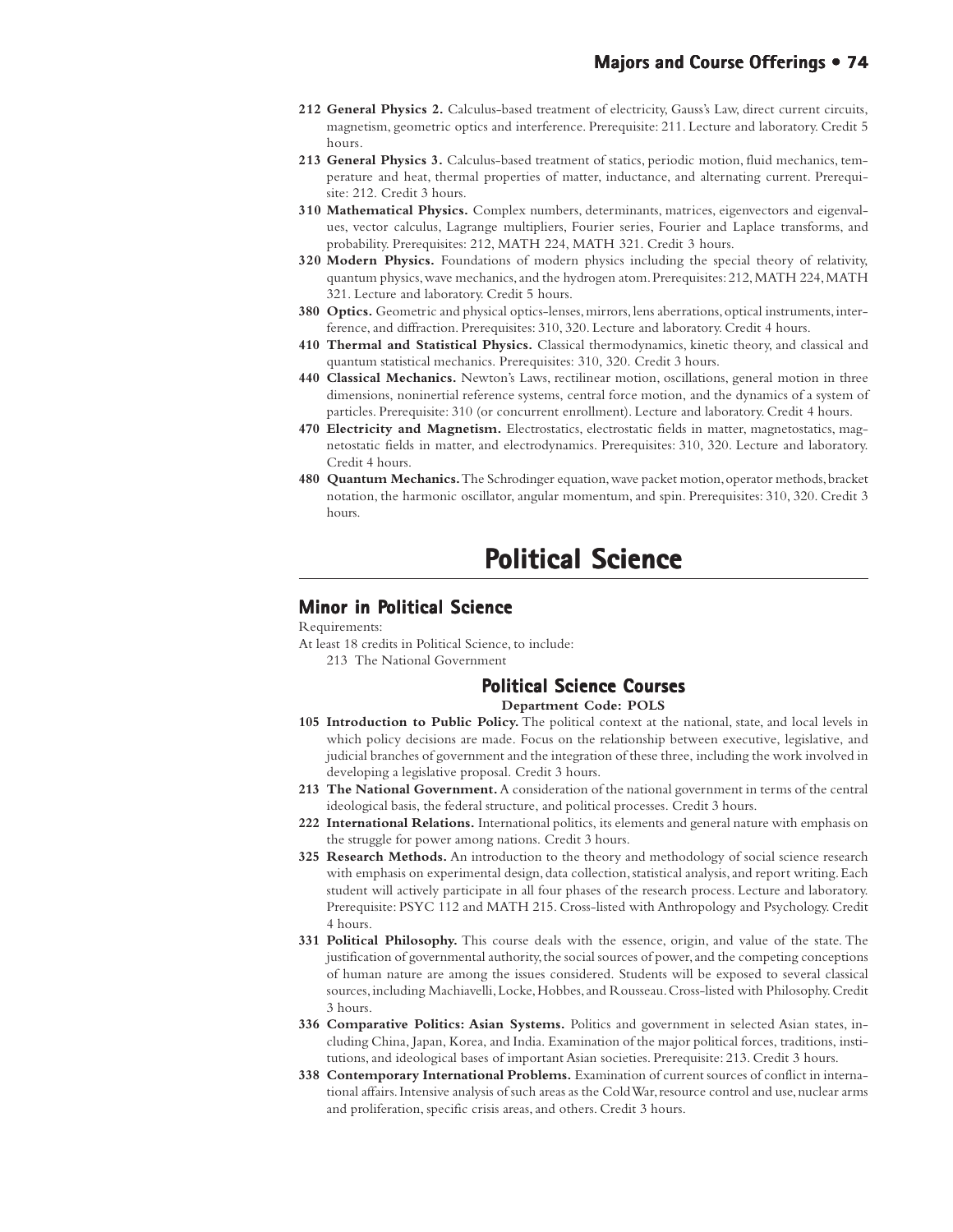**212 General Physics 2.** Calculus-based treatment of electricity, Gauss's Law, direct current circuits, magnetism, geometric optics and interference. Prerequisite: 211. Lecture and laboratory. Credit 5 hours.

**213 General Physics 3.** Calculus-based treatment of statics, periodic motion, fluid mechanics, temperature and heat, thermal properties of matter, inductance, and alternating current. Prerequisite: 212. Credit 3 hours.

**310 Mathematical Physics.** Complex numbers, determinants, matrices, eigenvectors and eigenvalues, vector calculus, Lagrange multipliers, Fourier series, Fourier and Laplace transforms, and probability. Prerequisites: 212, MATH 224, MATH 321. Credit 3 hours.

**320 Modern Physics.** Foundations of modern physics including the special theory of relativity, quantum physics, wave mechanics, and the hydrogen atom. Prerequisites: 212, MATH 224, MATH 321. Lecture and laboratory. Credit 5 hours.

**380 Optics.** Geometric and physical optics-lenses, mirrors, lens aberrations, optical instruments, interference, and diffraction. Prerequisites: 310, 320. Lecture and laboratory. Credit 4 hours.

**410 Thermal and Statistical Physics.** Classical thermodynamics, kinetic theory, and classical and quantum statistical mechanics. Prerequisites: 310, 320. Credit 3 hours.

**440 Classical Mechanics.** Newton's Laws, rectilinear motion, oscillations, general motion in three dimensions, noninertial reference systems, central force motion, and the dynamics of a system of particles. Prerequisite: 310 (or concurrent enrollment). Lecture and laboratory. Credit 4 hours.

**470 Electricity and Magnetism.** Electrostatics, electrostatic fields in matter, magnetostatics, magnetostatic fields in matter, and electrodynamics. Prerequisites: 310, 320. Lecture and laboratory. Credit 4 hours.

**480 Quantum Mechanics.** The Schrodinger equation, wave packet motion, operator methods, bracket notation, the harmonic oscillator, angular momentum, and spin. Prerequisites: 310, 320. Credit 3 hours.

# Political Science

## Minor in Political Science

Requirements:

At least 18 credits in Political Science, to include:

213 The National Government

### Political Science Courses

**Department Code: POLS**

**105 Introduction to Public Policy.** The political context at the national, state, and local levels in which policy decisions are made. Focus on the relationship between executive, legislative, and judicial branches of government and the integration of these three, including the work involved in developing a legislative proposal. Credit 3 hours.

**213 The National Government.** A consideration of the national government in terms of the central ideological basis, the federal structure, and political processes. Credit 3 hours.

**222 International Relations.** International politics, its elements and general nature with emphasis on the struggle for power among nations. Credit 3 hours.

**325 Research Methods.** An introduction to the theory and methodology of social science research with emphasis on experimental design, data collection, statistical analysis, and report writing. Each student will actively participate in all four phases of the research process. Lecture and laboratory. Prerequisite: PSYC 112 and MATH 215. Cross-listed with Anthropology and Psychology. Credit 4 hours.

**331 Political Philosophy.** This course deals with the essence, origin, and value of the state. The justification of governmental authority, the social sources of power, and the competing conceptions of human nature are among the issues considered. Students will be exposed to several classical sources, including Machiavelli, Locke, Hobbes, and Rousseau. Cross-listed with Philosophy. Credit 3 hours.

**336 Comparative Politics: Asian Systems.** Politics and government in selected Asian states, including China, Japan, Korea, and India. Examination of the major political forces, traditions, institutions, and ideological bases of important Asian societies. Prerequisite: 213. Credit 3 hours.

**338 Contemporary International Problems.** Examination of current sources of conflict in international affairs. Intensive analysis of such areas as the Cold War, resource control and use, nuclear arms and proliferation, specific crisis areas, and others. Credit 3 hours.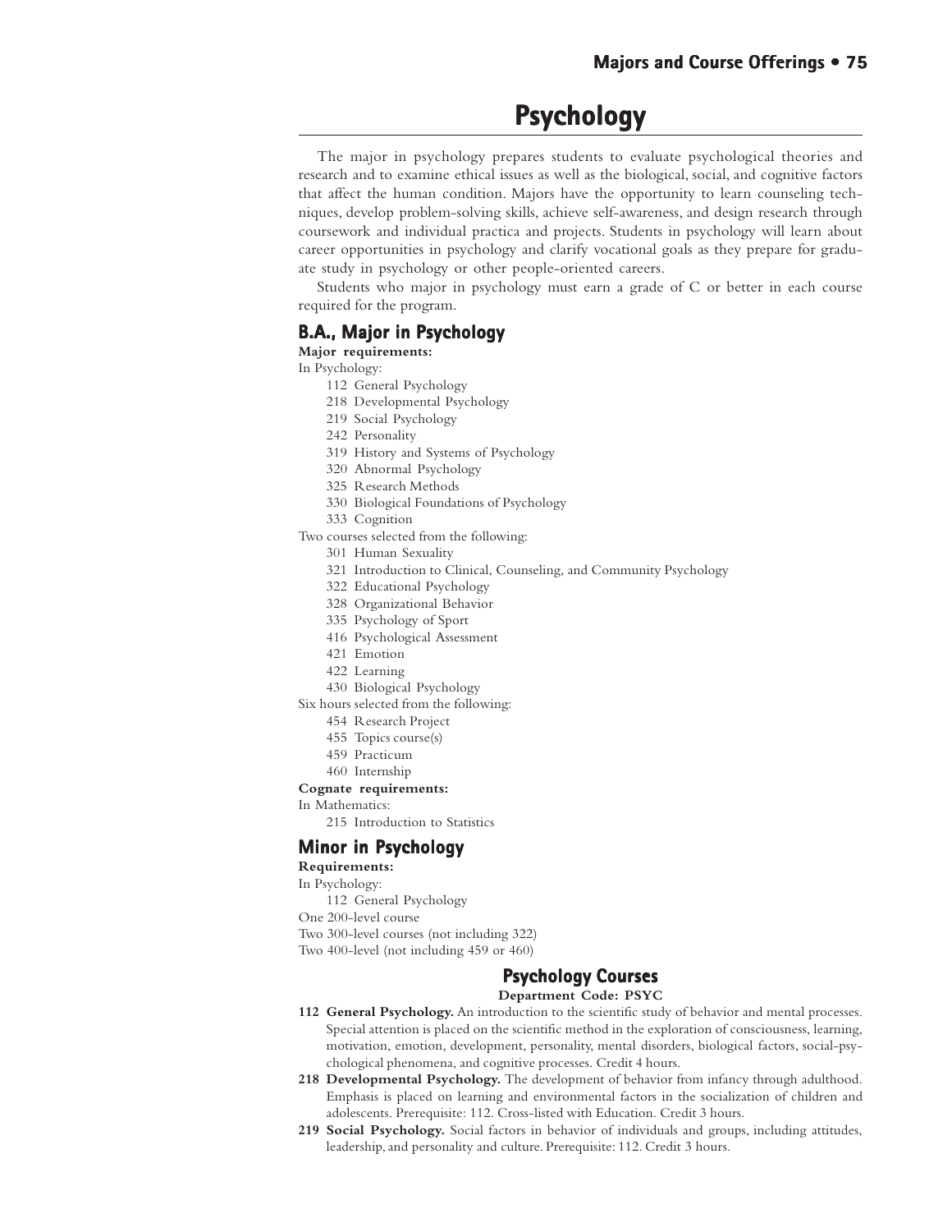# Psychology

The major in psychology prepares students to evaluate psychological theories and research and to examine ethical issues as well as the biological, social, and cognitive factors that affect the human condition. Majors have the opportunity to learn counseling techniques, develop problem-solving skills, achieve self-awareness, and design research through coursework and individual practica and projects. Students in psychology will learn about career opportunities in psychology and clarify vocational goals as they prepare for graduate study in psychology or other people-oriented careers.

Students who major in psychology must earn a grade of C or better in each course required for the program.

## B.A., Major in Psychology

**Major requirements:**

In Psychology:

- 112 General Psychology
- 218 Developmental Psychology
- 219 Social Psychology
- 242 Personality
- 319 History and Systems of Psychology
- 320 Abnormal Psychology
- 325 Research Methods
- 330 Biological Foundations of Psychology
- 333 Cognition

Two courses selected from the following:

- 301 Human Sexuality
- 321 Introduction to Clinical, Counseling, and Community Psychology
- 322 Educational Psychology
- 328 Organizational Behavior
- 335 Psychology of Sport
- 416 Psychological Assessment
- 421 Emotion
- 422 Learning
- 430 Biological Psychology

Six hours selected from the following:

- 454 Research Project
- 455 Topics course(s)
- 459 Practicum
- 460 Internship

**Cognate requirements:**

In Mathematics:

- 215 Introduction to Statistics

## Minor in Psychology

**Requirements:**

In Psychology:

- 112 General Psychology

One 200-level course

Two 300-level courses (not including 322)

Two 400-level (not including 459 or 460)

## Psychology Courses

**Department Code: PSYC**

**112 General Psychology.** An introduction to the scientific study of behavior and mental processes. Special attention is placed on the scientific method in the exploration of consciousness, learning, motivation, emotion, development, personality, mental disorders, biological factors, social-psychological phenomena, and cognitive processes. Credit 4 hours.

**218 Developmental Psychology.** The development of behavior from infancy through adulthood. Emphasis is placed on learning and environmental factors in the socialization of children and adolescents. Prerequisite: 112. Cross-listed with Education. Credit 3 hours.

**219 Social Psychology.** Social factors in behavior of individuals and groups, including attitudes, leadership, and personality and culture. Prerequisite: 112. Credit 3 hours.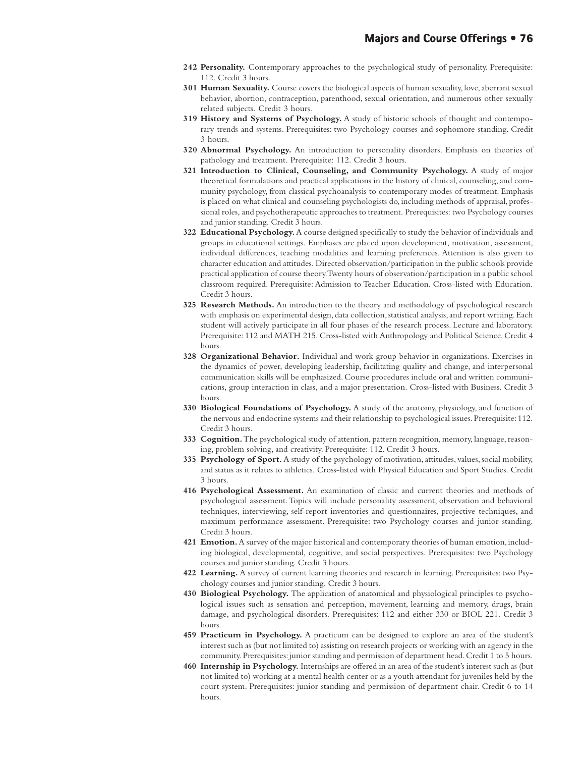**242 Personality.** Contemporary approaches to the psychological study of personality. Prerequisite: 112. Credit 3 hours.

**301 Human Sexuality.** Course covers the biological aspects of human sexuality, love, aberrant sexual behavior, abortion, contraception, parenthood, sexual orientation, and numerous other sexually related subjects. Credit 3 hours.

**319 History and Systems of Psychology.** A study of historic schools of thought and contemporary trends and systems. Prerequisites: two Psychology courses and sophomore standing. Credit 3 hours.

**320 Abnormal Psychology.** An introduction to personality disorders. Emphasis on theories of pathology and treatment. Prerequisite: 112. Credit 3 hours.

**321 Introduction to Clinical, Counseling, and Community Psychology.** A study of major theoretical formulations and practical applications in the history of clinical, counseling, and community psychology, from classical psychoanalysis to contemporary modes of treatment. Emphasis is placed on what clinical and counseling psychologists do, including methods of appraisal, professional roles, and psychotherapeutic approaches to treatment. Prerequisites: two Psychology courses and junior standing. Credit 3 hours.

**322 Educational Psychology.** A course designed specifically to study the behavior of individuals and groups in educational settings. Emphases are placed upon development, motivation, assessment, individual differences, teaching modalities and learning preferences. Attention is also given to character education and attitudes. Directed observation/participation in the public schools provide practical application of course theory. Twenty hours of observation/participation in a public school classroom required. Prerequisite: Admission to Teacher Education. Cross-listed with Education. Credit 3 hours.

**325 Research Methods.** An introduction to the theory and methodology of psychological research with emphasis on experimental design, data collection, statistical analysis, and report writing. Each student will actively participate in all four phases of the research process. Lecture and laboratory. Prerequisite: 112 and MATH 215. Cross-listed with Anthropology and Political Science. Credit 4 hours.

**328 Organizational Behavior.** Individual and work group behavior in organizations. Exercises in the dynamics of power, developing leadership, facilitating quality and change, and interpersonal communication skills will be emphasized. Course procedures include oral and written communications, group interaction in class, and a major presentation. Cross-listed with Business. Credit 3 hours.

**330 Biological Foundations of Psychology.** A study of the anatomy, physiology, and function of the nervous and endocrine systems and their relationship to psychological issues. Prerequisite: 112. Credit 3 hours.

**333 Cognition.** The psychological study of attention, pattern recognition, memory, language, reasoning, problem solving, and creativity. Prerequisite: 112. Credit 3 hours.

**335 Psychology of Sport.** A study of the psychology of motivation, attitudes, values, social mobility, and status as it relates to athletics. Cross-listed with Physical Education and Sport Studies. Credit 3 hours.

**416 Psychological Assessment.** An examination of classic and current theories and methods of psychological assessment. Topics will include personality assessment, observation and behavioral techniques, interviewing, self-report inventories and questionnaires, projective techniques, and maximum performance assessment. Prerequisite: two Psychology courses and junior standing. Credit 3 hours.

**421 Emotion.** A survey of the major historical and contemporary theories of human emotion, including biological, developmental, cognitive, and social perspectives. Prerequisites: two Psychology courses and junior standing. Credit 3 hours.

**422 Learning.** A survey of current learning theories and research in learning. Prerequisites: two Psychology courses and junior standing. Credit 3 hours.

**430 Biological Psychology.** The application of anatomical and physiological principles to psychological issues such as sensation and perception, movement, learning and memory, drugs, brain damage, and psychological disorders. Prerequisites: 112 and either 330 or BIOL 221. Credit 3 hours.

**459 Practicum in Psychology.** A practicum can be designed to explore an area of the student's interest such as (but not limited to) assisting on research projects or working with an agency in the community. Prerequisites: junior standing and permission of department head. Credit 1 to 5 hours.

**460 Internship in Psychology.** Internships are offered in an area of the student's interest such as (but not limited to) working at a mental health center or as a youth attendant for juveniles held by the court system. Prerequisites: junior standing and permission of department chair. Credit 6 to 14 hours.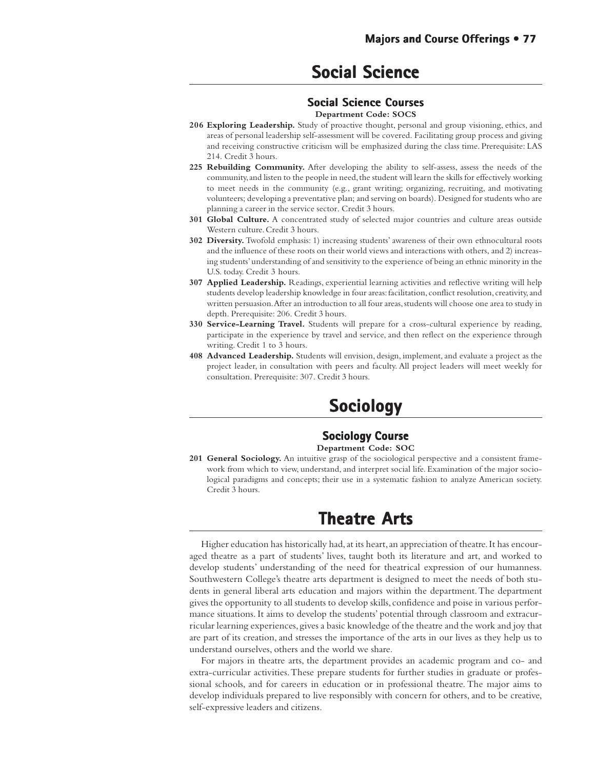# Social Science

## Social Science Courses

**Department Code: SOCS**

**206 Exploring Leadership.** Study of proactive thought, personal and group visioning, ethics, and areas of personal leadership self-assessment will be covered. Facilitating group process and giving and receiving constructive criticism will be emphasized during the class time. Prerequisite: LAS 214. Credit 3 hours.

**225 Rebuilding Community.** After developing the ability to self-assess, assess the needs of the community, and listen to the people in need, the student will learn the skills for effectively working to meet needs in the community (e.g., grant writing; organizing, recruiting, and motivating volunteers; developing a preventative plan; and serving on boards). Designed for students who are planning a career in the service sector. Credit 3 hours.

**301 Global Culture.** A concentrated study of selected major countries and culture areas outside Western culture. Credit 3 hours.

**302 Diversity.** Twofold emphasis: 1) increasing students' awareness of their own ethnocultural roots and the influence of these roots on their world views and interactions with others, and 2) increasing students' understanding of and sensitivity to the experience of being an ethnic minority in the U.S. today. Credit 3 hours.

**307 Applied Leadership.** Readings, experiential learning activities and reflective writing will help students develop leadership knowledge in four areas: facilitation, conflict resolution, creativity, and written persuasion. After an introduction to all four areas, students will choose one area to study in depth. Prerequisite: 206. Credit 3 hours.

**330 Service-Learning Travel.** Students will prepare for a cross-cultural experience by reading, participate in the experience by travel and service, and then reflect on the experience through writing. Credit 1 to 3 hours.

**408 Advanced Leadership.** Students will envision, design, implement, and evaluate a project as the project leader, in consultation with peers and faculty. All project leaders will meet weekly for consultation. Prerequisite: 307. Credit 3 hours.

# Sociology

## Sociology Course

**Department Code: SOC**

**201 General Sociology.** An intuitive grasp of the sociological perspective and a consistent framework from which to view, understand, and interpret social life. Examination of the major sociological paradigms and concepts; their use in a systematic fashion to analyze American society. Credit 3 hours.

# Theatre Arts

Higher education has historically had, at its heart, an appreciation of theatre. It has encouraged theatre as a part of students' lives, taught both its literature and art, and worked to develop students' understanding of the need for theatrical expression of our humanness. Southwestern College's theatre arts department is designed to meet the needs of both students in general liberal arts education and majors within the department. The department gives the opportunity to all students to develop skills, confidence and poise in various performance situations. It aims to develop the students' potential through classroom and extracurricular learning experiences, gives a basic knowledge of the theatre and the work and joy that are part of its creation, and stresses the importance of the arts in our lives as they help us to understand ourselves, others and the world we share.

For majors in theatre arts, the department provides an academic program and co- and extra-curricular activities. These prepare students for further studies in graduate or professional schools, and for careers in education or in professional theatre. The major aims to develop individuals prepared to live responsibly with concern for others, and to be creative, self-expressive leaders and citizens.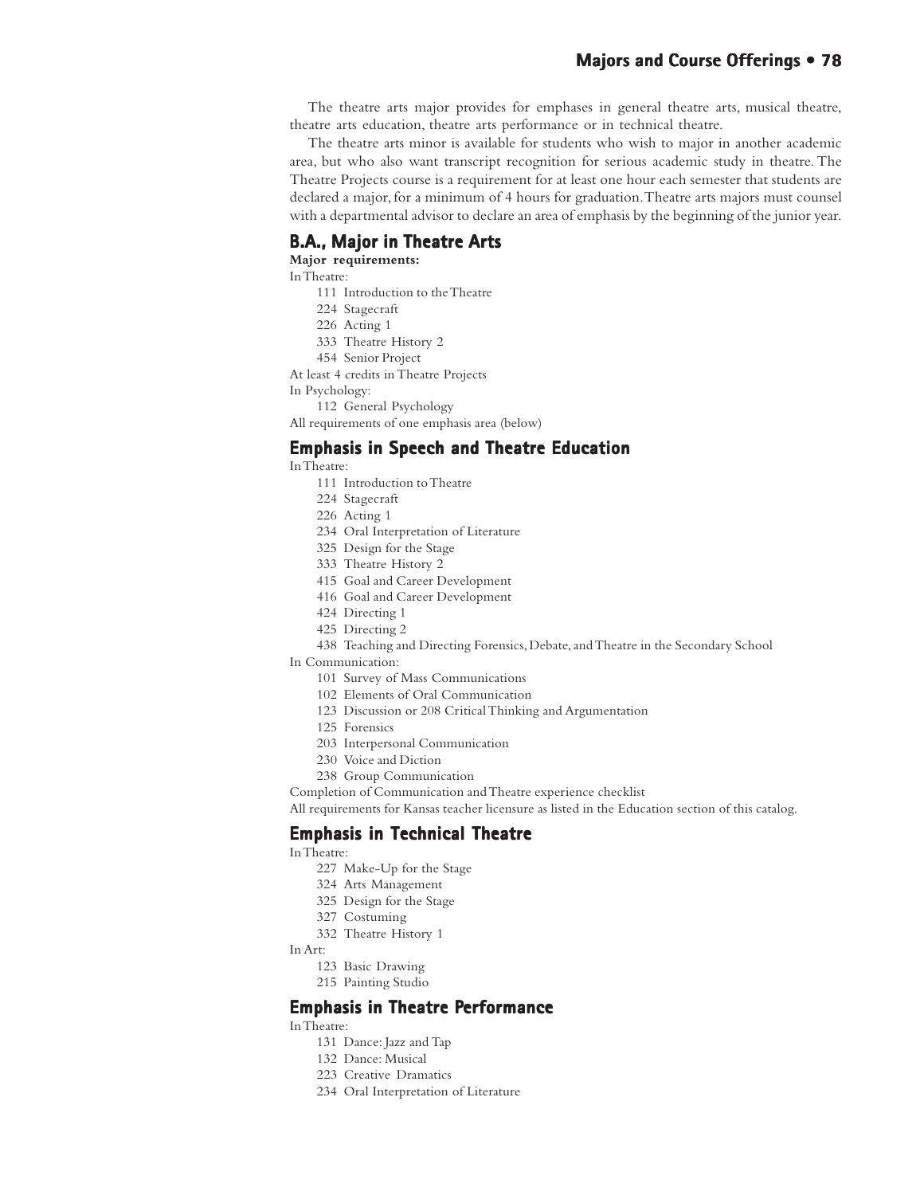The theatre arts major provides for emphases in general theatre arts, musical theatre, theatre arts education, theatre arts performance or in technical theatre.

The theatre arts minor is available for students who wish to major in another academic area, but who also want transcript recognition for serious academic study in theatre. The Theatre Projects course is a requirement for at least one hour each semester that students are declared a major, for a minimum of 4 hours for graduation. Theatre arts majors must counsel with a departmental advisor to declare an area of emphasis by the beginning of the junior year.

## B.A., Major in Theatre Arts

**Major requirements:**

In Theatre:

- 111 Introduction to the Theatre
- 224 Stagecraft
- 226 Acting 1
- 333 Theatre History 2
- 454 Senior Project

At least 4 credits in Theatre Projects

In Psychology:

- 112 General Psychology

All requirements of one emphasis area (below)

## Emphasis in Speech and Theatre Education

In Theatre:

- 111 Introduction to Theatre
- 224 Stagecraft
- 226 Acting 1
- 234 Oral Interpretation of Literature
- 325 Design for the Stage
- 333 Theatre History 2
- 415 Goal and Career Development
- 416 Goal and Career Development
- 424 Directing 1
- 425 Directing 2
- 438 Teaching and Directing Forensics, Debate, and Theatre in the Secondary School

In Communication:

- 101 Survey of Mass Communications
- 102 Elements of Oral Communication
- 123 Discussion or 208 Critical Thinking and Argumentation
- 125 Forensics
- 203 Interpersonal Communication
- 230 Voice and Diction
- 238 Group Communication

Completion of Communication and Theatre experience checklist

All requirements for Kansas teacher licensure as listed in the Education section of this catalog.

## Emphasis in Technical Theatre

In Theatre:

- 227 Make-Up for the Stage
- 324 Arts Management
- 325 Design for the Stage
- 327 Costuming
- 332 Theatre History 1

In Art:

- 123 Basic Drawing
- 215 Painting Studio

## Emphasis in Theatre Performance

In Theatre:

- 131 Dance: Jazz and Tap
- 132 Dance: Musical
- 223 Creative Dramatics
- 234 Oral Interpretation of Literature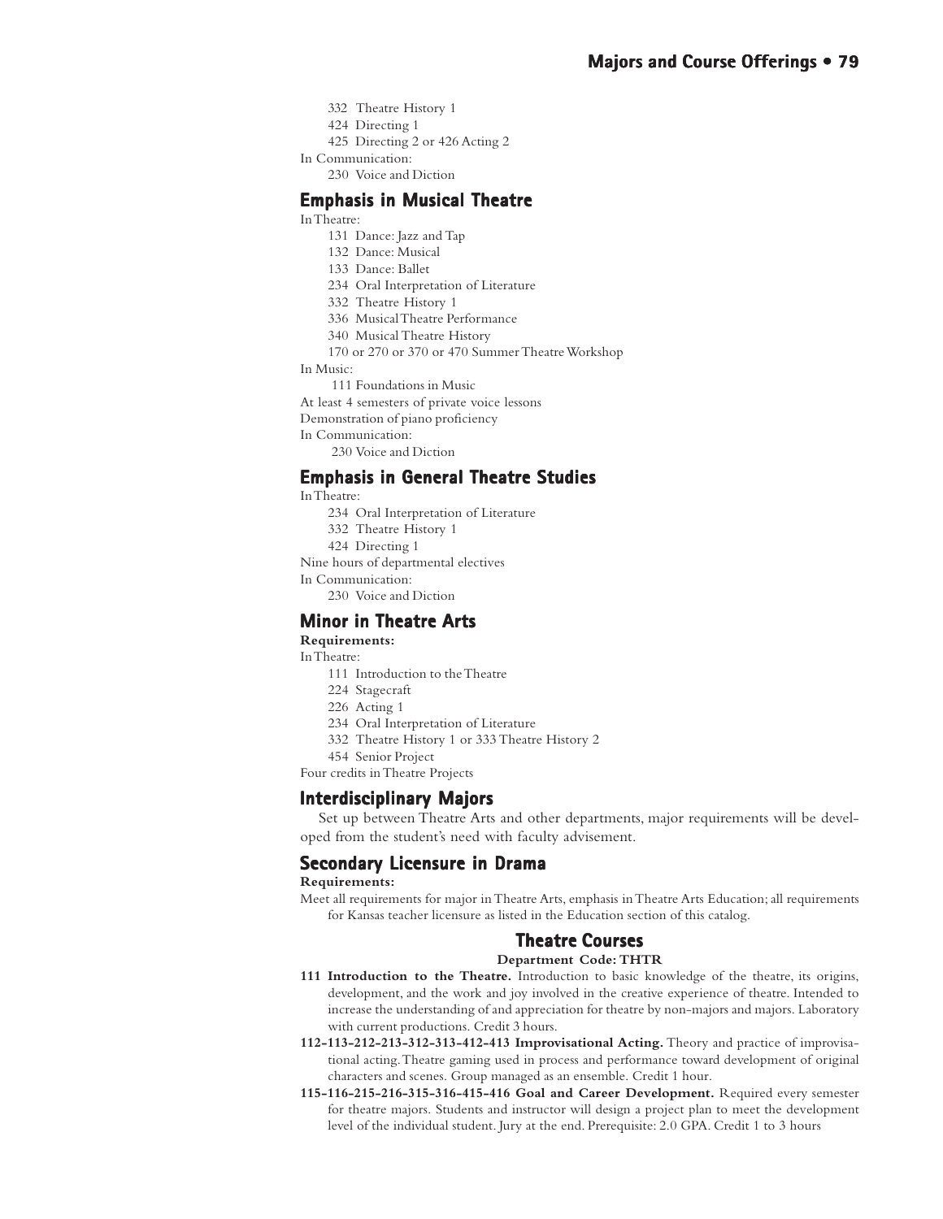332 Theatre History 1
424 Directing 1
425 Directing 2 or 426 Acting 2

In Communication:
230 Voice and Diction

## Emphasis in Musical Theatre

In Theatre:
131 Dance: Jazz and Tap
132 Dance: Musical
133 Dance: Ballet
234 Oral Interpretation of Literature
332 Theatre History 1
336 Musical Theatre Performance
340 Musical Theatre History
170 or 270 or 370 or 470 Summer Theatre Workshop

In Music:
111 Foundations in Music

At least 4 semesters of private voice lessons

Demonstration of piano proficiency

In Communication:
230 Voice and Diction

## Emphasis in General Theatre Studies

In Theatre:
234 Oral Interpretation of Literature
332 Theatre History 1
424 Directing 1

Nine hours of departmental electives

In Communication:
230 Voice and Diction

## Minor in Theatre Arts

**Requirements:**

In Theatre:
111 Introduction to the Theatre
224 Stagecraft
226 Acting 1
234 Oral Interpretation of Literature
332 Theatre History 1 or 333 Theatre History 2
454 Senior Project

Four credits in Theatre Projects

## Interdisciplinary Majors

Set up between Theatre Arts and other departments, major requirements will be developed from the student's need with faculty advisement.

## Secondary Licensure in Drama

**Requirements:**

Meet all requirements for major in Theatre Arts, emphasis in Theatre Arts Education; all requirements for Kansas teacher licensure as listed in the Education section of this catalog.

## Theatre Courses

**Department Code: THTR**

**111 Introduction to the Theatre.** Introduction to basic knowledge of the theatre, its origins, development, and the work and joy involved in the creative experience of theatre. Intended to increase the understanding of and appreciation for theatre by non-majors and majors. Laboratory with current productions. Credit 3 hours.

**112-113-212-213-312-313-412-413 Improvisational Acting.** Theory and practice of improvisational acting. Theatre gaming used in process and performance toward development of original characters and scenes. Group managed as an ensemble. Credit 1 hour.

**115-116-215-216-315-316-415-416 Goal and Career Development.** Required every semester for theatre majors. Students and instructor will design a project plan to meet the development level of the individual student. Jury at the end. Prerequisite: 2.0 GPA. Credit 1 to 3 hours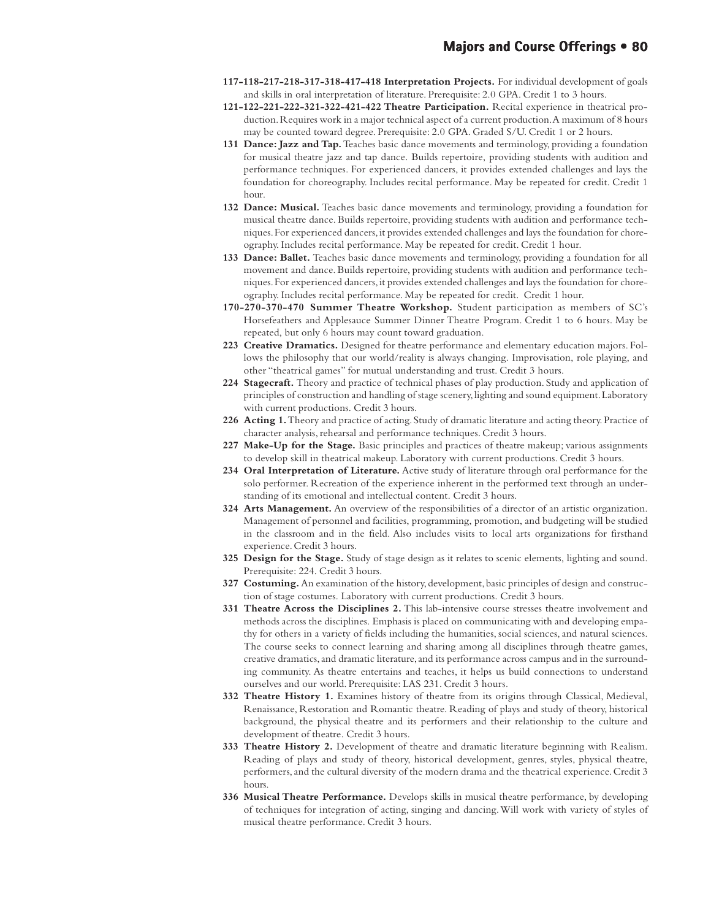**117-118-217-218-317-318-417-418 Interpretation Projects.** For individual development of goals and skills in oral interpretation of literature. Prerequisite: 2.0 GPA. Credit 1 to 3 hours.

**121-122-221-222-321-322-421-422 Theatre Participation.** Recital experience in theatrical production. Requires work in a major technical aspect of a current production. A maximum of 8 hours may be counted toward degree. Prerequisite: 2.0 GPA. Graded S/U. Credit 1 or 2 hours.

**131 Dance: Jazz and Tap.** Teaches basic dance movements and terminology, providing a foundation for musical theatre jazz and tap dance. Builds repertoire, providing students with audition and performance techniques. For experienced dancers, it provides extended challenges and lays the foundation for choreography. Includes recital performance. May be repeated for credit. Credit 1 hour.

**132 Dance: Musical.** Teaches basic dance movements and terminology, providing a foundation for musical theatre dance. Builds repertoire, providing students with audition and performance techniques. For experienced dancers, it provides extended challenges and lays the foundation for choreography. Includes recital performance. May be repeated for credit. Credit 1 hour.

**133 Dance: Ballet.** Teaches basic dance movements and terminology, providing a foundation for all movement and dance. Builds repertoire, providing students with audition and performance techniques. For experienced dancers, it provides extended challenges and lays the foundation for choreography. Includes recital performance. May be repeated for credit. Credit 1 hour.

**170-270-370-470 Summer Theatre Workshop.** Student participation as members of SC's Horsefeathers and Applesauce Summer Dinner Theatre Program. Credit 1 to 6 hours. May be repeated, but only 6 hours may count toward graduation.

**223 Creative Dramatics.** Designed for theatre performance and elementary education majors. Follows the philosophy that our world/reality is always changing. Improvisation, role playing, and other "theatrical games" for mutual understanding and trust. Credit 3 hours.

**224 Stagecraft.** Theory and practice of technical phases of play production. Study and application of principles of construction and handling of stage scenery, lighting and sound equipment. Laboratory with current productions. Credit 3 hours.

**226 Acting 1.** Theory and practice of acting. Study of dramatic literature and acting theory. Practice of character analysis, rehearsal and performance techniques. Credit 3 hours.

**227 Make-Up for the Stage.** Basic principles and practices of theatre makeup; various assignments to develop skill in theatrical makeup. Laboratory with current productions. Credit 3 hours.

**234 Oral Interpretation of Literature.** Active study of literature through oral performance for the solo performer. Recreation of the experience inherent in the performed text through an understanding of its emotional and intellectual content. Credit 3 hours.

**324 Arts Management.** An overview of the responsibilities of a director of an artistic organization. Management of personnel and facilities, programming, promotion, and budgeting will be studied in the classroom and in the field. Also includes visits to local arts organizations for firsthand experience. Credit 3 hours.

**325 Design for the Stage.** Study of stage design as it relates to scenic elements, lighting and sound. Prerequisite: 224. Credit 3 hours.

**327 Costuming.** An examination of the history, development, basic principles of design and construction of stage costumes. Laboratory with current productions. Credit 3 hours.

**331 Theatre Across the Disciplines 2.** This lab-intensive course stresses theatre involvement and methods across the disciplines. Emphasis is placed on communicating with and developing empathy for others in a variety of fields including the humanities, social sciences, and natural sciences. The course seeks to connect learning and sharing among all disciplines through theatre games, creative dramatics, and dramatic literature, and its performance across campus and in the surrounding community. As theatre entertains and teaches, it helps us build connections to understand ourselves and our world. Prerequisite: LAS 231. Credit 3 hours.

**332 Theatre History 1.** Examines history of theatre from its origins through Classical, Medieval, Renaissance, Restoration and Romantic theatre. Reading of plays and study of theory, historical background, the physical theatre and its performers and their relationship to the culture and development of theatre. Credit 3 hours.

**333 Theatre History 2.** Development of theatre and dramatic literature beginning with Realism. Reading of plays and study of theory, historical development, genres, styles, physical theatre, performers, and the cultural diversity of the modern drama and the theatrical experience. Credit 3 hours.

**336 Musical Theatre Performance.** Develops skills in musical theatre performance, by developing of techniques for integration of acting, singing and dancing. Will work with variety of styles of musical theatre performance. Credit 3 hours.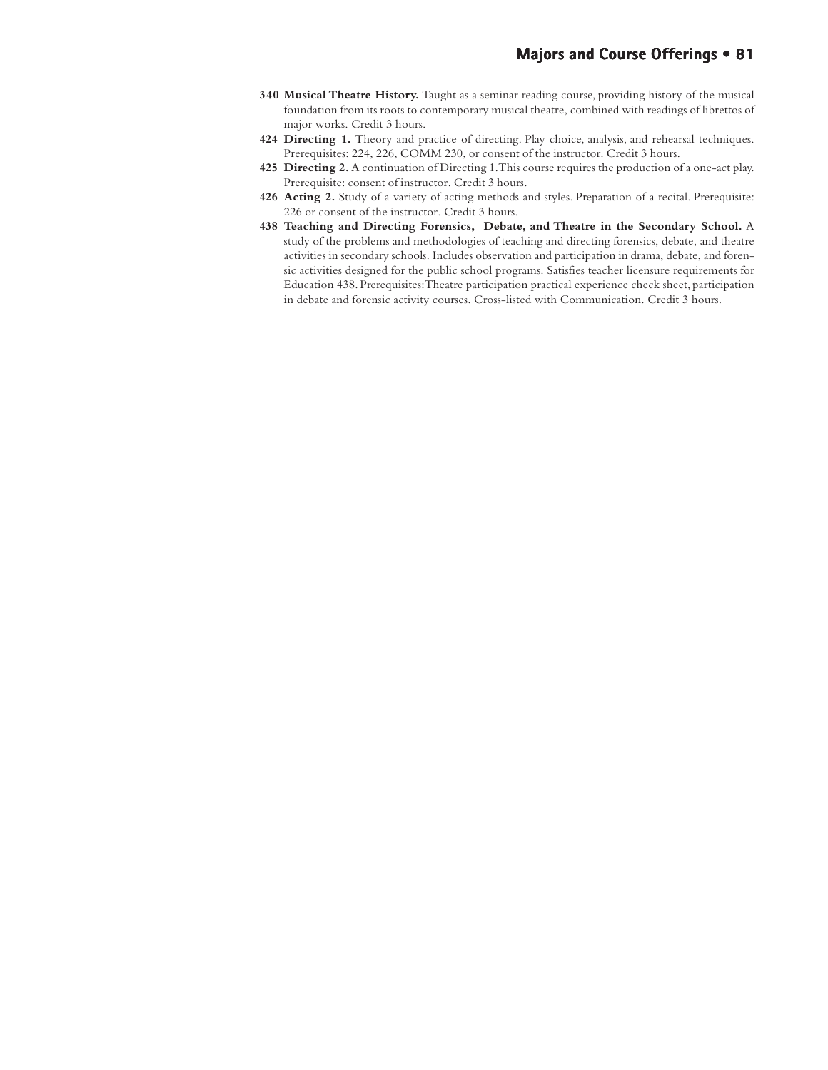**340 Musical Theatre History.** Taught as a seminar reading course, providing history of the musical foundation from its roots to contemporary musical theatre, combined with readings of librettos of major works. Credit 3 hours.

**424 Directing 1.** Theory and practice of directing. Play choice, analysis, and rehearsal techniques. Prerequisites: 224, 226, COMM 230, or consent of the instructor. Credit 3 hours.

**425 Directing 2.** A continuation of Directing 1. This course requires the production of a one-act play. Prerequisite: consent of instructor. Credit 3 hours.

**426 Acting 2.** Study of a variety of acting methods and styles. Preparation of a recital. Prerequisite: 226 or consent of the instructor. Credit 3 hours.

**438 Teaching and Directing Forensics, Debate, and Theatre in the Secondary School.** A study of the problems and methodologies of teaching and directing forensics, debate, and theatre activities in secondary schools. Includes observation and participation in drama, debate, and forensic activities designed for the public school programs. Satisfies teacher licensure requirements for Education 438. Prerequisites: Theatre participation practical experience check sheet, participation in debate and forensic activity courses. Cross-listed with Communication. Credit 3 hours.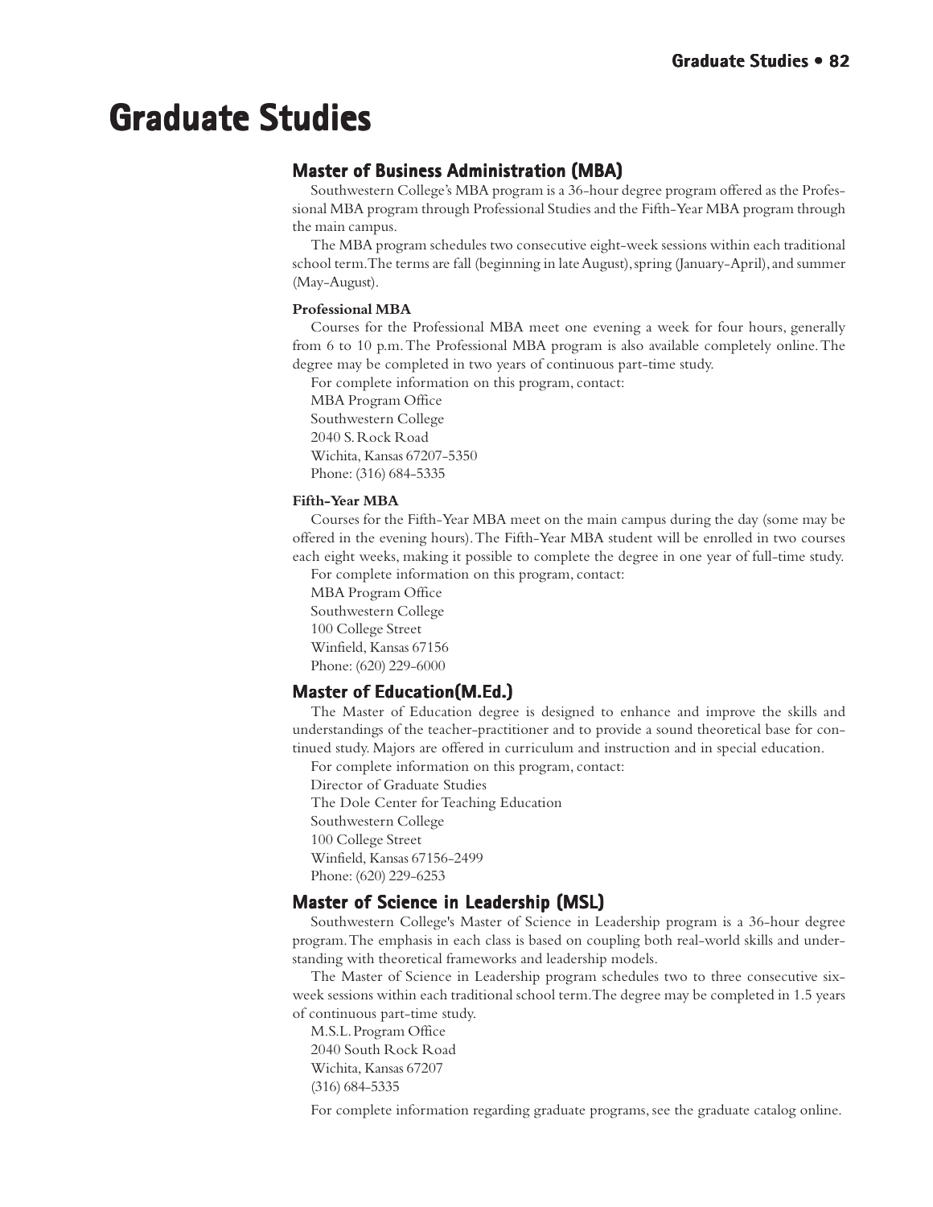# Graduate Studies

## Master of Business Administration (MBA)

Southwestern College's MBA program is a 36-hour degree program offered as the Professional MBA program through Professional Studies and the Fifth-Year MBA program through the main campus.

The MBA program schedules two consecutive eight-week sessions within each traditional school term. The terms are fall (beginning in late August), spring (January-April), and summer (May-August).

### Professional MBA

Courses for the Professional MBA meet one evening a week for four hours, generally from 6 to 10 p.m. The Professional MBA program is also available completely online. The degree may be completed in two years of continuous part-time study.

For complete information on this program, contact:
MBA Program Office
Southwestern College
2040 S. Rock Road
Wichita, Kansas 67207-5350
Phone: (316) 684-5335

### Fifth-Year MBA

Courses for the Fifth-Year MBA meet on the main campus during the day (some may be offered in the evening hours). The Fifth-Year MBA student will be enrolled in two courses each eight weeks, making it possible to complete the degree in one year of full-time study.

For complete information on this program, contact:
MBA Program Office
Southwestern College
100 College Street
Winfield, Kansas 67156
Phone: (620) 229-6000

## Master of Education(M.Ed.)

The Master of Education degree is designed to enhance and improve the skills and understandings of the teacher-practitioner and to provide a sound theoretical base for continued study. Majors are offered in curriculum and instruction and in special education.

For complete information on this program, contact:
Director of Graduate Studies
The Dole Center for Teaching Education
Southwestern College
100 College Street
Winfield, Kansas 67156-2499
Phone: (620) 229-6253

## Master of Science in Leadership (MSL)

Southwestern College's Master of Science in Leadership program is a 36-hour degree program. The emphasis in each class is based on coupling both real-world skills and understanding with theoretical frameworks and leadership models.

The Master of Science in Leadership program schedules two to three consecutive six-week sessions within each traditional school term. The degree may be completed in 1.5 years of continuous part-time study.

M.S.L. Program Office
2040 South Rock Road
Wichita, Kansas 67207
(316) 684-5335

For complete information regarding graduate programs, see the graduate catalog online.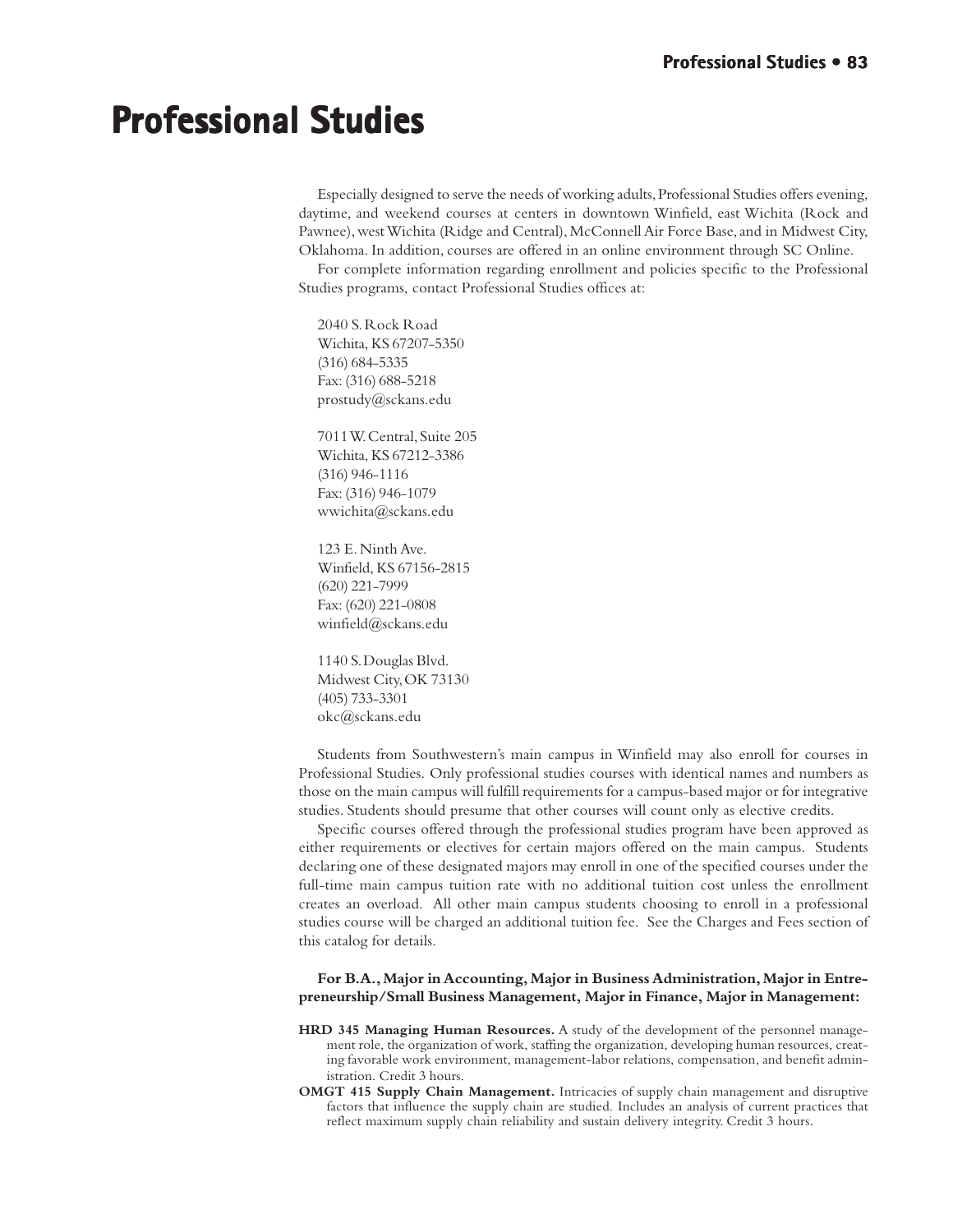# Professional Studies

Especially designed to serve the needs of working adults, Professional Studies offers evening, daytime, and weekend courses at centers in downtown Winfield, east Wichita (Rock and Pawnee), west Wichita (Ridge and Central), McConnell Air Force Base, and in Midwest City, Oklahoma. In addition, courses are offered in an online environment through SC Online.

For complete information regarding enrollment and policies specific to the Professional Studies programs, contact Professional Studies offices at:

2040 S. Rock Road
Wichita, KS 67207-5350
(316) 684-5335
Fax: (316) 688-5218
prostudy@sckans.edu

7011 W. Central, Suite 205
Wichita, KS 67212-3386
(316) 946-1116
Fax: (316) 946-1079
wwichita@sckans.edu

123 E. Ninth Ave.
Winfield, KS 67156-2815
(620) 221-7999
Fax: (620) 221-0808
winfield@sckans.edu

1140 S. Douglas Blvd.
Midwest City, OK 73130
(405) 733-3301
okc@sckans.edu

Students from Southwestern's main campus in Winfield may also enroll for courses in Professional Studies. Only professional studies courses with identical names and numbers as those on the main campus will fulfill requirements for a campus-based major or for integrative studies. Students should presume that other courses will count only as elective credits.

Specific courses offered through the professional studies program have been approved as either requirements or electives for certain majors offered on the main campus. Students declaring one of these designated majors may enroll in one of the specified courses under the full-time main campus tuition rate with no additional tuition cost unless the enrollment creates an overload. All other main campus students choosing to enroll in a professional studies course will be charged an additional tuition fee. See the Charges and Fees section of this catalog for details.

**For B.A., Major in Accounting, Major in Business Administration, Major in Entrepreneurship/Small Business Management, Major in Finance, Major in Management:**

**HRD 345 Managing Human Resources.** A study of the development of the personnel management role, the organization of work, staffing the organization, developing human resources, creating favorable work environment, management-labor relations, compensation, and benefit administration. Credit 3 hours.

**OMGT 415 Supply Chain Management.** Intricacies of supply chain management and disruptive factors that influence the supply chain are studied. Includes an analysis of current practices that reflect maximum supply chain reliability and sustain delivery integrity. Credit 3 hours.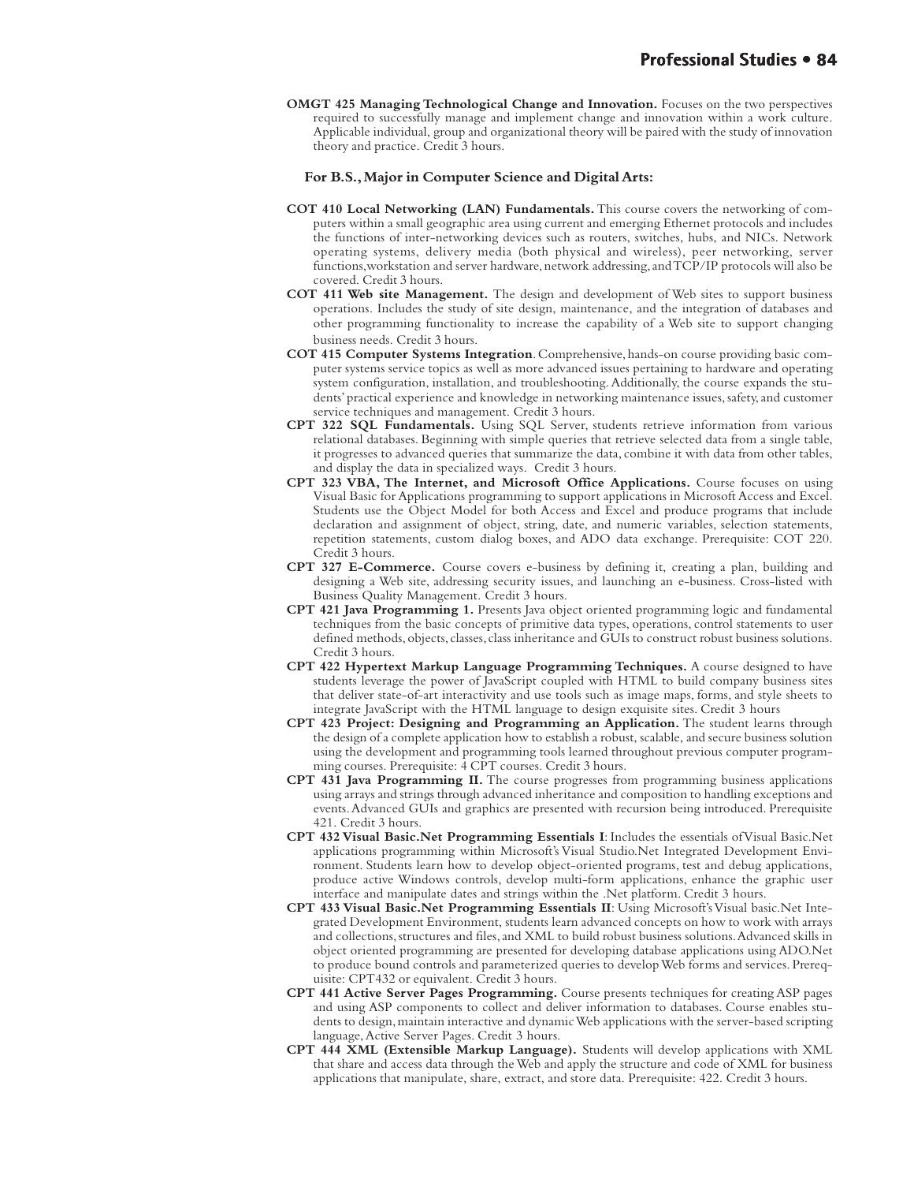**OMGT 425 Managing Technological Change and Innovation.** Focuses on the two perspectives required to successfully manage and implement change and innovation within a work culture. Applicable individual, group and organizational theory will be paired with the study of innovation theory and practice. Credit 3 hours.

### For B.S., Major in Computer Science and Digital Arts:

**COT 410 Local Networking (LAN) Fundamentals.** This course covers the networking of computers within a small geographic area using current and emerging Ethernet protocols and includes the functions of inter-networking devices such as routers, switches, hubs, and NICs. Network operating systems, delivery media (both physical and wireless), peer networking, server functions, workstation and server hardware, network addressing, and TCP/IP protocols will also be covered. Credit 3 hours.

**COT 411 Web site Management.** The design and development of Web sites to support business operations. Includes the study of site design, maintenance, and the integration of databases and other programming functionality to increase the capability of a Web site to support changing business needs. Credit 3 hours.

**COT 415 Computer Systems Integration**. Comprehensive, hands-on course providing basic computer systems service topics as well as more advanced issues pertaining to hardware and operating system configuration, installation, and troubleshooting. Additionally, the course expands the students' practical experience and knowledge in networking maintenance issues, safety, and customer service techniques and management. Credit 3 hours.

**CPT 322 SQL Fundamentals.** Using SQL Server, students retrieve information from various relational databases. Beginning with simple queries that retrieve selected data from a single table, it progresses to advanced queries that summarize the data, combine it with data from other tables, and display the data in specialized ways. Credit 3 hours.

**CPT 323 VBA, The Internet, and Microsoft Office Applications.** Course focuses on using Visual Basic for Applications programming to support applications in Microsoft Access and Excel. Students use the Object Model for both Access and Excel and produce programs that include declaration and assignment of object, string, date, and numeric variables, selection statements, repetition statements, custom dialog boxes, and ADO data exchange. Prerequisite: COT 220. Credit 3 hours.

**CPT 327 E-Commerce.** Course covers e-business by defining it, creating a plan, building and designing a Web site, addressing security issues, and launching an e-business. Cross-listed with Business Quality Management. Credit 3 hours.

**CPT 421 Java Programming 1.** Presents Java object oriented programming logic and fundamental techniques from the basic concepts of primitive data types, operations, control statements to user defined methods, objects, classes, class inheritance and GUIs to construct robust business solutions. Credit 3 hours.

**CPT 422 Hypertext Markup Language Programming Techniques.** A course designed to have students leverage the power of JavaScript coupled with HTML to build company business sites that deliver state-of-art interactivity and use tools such as image maps, forms, and style sheets to integrate JavaScript with the HTML language to design exquisite sites. Credit 3 hours

**CPT 423 Project: Designing and Programming an Application.** The student learns through the design of a complete application how to establish a robust, scalable, and secure business solution using the development and programming tools learned throughout previous computer programming courses. Prerequisite: 4 CPT courses. Credit 3 hours.

**CPT 431 Java Programming II.** The course progresses from programming business applications using arrays and strings through advanced inheritance and composition to handling exceptions and events. Advanced GUIs and graphics are presented with recursion being introduced. Prerequisite 421. Credit 3 hours.

**CPT 432 Visual Basic.Net Programming Essentials I**: Includes the essentials of Visual Basic.Net applications programming within Microsoft's Visual Studio.Net Integrated Development Environment. Students learn how to develop object-oriented programs, test and debug applications, produce active Windows controls, develop multi-form applications, enhance the graphic user interface and manipulate dates and strings within the .Net platform. Credit 3 hours.

**CPT 433 Visual Basic.Net Programming Essentials II**: Using Microsoft's Visual basic.Net Integrated Development Environment, students learn advanced concepts on how to work with arrays and collections, structures and files, and XML to build robust business solutions. Advanced skills in object oriented programming are presented for developing database applications using ADO.Net to produce bound controls and parameterized queries to develop Web forms and services. Prerequisite: CPT432 or equivalent. Credit 3 hours.

**CPT 441 Active Server Pages Programming.** Course presents techniques for creating ASP pages and using ASP components to collect and deliver information to databases. Course enables students to design, maintain interactive and dynamic Web applications with the server-based scripting language, Active Server Pages. Credit 3 hours.

**CPT 444 XML (Extensible Markup Language).** Students will develop applications with XML that share and access data through the Web and apply the structure and code of XML for business applications that manipulate, share, extract, and store data. Prerequisite: 422. Credit 3 hours.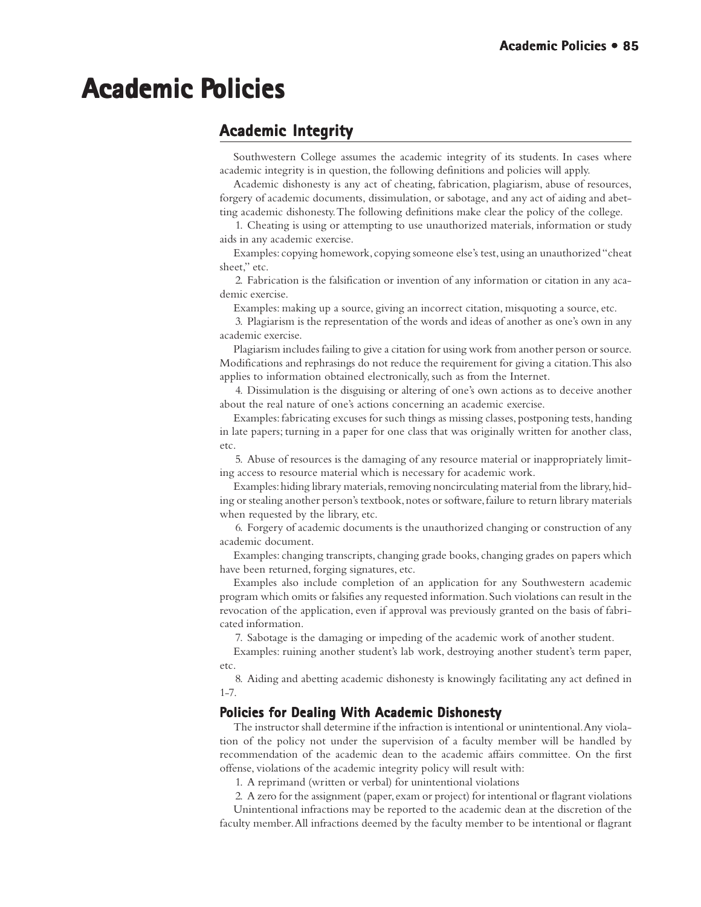# Academic Policies

## Academic Integrity

Southwestern College assumes the academic integrity of its students. In cases where academic integrity is in question, the following definitions and policies will apply.

Academic dishonesty is any act of cheating, fabrication, plagiarism, abuse of resources, forgery of academic documents, dissimulation, or sabotage, and any act of aiding and abetting academic dishonesty. The following definitions make clear the policy of the college.

1. Cheating is using or attempting to use unauthorized materials, information or study aids in any academic exercise.

Examples: copying homework, copying someone else's test, using an unauthorized "cheat sheet," etc.

2. Fabrication is the falsification or invention of any information or citation in any academic exercise.

Examples: making up a source, giving an incorrect citation, misquoting a source, etc.

3. Plagiarism is the representation of the words and ideas of another as one's own in any academic exercise.

Plagiarism includes failing to give a citation for using work from another person or source. Modifications and rephrasings do not reduce the requirement for giving a citation. This also applies to information obtained electronically, such as from the Internet.

4. Dissimulation is the disguising or altering of one's own actions as to deceive another about the real nature of one's actions concerning an academic exercise.

Examples: fabricating excuses for such things as missing classes, postponing tests, handing in late papers; turning in a paper for one class that was originally written for another class, etc.

5. Abuse of resources is the damaging of any resource material or inappropriately limiting access to resource material which is necessary for academic work.

Examples: hiding library materials, removing noncirculating material from the library, hiding or stealing another person's textbook, notes or software, failure to return library materials when requested by the library, etc.

6. Forgery of academic documents is the unauthorized changing or construction of any academic document.

Examples: changing transcripts, changing grade books, changing grades on papers which have been returned, forging signatures, etc.

Examples also include completion of an application for any Southwestern academic program which omits or falsifies any requested information. Such violations can result in the revocation of the application, even if approval was previously granted on the basis of fabricated information.

7. Sabotage is the damaging or impeding of the academic work of another student.

Examples: ruining another student's lab work, destroying another student's term paper, etc.

8. Aiding and abetting academic dishonesty is knowingly facilitating any act defined in 1-7.

### Policies for Dealing With Academic Dishonesty

The instructor shall determine if the infraction is intentional or unintentional. Any violation of the policy not under the supervision of a faculty member will be handled by recommendation of the academic dean to the academic affairs committee. On the first offense, violations of the academic integrity policy will result with:

1. A reprimand (written or verbal) for unintentional violations
2. A zero for the assignment (paper, exam or project) for intentional or flagrant violations

Unintentional infractions may be reported to the academic dean at the discretion of the faculty member. All infractions deemed by the faculty member to be intentional or flagrant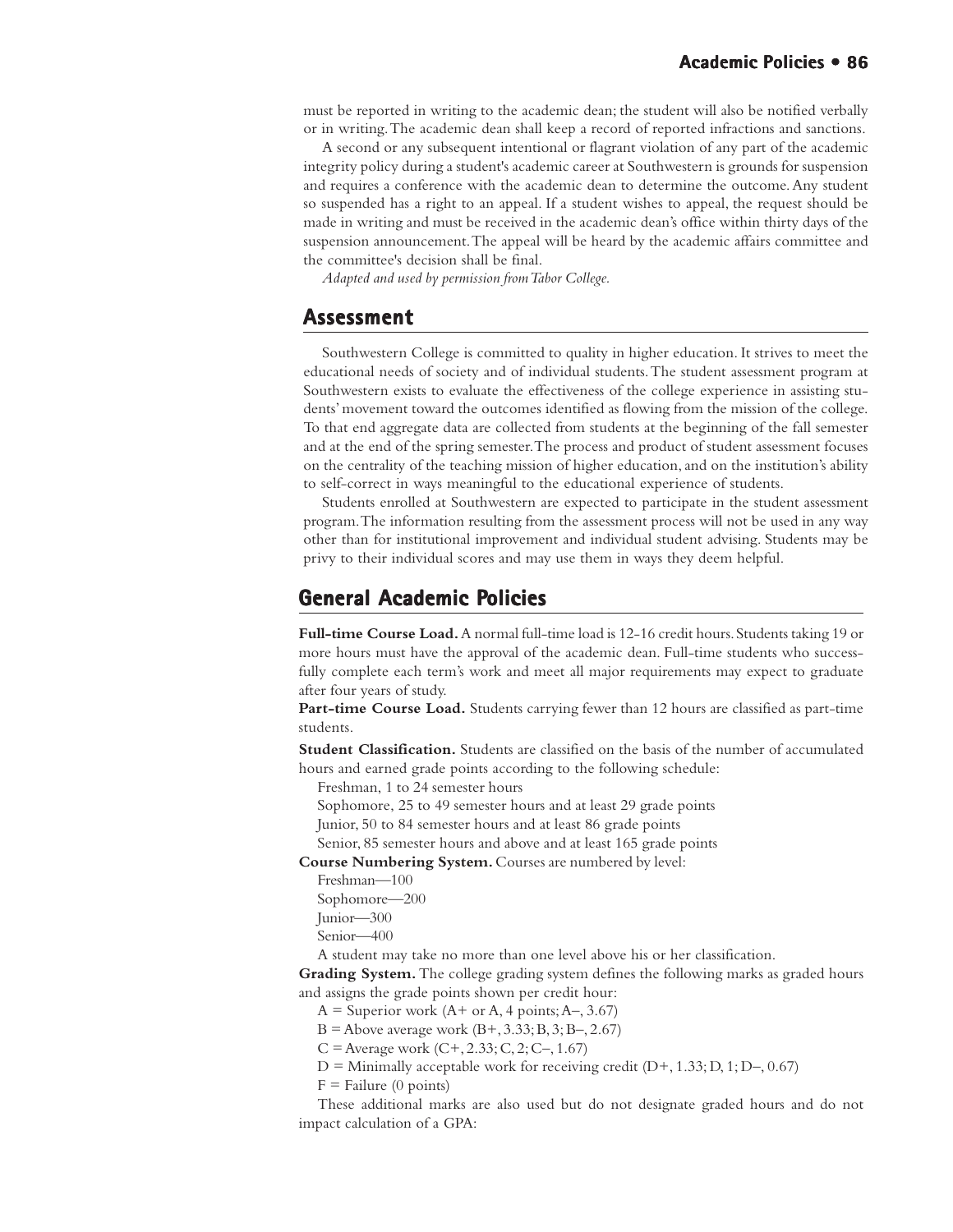must be reported in writing to the academic dean; the student will also be notified verbally or in writing. The academic dean shall keep a record of reported infractions and sanctions.

A second or any subsequent intentional or flagrant violation of any part of the academic integrity policy during a student's academic career at Southwestern is grounds for suspension and requires a conference with the academic dean to determine the outcome. Any student so suspended has a right to an appeal. If a student wishes to appeal, the request should be made in writing and must be received in the academic dean's office within thirty days of the suspension announcement. The appeal will be heard by the academic affairs committee and the committee's decision shall be final.

*Adapted and used by permission from Tabor College.*

## Assessment

Southwestern College is committed to quality in higher education. It strives to meet the educational needs of society and of individual students. The student assessment program at Southwestern exists to evaluate the effectiveness of the college experience in assisting students' movement toward the outcomes identified as flowing from the mission of the college. To that end aggregate data are collected from students at the beginning of the fall semester and at the end of the spring semester. The process and product of student assessment focuses on the centrality of the teaching mission of higher education, and on the institution's ability to self-correct in ways meaningful to the educational experience of students.

Students enrolled at Southwestern are expected to participate in the student assessment program. The information resulting from the assessment process will not be used in any way other than for institutional improvement and individual student advising. Students may be privy to their individual scores and may use them in ways they deem helpful.

## General Academic Policies

**Full-time Course Load.** A normal full-time load is 12-16 credit hours. Students taking 19 or more hours must have the approval of the academic dean. Full-time students who successfully complete each term's work and meet all major requirements may expect to graduate after four years of study.

**Part-time Course Load.** Students carrying fewer than 12 hours are classified as part-time students.

**Student Classification.** Students are classified on the basis of the number of accumulated hours and earned grade points according to the following schedule:

Freshman, 1 to 24 semester hours
Sophomore, 25 to 49 semester hours and at least 29 grade points
Junior, 50 to 84 semester hours and at least 86 grade points
Senior, 85 semester hours and above and at least 165 grade points

**Course Numbering System.** Courses are numbered by level:

Freshman—100
Sophomore—200
Junior—300
Senior—400

A student may take no more than one level above his or her classification.

**Grading System.** The college grading system defines the following marks as graded hours and assigns the grade points shown per credit hour:

A = Superior work (A+ or A, 4 points; A–, 3.67)
B = Above average work (B+, 3.33; B, 3; B–, 2.67)
C = Average work (C+, 2.33; C, 2; C–, 1.67)
D = Minimally acceptable work for receiving credit (D+, 1.33; D, 1; D–, 0.67)
F = Failure (0 points)

These additional marks are also used but do not designate graded hours and do not impact calculation of a GPA: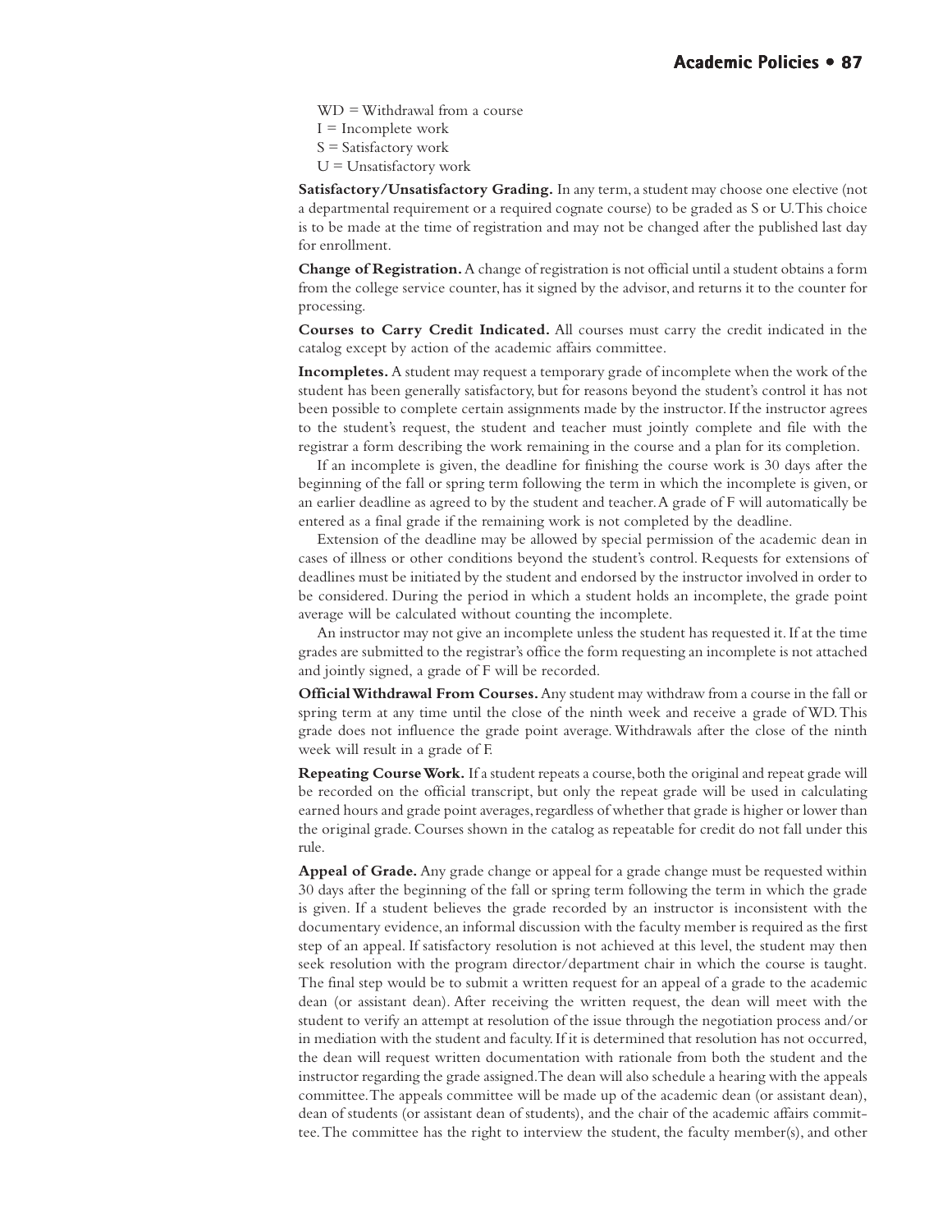WD = Withdrawal from a course
I = Incomplete work
S = Satisfactory work
U = Unsatisfactory work

**Satisfactory/Unsatisfactory Grading.** In any term, a student may choose one elective (not a departmental requirement or a required cognate course) to be graded as S or U. This choice is to be made at the time of registration and may not be changed after the published last day for enrollment.

**Change of Registration.** A change of registration is not official until a student obtains a form from the college service counter, has it signed by the advisor, and returns it to the counter for processing.

**Courses to Carry Credit Indicated.** All courses must carry the credit indicated in the catalog except by action of the academic affairs committee.

**Incompletes.** A student may request a temporary grade of incomplete when the work of the student has been generally satisfactory, but for reasons beyond the student's control it has not been possible to complete certain assignments made by the instructor. If the instructor agrees to the student's request, the student and teacher must jointly complete and file with the registrar a form describing the work remaining in the course and a plan for its completion.

If an incomplete is given, the deadline for finishing the course work is 30 days after the beginning of the fall or spring term following the term in which the incomplete is given, or an earlier deadline as agreed to by the student and teacher. A grade of F will automatically be entered as a final grade if the remaining work is not completed by the deadline.

Extension of the deadline may be allowed by special permission of the academic dean in cases of illness or other conditions beyond the student's control. Requests for extensions of deadlines must be initiated by the student and endorsed by the instructor involved in order to be considered. During the period in which a student holds an incomplete, the grade point average will be calculated without counting the incomplete.

An instructor may not give an incomplete unless the student has requested it. If at the time grades are submitted to the registrar's office the form requesting an incomplete is not attached and jointly signed, a grade of F will be recorded.

**Official Withdrawal From Courses.** Any student may withdraw from a course in the fall or spring term at any time until the close of the ninth week and receive a grade of WD. This grade does not influence the grade point average. Withdrawals after the close of the ninth week will result in a grade of F.

**Repeating Course Work.** If a student repeats a course, both the original and repeat grade will be recorded on the official transcript, but only the repeat grade will be used in calculating earned hours and grade point averages, regardless of whether that grade is higher or lower than the original grade. Courses shown in the catalog as repeatable for credit do not fall under this rule.

**Appeal of Grade.** Any grade change or appeal for a grade change must be requested within 30 days after the beginning of the fall or spring term following the term in which the grade is given. If a student believes the grade recorded by an instructor is inconsistent with the documentary evidence, an informal discussion with the faculty member is required as the first step of an appeal. If satisfactory resolution is not achieved at this level, the student may then seek resolution with the program director/department chair in which the course is taught. The final step would be to submit a written request for an appeal of a grade to the academic dean (or assistant dean). After receiving the written request, the dean will meet with the student to verify an attempt at resolution of the issue through the negotiation process and/or in mediation with the student and faculty. If it is determined that resolution has not occurred, the dean will request written documentation with rationale from both the student and the instructor regarding the grade assigned. The dean will also schedule a hearing with the appeals committee. The appeals committee will be made up of the academic dean (or assistant dean), dean of students (or assistant dean of students), and the chair of the academic affairs committee. The committee has the right to interview the student, the faculty member(s), and other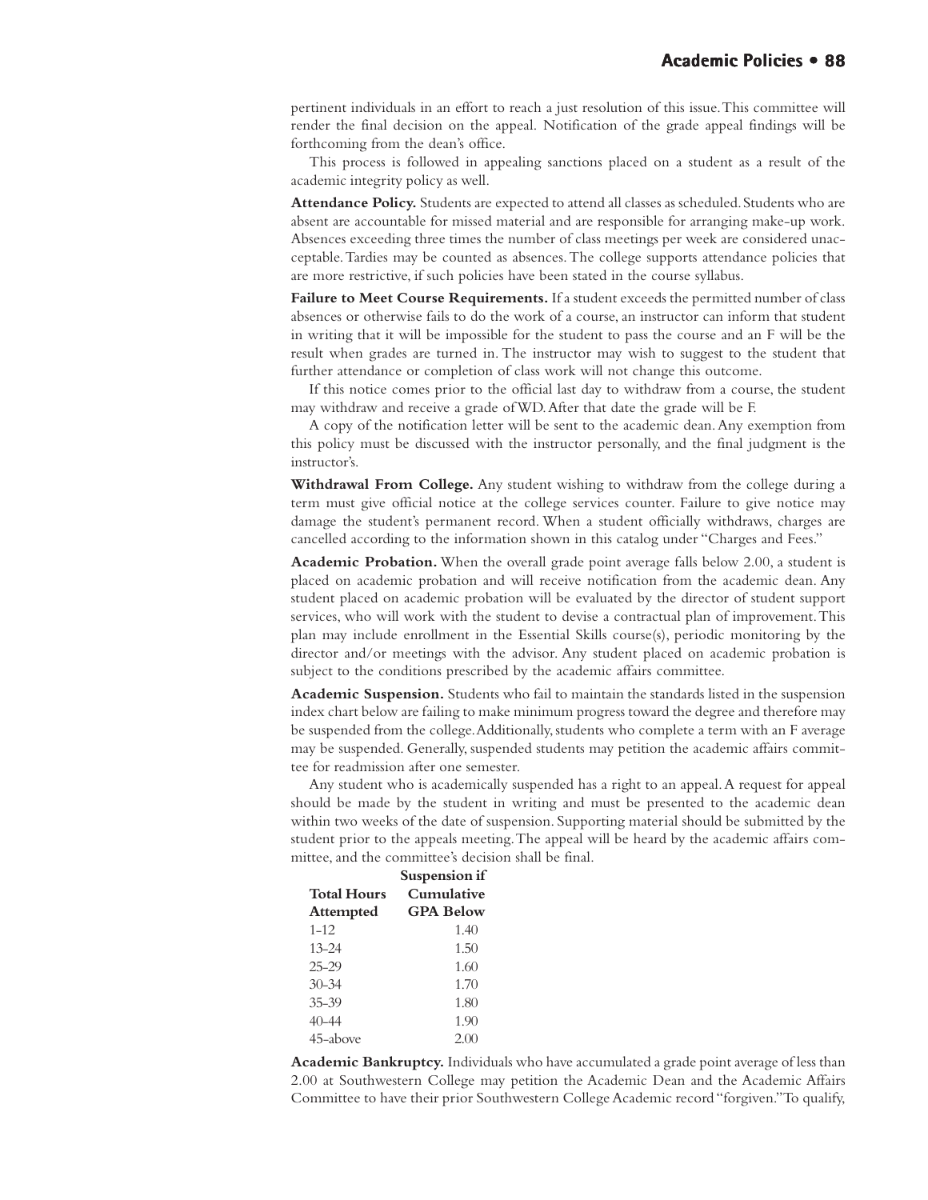pertinent individuals in an effort to reach a just resolution of this issue. This committee will render the final decision on the appeal. Notification of the grade appeal findings will be forthcoming from the dean's office.

This process is followed in appealing sanctions placed on a student as a result of the academic integrity policy as well.

**Attendance Policy.** Students are expected to attend all classes as scheduled. Students who are absent are accountable for missed material and are responsible for arranging make-up work. Absences exceeding three times the number of class meetings per week are considered unacceptable. Tardies may be counted as absences. The college supports attendance policies that are more restrictive, if such policies have been stated in the course syllabus.

**Failure to Meet Course Requirements.** If a student exceeds the permitted number of class absences or otherwise fails to do the work of a course, an instructor can inform that student in writing that it will be impossible for the student to pass the course and an F will be the result when grades are turned in. The instructor may wish to suggest to the student that further attendance or completion of class work will not change this outcome.

If this notice comes prior to the official last day to withdraw from a course, the student may withdraw and receive a grade of WD. After that date the grade will be F.

A copy of the notification letter will be sent to the academic dean. Any exemption from this policy must be discussed with the instructor personally, and the final judgment is the instructor's.

**Withdrawal From College.** Any student wishing to withdraw from the college during a term must give official notice at the college services counter. Failure to give notice may damage the student's permanent record. When a student officially withdraws, charges are cancelled according to the information shown in this catalog under "Charges and Fees."

**Academic Probation.** When the overall grade point average falls below 2.00, a student is placed on academic probation and will receive notification from the academic dean. Any student placed on academic probation will be evaluated by the director of student support services, who will work with the student to devise a contractual plan of improvement. This plan may include enrollment in the Essential Skills course(s), periodic monitoring by the director and/or meetings with the advisor. Any student placed on academic probation is subject to the conditions prescribed by the academic affairs committee.

**Academic Suspension.** Students who fail to maintain the standards listed in the suspension index chart below are failing to make minimum progress toward the degree and therefore may be suspended from the college. Additionally, students who complete a term with an F average may be suspended. Generally, suspended students may petition the academic affairs committee for readmission after one semester.

Any student who is academically suspended has a right to an appeal. A request for appeal should be made by the student in writing and must be presented to the academic dean within two weeks of the date of suspension. Supporting material should be submitted by the student prior to the appeals meeting. The appeal will be heard by the academic affairs committee, and the committee's decision shall be final.

| Total Hours Attempted | Suspension if Cumulative GPA Below |
|---|---|
| 1–12 | 1.40 |
| 13–24 | 1.50 |
| 25–29 | 1.60 |
| 30–34 | 1.70 |
| 35–39 | 1.80 |
| 40–44 | 1.90 |
| 45-above | 2.00 |

**Academic Bankruptcy.** Individuals who have accumulated a grade point average of less than 2.00 at Southwestern College may petition the Academic Dean and the Academic Affairs Committee to have their prior Southwestern College Academic record "forgiven." To qualify,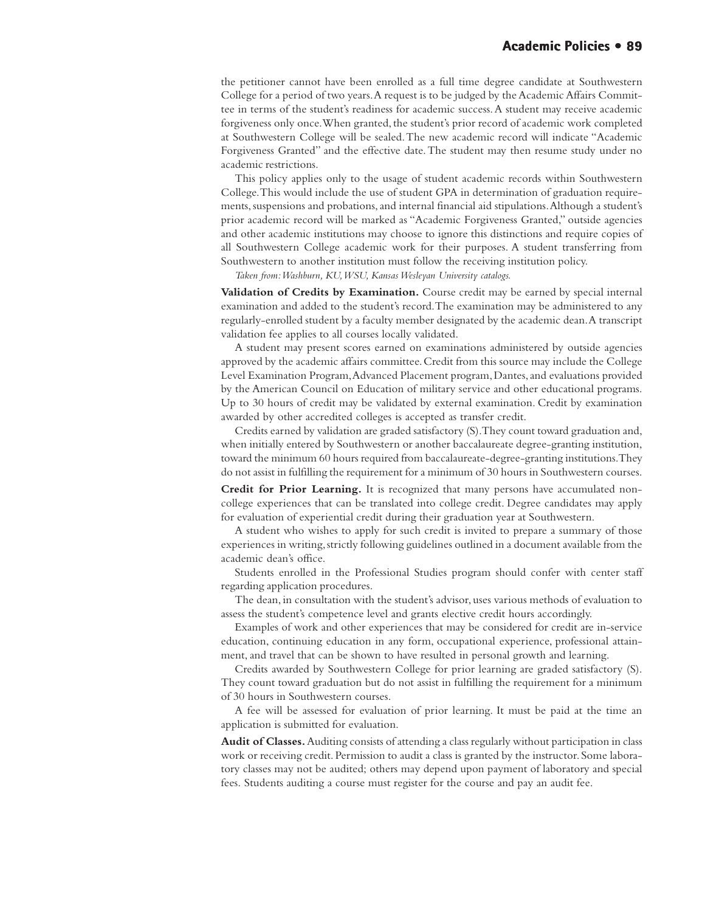the petitioner cannot have been enrolled as a full time degree candidate at Southwestern College for a period of two years. A request is to be judged by the Academic Affairs Committee in terms of the student's readiness for academic success. A student may receive academic forgiveness only once. When granted, the student's prior record of academic work completed at Southwestern College will be sealed. The new academic record will indicate "Academic Forgiveness Granted" and the effective date. The student may then resume study under no academic restrictions.

This policy applies only to the usage of student academic records within Southwestern College. This would include the use of student GPA in determination of graduation requirements, suspensions and probations, and internal financial aid stipulations. Although a student's prior academic record will be marked as "Academic Forgiveness Granted," outside agencies and other academic institutions may choose to ignore this distinctions and require copies of all Southwestern College academic work for their purposes. A student transferring from Southwestern to another institution must follow the receiving institution policy.

*Taken from: Washburn, KU, WSU, Kansas Wesleyan University catalogs.*

**Validation of Credits by Examination.** Course credit may be earned by special internal examination and added to the student's record. The examination may be administered to any regularly-enrolled student by a faculty member designated by the academic dean. A transcript validation fee applies to all courses locally validated.

A student may present scores earned on examinations administered by outside agencies approved by the academic affairs committee. Credit from this source may include the College Level Examination Program, Advanced Placement program, Dantes, and evaluations provided by the American Council on Education of military service and other educational programs. Up to 30 hours of credit may be validated by external examination. Credit by examination awarded by other accredited colleges is accepted as transfer credit.

Credits earned by validation are graded satisfactory (S). They count toward graduation and, when initially entered by Southwestern or another baccalaureate degree-granting institution, toward the minimum 60 hours required from baccalaureate-degree-granting institutions. They do not assist in fulfilling the requirement for a minimum of 30 hours in Southwestern courses.

**Credit for Prior Learning.** It is recognized that many persons have accumulated non-college experiences that can be translated into college credit. Degree candidates may apply for evaluation of experiential credit during their graduation year at Southwestern.

A student who wishes to apply for such credit is invited to prepare a summary of those experiences in writing, strictly following guidelines outlined in a document available from the academic dean's office.

Students enrolled in the Professional Studies program should confer with center staff regarding application procedures.

The dean, in consultation with the student's advisor, uses various methods of evaluation to assess the student's competence level and grants elective credit hours accordingly.

Examples of work and other experiences that may be considered for credit are in-service education, continuing education in any form, occupational experience, professional attainment, and travel that can be shown to have resulted in personal growth and learning.

Credits awarded by Southwestern College for prior learning are graded satisfactory (S). They count toward graduation but do not assist in fulfilling the requirement for a minimum of 30 hours in Southwestern courses.

A fee will be assessed for evaluation of prior learning. It must be paid at the time an application is submitted for evaluation.

**Audit of Classes.** Auditing consists of attending a class regularly without participation in class work or receiving credit. Permission to audit a class is granted by the instructor. Some laboratory classes may not be audited; others may depend upon payment of laboratory and special fees. Students auditing a course must register for the course and pay an audit fee.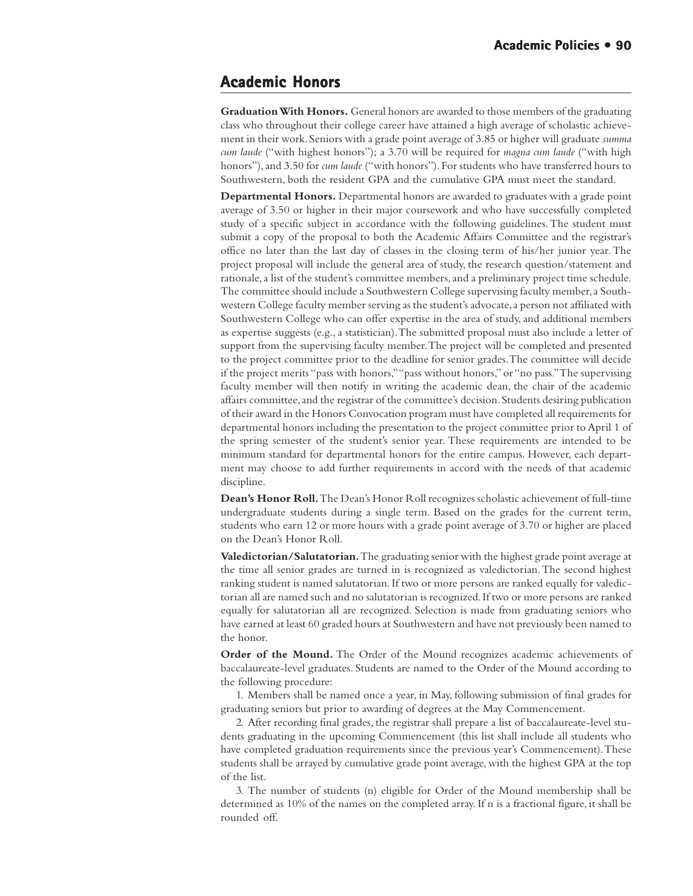## Academic Honors

**Graduation With Honors.** General honors are awarded to those members of the graduating class who throughout their college career have attained a high average of scholastic achievement in their work. Seniors with a grade point average of 3.85 or higher will graduate *summa cum laude* ("with highest honors"); a 3.70 will be required for *magna cum laude* ("with high honors"), and 3.50 for *cum laude* ("with honors"). For students who have transferred hours to Southwestern, both the resident GPA and the cumulative GPA must meet the standard.

**Departmental Honors.** Departmental honors are awarded to graduates with a grade point average of 3.50 or higher in their major coursework and who have successfully completed study of a specific subject in accordance with the following guidelines. The student must submit a copy of the proposal to both the Academic Affairs Committee and the registrar's office no later than the last day of classes in the closing term of his/her junior year. The project proposal will include the general area of study, the research question/statement and rationale, a list of the student's committee members, and a preliminary project time schedule. The committee should include a Southwestern College supervising faculty member, a Southwestern College faculty member serving as the student's advocate, a person not affiliated with Southwestern College who can offer expertise in the area of study, and additional members as expertise suggests (e.g., a statistician). The submitted proposal must also include a letter of support from the supervising faculty member. The project will be completed and presented to the project committee prior to the deadline for senior grades. The committee will decide if the project merits "pass with honors," "pass without honors," or "no pass." The supervising faculty member will then notify in writing the academic dean, the chair of the academic affairs committee, and the registrar of the committee's decision. Students desiring publication of their award in the Honors Convocation program must have completed all requirements for departmental honors including the presentation to the project committee prior to April 1 of the spring semester of the student's senior year. These requirements are intended to be minimum standard for departmental honors for the entire campus. However, each department may choose to add further requirements in accord with the needs of that academic discipline.

**Dean's Honor Roll.** The Dean's Honor Roll recognizes scholastic achievement of full-time undergraduate students during a single term. Based on the grades for the current term, students who earn 12 or more hours with a grade point average of 3.70 or higher are placed on the Dean's Honor Roll.

**Valedictorian/Salutatorian.** The graduating senior with the highest grade point average at the time all senior grades are turned in is recognized as valedictorian. The second highest ranking student is named salutatorian. If two or more persons are ranked equally for valedictorian all are named such and no salutatorian is recognized. If two or more persons are ranked equally for salutatorian all are recognized. Selection is made from graduating seniors who have earned at least 60 graded hours at Southwestern and have not previously been named to the honor.

**Order of the Mound.** The Order of the Mound recognizes academic achievements of baccalaureate-level graduates. Students are named to the Order of the Mound according to the following procedure:

1. Members shall be named once a year, in May, following submission of final grades for graduating seniors but prior to awarding of degrees at the May Commencement.

2. After recording final grades, the registrar shall prepare a list of baccalaureate-level students graduating in the upcoming Commencement (this list shall include all students who have completed graduation requirements since the previous year's Commencement). These students shall be arrayed by cumulative grade point average, with the highest GPA at the top of the list.

3. The number of students (n) eligible for Order of the Mound membership shall be determined as 10% of the names on the completed array. If n is a fractional figure, it shall be rounded off.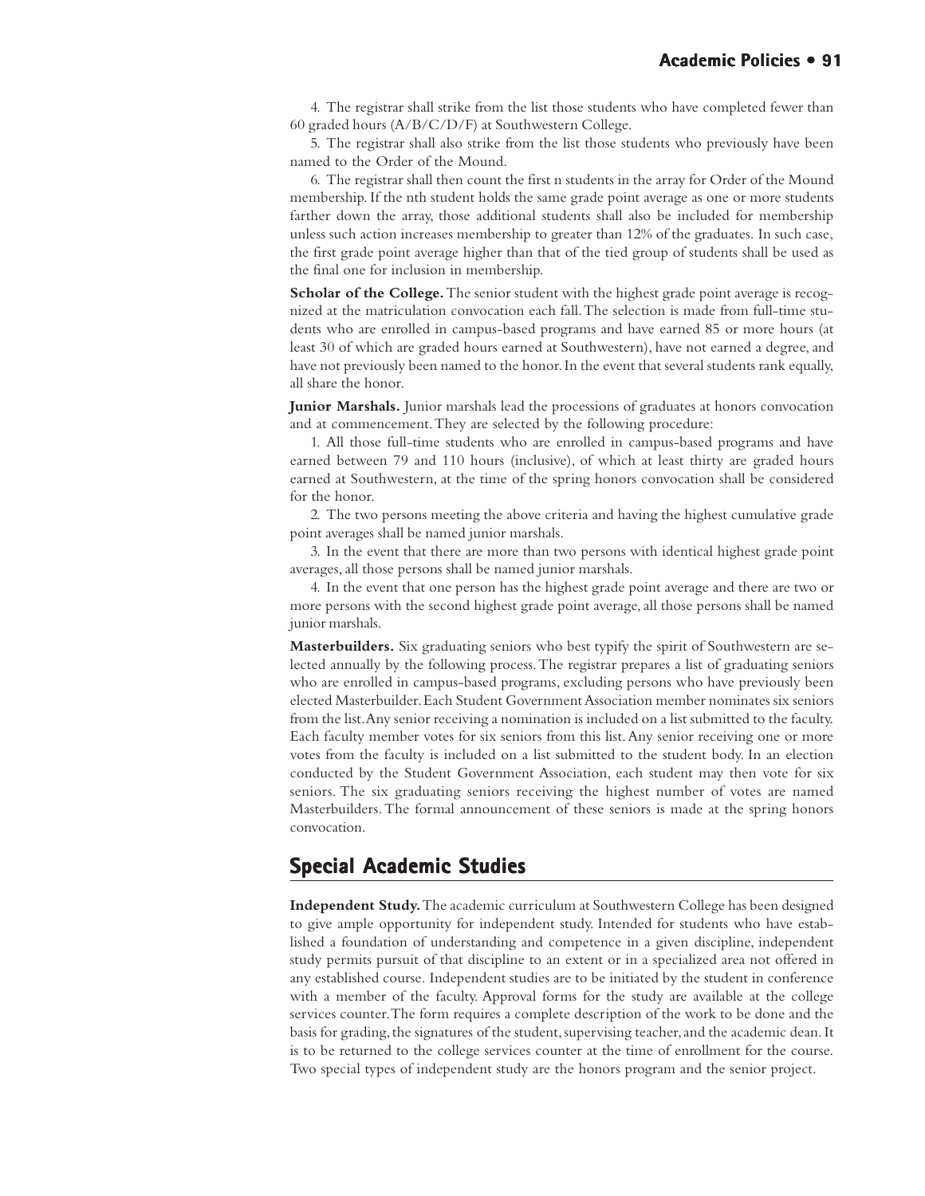4. The registrar shall strike from the list those students who have completed fewer than 60 graded hours (A/B/C/D/F) at Southwestern College.

5. The registrar shall also strike from the list those students who previously have been named to the Order of the Mound.

6. The registrar shall then count the first n students in the array for Order of the Mound membership. If the nth student holds the same grade point average as one or more students farther down the array, those additional students shall also be included for membership unless such action increases membership to greater than 12% of the graduates. In such case, the first grade point average higher than that of the tied group of students shall be used as the final one for inclusion in membership.

**Scholar of the College.** The senior student with the highest grade point average is recognized at the matriculation convocation each fall. The selection is made from full-time students who are enrolled in campus-based programs and have earned 85 or more hours (at least 30 of which are graded hours earned at Southwestern), have not earned a degree, and have not previously been named to the honor. In the event that several students rank equally, all share the honor.

**Junior Marshals.** Junior marshals lead the processions of graduates at honors convocation and at commencement. They are selected by the following procedure:

1. All those full-time students who are enrolled in campus-based programs and have earned between 79 and 110 hours (inclusive), of which at least thirty are graded hours earned at Southwestern, at the time of the spring honors convocation shall be considered for the honor.

2. The two persons meeting the above criteria and having the highest cumulative grade point averages shall be named junior marshals.

3. In the event that there are more than two persons with identical highest grade point averages, all those persons shall be named junior marshals.

4. In the event that one person has the highest grade point average and there are two or more persons with the second highest grade point average, all those persons shall be named junior marshals.

**Masterbuilders.** Six graduating seniors who best typify the spirit of Southwestern are selected annually by the following process. The registrar prepares a list of graduating seniors who are enrolled in campus-based programs, excluding persons who have previously been elected Masterbuilder. Each Student Government Association member nominates six seniors from the list. Any senior receiving a nomination is included on a list submitted to the faculty. Each faculty member votes for six seniors from this list. Any senior receiving one or more votes from the faculty is included on a list submitted to the student body. In an election conducted by the Student Government Association, each student may then vote for six seniors. The six graduating seniors receiving the highest number of votes are named Masterbuilders. The formal announcement of these seniors is made at the spring honors convocation.

## Special Academic Studies

**Independent Study.** The academic curriculum at Southwestern College has been designed to give ample opportunity for independent study. Intended for students who have established a foundation of understanding and competence in a given discipline, independent study permits pursuit of that discipline to an extent or in a specialized area not offered in any established course. Independent studies are to be initiated by the student in conference with a member of the faculty. Approval forms for the study are available at the college services counter. The form requires a complete description of the work to be done and the basis for grading, the signatures of the student, supervising teacher, and the academic dean. It is to be returned to the college services counter at the time of enrollment for the course. Two special types of independent study are the honors program and the senior project.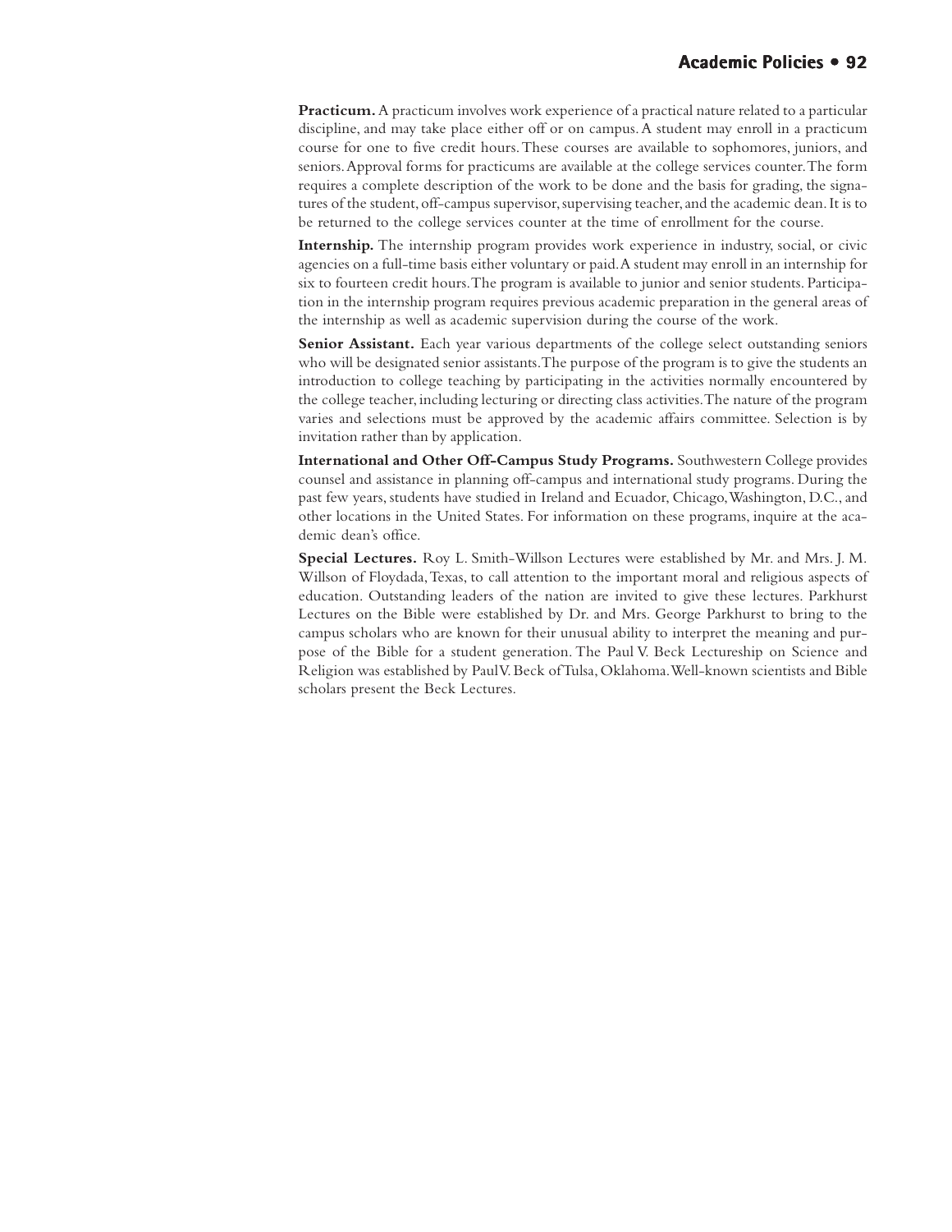**Practicum.** A practicum involves work experience of a practical nature related to a particular discipline, and may take place either off or on campus. A student may enroll in a practicum course for one to five credit hours. These courses are available to sophomores, juniors, and seniors. Approval forms for practicums are available at the college services counter. The form requires a complete description of the work to be done and the basis for grading, the signatures of the student, off-campus supervisor, supervising teacher, and the academic dean. It is to be returned to the college services counter at the time of enrollment for the course.

**Internship.** The internship program provides work experience in industry, social, or civic agencies on a full-time basis either voluntary or paid. A student may enroll in an internship for six to fourteen credit hours. The program is available to junior and senior students. Participation in the internship program requires previous academic preparation in the general areas of the internship as well as academic supervision during the course of the work.

**Senior Assistant.** Each year various departments of the college select outstanding seniors who will be designated senior assistants. The purpose of the program is to give the students an introduction to college teaching by participating in the activities normally encountered by the college teacher, including lecturing or directing class activities. The nature of the program varies and selections must be approved by the academic affairs committee. Selection is by invitation rather than by application.

**International and Other Off-Campus Study Programs.** Southwestern College provides counsel and assistance in planning off-campus and international study programs. During the past few years, students have studied in Ireland and Ecuador, Chicago, Washington, D.C., and other locations in the United States. For information on these programs, inquire at the academic dean's office.

**Special Lectures.** Roy L. Smith-Willson Lectures were established by Mr. and Mrs. J. M. Willson of Floydada, Texas, to call attention to the important moral and religious aspects of education. Outstanding leaders of the nation are invited to give these lectures. Parkhurst Lectures on the Bible were established by Dr. and Mrs. George Parkhurst to bring to the campus scholars who are known for their unusual ability to interpret the meaning and purpose of the Bible for a student generation. The Paul V. Beck Lectureship on Science and Religion was established by Paul V. Beck of Tulsa, Oklahoma. Well-known scientists and Bible scholars present the Beck Lectures.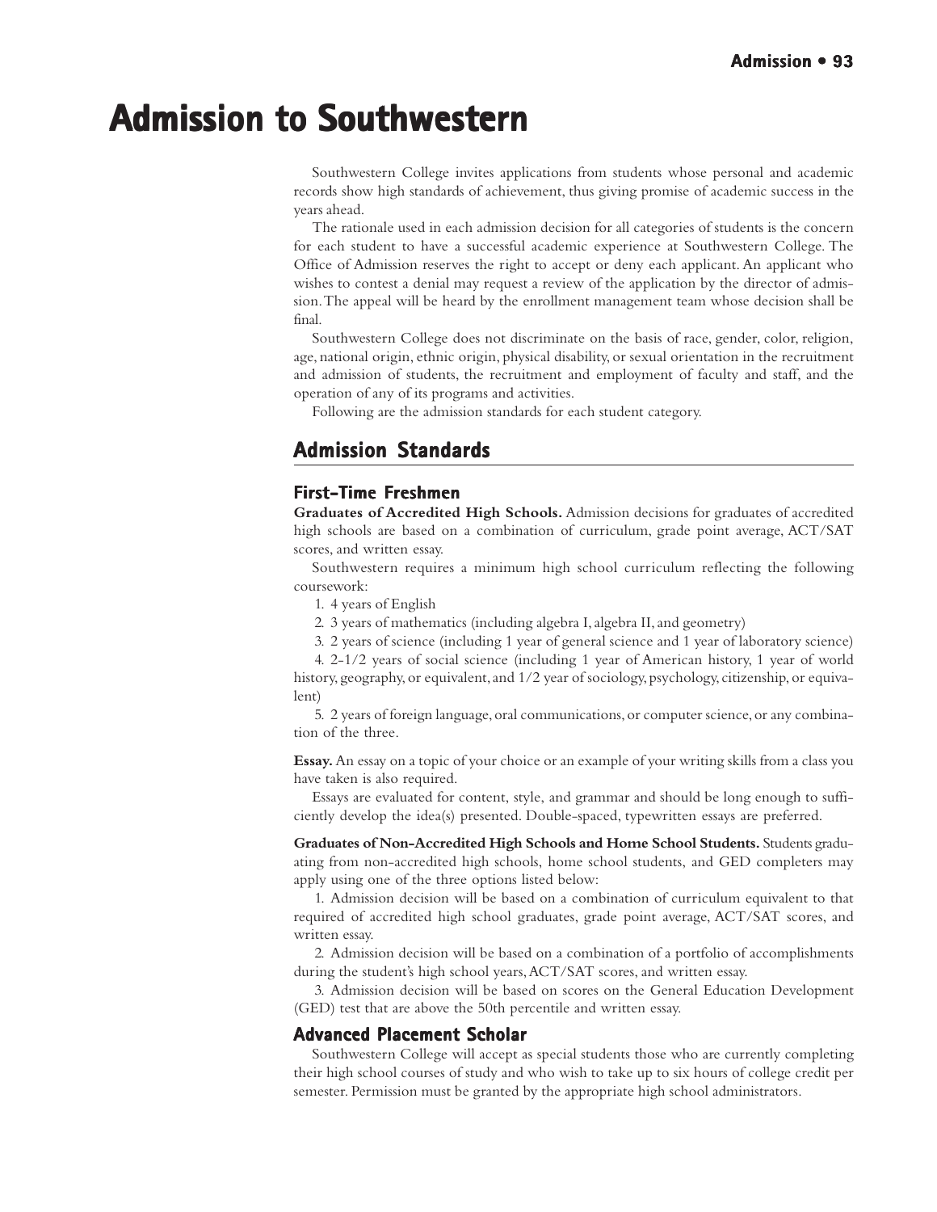# Admission to Southwestern

Southwestern College invites applications from students whose personal and academic records show high standards of achievement, thus giving promise of academic success in the years ahead.

The rationale used in each admission decision for all categories of students is the concern for each student to have a successful academic experience at Southwestern College. The Office of Admission reserves the right to accept or deny each applicant. An applicant who wishes to contest a denial may request a review of the application by the director of admission. The appeal will be heard by the enrollment management team whose decision shall be final.

Southwestern College does not discriminate on the basis of race, gender, color, religion, age, national origin, ethnic origin, physical disability, or sexual orientation in the recruitment and admission of students, the recruitment and employment of faculty and staff, and the operation of any of its programs and activities.

Following are the admission standards for each student category.

## Admission Standards

### First-Time Freshmen

**Graduates of Accredited High Schools.** Admission decisions for graduates of accredited high schools are based on a combination of curriculum, grade point average, ACT/SAT scores, and written essay.

Southwestern requires a minimum high school curriculum reflecting the following coursework:

1. 4 years of English
2. 3 years of mathematics (including algebra I, algebra II, and geometry)
3. 2 years of science (including 1 year of general science and 1 year of laboratory science)
4. 2-1/2 years of social science (including 1 year of American history, 1 year of world history, geography, or equivalent, and 1/2 year of sociology, psychology, citizenship, or equivalent)
5. 2 years of foreign language, oral communications, or computer science, or any combination of the three.

**Essay.** An essay on a topic of your choice or an example of your writing skills from a class you have taken is also required.

Essays are evaluated for content, style, and grammar and should be long enough to sufficiently develop the idea(s) presented. Double-spaced, typewritten essays are preferred.

**Graduates of Non-Accredited High Schools and Home School Students.** Students graduating from non-accredited high schools, home school students, and GED completers may apply using one of the three options listed below:

1. Admission decision will be based on a combination of curriculum equivalent to that required of accredited high school graduates, grade point average, ACT/SAT scores, and written essay.
2. Admission decision will be based on a combination of a portfolio of accomplishments during the student's high school years, ACT/SAT scores, and written essay.
3. Admission decision will be based on scores on the General Education Development (GED) test that are above the 50th percentile and written essay.

### Advanced Placement Scholar

Southwestern College will accept as special students those who are currently completing their high school courses of study and who wish to take up to six hours of college credit per semester. Permission must be granted by the appropriate high school administrators.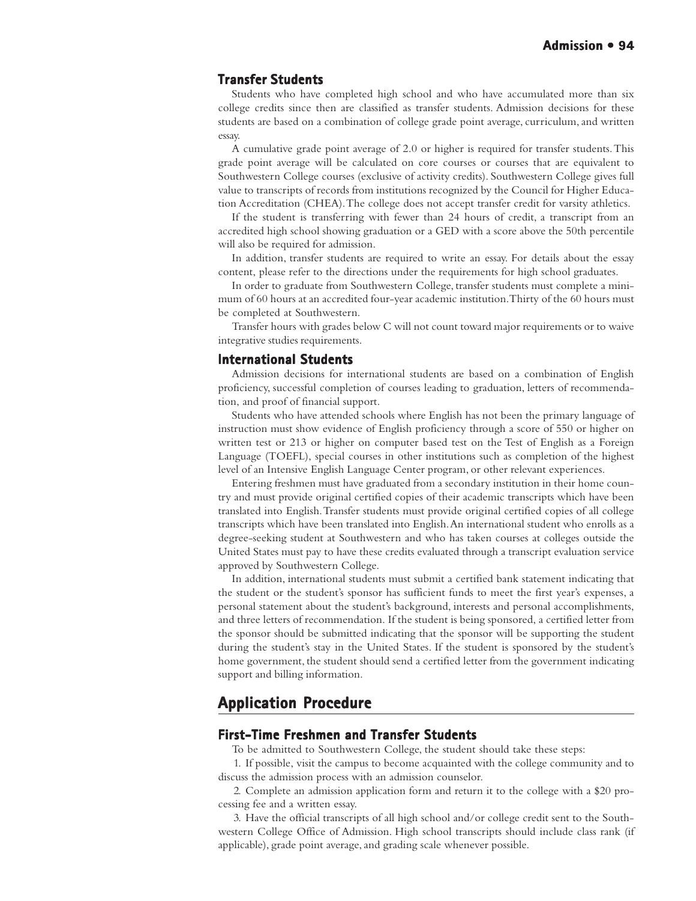### Transfer Students

Students who have completed high school and who have accumulated more than six college credits since then are classified as transfer students. Admission decisions for these students are based on a combination of college grade point average, curriculum, and written essay.

A cumulative grade point average of 2.0 or higher is required for transfer students. This grade point average will be calculated on core courses or courses that are equivalent to Southwestern College courses (exclusive of activity credits). Southwestern College gives full value to transcripts of records from institutions recognized by the Council for Higher Education Accreditation (CHEA). The college does not accept transfer credit for varsity athletics.

If the student is transferring with fewer than 24 hours of credit, a transcript from an accredited high school showing graduation or a GED with a score above the 50th percentile will also be required for admission.

In addition, transfer students are required to write an essay. For details about the essay content, please refer to the directions under the requirements for high school graduates.

In order to graduate from Southwestern College, transfer students must complete a minimum of 60 hours at an accredited four-year academic institution. Thirty of the 60 hours must be completed at Southwestern.

Transfer hours with grades below C will not count toward major requirements or to waive integrative studies requirements.

### International Students

Admission decisions for international students are based on a combination of English proficiency, successful completion of courses leading to graduation, letters of recommendation, and proof of financial support.

Students who have attended schools where English has not been the primary language of instruction must show evidence of English proficiency through a score of 550 or higher on written test or 213 or higher on computer based test on the Test of English as a Foreign Language (TOEFL), special courses in other institutions such as completion of the highest level of an Intensive English Language Center program, or other relevant experiences.

Entering freshmen must have graduated from a secondary institution in their home country and must provide original certified copies of their academic transcripts which have been translated into English. Transfer students must provide original certified copies of all college transcripts which have been translated into English. An international student who enrolls as a degree-seeking student at Southwestern and who has taken courses at colleges outside the United States must pay to have these credits evaluated through a transcript evaluation service approved by Southwestern College.

In addition, international students must submit a certified bank statement indicating that the student or the student's sponsor has sufficient funds to meet the first year's expenses, a personal statement about the student's background, interests and personal accomplishments, and three letters of recommendation. If the student is being sponsored, a certified letter from the sponsor should be submitted indicating that the sponsor will be supporting the student during the student's stay in the United States. If the student is sponsored by the student's home government, the student should send a certified letter from the government indicating support and billing information.

## Application Procedure

### First-Time Freshmen and Transfer Students

To be admitted to Southwestern College, the student should take these steps:

1. If possible, visit the campus to become acquainted with the college community and to discuss the admission process with an admission counselor.
2. Complete an admission application form and return it to the college with a $20 processing fee and a written essay.
3. Have the official transcripts of all high school and/or college credit sent to the Southwestern College Office of Admission. High school transcripts should include class rank (if applicable), grade point average, and grading scale whenever possible.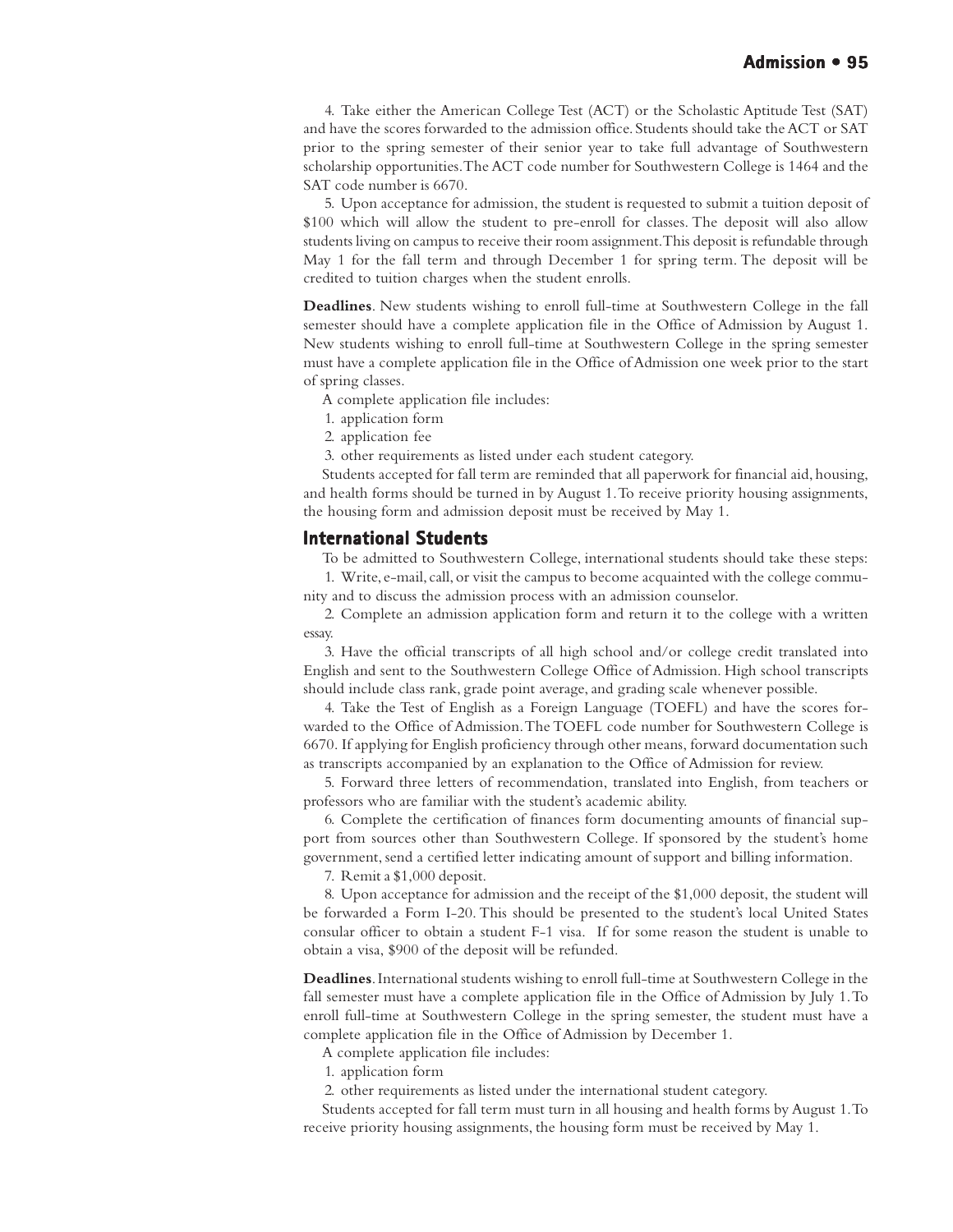4. Take either the American College Test (ACT) or the Scholastic Aptitude Test (SAT) and have the scores forwarded to the admission office. Students should take the ACT or SAT prior to the spring semester of their senior year to take full advantage of Southwestern scholarship opportunities. The ACT code number for Southwestern College is 1464 and the SAT code number is 6670.

5. Upon acceptance for admission, the student is requested to submit a tuition deposit of $100 which will allow the student to pre-enroll for classes. The deposit will also allow students living on campus to receive their room assignment. This deposit is refundable through May 1 for the fall term and through December 1 for spring term. The deposit will be credited to tuition charges when the student enrolls.

**Deadlines**. New students wishing to enroll full-time at Southwestern College in the fall semester should have a complete application file in the Office of Admission by August 1. New students wishing to enroll full-time at Southwestern College in the spring semester must have a complete application file in the Office of Admission one week prior to the start of spring classes.

A complete application file includes:

1. application form
2. application fee
3. other requirements as listed under each student category.

Students accepted for fall term are reminded that all paperwork for financial aid, housing, and health forms should be turned in by August 1. To receive priority housing assignments, the housing form and admission deposit must be received by May 1.

## International Students

To be admitted to Southwestern College, international students should take these steps:

1. Write, e-mail, call, or visit the campus to become acquainted with the college community and to discuss the admission process with an admission counselor.

2. Complete an admission application form and return it to the college with a written essay.

3. Have the official transcripts of all high school and/or college credit translated into English and sent to the Southwestern College Office of Admission. High school transcripts should include class rank, grade point average, and grading scale whenever possible.

4. Take the Test of English as a Foreign Language (TOEFL) and have the scores forwarded to the Office of Admission. The TOEFL code number for Southwestern College is 6670. If applying for English proficiency through other means, forward documentation such as transcripts accompanied by an explanation to the Office of Admission for review.

5. Forward three letters of recommendation, translated into English, from teachers or professors who are familiar with the student's academic ability.

6. Complete the certification of finances form documenting amounts of financial support from sources other than Southwestern College. If sponsored by the student's home government, send a certified letter indicating amount of support and billing information.

7. Remit a $1,000 deposit.

8. Upon acceptance for admission and the receipt of the $1,000 deposit, the student will be forwarded a Form I-20. This should be presented to the student's local United States consular officer to obtain a student F-1 visa. If for some reason the student is unable to obtain a visa, $900 of the deposit will be refunded.

**Deadlines**. International students wishing to enroll full-time at Southwestern College in the fall semester must have a complete application file in the Office of Admission by July 1. To enroll full-time at Southwestern College in the spring semester, the student must have a complete application file in the Office of Admission by December 1.

A complete application file includes:

1. application form
2. other requirements as listed under the international student category.

Students accepted for fall term must turn in all housing and health forms by August 1. To receive priority housing assignments, the housing form must be received by May 1.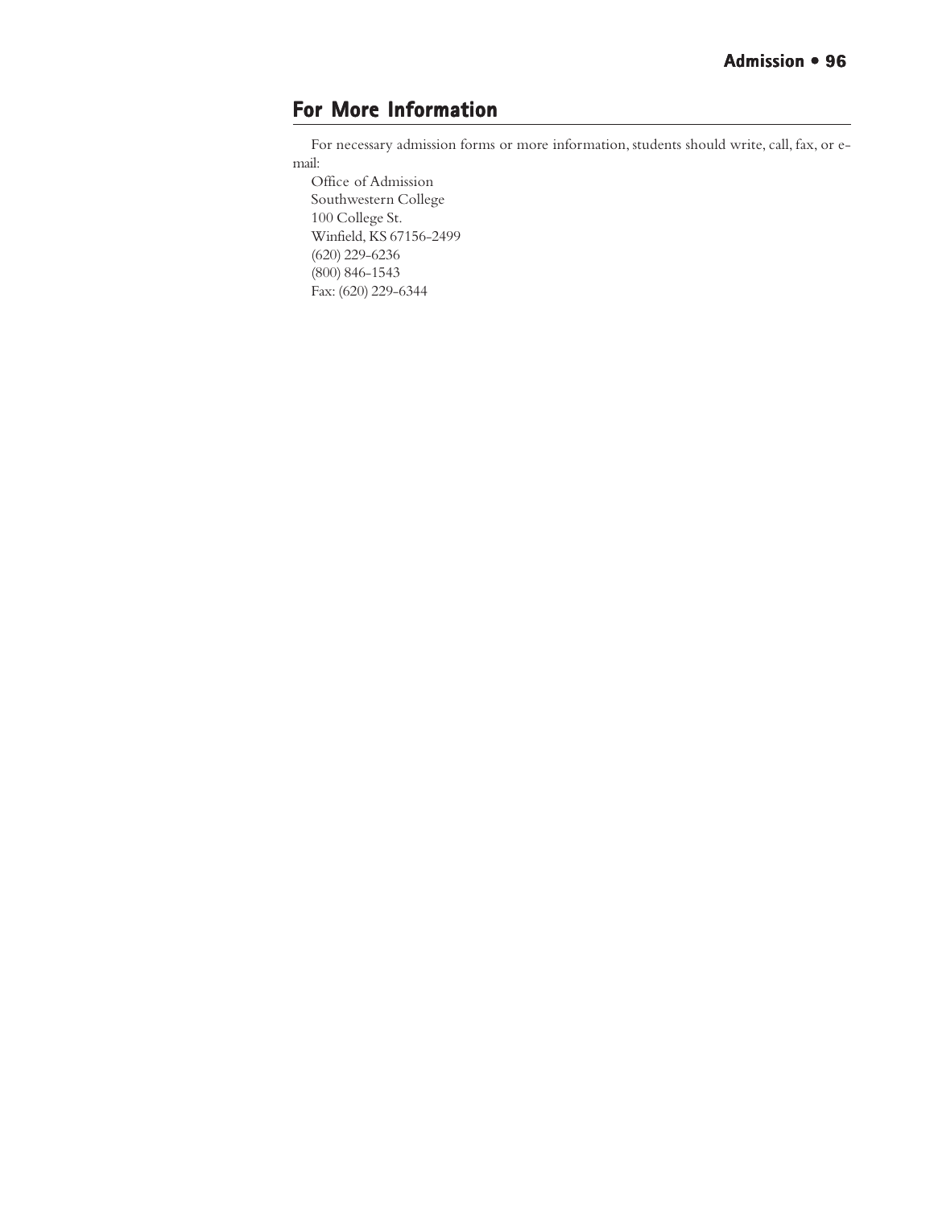## For More Information

For necessary admission forms or more information, students should write, call, fax, or e-mail:

Office of Admission
Southwestern College
100 College St.
Winfield, KS 67156-2499
(620) 229-6236
(800) 846-1543
Fax: (620) 229-6344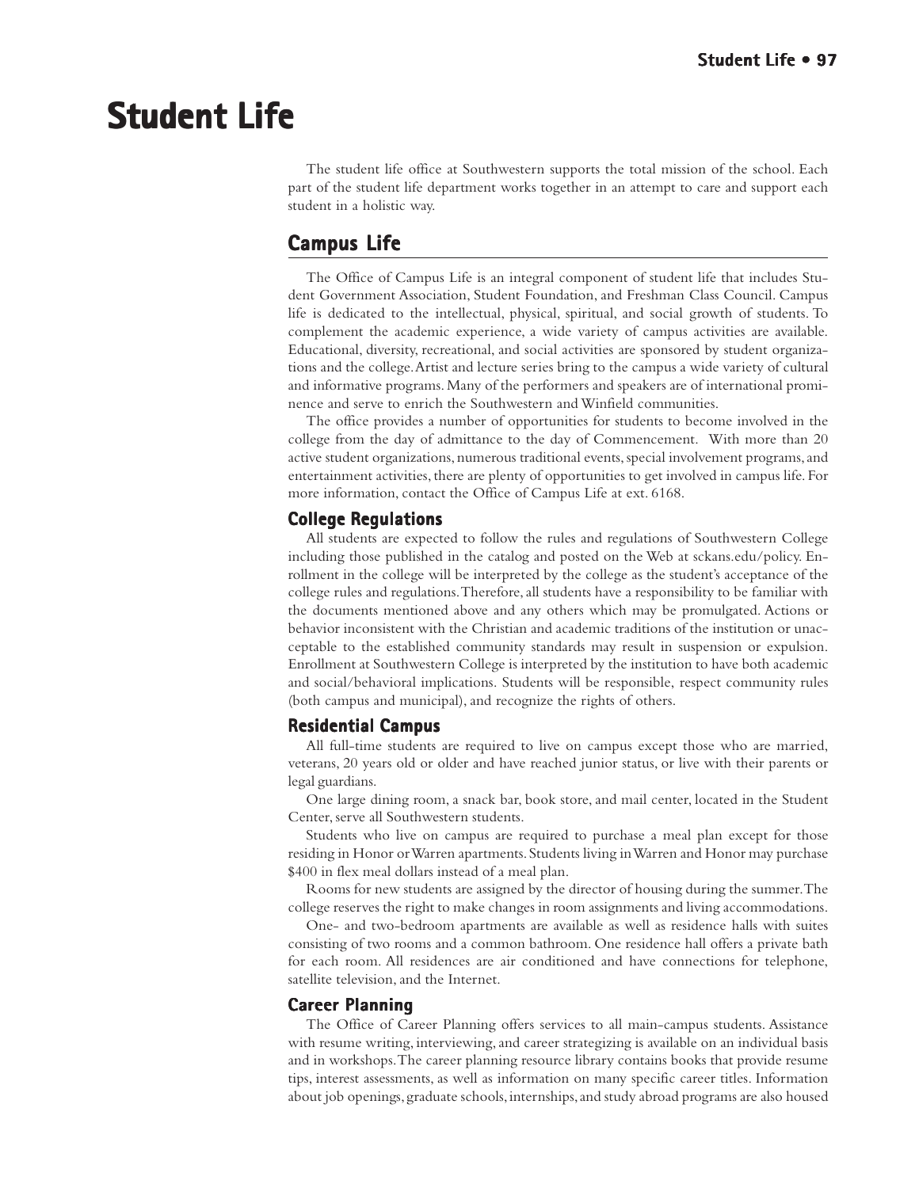# Student Life

The student life office at Southwestern supports the total mission of the school. Each part of the student life department works together in an attempt to care and support each student in a holistic way.

## Campus Life

The Office of Campus Life is an integral component of student life that includes Student Government Association, Student Foundation, and Freshman Class Council. Campus life is dedicated to the intellectual, physical, spiritual, and social growth of students. To complement the academic experience, a wide variety of campus activities are available. Educational, diversity, recreational, and social activities are sponsored by student organizations and the college. Artist and lecture series bring to the campus a wide variety of cultural and informative programs. Many of the performers and speakers are of international prominence and serve to enrich the Southwestern and Winfield communities.

The office provides a number of opportunities for students to become involved in the college from the day of admittance to the day of Commencement. With more than 20 active student organizations, numerous traditional events, special involvement programs, and entertainment activities, there are plenty of opportunities to get involved in campus life. For more information, contact the Office of Campus Life at ext. 6168.

### College Regulations

All students are expected to follow the rules and regulations of Southwestern College including those published in the catalog and posted on the Web at sckans.edu/policy. Enrollment in the college will be interpreted by the college as the student's acceptance of the college rules and regulations. Therefore, all students have a responsibility to be familiar with the documents mentioned above and any others which may be promulgated. Actions or behavior inconsistent with the Christian and academic traditions of the institution or unacceptable to the established community standards may result in suspension or expulsion. Enrollment at Southwestern College is interpreted by the institution to have both academic and social/behavioral implications. Students will be responsible, respect community rules (both campus and municipal), and recognize the rights of others.

### Residential Campus

All full-time students are required to live on campus except those who are married, veterans, 20 years old or older and have reached junior status, or live with their parents or legal guardians.

One large dining room, a snack bar, book store, and mail center, located in the Student Center, serve all Southwestern students.

Students who live on campus are required to purchase a meal plan except for those residing in Honor or Warren apartments. Students living in Warren and Honor may purchase $400 in flex meal dollars instead of a meal plan.

Rooms for new students are assigned by the director of housing during the summer. The college reserves the right to make changes in room assignments and living accommodations.

One- and two-bedroom apartments are available as well as residence halls with suites consisting of two rooms and a common bathroom. One residence hall offers a private bath for each room. All residences are air conditioned and have connections for telephone, satellite television, and the Internet.

### Career Planning

The Office of Career Planning offers services to all main-campus students. Assistance with resume writing, interviewing, and career strategizing is available on an individual basis and in workshops. The career planning resource library contains books that provide resume tips, interest assessments, as well as information on many specific career titles. Information about job openings, graduate schools, internships, and study abroad programs are also housed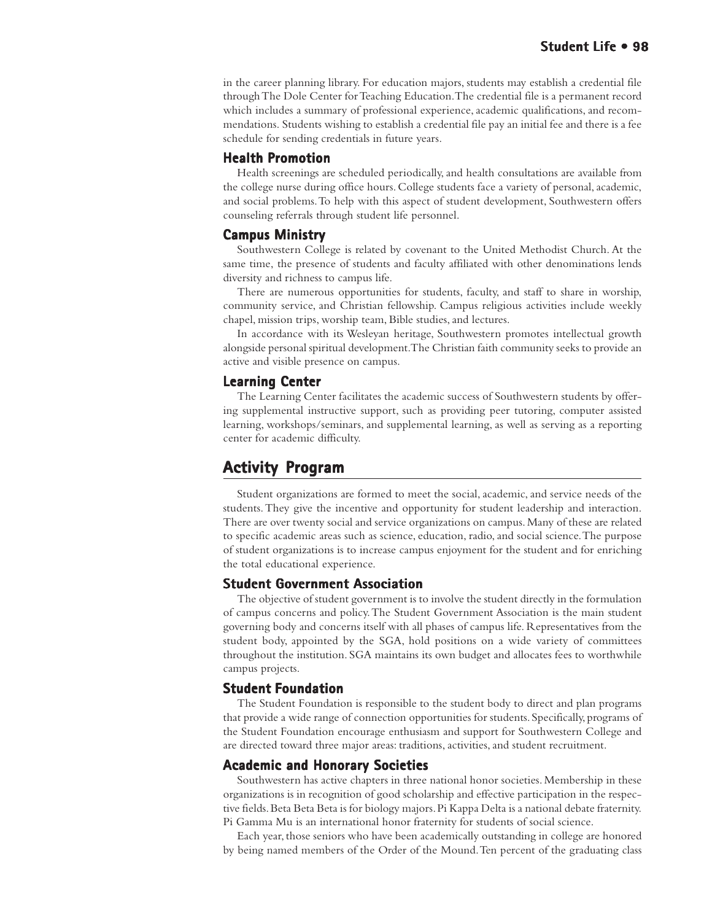in the career planning library. For education majors, students may establish a credential file through The Dole Center for Teaching Education. The credential file is a permanent record which includes a summary of professional experience, academic qualifications, and recommendations. Students wishing to establish a credential file pay an initial fee and there is a fee schedule for sending credentials in future years.

### Health Promotion

Health screenings are scheduled periodically, and health consultations are available from the college nurse during office hours. College students face a variety of personal, academic, and social problems. To help with this aspect of student development, Southwestern offers counseling referrals through student life personnel.

### Campus Ministry

Southwestern College is related by covenant to the United Methodist Church. At the same time, the presence of students and faculty affiliated with other denominations lends diversity and richness to campus life.

There are numerous opportunities for students, faculty, and staff to share in worship, community service, and Christian fellowship. Campus religious activities include weekly chapel, mission trips, worship team, Bible studies, and lectures.

In accordance with its Wesleyan heritage, Southwestern promotes intellectual growth alongside personal spiritual development. The Christian faith community seeks to provide an active and visible presence on campus.

### Learning Center

The Learning Center facilitates the academic success of Southwestern students by offering supplemental instructive support, such as providing peer tutoring, computer assisted learning, workshops/seminars, and supplemental learning, as well as serving as a reporting center for academic difficulty.

## Activity Program

Student organizations are formed to meet the social, academic, and service needs of the students. They give the incentive and opportunity for student leadership and interaction. There are over twenty social and service organizations on campus. Many of these are related to specific academic areas such as science, education, radio, and social science. The purpose of student organizations is to increase campus enjoyment for the student and for enriching the total educational experience.

### Student Government Association

The objective of student government is to involve the student directly in the formulation of campus concerns and policy. The Student Government Association is the main student governing body and concerns itself with all phases of campus life. Representatives from the student body, appointed by the SGA, hold positions on a wide variety of committees throughout the institution. SGA maintains its own budget and allocates fees to worthwhile campus projects.

### Student Foundation

The Student Foundation is responsible to the student body to direct and plan programs that provide a wide range of connection opportunities for students. Specifically, programs of the Student Foundation encourage enthusiasm and support for Southwestern College and are directed toward three major areas: traditions, activities, and student recruitment.

### Academic and Honorary Societies

Southwestern has active chapters in three national honor societies. Membership in these organizations is in recognition of good scholarship and effective participation in the respective fields. Beta Beta Beta is for biology majors. Pi Kappa Delta is a national debate fraternity. Pi Gamma Mu is an international honor fraternity for students of social science.

Each year, those seniors who have been academically outstanding in college are honored by being named members of the Order of the Mound. Ten percent of the graduating class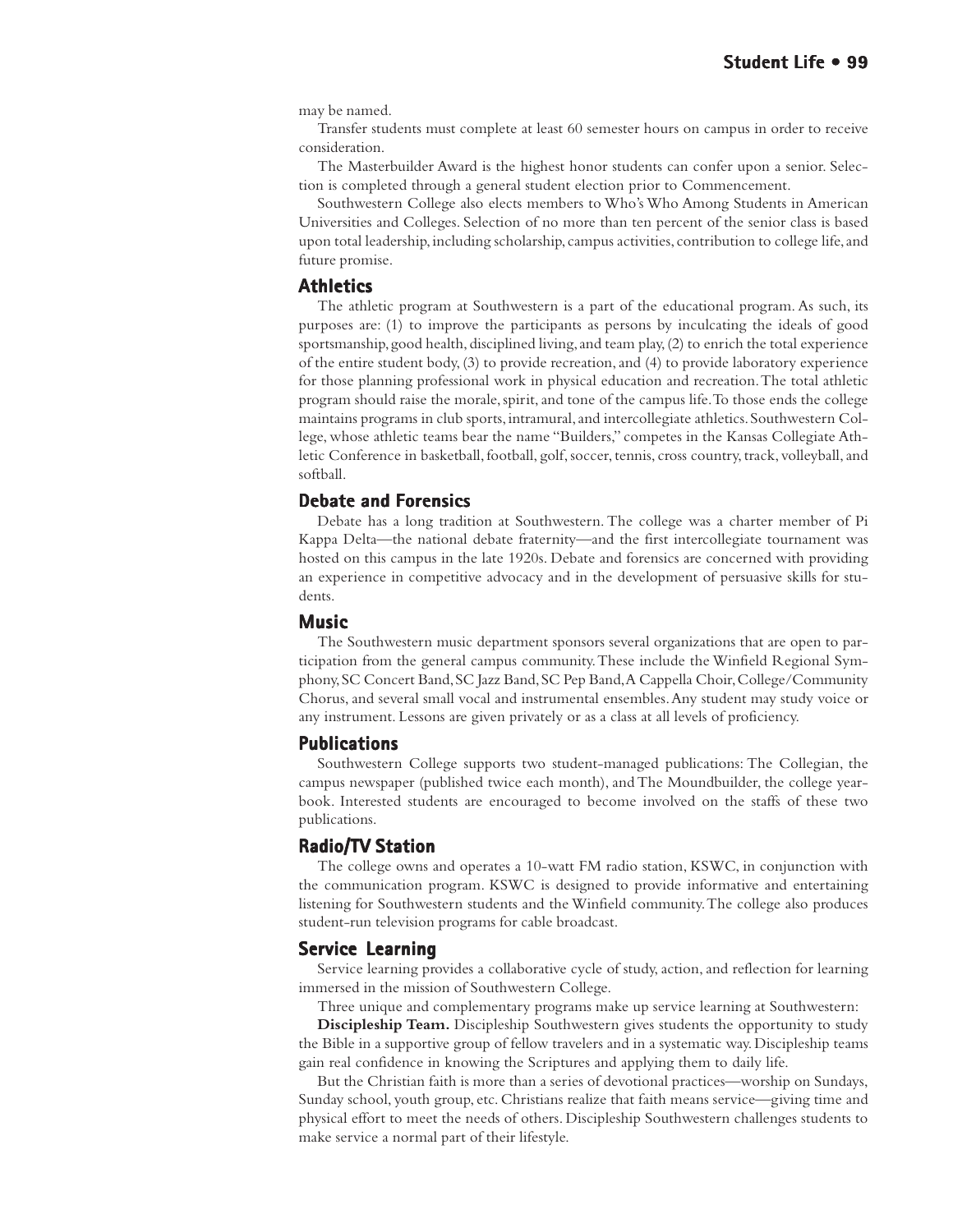may be named.

Transfer students must complete at least 60 semester hours on campus in order to receive consideration.

The Masterbuilder Award is the highest honor students can confer upon a senior. Selection is completed through a general student election prior to Commencement.

Southwestern College also elects members to Who's Who Among Students in American Universities and Colleges. Selection of no more than ten percent of the senior class is based upon total leadership, including scholarship, campus activities, contribution to college life, and future promise.

## Athletics

The athletic program at Southwestern is a part of the educational program. As such, its purposes are: (1) to improve the participants as persons by inculcating the ideals of good sportsmanship, good health, disciplined living, and team play, (2) to enrich the total experience of the entire student body, (3) to provide recreation, and (4) to provide laboratory experience for those planning professional work in physical education and recreation. The total athletic program should raise the morale, spirit, and tone of the campus life. To those ends the college maintains programs in club sports, intramural, and intercollegiate athletics. Southwestern College, whose athletic teams bear the name "Builders," competes in the Kansas Collegiate Athletic Conference in basketball, football, golf, soccer, tennis, cross country, track, volleyball, and softball.

## Debate and Forensics

Debate has a long tradition at Southwestern. The college was a charter member of Pi Kappa Delta—the national debate fraternity—and the first intercollegiate tournament was hosted on this campus in the late 1920s. Debate and forensics are concerned with providing an experience in competitive advocacy and in the development of persuasive skills for students.

## Music

The Southwestern music department sponsors several organizations that are open to participation from the general campus community. These include the Winfield Regional Symphony, SC Concert Band, SC Jazz Band, SC Pep Band, A Cappella Choir, College/Community Chorus, and several small vocal and instrumental ensembles. Any student may study voice or any instrument. Lessons are given privately or as a class at all levels of proficiency.

## Publications

Southwestern College supports two student-managed publications: The Collegian, the campus newspaper (published twice each month), and The Moundbuilder, the college yearbook. Interested students are encouraged to become involved on the staffs of these two publications.

## Radio/TV Station

The college owns and operates a 10-watt FM radio station, KSWC, in conjunction with the communication program. KSWC is designed to provide informative and entertaining listening for Southwestern students and the Winfield community. The college also produces student-run television programs for cable broadcast.

## Service Learning

Service learning provides a collaborative cycle of study, action, and reflection for learning immersed in the mission of Southwestern College.

Three unique and complementary programs make up service learning at Southwestern:

**Discipleship Team.** Discipleship Southwestern gives students the opportunity to study the Bible in a supportive group of fellow travelers and in a systematic way. Discipleship teams gain real confidence in knowing the Scriptures and applying them to daily life.

But the Christian faith is more than a series of devotional practices—worship on Sundays, Sunday school, youth group, etc. Christians realize that faith means service—giving time and physical effort to meet the needs of others. Discipleship Southwestern challenges students to make service a normal part of their lifestyle.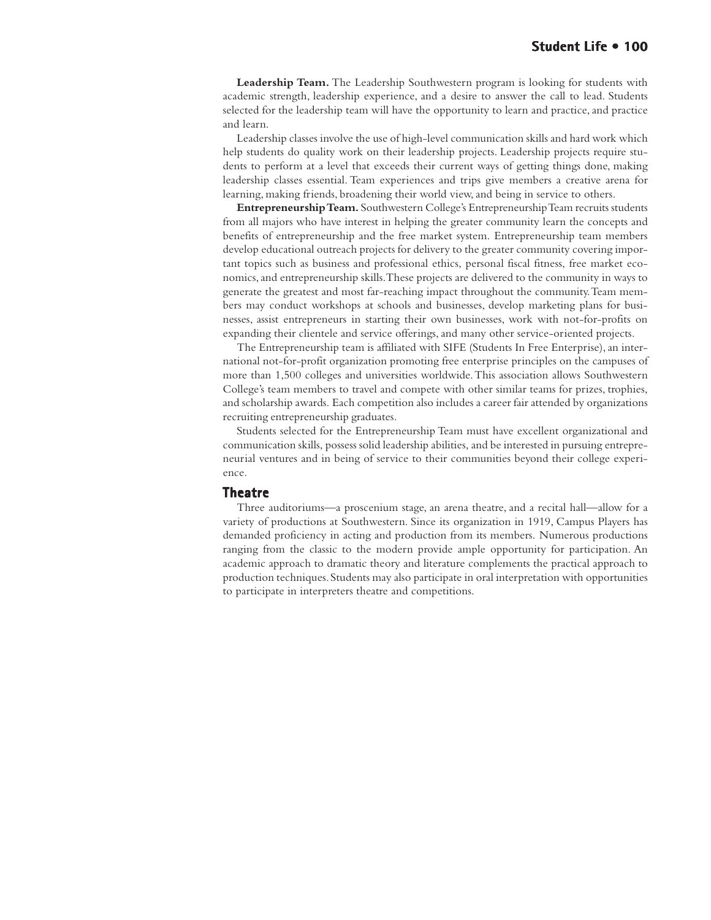**Leadership Team.** The Leadership Southwestern program is looking for students with academic strength, leadership experience, and a desire to answer the call to lead. Students selected for the leadership team will have the opportunity to learn and practice, and practice and learn.

Leadership classes involve the use of high-level communication skills and hard work which help students do quality work on their leadership projects. Leadership projects require students to perform at a level that exceeds their current ways of getting things done, making leadership classes essential. Team experiences and trips give members a creative arena for learning, making friends, broadening their world view, and being in service to others.

**Entrepreneurship Team.** Southwestern College's Entrepreneurship Team recruits students from all majors who have interest in helping the greater community learn the concepts and benefits of entrepreneurship and the free market system. Entrepreneurship team members develop educational outreach projects for delivery to the greater community covering important topics such as business and professional ethics, personal fiscal fitness, free market economics, and entrepreneurship skills. These projects are delivered to the community in ways to generate the greatest and most far-reaching impact throughout the community. Team members may conduct workshops at schools and businesses, develop marketing plans for businesses, assist entrepreneurs in starting their own businesses, work with not-for-profits on expanding their clientele and service offerings, and many other service-oriented projects.

The Entrepreneurship team is affiliated with SIFE (Students In Free Enterprise), an international not-for-profit organization promoting free enterprise principles on the campuses of more than 1,500 colleges and universities worldwide. This association allows Southwestern College's team members to travel and compete with other similar teams for prizes, trophies, and scholarship awards. Each competition also includes a career fair attended by organizations recruiting entrepreneurship graduates.

Students selected for the Entrepreneurship Team must have excellent organizational and communication skills, possess solid leadership abilities, and be interested in pursuing entrepreneurial ventures and in being of service to their communities beyond their college experience.

## Theatre

Three auditoriums—a proscenium stage, an arena theatre, and a recital hall—allow for a variety of productions at Southwestern. Since its organization in 1919, Campus Players has demanded proficiency in acting and production from its members. Numerous productions ranging from the classic to the modern provide ample opportunity for participation. An academic approach to dramatic theory and literature complements the practical approach to production techniques. Students may also participate in oral interpretation with opportunities to participate in interpreters theatre and competitions.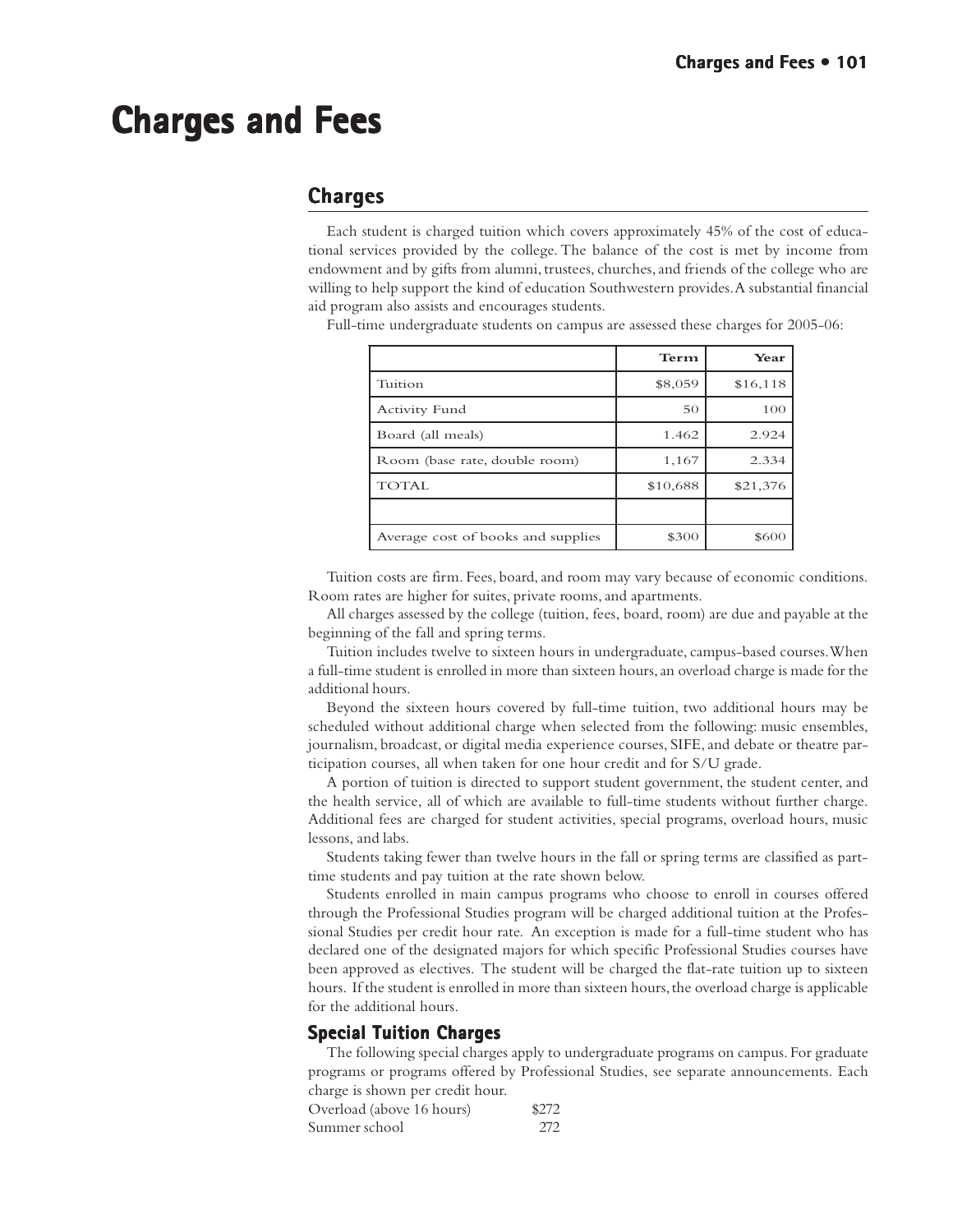# Charges and Fees

## Charges

Each student is charged tuition which covers approximately 45% of the cost of educational services provided by the college. The balance of the cost is met by income from endowment and by gifts from alumni, trustees, churches, and friends of the college who are willing to help support the kind of education Southwestern provides. A substantial financial aid program also assists and encourages students.

Full-time undergraduate students on campus are assessed these charges for 2005-06:

| | Term | Year |
|---|---:|---:|
| Tuition | $8,059 | $16,118 |
| Activity Fund | 50 | 100 |
| Board (all meals) | 1.462 | 2.924 |
| Room (base rate, double room) | 1,167 | 2.334 |
| TOTAL | $10,688 | $21,376 |
| | | |
| Average cost of books and supplies | $300 | $600 |

Tuition costs are firm. Fees, board, and room may vary because of economic conditions. Room rates are higher for suites, private rooms, and apartments.

All charges assessed by the college (tuition, fees, board, room) are due and payable at the beginning of the fall and spring terms.

Tuition includes twelve to sixteen hours in undergraduate, campus-based courses. When a full-time student is enrolled in more than sixteen hours, an overload charge is made for the additional hours.

Beyond the sixteen hours covered by full-time tuition, two additional hours may be scheduled without additional charge when selected from the following: music ensembles, journalism, broadcast, or digital media experience courses, SIFE, and debate or theatre participation courses, all when taken for one hour credit and for S/U grade.

A portion of tuition is directed to support student government, the student center, and the health service, all of which are available to full-time students without further charge. Additional fees are charged for student activities, special programs, overload hours, music lessons, and labs.

Students taking fewer than twelve hours in the fall or spring terms are classified as part-time students and pay tuition at the rate shown below.

Students enrolled in main campus programs who choose to enroll in courses offered through the Professional Studies program will be charged additional tuition at the Professional Studies per credit hour rate. An exception is made for a full-time student who has declared one of the designated majors for which specific Professional Studies courses have been approved as electives. The student will be charged the flat-rate tuition up to sixteen hours. If the student is enrolled in more than sixteen hours, the overload charge is applicable for the additional hours.

### Special Tuition Charges

The following special charges apply to undergraduate programs on campus. For graduate programs or programs offered by Professional Studies, see separate announcements. Each charge is shown per credit hour.

| | |
|---|---:|
| Overload (above 16 hours) | $272 |
| Summer school | 272 |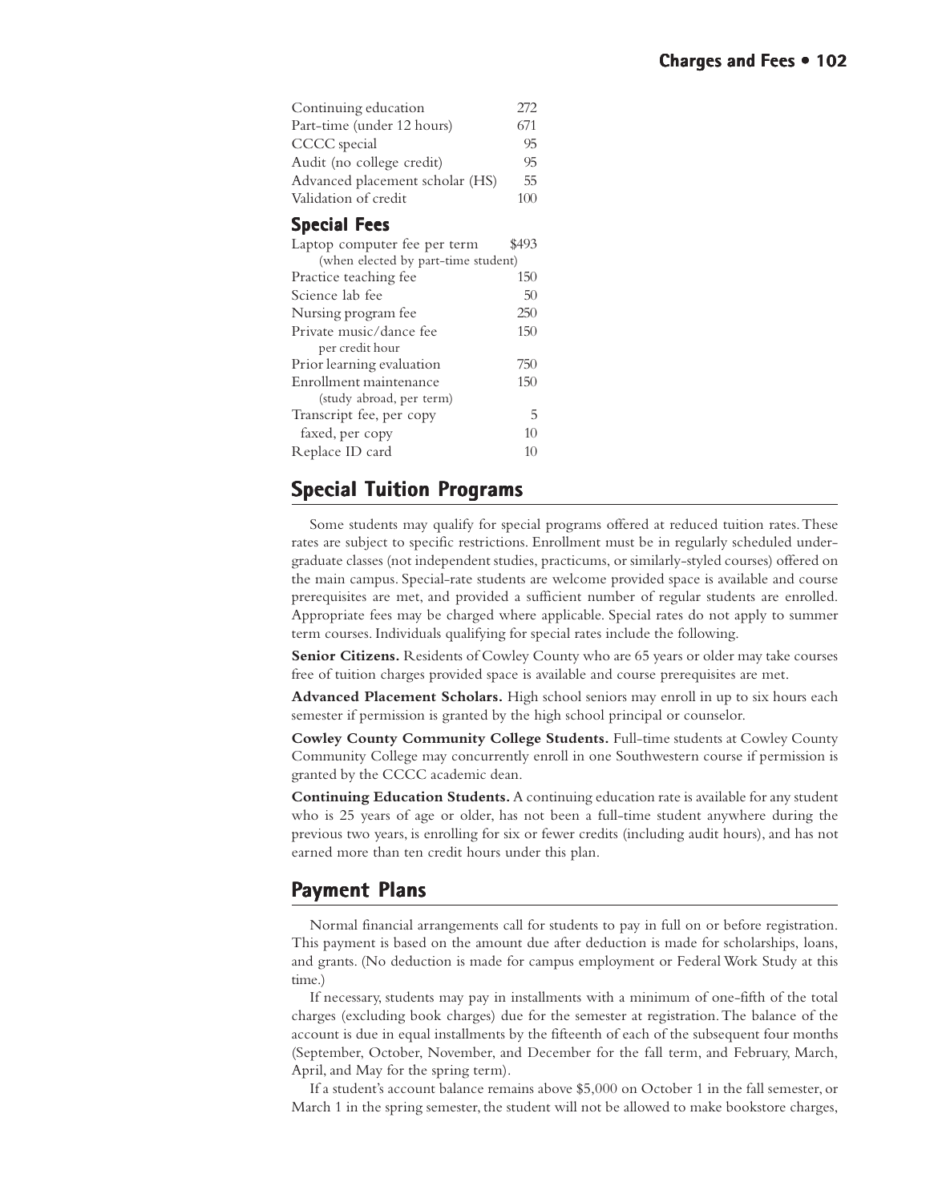| | |
|---|---|
| Continuing education | 272 |
| Part-time (under 12 hours) | 671 |
| CCCC special | 95 |
| Audit (no college credit) | 95 |
| Advanced placement scholar (HS) | 55 |
| Validation of credit | 100 |

### Special Fees

| | |
|---|---|
| Laptop computer fee per term (when elected by part-time student) | $493 |
| Practice teaching fee | 150 |
| Science lab fee | 50 |
| Nursing program fee | 250 |
| Private music/dance fee per credit hour | 150 |
| Prior learning evaluation | 750 |
| Enrollment maintenance (study abroad, per term) | 150 |
| Transcript fee, per copy | 5 |
| faxed, per copy | 10 |
| Replace ID card | 10 |

## Special Tuition Programs

Some students may qualify for special programs offered at reduced tuition rates. These rates are subject to specific restrictions. Enrollment must be in regularly scheduled undergraduate classes (not independent studies, practicums, or similarly-styled courses) offered on the main campus. Special-rate students are welcome provided space is available and course prerequisites are met, and provided a sufficient number of regular students are enrolled. Appropriate fees may be charged where applicable. Special rates do not apply to summer term courses. Individuals qualifying for special rates include the following.

**Senior Citizens.** Residents of Cowley County who are 65 years or older may take courses free of tuition charges provided space is available and course prerequisites are met.

**Advanced Placement Scholars.** High school seniors may enroll in up to six hours each semester if permission is granted by the high school principal or counselor.

**Cowley County Community College Students.** Full-time students at Cowley County Community College may concurrently enroll in one Southwestern course if permission is granted by the CCCC academic dean.

**Continuing Education Students.** A continuing education rate is available for any student who is 25 years of age or older, has not been a full-time student anywhere during the previous two years, is enrolling for six or fewer credits (including audit hours), and has not earned more than ten credit hours under this plan.

## Payment Plans

Normal financial arrangements call for students to pay in full on or before registration. This payment is based on the amount due after deduction is made for scholarships, loans, and grants. (No deduction is made for campus employment or Federal Work Study at this time.)

If necessary, students may pay in installments with a minimum of one-fifth of the total charges (excluding book charges) due for the semester at registration. The balance of the account is due in equal installments by the fifteenth of each of the subsequent four months (September, October, November, and December for the fall term, and February, March, April, and May for the spring term).

If a student's account balance remains above $5,000 on October 1 in the fall semester, or March 1 in the spring semester, the student will not be allowed to make bookstore charges,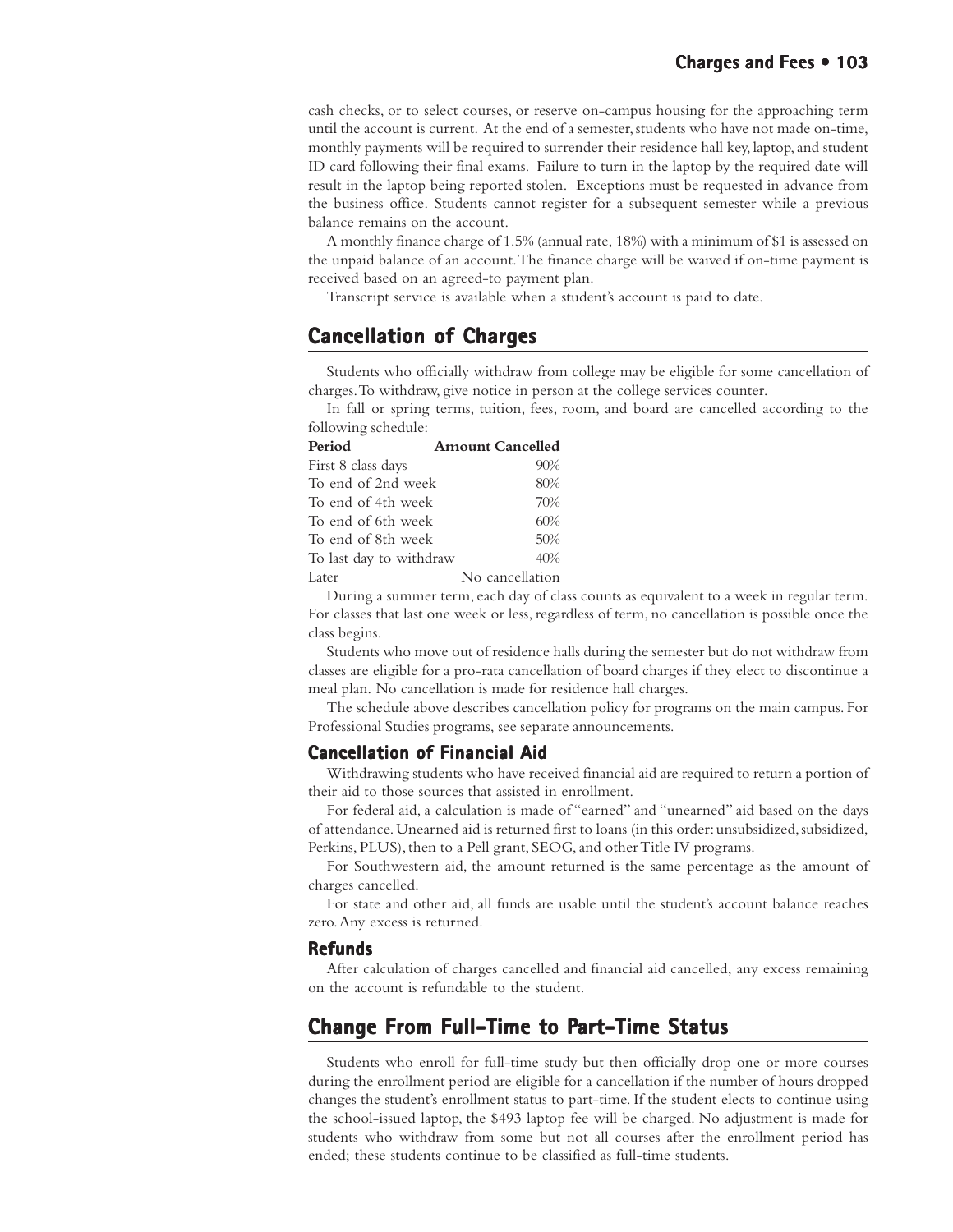cash checks, or to select courses, or reserve on-campus housing for the approaching term until the account is current. At the end of a semester, students who have not made on-time, monthly payments will be required to surrender their residence hall key, laptop, and student ID card following their final exams. Failure to turn in the laptop by the required date will result in the laptop being reported stolen. Exceptions must be requested in advance from the business office. Students cannot register for a subsequent semester while a previous balance remains on the account.

A monthly finance charge of 1.5% (annual rate, 18%) with a minimum of $1 is assessed on the unpaid balance of an account. The finance charge will be waived if on-time payment is received based on an agreed-to payment plan.

Transcript service is available when a student's account is paid to date.

## Cancellation of Charges

Students who officially withdraw from college may be eligible for some cancellation of charges. To withdraw, give notice in person at the college services counter.

In fall or spring terms, tuition, fees, room, and board are cancelled according to the following schedule:

| Period | Amount Cancelled |
|---|---|
| First 8 class days | 90% |
| To end of 2nd week | 80% |
| To end of 4th week | 70% |
| To end of 6th week | 60% |
| To end of 8th week | 50% |
| To last day to withdraw | 40% |
| Later | No cancellation |

During a summer term, each day of class counts as equivalent to a week in regular term. For classes that last one week or less, regardless of term, no cancellation is possible once the class begins.

Students who move out of residence halls during the semester but do not withdraw from classes are eligible for a pro-rata cancellation of board charges if they elect to discontinue a meal plan. No cancellation is made for residence hall charges.

The schedule above describes cancellation policy for programs on the main campus. For Professional Studies programs, see separate announcements.

### Cancellation of Financial Aid

Withdrawing students who have received financial aid are required to return a portion of their aid to those sources that assisted in enrollment.

For federal aid, a calculation is made of "earned" and "unearned" aid based on the days of attendance. Unearned aid is returned first to loans (in this order: unsubsidized, subsidized, Perkins, PLUS), then to a Pell grant, SEOG, and other Title IV programs.

For Southwestern aid, the amount returned is the same percentage as the amount of charges cancelled.

For state and other aid, all funds are usable until the student's account balance reaches zero. Any excess is returned.

### Refunds

After calculation of charges cancelled and financial aid cancelled, any excess remaining on the account is refundable to the student.

## Change From Full-Time to Part-Time Status

Students who enroll for full-time study but then officially drop one or more courses during the enrollment period are eligible for a cancellation if the number of hours dropped changes the student's enrollment status to part-time. If the student elects to continue using the school-issued laptop, the $493 laptop fee will be charged. No adjustment is made for students who withdraw from some but not all courses after the enrollment period has ended; these students continue to be classified as full-time students.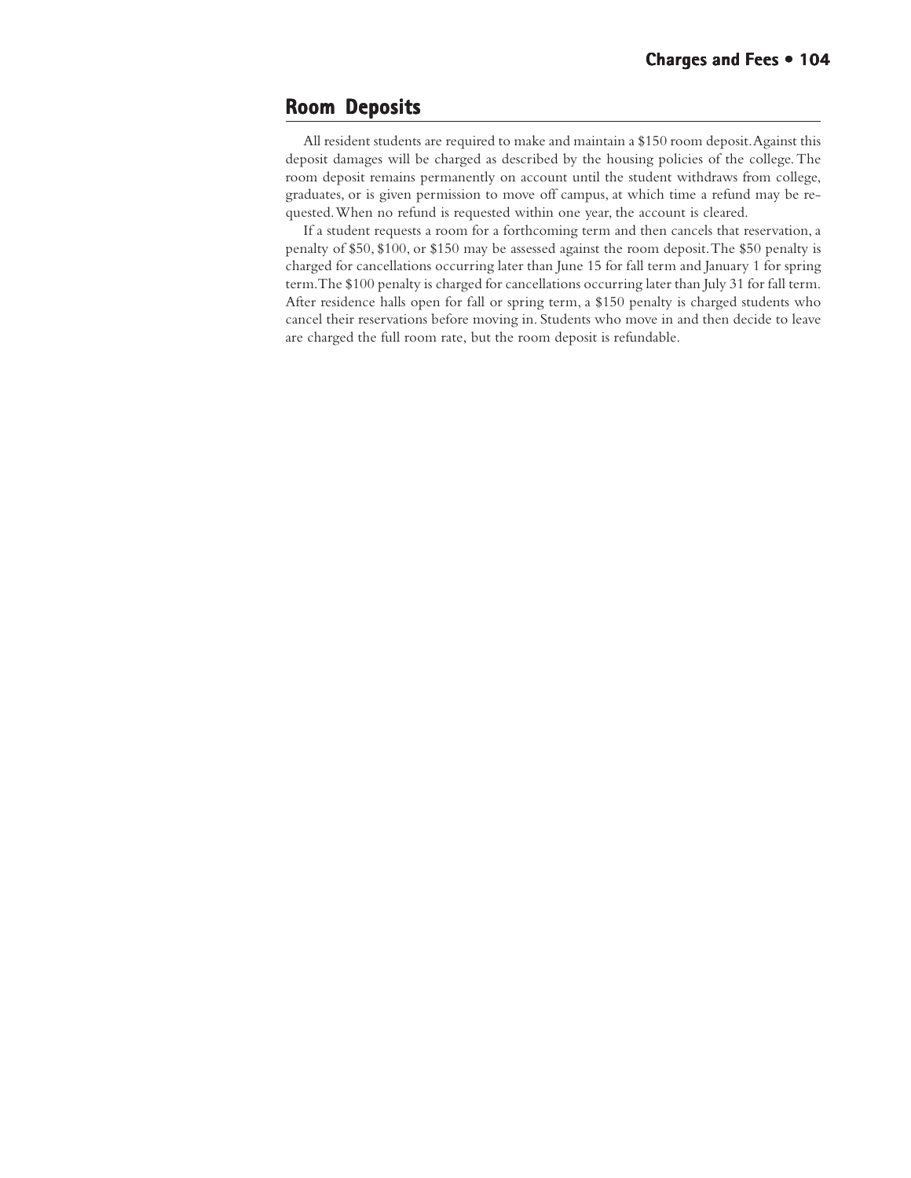## Room Deposits

All resident students are required to make and maintain a $150 room deposit. Against this deposit damages will be charged as described by the housing policies of the college. The room deposit remains permanently on account until the student withdraws from college, graduates, or is given permission to move off campus, at which time a refund may be requested. When no refund is requested within one year, the account is cleared.

If a student requests a room for a forthcoming term and then cancels that reservation, a penalty of $50, $100, or $150 may be assessed against the room deposit. The $50 penalty is charged for cancellations occurring later than June 15 for fall term and January 1 for spring term. The $100 penalty is charged for cancellations occurring later than July 31 for fall term. After residence halls open for fall or spring term, a $150 penalty is charged students who cancel their reservations before moving in. Students who move in and then decide to leave are charged the full room rate, but the room deposit is refundable.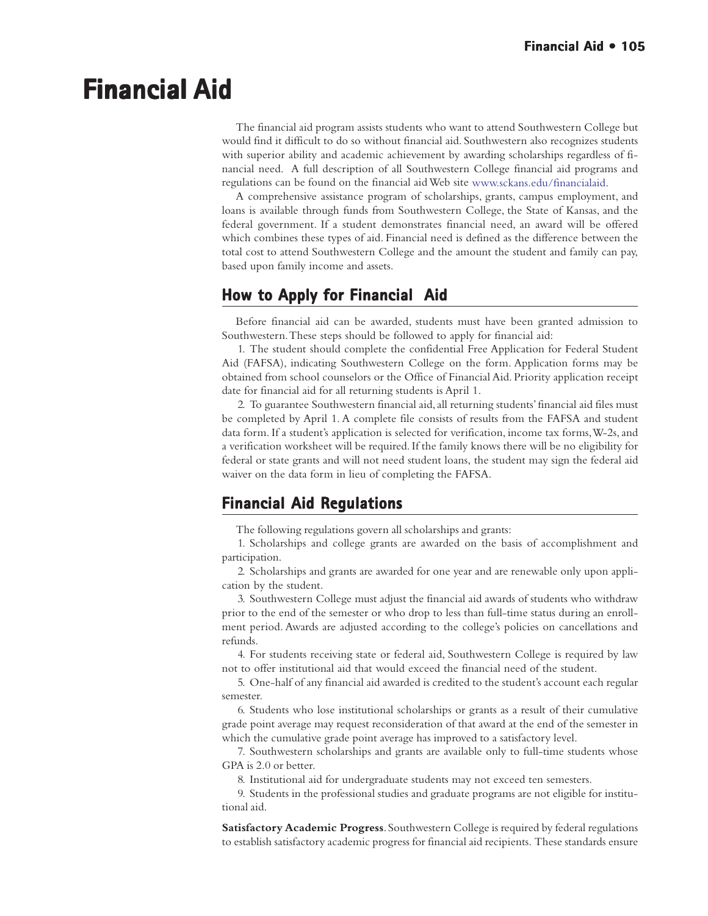# Financial Aid

The financial aid program assists students who want to attend Southwestern College but would find it difficult to do so without financial aid. Southwestern also recognizes students with superior ability and academic achievement by awarding scholarships regardless of financial need. A full description of all Southwestern College financial aid programs and regulations can be found on the financial aid Web site www.sckans.edu/financialaid.

A comprehensive assistance program of scholarships, grants, campus employment, and loans is available through funds from Southwestern College, the State of Kansas, and the federal government. If a student demonstrates financial need, an award will be offered which combines these types of aid. Financial need is defined as the difference between the total cost to attend Southwestern College and the amount the student and family can pay, based upon family income and assets.

## How to Apply for Financial Aid

Before financial aid can be awarded, students must have been granted admission to Southwestern. These steps should be followed to apply for financial aid:

1. The student should complete the confidential Free Application for Federal Student Aid (FAFSA), indicating Southwestern College on the form. Application forms may be obtained from school counselors or the Office of Financial Aid. Priority application receipt date for financial aid for all returning students is April 1.

2. To guarantee Southwestern financial aid, all returning students' financial aid files must be completed by April 1. A complete file consists of results from the FAFSA and student data form. If a student's application is selected for verification, income tax forms, W-2s, and a verification worksheet will be required. If the family knows there will be no eligibility for federal or state grants and will not need student loans, the student may sign the federal aid waiver on the data form in lieu of completing the FAFSA.

## Financial Aid Regulations

The following regulations govern all scholarships and grants:

1. Scholarships and college grants are awarded on the basis of accomplishment and participation.

2. Scholarships and grants are awarded for one year and are renewable only upon application by the student.

3. Southwestern College must adjust the financial aid awards of students who withdraw prior to the end of the semester or who drop to less than full-time status during an enrollment period. Awards are adjusted according to the college's policies on cancellations and refunds.

4. For students receiving state or federal aid, Southwestern College is required by law not to offer institutional aid that would exceed the financial need of the student.

5. One-half of any financial aid awarded is credited to the student's account each regular semester.

6. Students who lose institutional scholarships or grants as a result of their cumulative grade point average may request reconsideration of that award at the end of the semester in which the cumulative grade point average has improved to a satisfactory level.

7. Southwestern scholarships and grants are available only to full-time students whose GPA is 2.0 or better.

8. Institutional aid for undergraduate students may not exceed ten semesters.

9. Students in the professional studies and graduate programs are not eligible for institutional aid.

**Satisfactory Academic Progress**. Southwestern College is required by federal regulations to establish satisfactory academic progress for financial aid recipients. These standards ensure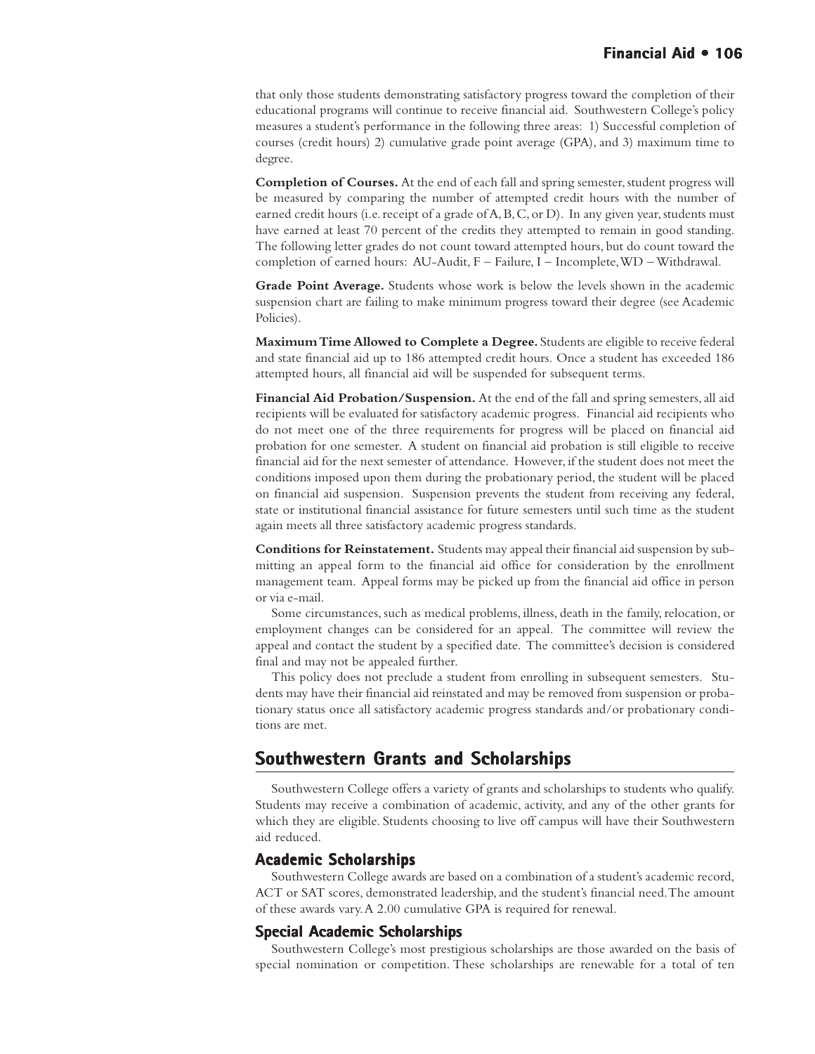that only those students demonstrating satisfactory progress toward the completion of their educational programs will continue to receive financial aid. Southwestern College's policy measures a student's performance in the following three areas: 1) Successful completion of courses (credit hours) 2) cumulative grade point average (GPA), and 3) maximum time to degree.

**Completion of Courses.** At the end of each fall and spring semester, student progress will be measured by comparing the number of attempted credit hours with the number of earned credit hours (i.e. receipt of a grade of A, B, C, or D). In any given year, students must have earned at least 70 percent of the credits they attempted to remain in good standing. The following letter grades do not count toward attempted hours, but do count toward the completion of earned hours: AU-Audit, F – Failure, I – Incomplete, WD – Withdrawal.

**Grade Point Average.** Students whose work is below the levels shown in the academic suspension chart are failing to make minimum progress toward their degree (see Academic Policies).

**Maximum Time Allowed to Complete a Degree.** Students are eligible to receive federal and state financial aid up to 186 attempted credit hours. Once a student has exceeded 186 attempted hours, all financial aid will be suspended for subsequent terms.

**Financial Aid Probation/Suspension.** At the end of the fall and spring semesters, all aid recipients will be evaluated for satisfactory academic progress. Financial aid recipients who do not meet one of the three requirements for progress will be placed on financial aid probation for one semester. A student on financial aid probation is still eligible to receive financial aid for the next semester of attendance. However, if the student does not meet the conditions imposed upon them during the probationary period, the student will be placed on financial aid suspension. Suspension prevents the student from receiving any federal, state or institutional financial assistance for future semesters until such time as the student again meets all three satisfactory academic progress standards.

**Conditions for Reinstatement.** Students may appeal their financial aid suspension by submitting an appeal form to the financial aid office for consideration by the enrollment management team. Appeal forms may be picked up from the financial aid office in person or via e-mail.

Some circumstances, such as medical problems, illness, death in the family, relocation, or employment changes can be considered for an appeal. The committee will review the appeal and contact the student by a specified date. The committee's decision is considered final and may not be appealed further.

This policy does not preclude a student from enrolling in subsequent semesters. Students may have their financial aid reinstated and may be removed from suspension or probationary status once all satisfactory academic progress standards and/or probationary conditions are met.

## Southwestern Grants and Scholarships

Southwestern College offers a variety of grants and scholarships to students who qualify. Students may receive a combination of academic, activity, and any of the other grants for which they are eligible. Students choosing to live off campus will have their Southwestern aid reduced.

### Academic Scholarships

Southwestern College awards are based on a combination of a student's academic record, ACT or SAT scores, demonstrated leadership, and the student's financial need. The amount of these awards vary. A 2.00 cumulative GPA is required for renewal.

### Special Academic Scholarships

Southwestern College's most prestigious scholarships are those awarded on the basis of special nomination or competition. These scholarships are renewable for a total of ten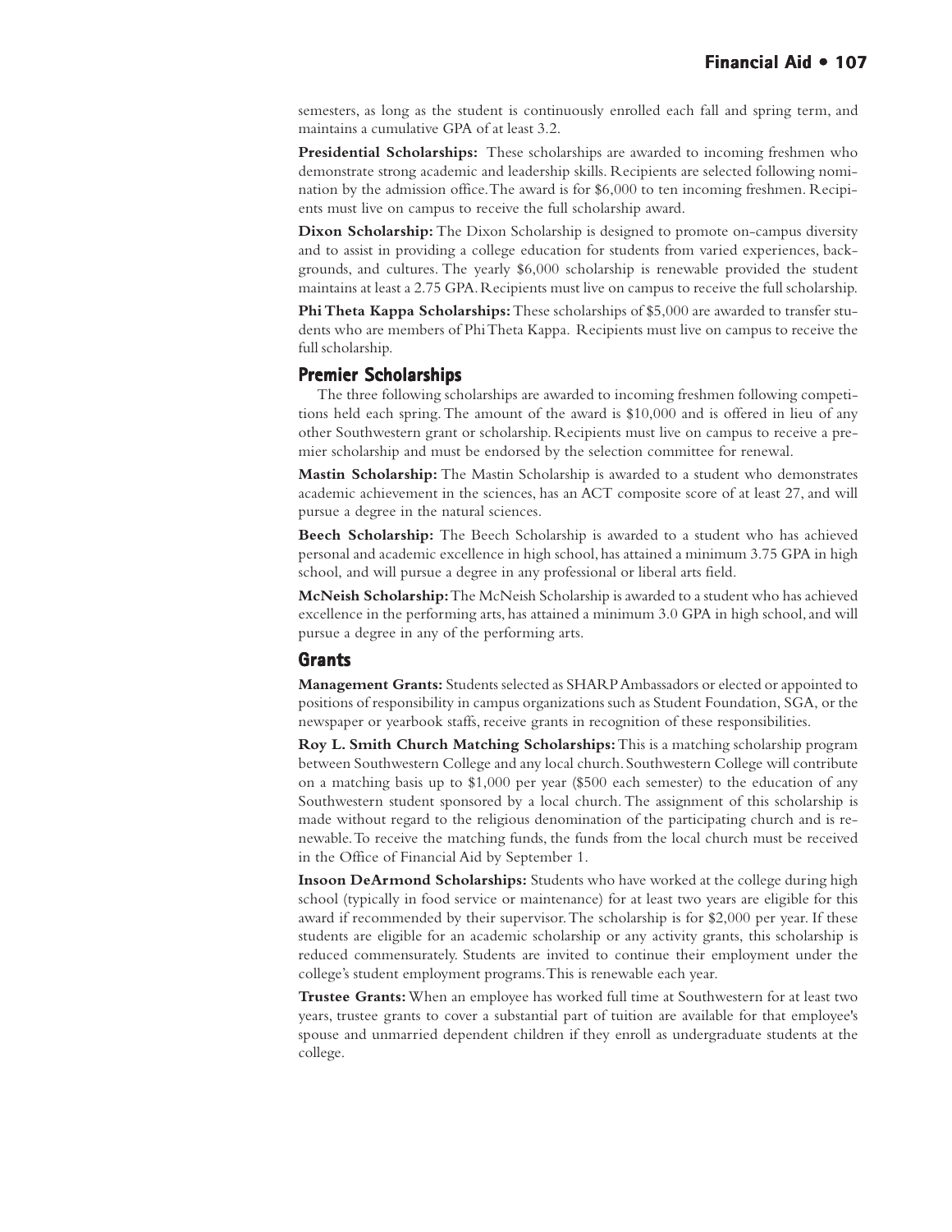semesters, as long as the student is continuously enrolled each fall and spring term, and maintains a cumulative GPA of at least 3.2.

**Presidential Scholarships:** These scholarships are awarded to incoming freshmen who demonstrate strong academic and leadership skills. Recipients are selected following nomination by the admission office. The award is for $6,000 to ten incoming freshmen. Recipients must live on campus to receive the full scholarship award.

**Dixon Scholarship:** The Dixon Scholarship is designed to promote on-campus diversity and to assist in providing a college education for students from varied experiences, backgrounds, and cultures. The yearly $6,000 scholarship is renewable provided the student maintains at least a 2.75 GPA. Recipients must live on campus to receive the full scholarship.

**Phi Theta Kappa Scholarships:** These scholarships of $5,000 are awarded to transfer students who are members of Phi Theta Kappa. Recipients must live on campus to receive the full scholarship.

## Premier Scholarships

The three following scholarships are awarded to incoming freshmen following competitions held each spring. The amount of the award is $10,000 and is offered in lieu of any other Southwestern grant or scholarship. Recipients must live on campus to receive a premier scholarship and must be endorsed by the selection committee for renewal.

**Mastin Scholarship:** The Mastin Scholarship is awarded to a student who demonstrates academic achievement in the sciences, has an ACT composite score of at least 27, and will pursue a degree in the natural sciences.

**Beech Scholarship:** The Beech Scholarship is awarded to a student who has achieved personal and academic excellence in high school, has attained a minimum 3.75 GPA in high school, and will pursue a degree in any professional or liberal arts field.

**McNeish Scholarship:** The McNeish Scholarship is awarded to a student who has achieved excellence in the performing arts, has attained a minimum 3.0 GPA in high school, and will pursue a degree in any of the performing arts.

## Grants

**Management Grants:** Students selected as SHARP Ambassadors or elected or appointed to positions of responsibility in campus organizations such as Student Foundation, SGA, or the newspaper or yearbook staffs, receive grants in recognition of these responsibilities.

**Roy L. Smith Church Matching Scholarships:** This is a matching scholarship program between Southwestern College and any local church. Southwestern College will contribute on a matching basis up to $1,000 per year ($500 each semester) to the education of any Southwestern student sponsored by a local church. The assignment of this scholarship is made without regard to the religious denomination of the participating church and is renewable. To receive the matching funds, the funds from the local church must be received in the Office of Financial Aid by September 1.

**Insoon DeArmond Scholarships:** Students who have worked at the college during high school (typically in food service or maintenance) for at least two years are eligible for this award if recommended by their supervisor. The scholarship is for $2,000 per year. If these students are eligible for an academic scholarship or any activity grants, this scholarship is reduced commensurately. Students are invited to continue their employment under the college's student employment programs. This is renewable each year.

**Trustee Grants:** When an employee has worked full time at Southwestern for at least two years, trustee grants to cover a substantial part of tuition are available for that employee's spouse and unmarried dependent children if they enroll as undergraduate students at the college.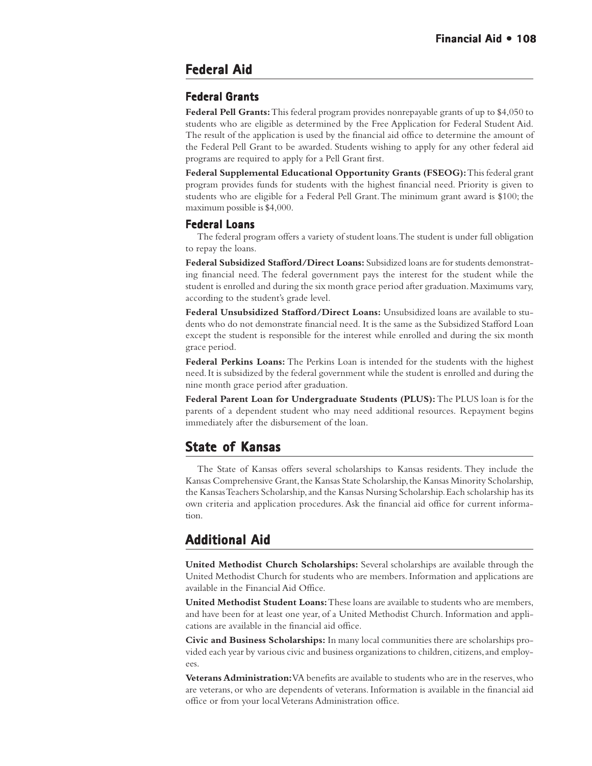## Federal Aid

### Federal Grants

**Federal Pell Grants:** This federal program provides nonrepayable grants of up to $4,050 to students who are eligible as determined by the Free Application for Federal Student Aid. The result of the application is used by the financial aid office to determine the amount of the Federal Pell Grant to be awarded. Students wishing to apply for any other federal aid programs are required to apply for a Pell Grant first.

**Federal Supplemental Educational Opportunity Grants (FSEOG):** This federal grant program provides funds for students with the highest financial need. Priority is given to students who are eligible for a Federal Pell Grant. The minimum grant award is $100; the maximum possible is $4,000.

### Federal Loans

The federal program offers a variety of student loans. The student is under full obligation to repay the loans.

**Federal Subsidized Stafford/Direct Loans:** Subsidized loans are for students demonstrating financial need. The federal government pays the interest for the student while the student is enrolled and during the six month grace period after graduation. Maximums vary, according to the student's grade level.

**Federal Unsubsidized Stafford/Direct Loans:** Unsubsidized loans are available to students who do not demonstrate financial need. It is the same as the Subsidized Stafford Loan except the student is responsible for the interest while enrolled and during the six month grace period.

**Federal Perkins Loans:** The Perkins Loan is intended for the students with the highest need. It is subsidized by the federal government while the student is enrolled and during the nine month grace period after graduation.

**Federal Parent Loan for Undergraduate Students (PLUS):** The PLUS loan is for the parents of a dependent student who may need additional resources. Repayment begins immediately after the disbursement of the loan.

## State of Kansas

The State of Kansas offers several scholarships to Kansas residents. They include the Kansas Comprehensive Grant, the Kansas State Scholarship, the Kansas Minority Scholarship, the Kansas Teachers Scholarship, and the Kansas Nursing Scholarship. Each scholarship has its own criteria and application procedures. Ask the financial aid office for current information.

## Additional Aid

**United Methodist Church Scholarships:** Several scholarships are available through the United Methodist Church for students who are members. Information and applications are available in the Financial Aid Office.

**United Methodist Student Loans:** These loans are available to students who are members, and have been for at least one year, of a United Methodist Church. Information and applications are available in the financial aid office.

**Civic and Business Scholarships:** In many local communities there are scholarships provided each year by various civic and business organizations to children, citizens, and employees.

**Veterans Administration:** VA benefits are available to students who are in the reserves, who are veterans, or who are dependents of veterans. Information is available in the financial aid office or from your local Veterans Administration office.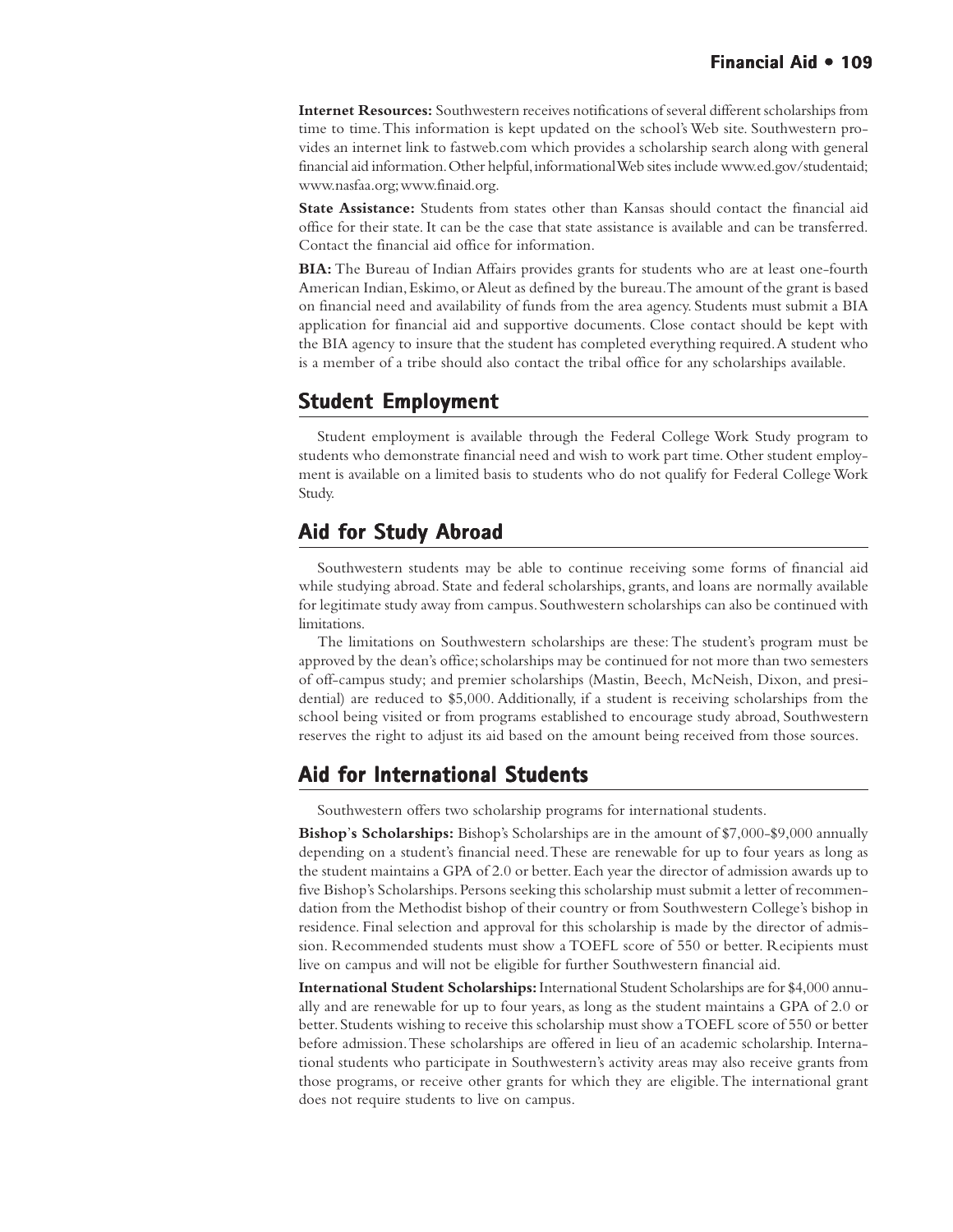**Internet Resources:** Southwestern receives notifications of several different scholarships from time to time. This information is kept updated on the school's Web site. Southwestern provides an internet link to fastweb.com which provides a scholarship search along with general financial aid information. Other helpful, informational Web sites include www.ed.gov/studentaid; www.nasfaa.org; www.finaid.org.

**State Assistance:** Students from states other than Kansas should contact the financial aid office for their state. It can be the case that state assistance is available and can be transferred. Contact the financial aid office for information.

**BIA:** The Bureau of Indian Affairs provides grants for students who are at least one-fourth American Indian, Eskimo, or Aleut as defined by the bureau. The amount of the grant is based on financial need and availability of funds from the area agency. Students must submit a BIA application for financial aid and supportive documents. Close contact should be kept with the BIA agency to insure that the student has completed everything required. A student who is a member of a tribe should also contact the tribal office for any scholarships available.

## Student Employment

Student employment is available through the Federal College Work Study program to students who demonstrate financial need and wish to work part time. Other student employment is available on a limited basis to students who do not qualify for Federal College Work Study.

## Aid for Study Abroad

Southwestern students may be able to continue receiving some forms of financial aid while studying abroad. State and federal scholarships, grants, and loans are normally available for legitimate study away from campus. Southwestern scholarships can also be continued with limitations.

The limitations on Southwestern scholarships are these: The student's program must be approved by the dean's office; scholarships may be continued for not more than two semesters of off-campus study; and premier scholarships (Mastin, Beech, McNeish, Dixon, and presidential) are reduced to $5,000. Additionally, if a student is receiving scholarships from the school being visited or from programs established to encourage study abroad, Southwestern reserves the right to adjust its aid based on the amount being received from those sources.

## Aid for International Students

Southwestern offers two scholarship programs for international students.

**Bishop's Scholarships:** Bishop's Scholarships are in the amount of $7,000-$9,000 annually depending on a student's financial need. These are renewable for up to four years as long as the student maintains a GPA of 2.0 or better. Each year the director of admission awards up to five Bishop's Scholarships. Persons seeking this scholarship must submit a letter of recommendation from the Methodist bishop of their country or from Southwestern College's bishop in residence. Final selection and approval for this scholarship is made by the director of admission. Recommended students must show a TOEFL score of 550 or better. Recipients must live on campus and will not be eligible for further Southwestern financial aid.

**International Student Scholarships:** International Student Scholarships are for $4,000 annually and are renewable for up to four years, as long as the student maintains a GPA of 2.0 or better. Students wishing to receive this scholarship must show a TOEFL score of 550 or better before admission. These scholarships are offered in lieu of an academic scholarship. International students who participate in Southwestern's activity areas may also receive grants from those programs, or receive other grants for which they are eligible. The international grant does not require students to live on campus.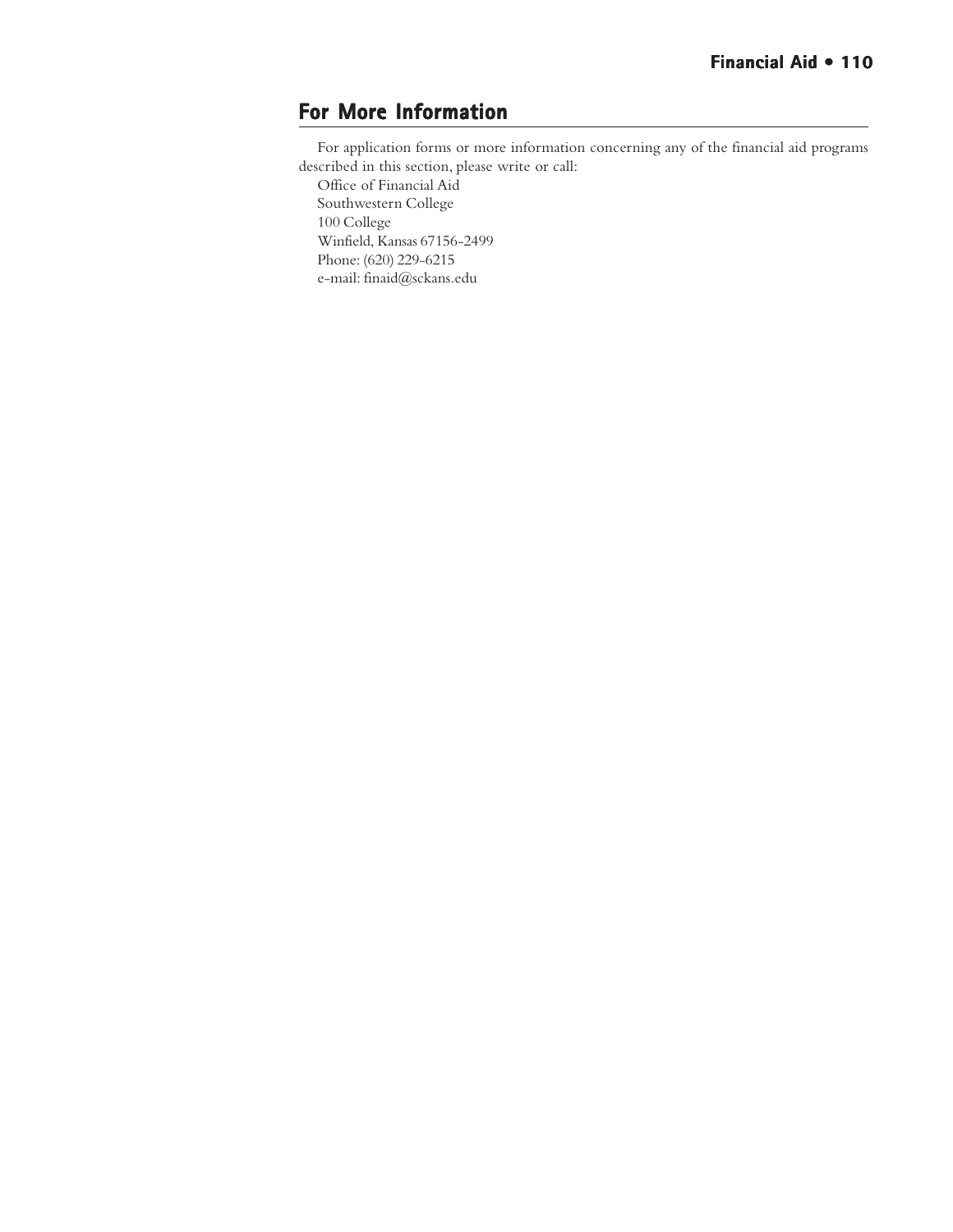## For More Information

For application forms or more information concerning any of the financial aid programs described in this section, please write or call:

Office of Financial Aid  
Southwestern College  
100 College  
Winfield, Kansas 67156-2499  
Phone: (620) 229-6215  
e-mail: finaid@sckans.edu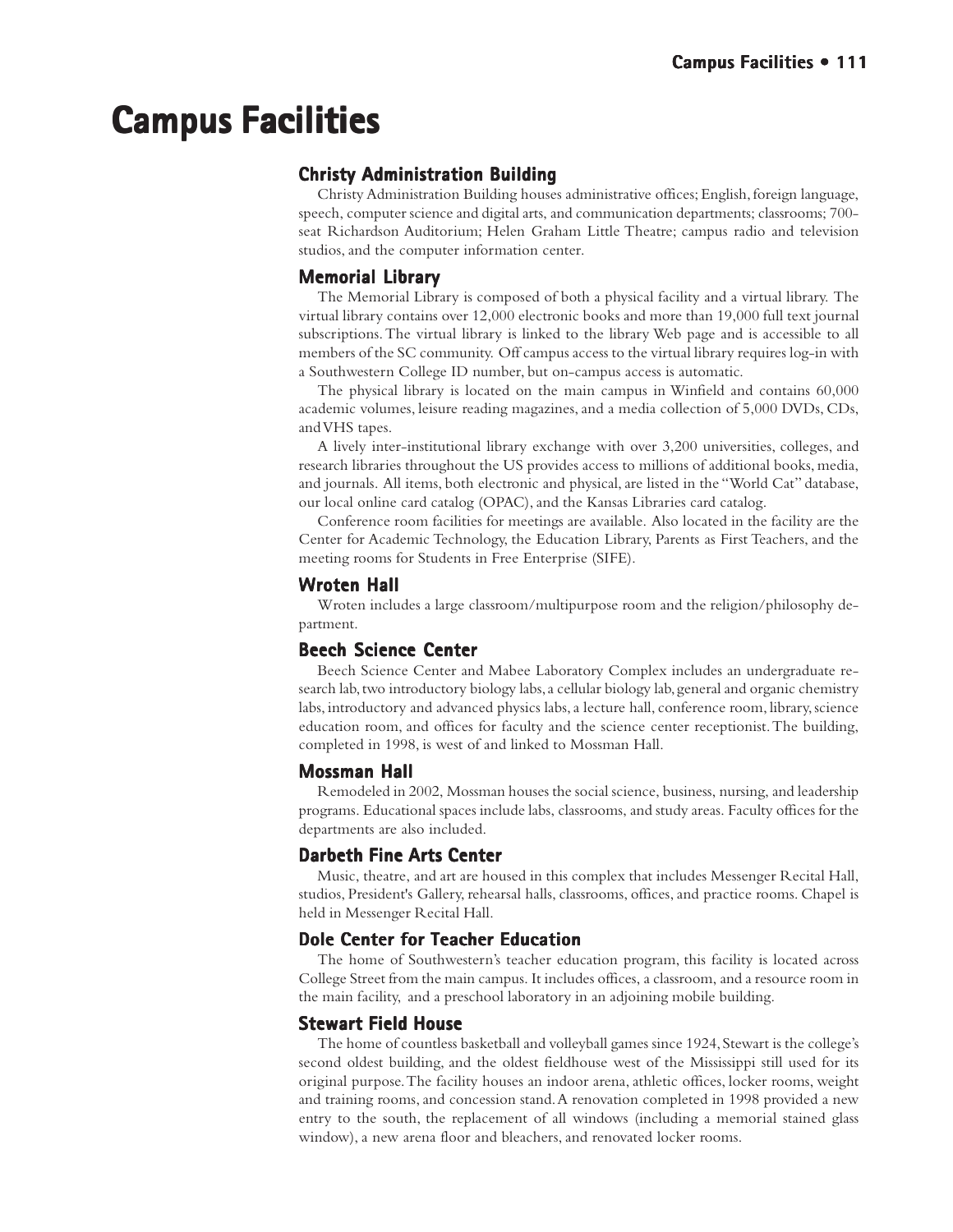# Campus Facilities

## Christy Administration Building

Christy Administration Building houses administrative offices; English, foreign language, speech, computer science and digital arts, and communication departments; classrooms; 700-seat Richardson Auditorium; Helen Graham Little Theatre; campus radio and television studios, and the computer information center.

## Memorial Library

The Memorial Library is composed of both a physical facility and a virtual library. The virtual library contains over 12,000 electronic books and more than 19,000 full text journal subscriptions. The virtual library is linked to the library Web page and is accessible to all members of the SC community. Off campus access to the virtual library requires log-in with a Southwestern College ID number, but on-campus access is automatic.

The physical library is located on the main campus in Winfield and contains 60,000 academic volumes, leisure reading magazines, and a media collection of 5,000 DVDs, CDs, and VHS tapes.

A lively inter-institutional library exchange with over 3,200 universities, colleges, and research libraries throughout the US provides access to millions of additional books, media, and journals. All items, both electronic and physical, are listed in the "World Cat" database, our local online card catalog (OPAC), and the Kansas Libraries card catalog.

Conference room facilities for meetings are available. Also located in the facility are the Center for Academic Technology, the Education Library, Parents as First Teachers, and the meeting rooms for Students in Free Enterprise (SIFE).

## Wroten Hall

Wroten includes a large classroom/multipurpose room and the religion/philosophy department.

## Beech Science Center

Beech Science Center and Mabee Laboratory Complex includes an undergraduate research lab, two introductory biology labs, a cellular biology lab, general and organic chemistry labs, introductory and advanced physics labs, a lecture hall, conference room, library, science education room, and offices for faculty and the science center receptionist. The building, completed in 1998, is west of and linked to Mossman Hall.

## Mossman Hall

Remodeled in 2002, Mossman houses the social science, business, nursing, and leadership programs. Educational spaces include labs, classrooms, and study areas. Faculty offices for the departments are also included.

## Darbeth Fine Arts Center

Music, theatre, and art are housed in this complex that includes Messenger Recital Hall, studios, President's Gallery, rehearsal halls, classrooms, offices, and practice rooms. Chapel is held in Messenger Recital Hall.

## Dole Center for Teacher Education

The home of Southwestern's teacher education program, this facility is located across College Street from the main campus. It includes offices, a classroom, and a resource room in the main facility, and a preschool laboratory in an adjoining mobile building.

## Stewart Field House

The home of countless basketball and volleyball games since 1924, Stewart is the college's second oldest building, and the oldest fieldhouse west of the Mississippi still used for its original purpose. The facility houses an indoor arena, athletic offices, locker rooms, weight and training rooms, and concession stand. A renovation completed in 1998 provided a new entry to the south, the replacement of all windows (including a memorial stained glass window), a new arena floor and bleachers, and renovated locker rooms.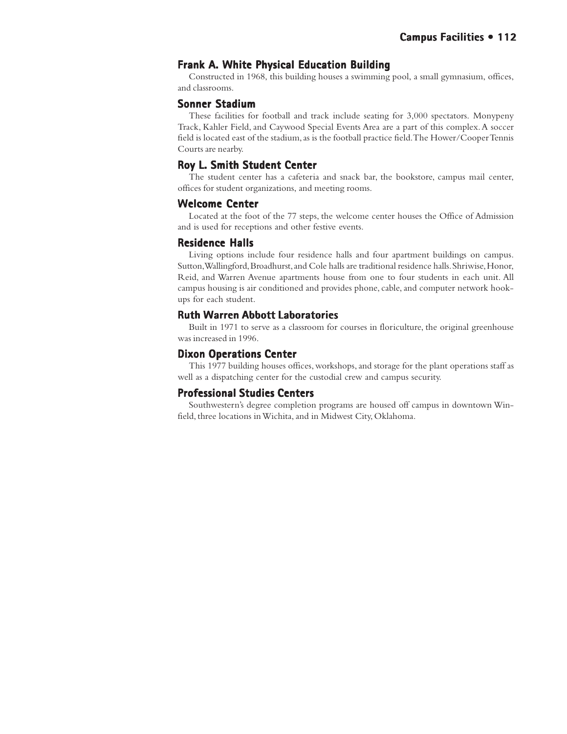### Frank A. White Physical Education Building

Constructed in 1968, this building houses a swimming pool, a small gymnasium, offices, and classrooms.

### Sonner Stadium

These facilities for football and track include seating for 3,000 spectators. Monypeny Track, Kahler Field, and Caywood Special Events Area are a part of this complex. A soccer field is located east of the stadium, as is the football practice field. The Hower/Cooper Tennis Courts are nearby.

### Roy L. Smith Student Center

The student center has a cafeteria and snack bar, the bookstore, campus mail center, offices for student organizations, and meeting rooms.

### Welcome Center

Located at the foot of the 77 steps, the welcome center houses the Office of Admission and is used for receptions and other festive events.

### Residence Halls

Living options include four residence halls and four apartment buildings on campus. Sutton, Wallingford, Broadhurst, and Cole halls are traditional residence halls. Shriwise, Honor, Reid, and Warren Avenue apartments house from one to four students in each unit. All campus housing is air conditioned and provides phone, cable, and computer network hook-ups for each student.

### Ruth Warren Abbott Laboratories

Built in 1971 to serve as a classroom for courses in floriculture, the original greenhouse was increased in 1996.

### Dixon Operations Center

This 1977 building houses offices, workshops, and storage for the plant operations staff as well as a dispatching center for the custodial crew and campus security.

### Professional Studies Centers

Southwestern's degree completion programs are housed off campus in downtown Winfield, three locations in Wichita, and in Midwest City, Oklahoma.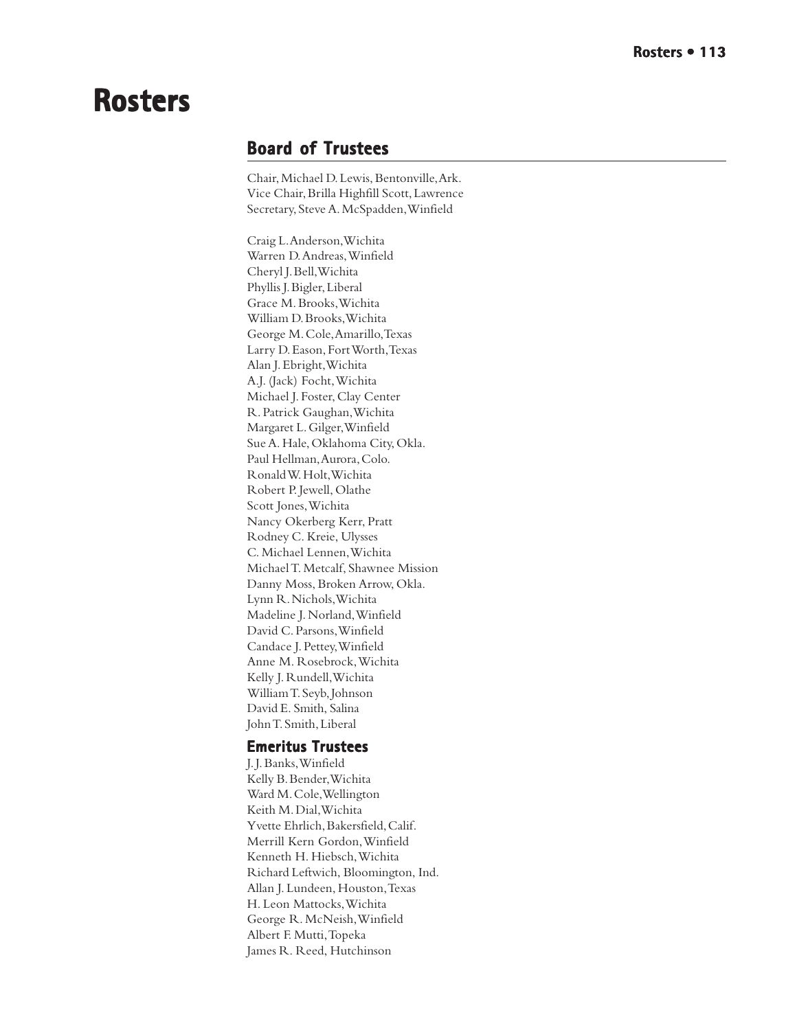# Rosters

## Board of Trustees

Chair, Michael D. Lewis, Bentonville, Ark.
Vice Chair, Brilla Highfill Scott, Lawrence
Secretary, Steve A. McSpadden, Winfield

Craig L. Anderson, Wichita
Warren D. Andreas, Winfield
Cheryl J. Bell, Wichita
Phyllis J. Bigler, Liberal
Grace M. Brooks, Wichita
William D. Brooks, Wichita
George M. Cole, Amarillo, Texas
Larry D. Eason, Fort Worth, Texas
Alan J. Ebright, Wichita
A.J. (Jack) Focht, Wichita
Michael J. Foster, Clay Center
R. Patrick Gaughan, Wichita
Margaret L. Gilger, Winfield
Sue A. Hale, Oklahoma City, Okla.
Paul Hellman, Aurora, Colo.
Ronald W. Holt, Wichita
Robert P. Jewell, Olathe
Scott Jones, Wichita
Nancy Okerberg Kerr, Pratt
Rodney C. Kreie, Ulysses
C. Michael Lennen, Wichita
Michael T. Metcalf, Shawnee Mission
Danny Moss, Broken Arrow, Okla.
Lynn R. Nichols, Wichita
Madeline J. Norland, Winfield
David C. Parsons, Winfield
Candace J. Pettey, Winfield
Anne M. Rosebrock, Wichita
Kelly J. Rundell, Wichita
William T. Seyb, Johnson
David E. Smith, Salina
John T. Smith, Liberal

### Emeritus Trustees

J. J. Banks, Winfield
Kelly B. Bender, Wichita
Ward M. Cole, Wellington
Keith M. Dial, Wichita
Yvette Ehrlich, Bakersfield, Calif.
Merrill Kern Gordon, Winfield
Kenneth H. Hiebsch, Wichita
Richard Leftwich, Bloomington, Ind.
Allan J. Lundeen, Houston, Texas
H. Leon Mattocks, Wichita
George R. McNeish, Winfield
Albert F. Mutti, Topeka
James R. Reed, Hutchinson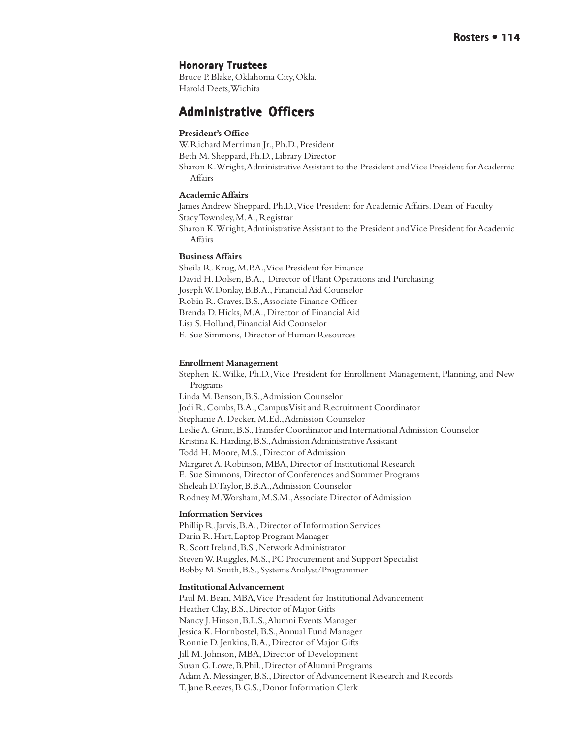## Honorary Trustees

Bruce P. Blake, Oklahoma City, Okla.
Harold Deets, Wichita

# Administrative Officers

**President's Office**

W. Richard Merriman Jr., Ph.D., President
Beth M. Sheppard, Ph.D., Library Director
Sharon K. Wright, Administrative Assistant to the President and Vice President for Academic Affairs

**Academic Affairs**

James Andrew Sheppard, Ph.D., Vice President for Academic Affairs. Dean of Faculty
Stacy Townsley, M.A., Registrar
Sharon K. Wright, Administrative Assistant to the President and Vice President for Academic Affairs

**Business Affairs**

Sheila R. Krug, M.P.A., Vice President for Finance
David H. Dolsen, B.A., Director of Plant Operations and Purchasing
Joseph W. Donlay, B.B.A., Financial Aid Counselor
Robin R. Graves, B.S., Associate Finance Officer
Brenda D. Hicks, M.A., Director of Financial Aid
Lisa S. Holland, Financial Aid Counselor
E. Sue Simmons, Director of Human Resources

**Enrollment Management**

Stephen K. Wilke, Ph.D., Vice President for Enrollment Management, Planning, and New Programs
Linda M. Benson, B.S., Admission Counselor
Jodi R. Combs, B.A., Campus Visit and Recruitment Coordinator
Stephanie A. Decker, M.Ed., Admission Counselor
Leslie A. Grant, B.S., Transfer Coordinator and International Admission Counselor
Kristina K. Harding, B.S., Admission Administrative Assistant
Todd H. Moore, M.S., Director of Admission
Margaret A. Robinson, MBA, Director of Institutional Research
E. Sue Simmons, Director of Conferences and Summer Programs
Sheleah D. Taylor, B.B.A., Admission Counselor
Rodney M. Worsham, M.S.M., Associate Director of Admission

**Information Services**

Phillip R. Jarvis, B.A., Director of Information Services
Darin R. Hart, Laptop Program Manager
R. Scott Ireland, B.S., Network Administrator
Steven W. Ruggles, M.S., PC Procurement and Support Specialist
Bobby M. Smith, B.S., Systems Analyst/Programmer

**Institutional Advancement**

Paul M. Bean, MBA, Vice President for Institutional Advancement
Heather Clay, B.S., Director of Major Gifts
Nancy J. Hinson, B.L.S., Alumni Events Manager
Jessica K. Hornbostel, B.S., Annual Fund Manager
Ronnie D. Jenkins, B.A., Director of Major Gifts
Jill M. Johnson, MBA, Director of Development
Susan G. Lowe, B.Phil., Director of Alumni Programs
Adam A. Messinger, B.S., Director of Advancement Research and Records
T. Jane Reeves, B.G.S., Donor Information Clerk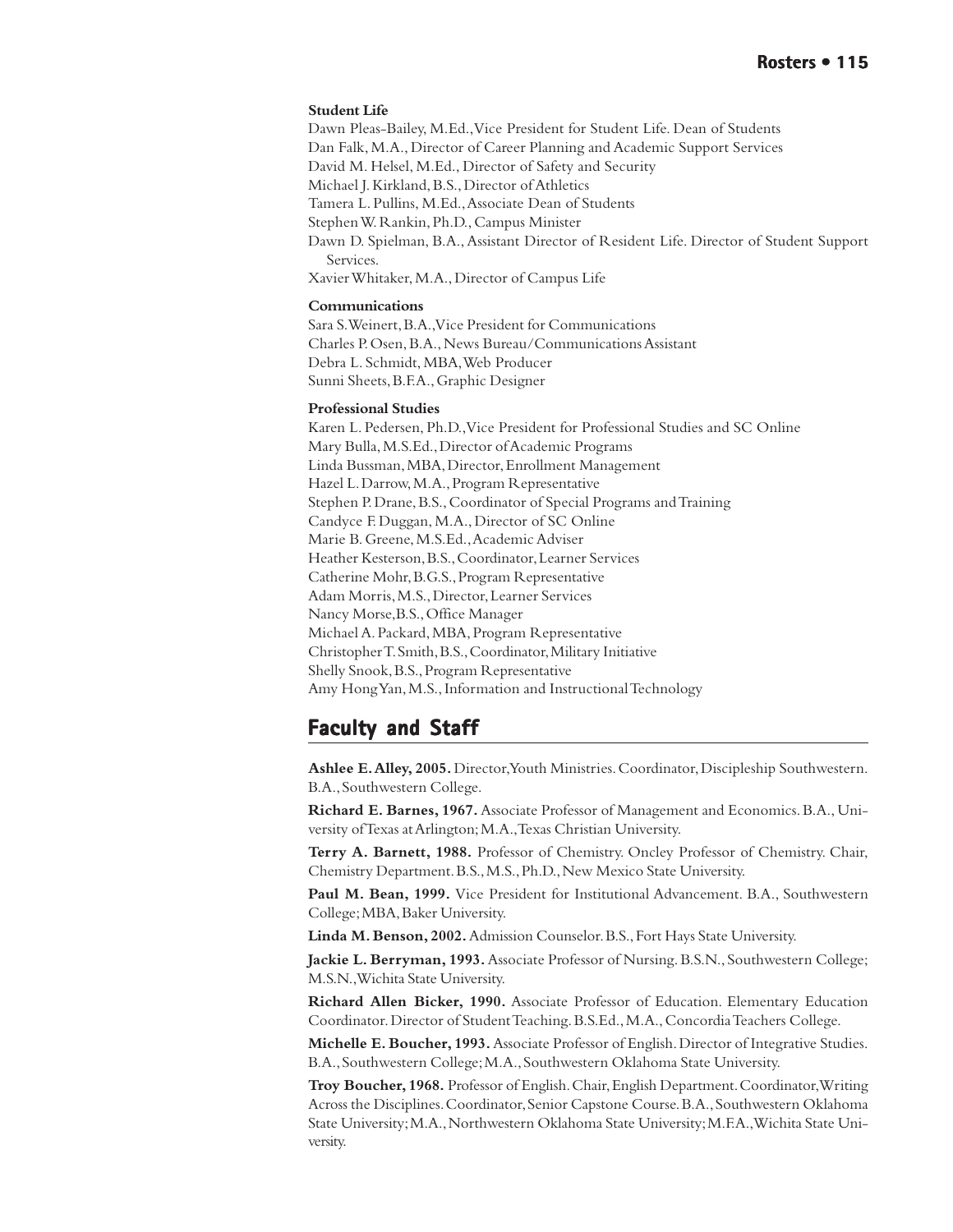**Student Life**

Dawn Pleas-Bailey, M.Ed., Vice President for Student Life. Dean of Students
Dan Falk, M.A., Director of Career Planning and Academic Support Services
David M. Helsel, M.Ed., Director of Safety and Security
Michael J. Kirkland, B.S., Director of Athletics
Tamera L. Pullins, M.Ed., Associate Dean of Students
Stephen W. Rankin, Ph.D., Campus Minister
Dawn D. Spielman, B.A., Assistant Director of Resident Life. Director of Student Support Services.
Xavier Whitaker, M.A., Director of Campus Life

**Communications**

Sara S. Weinert, B.A., Vice President for Communications
Charles P. Osen, B.A., News Bureau/Communications Assistant
Debra L. Schmidt, MBA, Web Producer
Sunni Sheets, B.F.A., Graphic Designer

**Professional Studies**

Karen L. Pedersen, Ph.D., Vice President for Professional Studies and SC Online
Mary Bulla, M.S.Ed., Director of Academic Programs
Linda Bussman, MBA, Director, Enrollment Management
Hazel L. Darrow, M.A., Program Representative
Stephen P. Drane, B.S., Coordinator of Special Programs and Training
Candyce F. Duggan, M.A., Director of SC Online
Marie B. Greene, M.S.Ed., Academic Adviser
Heather Kesterson, B.S., Coordinator, Learner Services
Catherine Mohr, B.G.S., Program Representative
Adam Morris, M.S., Director, Learner Services
Nancy Morse, B.S., Office Manager
Michael A. Packard, MBA, Program Representative
Christopher T. Smith, B.S., Coordinator, Military Initiative
Shelly Snook, B.S., Program Representative
Amy Hong Yan, M.S., Information and Instructional Technology

## Faculty and Staff

**Ashlee E. Alley, 2005.** Director, Youth Ministries. Coordinator, Discipleship Southwestern. B.A., Southwestern College.

**Richard E. Barnes, 1967.** Associate Professor of Management and Economics. B.A., University of Texas at Arlington; M.A., Texas Christian University.

**Terry A. Barnett, 1988.** Professor of Chemistry. Oncley Professor of Chemistry. Chair, Chemistry Department. B.S., M.S., Ph.D., New Mexico State University.

**Paul M. Bean, 1999.** Vice President for Institutional Advancement. B.A., Southwestern College; MBA, Baker University.

**Linda M. Benson, 2002.** Admission Counselor. B.S., Fort Hays State University.

**Jackie L. Berryman, 1993.** Associate Professor of Nursing. B.S.N., Southwestern College; M.S.N., Wichita State University.

**Richard Allen Bicker, 1990.** Associate Professor of Education. Elementary Education Coordinator. Director of Student Teaching. B.S.Ed., M.A., Concordia Teachers College.

**Michelle E. Boucher, 1993.** Associate Professor of English. Director of Integrative Studies. B.A., Southwestern College; M.A., Southwestern Oklahoma State University.

**Troy Boucher, 1968.** Professor of English. Chair, English Department. Coordinator, Writing Across the Disciplines. Coordinator, Senior Capstone Course. B.A., Southwestern Oklahoma State University; M.A., Northwestern Oklahoma State University; M.F.A., Wichita State University.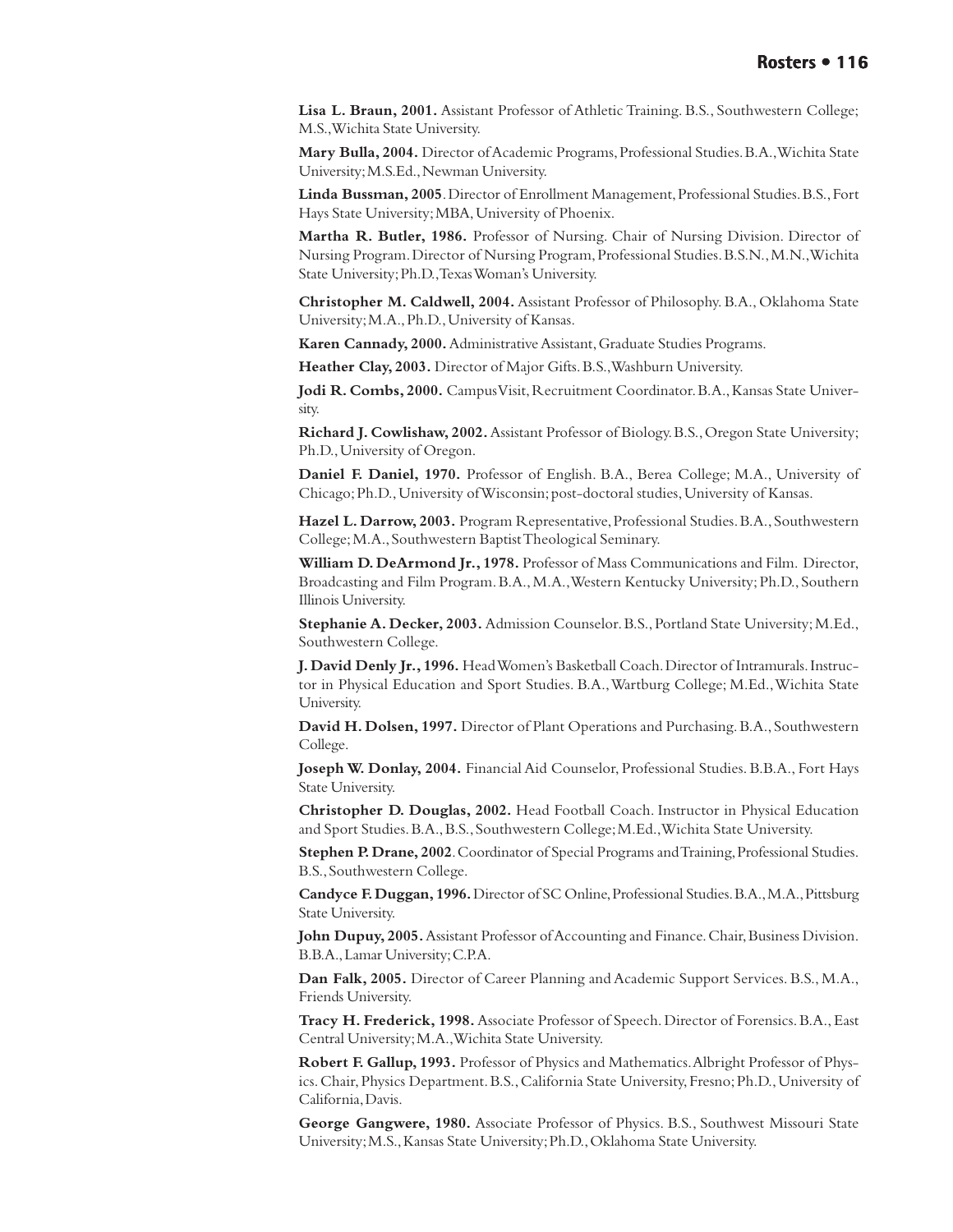**Lisa L. Braun, 2001.** Assistant Professor of Athletic Training. B.S., Southwestern College; M.S., Wichita State University.

**Mary Bulla, 2004.** Director of Academic Programs, Professional Studies. B.A., Wichita State University; M.S.Ed., Newman University.

**Linda Bussman, 2005**. Director of Enrollment Management, Professional Studies. B.S., Fort Hays State University; MBA, University of Phoenix.

**Martha R. Butler, 1986.** Professor of Nursing. Chair of Nursing Division. Director of Nursing Program. Director of Nursing Program, Professional Studies. B.S.N., M.N., Wichita State University; Ph.D., Texas Woman's University.

**Christopher M. Caldwell, 2004.** Assistant Professor of Philosophy. B.A., Oklahoma State University; M.A., Ph.D., University of Kansas.

**Karen Cannady, 2000.** Administrative Assistant, Graduate Studies Programs.

**Heather Clay, 2003.** Director of Major Gifts. B.S., Washburn University.

**Jodi R. Combs, 2000.** Campus Visit, Recruitment Coordinator. B.A., Kansas State University.

**Richard J. Cowlishaw, 2002.** Assistant Professor of Biology. B.S., Oregon State University; Ph.D., University of Oregon.

**Daniel F. Daniel, 1970.** Professor of English. B.A., Berea College; M.A., University of Chicago; Ph.D., University of Wisconsin; post-doctoral studies, University of Kansas.

**Hazel L. Darrow, 2003.** Program Representative, Professional Studies. B.A., Southwestern College; M.A., Southwestern Baptist Theological Seminary.

**William D. DeArmond Jr., 1978.** Professor of Mass Communications and Film. Director, Broadcasting and Film Program. B.A., M.A., Western Kentucky University; Ph.D., Southern Illinois University.

**Stephanie A. Decker, 2003.** Admission Counselor. B.S., Portland State University; M.Ed., Southwestern College.

**J. David Denly Jr., 1996.** Head Women's Basketball Coach. Director of Intramurals. Instructor in Physical Education and Sport Studies. B.A., Wartburg College; M.Ed., Wichita State University.

**David H. Dolsen, 1997.** Director of Plant Operations and Purchasing. B.A., Southwestern College.

**Joseph W. Donlay, 2004.** Financial Aid Counselor, Professional Studies. B.B.A., Fort Hays State University.

**Christopher D. Douglas, 2002.** Head Football Coach. Instructor in Physical Education and Sport Studies. B.A., B.S., Southwestern College; M.Ed., Wichita State University.

**Stephen P. Drane, 2002**. Coordinator of Special Programs and Training, Professional Studies. B.S., Southwestern College.

**Candyce F. Duggan, 1996.** Director of SC Online, Professional Studies. B.A., M.A., Pittsburg State University.

**John Dupuy, 2005.** Assistant Professor of Accounting and Finance. Chair, Business Division. B.B.A., Lamar University; C.P.A.

**Dan Falk, 2005.** Director of Career Planning and Academic Support Services. B.S., M.A., Friends University.

**Tracy H. Frederick, 1998.** Associate Professor of Speech. Director of Forensics. B.A., East Central University; M.A., Wichita State University.

**Robert F. Gallup, 1993.** Professor of Physics and Mathematics. Albright Professor of Physics. Chair, Physics Department. B.S., California State University, Fresno; Ph.D., University of California, Davis.

**George Gangwere, 1980.** Associate Professor of Physics. B.S., Southwest Missouri State University; M.S., Kansas State University; Ph.D., Oklahoma State University.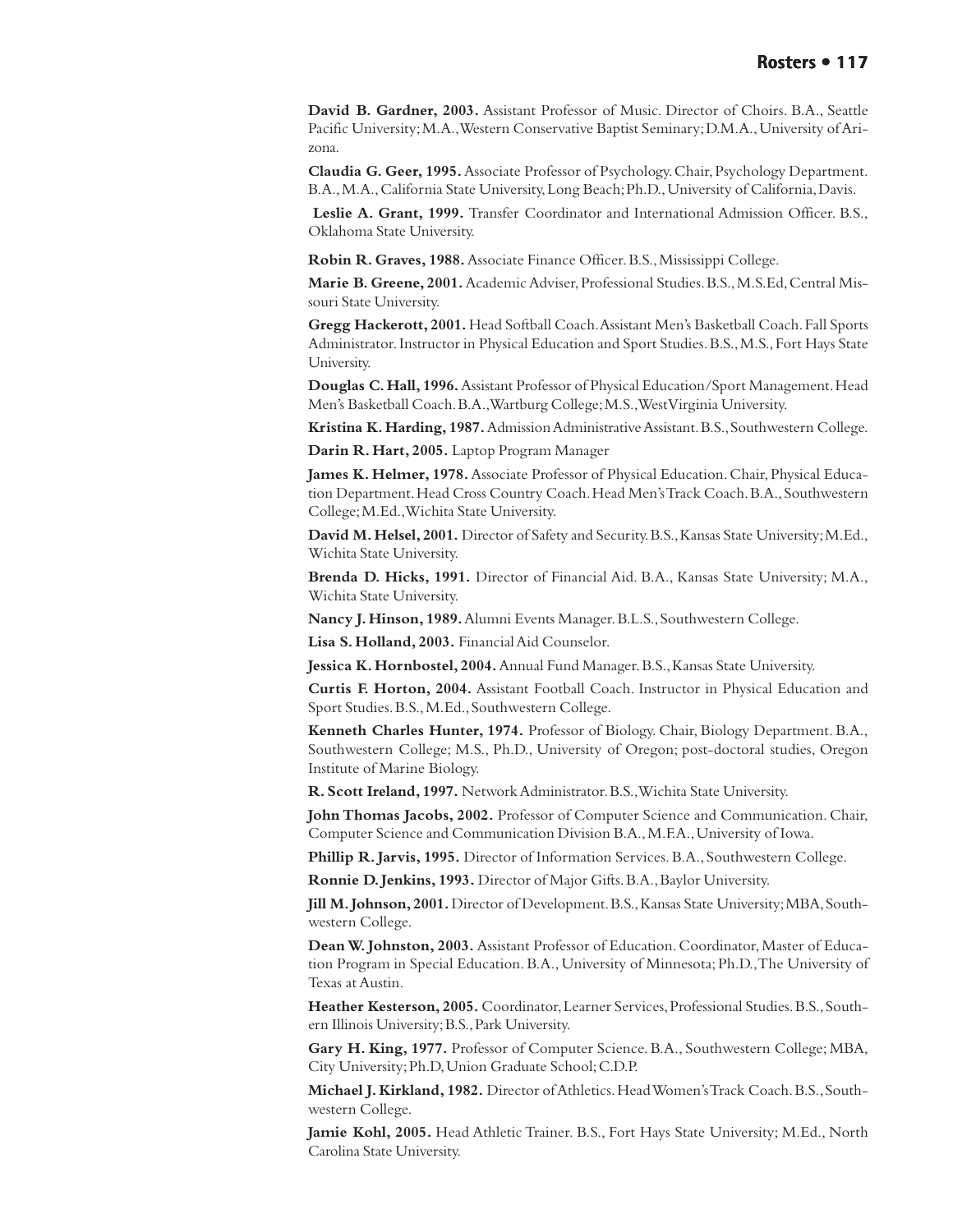**David B. Gardner, 2003.** Assistant Professor of Music. Director of Choirs. B.A., Seattle Pacific University; M.A., Western Conservative Baptist Seminary; D.M.A., University of Arizona.

**Claudia G. Geer, 1995.** Associate Professor of Psychology. Chair, Psychology Department. B.A., M.A., California State University, Long Beach; Ph.D., University of California, Davis.

**Leslie A. Grant, 1999.** Transfer Coordinator and International Admission Officer. B.S., Oklahoma State University.

**Robin R. Graves, 1988.** Associate Finance Officer. B.S., Mississippi College.

**Marie B. Greene, 2001.** Academic Adviser, Professional Studies. B.S., M.S.Ed, Central Missouri State University.

**Gregg Hackerott, 2001.** Head Softball Coach. Assistant Men's Basketball Coach. Fall Sports Administrator. Instructor in Physical Education and Sport Studies. B.S., M.S., Fort Hays State University.

**Douglas C. Hall, 1996.** Assistant Professor of Physical Education/Sport Management. Head Men's Basketball Coach. B.A., Wartburg College; M.S., West Virginia University.

**Kristina K. Harding, 1987.** Admission Administrative Assistant. B.S., Southwestern College.

**Darin R. Hart, 2005.** Laptop Program Manager

**James K. Helmer, 1978.** Associate Professor of Physical Education. Chair, Physical Education Department. Head Cross Country Coach. Head Men's Track Coach. B.A., Southwestern College; M.Ed., Wichita State University.

**David M. Helsel, 2001.** Director of Safety and Security. B.S., Kansas State University; M.Ed., Wichita State University.

**Brenda D. Hicks, 1991.** Director of Financial Aid. B.A., Kansas State University; M.A., Wichita State University.

**Nancy J. Hinson, 1989.** Alumni Events Manager. B.L.S., Southwestern College.

**Lisa S. Holland, 2003.** Financial Aid Counselor.

**Jessica K. Hornbostel, 2004.** Annual Fund Manager. B.S., Kansas State University.

**Curtis F. Horton, 2004.** Assistant Football Coach. Instructor in Physical Education and Sport Studies. B.S., M.Ed., Southwestern College.

**Kenneth Charles Hunter, 1974.** Professor of Biology. Chair, Biology Department. B.A., Southwestern College; M.S., Ph.D., University of Oregon; post-doctoral studies, Oregon Institute of Marine Biology.

**R. Scott Ireland, 1997.** Network Administrator. B.S., Wichita State University.

**John Thomas Jacobs, 2002.** Professor of Computer Science and Communication. Chair, Computer Science and Communication Division B.A., M.F.A., University of Iowa.

**Phillip R. Jarvis, 1995.** Director of Information Services. B.A., Southwestern College.

**Ronnie D. Jenkins, 1993.** Director of Major Gifts. B.A., Baylor University.

**Jill M. Johnson, 2001.** Director of Development. B.S., Kansas State University; MBA, Southwestern College.

**Dean W. Johnston, 2003.** Assistant Professor of Education. Coordinator, Master of Education Program in Special Education. B.A., University of Minnesota; Ph.D., The University of Texas at Austin.

**Heather Kesterson, 2005.** Coordinator, Learner Services, Professional Studies. B.S., Southern Illinois University; B.S., Park University.

**Gary H. King, 1977.** Professor of Computer Science. B.A., Southwestern College; MBA, City University; Ph.D, Union Graduate School; C.D.P.

**Michael J. Kirkland, 1982.** Director of Athletics. Head Women's Track Coach. B.S., Southwestern College.

**Jamie Kohl, 2005.** Head Athletic Trainer. B.S., Fort Hays State University; M.Ed., North Carolina State University.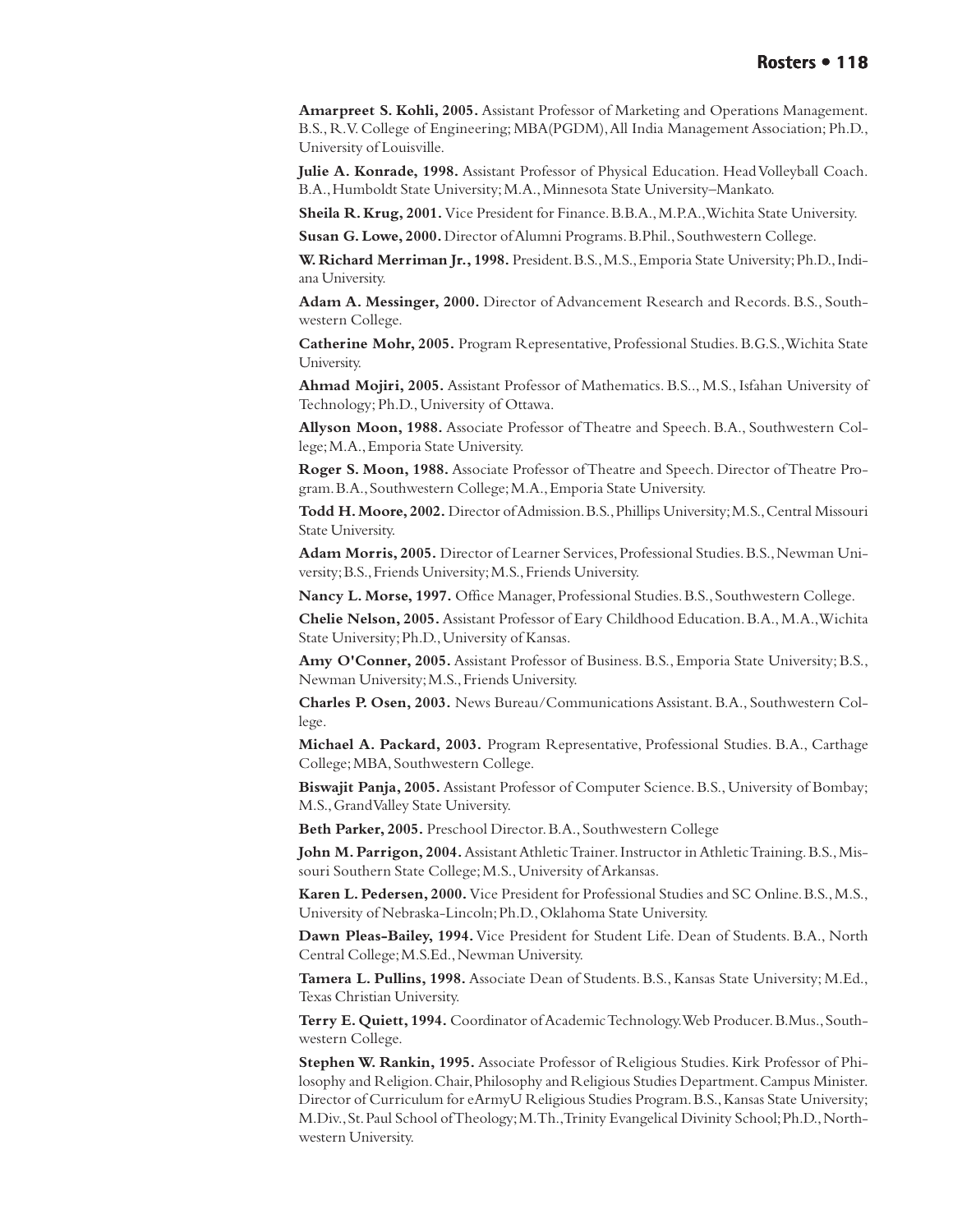**Amarpreet S. Kohli, 2005.** Assistant Professor of Marketing and Operations Management. B.S., R.V. College of Engineering; MBA(PGDM), All India Management Association; Ph.D., University of Louisville.

**Julie A. Konrade, 1998.** Assistant Professor of Physical Education. Head Volleyball Coach. B.A., Humboldt State University; M.A., Minnesota State University–Mankato.

**Sheila R. Krug, 2001.** Vice President for Finance. B.B.A., M.P.A., Wichita State University.

**Susan G. Lowe, 2000.** Director of Alumni Programs. B.Phil., Southwestern College.

**W. Richard Merriman Jr., 1998.** President. B.S., M.S., Emporia State University; Ph.D., Indiana University.

**Adam A. Messinger, 2000.** Director of Advancement Research and Records. B.S., Southwestern College.

**Catherine Mohr, 2005.** Program Representative, Professional Studies. B.G.S., Wichita State University.

**Ahmad Mojiri, 2005.** Assistant Professor of Mathematics. B.S.., M.S., Isfahan University of Technology; Ph.D., University of Ottawa.

**Allyson Moon, 1988.** Associate Professor of Theatre and Speech. B.A., Southwestern College; M.A., Emporia State University.

**Roger S. Moon, 1988.** Associate Professor of Theatre and Speech. Director of Theatre Program. B.A., Southwestern College; M.A., Emporia State University.

**Todd H. Moore, 2002.** Director of Admission. B.S., Phillips University; M.S., Central Missouri State University.

**Adam Morris, 2005.** Director of Learner Services, Professional Studies. B.S., Newman University; B.S., Friends University; M.S., Friends University.

**Nancy L. Morse, 1997.** Office Manager, Professional Studies. B.S., Southwestern College.

**Chelie Nelson, 2005.** Assistant Professor of Eary Childhood Education. B.A., M.A., Wichita State University; Ph.D., University of Kansas.

**Amy O'Conner, 2005.** Assistant Professor of Business. B.S., Emporia State University; B.S., Newman University; M.S., Friends University.

**Charles P. Osen, 2003.** News Bureau/Communications Assistant. B.A., Southwestern College.

**Michael A. Packard, 2003.** Program Representative, Professional Studies. B.A., Carthage College; MBA, Southwestern College.

**Biswajit Panja, 2005.** Assistant Professor of Computer Science. B.S., University of Bombay; M.S., Grand Valley State University.

**Beth Parker, 2005.** Preschool Director. B.A., Southwestern College

**John M. Parrigon, 2004.** Assistant Athletic Trainer. Instructor in Athletic Training. B.S., Missouri Southern State College; M.S., University of Arkansas.

**Karen L. Pedersen, 2000.** Vice President for Professional Studies and SC Online. B.S., M.S., University of Nebraska-Lincoln; Ph.D., Oklahoma State University.

**Dawn Pleas-Bailey, 1994.** Vice President for Student Life. Dean of Students. B.A., North Central College; M.S.Ed., Newman University.

**Tamera L. Pullins, 1998.** Associate Dean of Students. B.S., Kansas State University; M.Ed., Texas Christian University.

**Terry E. Quiett, 1994.** Coordinator of Academic Technology. Web Producer. B.Mus., Southwestern College.

**Stephen W. Rankin, 1995.** Associate Professor of Religious Studies. Kirk Professor of Philosophy and Religion. Chair, Philosophy and Religious Studies Department. Campus Minister. Director of Curriculum for eArmyU Religious Studies Program. B.S., Kansas State University; M.Div., St. Paul School of Theology; M.Th., Trinity Evangelical Divinity School; Ph.D., Northwestern University.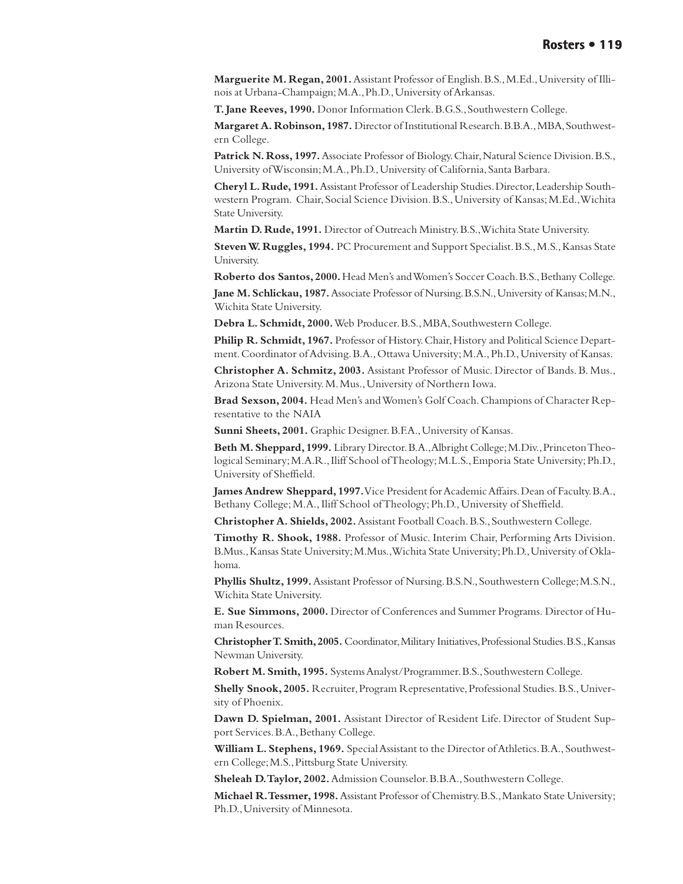**Marguerite M. Regan, 2001.** Assistant Professor of English. B.S., M.Ed., University of Illinois at Urbana-Champaign; M.A., Ph.D., University of Arkansas.

**T. Jane Reeves, 1990.** Donor Information Clerk. B.G.S., Southwestern College.

**Margaret A. Robinson, 1987.** Director of Institutional Research. B.B.A., MBA, Southwestern College.

**Patrick N. Ross, 1997.** Associate Professor of Biology. Chair, Natural Science Division. B.S., University of Wisconsin; M.A., Ph.D., University of California, Santa Barbara.

**Cheryl L. Rude, 1991.** Assistant Professor of Leadership Studies. Director, Leadership Southwestern Program. Chair, Social Science Division. B.S., University of Kansas; M.Ed., Wichita State University.

**Martin D. Rude, 1991.** Director of Outreach Ministry. B.S., Wichita State University.

**Steven W. Ruggles, 1994.** PC Procurement and Support Specialist. B.S., M.S., Kansas State University.

**Roberto dos Santos, 2000.** Head Men's and Women's Soccer Coach. B.S., Bethany College.

**Jane M. Schlickau, 1987.** Associate Professor of Nursing. B.S.N., University of Kansas; M.N., Wichita State University.

**Debra L. Schmidt, 2000.** Web Producer. B.S., MBA, Southwestern College.

**Philip R. Schmidt, 1967.** Professor of History. Chair, History and Political Science Department. Coordinator of Advising. B.A., Ottawa University; M.A., Ph.D., University of Kansas.

**Christopher A. Schmitz, 2003.** Assistant Professor of Music. Director of Bands. B. Mus., Arizona State University. M. Mus., University of Northern Iowa.

**Brad Sexson, 2004.** Head Men's and Women's Golf Coach. Champions of Character Representative to the NAIA

**Sunni Sheets, 2001.** Graphic Designer. B.F.A., University of Kansas.

**Beth M. Sheppard, 1999.** Library Director. B.A., Albright College; M.Div., Princeton Theological Seminary; M.A.R., Iliff School of Theology; M.L.S., Emporia State University; Ph.D., University of Sheffield.

**James Andrew Sheppard, 1997.** Vice President for Academic Affairs. Dean of Faculty. B.A., Bethany College; M.A., Iliff School of Theology; Ph.D., University of Sheffield.

**Christopher A. Shields, 2002.** Assistant Football Coach. B.S., Southwestern College.

**Timothy R. Shook, 1988.** Professor of Music. Interim Chair, Performing Arts Division. B.Mus., Kansas State University; M.Mus., Wichita State University; Ph.D., University of Oklahoma.

**Phyllis Shultz, 1999.** Assistant Professor of Nursing. B.S.N., Southwestern College; M.S.N., Wichita State University.

**E. Sue Simmons, 2000.** Director of Conferences and Summer Programs. Director of Human Resources.

**Christopher T. Smith, 2005.** Coordinator, Military Initiatives, Professional Studies. B.S., Kansas Newman University.

**Robert M. Smith, 1995.** Systems Analyst/Programmer. B.S., Southwestern College.

**Shelly Snook, 2005.** Recruiter, Program Representative, Professional Studies. B.S., University of Phoenix.

**Dawn D. Spielman, 2001.** Assistant Director of Resident Life. Director of Student Support Services. B.A., Bethany College.

**William L. Stephens, 1969.** Special Assistant to the Director of Athletics. B.A., Southwestern College; M.S., Pittsburg State University.

**Sheleah D. Taylor, 2002.** Admission Counselor. B.B.A., Southwestern College.

**Michael R. Tessmer, 1998.** Assistant Professor of Chemistry. B.S., Mankato State University; Ph.D., University of Minnesota.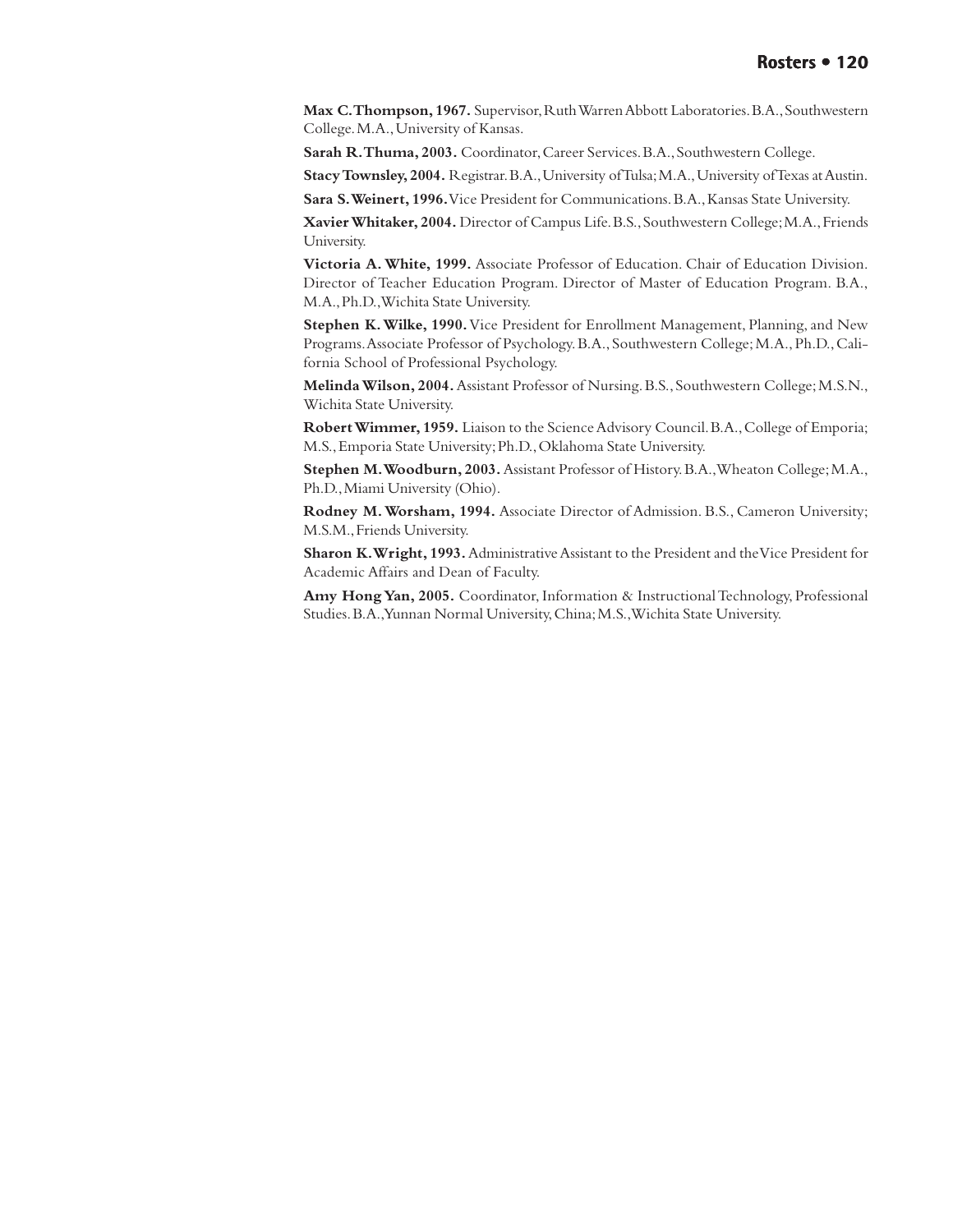**Max C. Thompson, 1967.** Supervisor, Ruth Warren Abbott Laboratories. B.A., Southwestern College. M.A., University of Kansas.

**Sarah R. Thuma, 2003.** Coordinator, Career Services. B.A., Southwestern College.

**Stacy Townsley, 2004.** Registrar. B.A., University of Tulsa; M.A., University of Texas at Austin.

**Sara S. Weinert, 1996.** Vice President for Communications. B.A., Kansas State University.

**Xavier Whitaker, 2004.** Director of Campus Life. B.S., Southwestern College; M.A., Friends University.

**Victoria A. White, 1999.** Associate Professor of Education. Chair of Education Division. Director of Teacher Education Program. Director of Master of Education Program. B.A., M.A., Ph.D., Wichita State University.

**Stephen K. Wilke, 1990.** Vice President for Enrollment Management, Planning, and New Programs. Associate Professor of Psychology. B.A., Southwestern College; M.A., Ph.D., California School of Professional Psychology.

**Melinda Wilson, 2004.** Assistant Professor of Nursing. B.S., Southwestern College; M.S.N., Wichita State University.

**Robert Wimmer, 1959.** Liaison to the Science Advisory Council. B.A., College of Emporia; M.S., Emporia State University; Ph.D., Oklahoma State University.

**Stephen M. Woodburn, 2003.** Assistant Professor of History. B.A., Wheaton College; M.A., Ph.D., Miami University (Ohio).

**Rodney M. Worsham, 1994.** Associate Director of Admission. B.S., Cameron University; M.S.M., Friends University.

**Sharon K. Wright, 1993.** Administrative Assistant to the President and the Vice President for Academic Affairs and Dean of Faculty.

**Amy Hong Yan, 2005.** Coordinator, Information & Instructional Technology, Professional Studies. B.A., Yunnan Normal University, China; M.S., Wichita State University.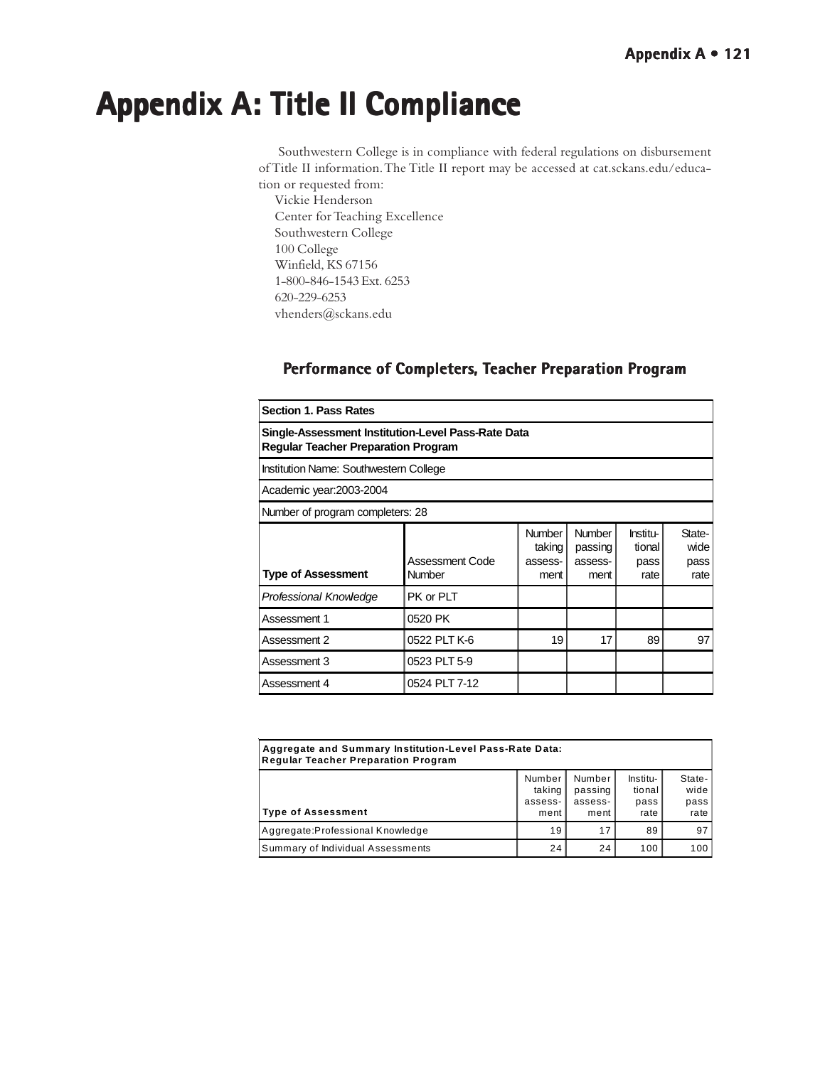# Appendix A: Title II Compliance

Southwestern College is in compliance with federal regulations on disbursement of Title II information. The Title II report may be accessed at cat.sckans.edu/education or requested from:

Vickie Henderson
Center for Teaching Excellence
Southwestern College
100 College
Winfield, KS 67156
1-800-846-1543 Ext. 6253
620-229-6253
vhenders@sckans.edu

## Performance of Completers, Teacher Preparation Program

**Section 1. Pass Rates**

**Single-Assessment Institution-Level Pass-Rate Data**
**Regular Teacher Preparation Program**

Institution Name: Southwestern College

Academic year:2003-2004

Number of program completers: 28

| Type of Assessment | Assessment Code Number | Number taking assessment | Number passing assessment | Institutional pass rate | Statewide pass rate |
|---|---|---|---|---|---|
| *Professional Knowledge* | PK or PLT | | | | |
| Assessment 1 | 0520 PK | | | | |
| Assessment 2 | 0522 PLT K-6 | 19 | 17 | 89 | 97 |
| Assessment 3 | 0523 PLT 5-9 | | | | |
| Assessment 4 | 0524 PLT 7-12 | | | | |

**Aggregate and Summary Institution-Level Pass-Rate Data: Regular Teacher Preparation Program**

| Type of Assessment | Number taking assessment | Number passing assessment | Institutional pass rate | Statewide pass rate |
|---|---|---|---|---|
| Aggregate:Professional Knowledge | 19 | 17 | 89 | 97 |
| Summary of Individual Assessments | 24 | 24 | 100 | 100 |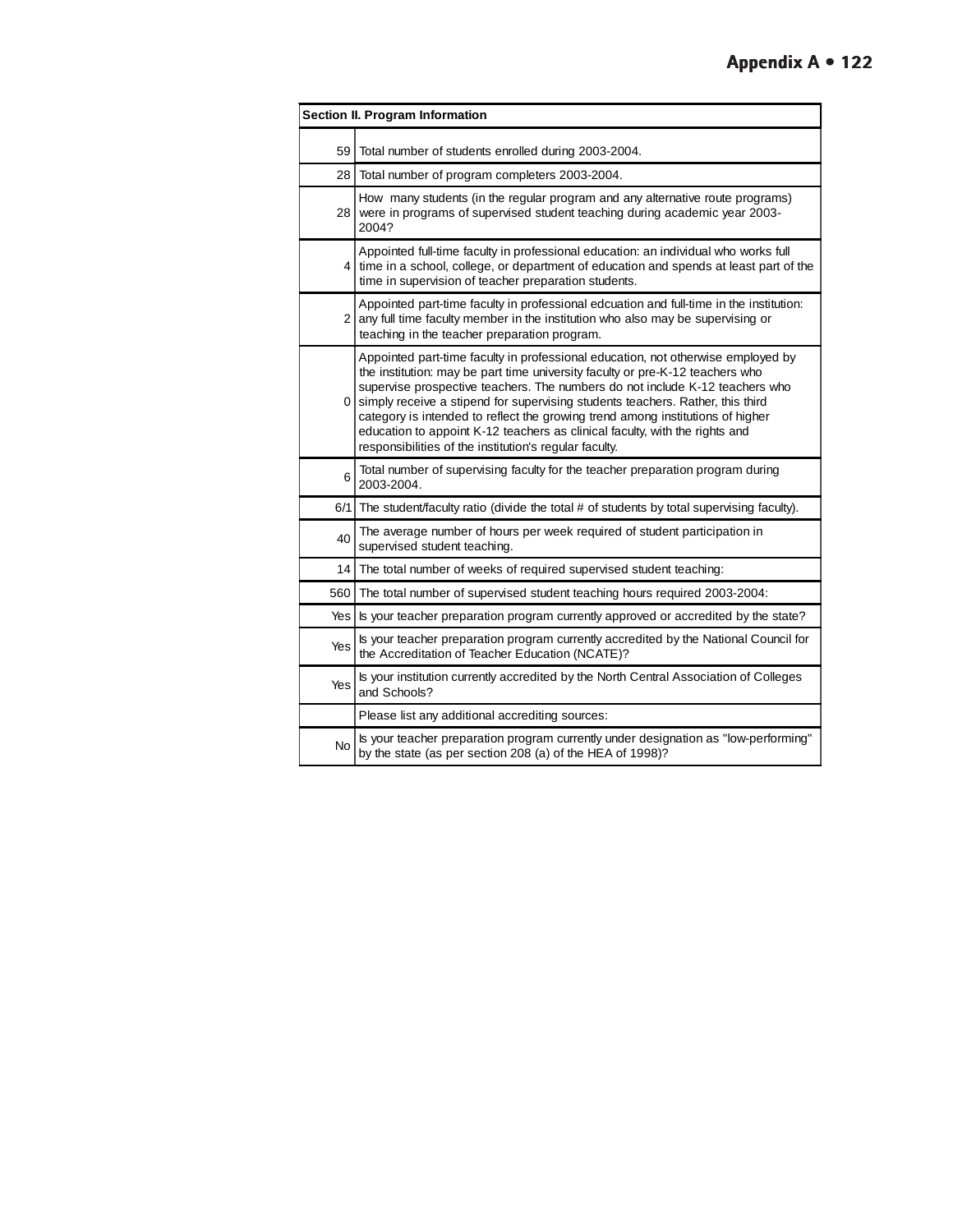| Section II. Program Information | |
|---|---|
| 59 | Total number of students enrolled during 2003-2004. |
| 28 | Total number of program completers 2003-2004. |
| 28 | How many students (in the regular program and any alternative route programs) were in programs of supervised student teaching during academic year 2003-2004? |
| 4 | Appointed full-time faculty in professional education: an individual who works full time in a school, college, or department of education and spends at least part of the time in supervision of teacher preparation students. |
| 2 | Appointed part-time faculty in professional edcuation and full-time in the institution: any full time faculty member in the institution who also may be supervising or teaching in the teacher preparation program. |
| 0 | Appointed part-time faculty in professional education, not otherwise employed by the institution: may be part time university faculty or pre-K-12 teachers who supervise prospective teachers. The numbers do not include K-12 teachers who simply receive a stipend for supervising students teachers. Rather, this third category is intended to reflect the growing trend among institutions of higher education to appoint K-12 teachers as clinical faculty, with the rights and responsibilities of the institution's regular faculty. |
| 6 | Total number of supervising faculty for the teacher preparation program during 2003-2004. |
| 6/1 | The student/faculty ratio (divide the total # of students by total supervising faculty). |
| 40 | The average number of hours per week required of student participation in supervised student teaching. |
| 14 | The total number of weeks of required supervised student teaching: |
| 560 | The total number of supervised student teaching hours required 2003-2004: |
| Yes | Is your teacher preparation program currently approved or accredited by the state? |
| Yes | Is your teacher preparation program currently accredited by the National Council for the Accreditation of Teacher Education (NCATE)? |
| Yes | Is your institution currently accredited by the North Central Association of Colleges and Schools? |
| | Please list any additional accrediting sources: |
| No | Is your teacher preparation program currently under designation as "low-performing" by the state (as per section 208 (a) of the HEA of 1998)? |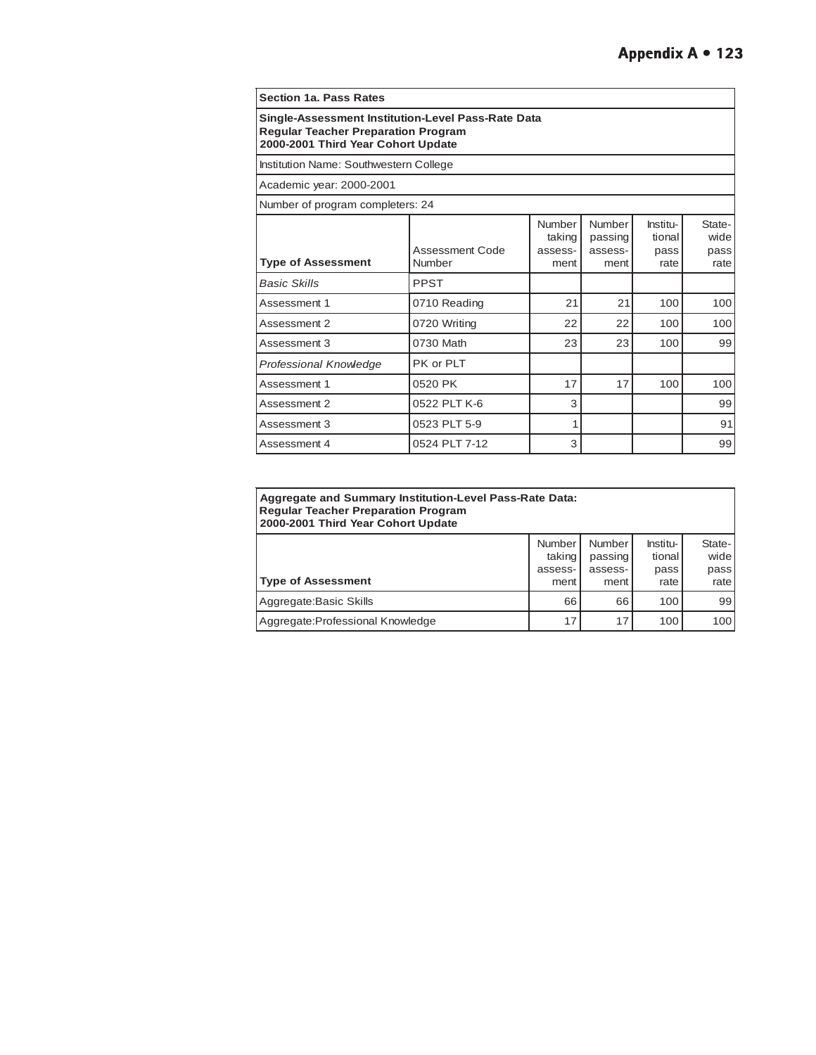**Section 1a. Pass Rates**

**Single-Assessment Institution-Level Pass-Rate Data**
**Regular Teacher Preparation Program**
**2000-2001 Third Year Cohort Update**

Institution Name: Southwestern College

Academic year: 2000-2001

Number of program completers: 24

| Type of Assessment | Assessment Code Number | Number taking assess-ment | Number passing assess-ment | Institu-tional pass rate | State-wide pass rate |
|---|---|---|---|---|---|
| *Basic Skills* | PPST | | | | |
| Assessment 1 | 0710 Reading | 21 | 21 | 100 | 100 |
| Assessment 2 | 0720 Writing | 22 | 22 | 100 | 100 |
| Assessment 3 | 0730 Math | 23 | 23 | 100 | 99 |
| *Professional Knowledge* | PK or PLT | | | | |
| Assessment 1 | 0520 PK | 17 | 17 | 100 | 100 |
| Assessment 2 | 0522 PLT K-6 | 3 | | | 99 |
| Assessment 3 | 0523 PLT 5-9 | 1 | | | 91 |
| Assessment 4 | 0524 PLT 7-12 | 3 | | | 99 |

**Aggregate and Summary Institution-Level Pass-Rate Data:**
**Regular Teacher Preparation Program**
**2000-2001 Third Year Cohort Update**

| Type of Assessment | Number taking assess-ment | Number passing assess-ment | Institu-tional pass rate | State-wide pass rate |
|---|---|---|---|---|
| Aggregate:Basic Skills | 66 | 66 | 100 | 99 |
| Aggregate:Professional Knowledge | 17 | 17 | 100 | 100 |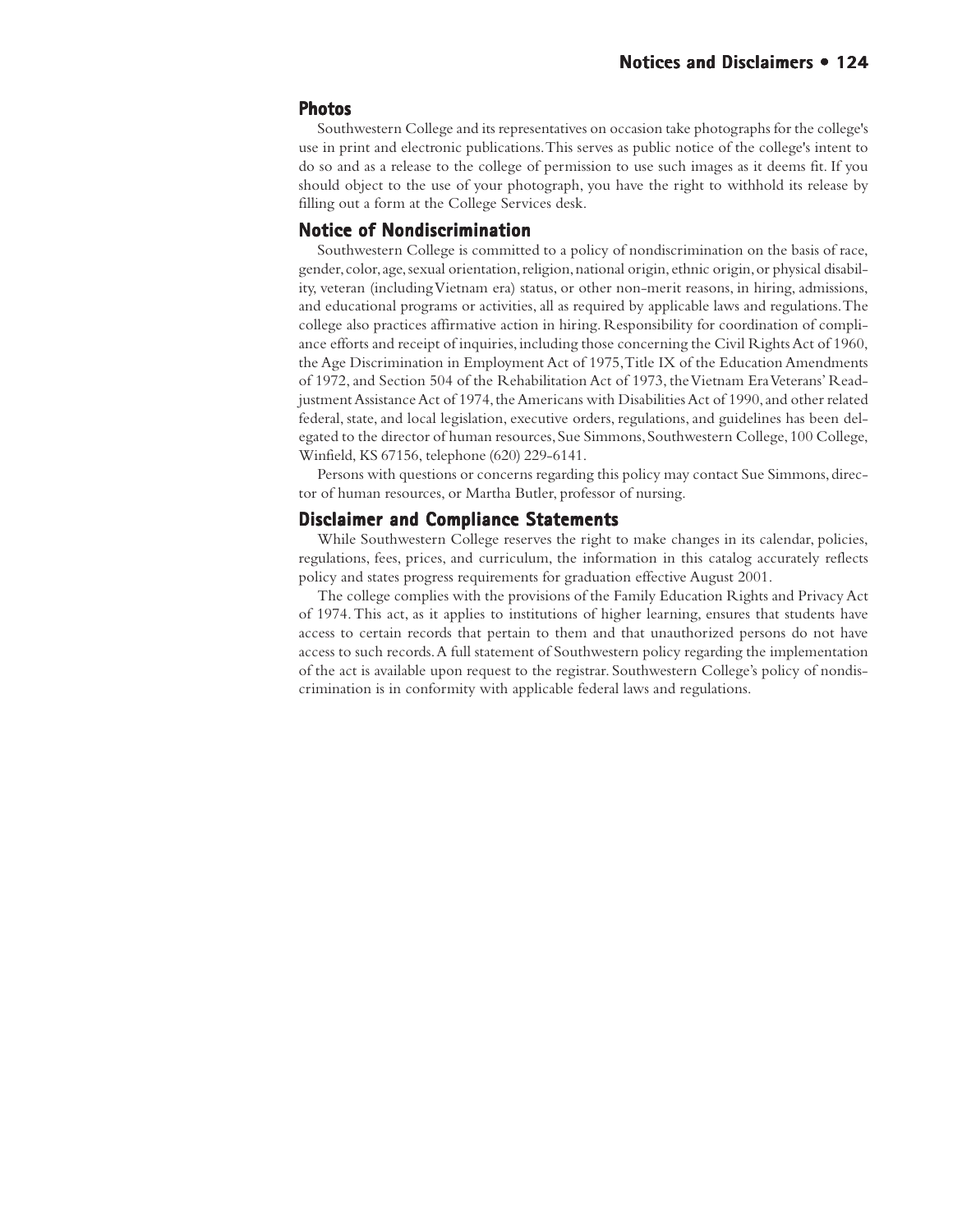## Photos

Southwestern College and its representatives on occasion take photographs for the college's use in print and electronic publications. This serves as public notice of the college's intent to do so and as a release to the college of permission to use such images as it deems fit. If you should object to the use of your photograph, you have the right to withhold its release by filling out a form at the College Services desk.

## Notice of Nondiscrimination

Southwestern College is committed to a policy of nondiscrimination on the basis of race, gender, color, age, sexual orientation, religion, national origin, ethnic origin, or physical disability, veteran (including Vietnam era) status, or other non-merit reasons, in hiring, admissions, and educational programs or activities, all as required by applicable laws and regulations. The college also practices affirmative action in hiring. Responsibility for coordination of compliance efforts and receipt of inquiries, including those concerning the Civil Rights Act of 1960, the Age Discrimination in Employment Act of 1975, Title IX of the Education Amendments of 1972, and Section 504 of the Rehabilitation Act of 1973, the Vietnam Era Veterans' Readjustment Assistance Act of 1974, the Americans with Disabilities Act of 1990, and other related federal, state, and local legislation, executive orders, regulations, and guidelines has been delegated to the director of human resources, Sue Simmons, Southwestern College, 100 College, Winfield, KS 67156, telephone (620) 229-6141.

Persons with questions or concerns regarding this policy may contact Sue Simmons, director of human resources, or Martha Butler, professor of nursing.

## Disclaimer and Compliance Statements

While Southwestern College reserves the right to make changes in its calendar, policies, regulations, fees, prices, and curriculum, the information in this catalog accurately reflects policy and states progress requirements for graduation effective August 2001.

The college complies with the provisions of the Family Education Rights and Privacy Act of 1974. This act, as it applies to institutions of higher learning, ensures that students have access to certain records that pertain to them and that unauthorized persons do not have access to such records. A full statement of Southwestern policy regarding the implementation of the act is available upon request to the registrar. Southwestern College's policy of nondiscrimination is in conformity with applicable federal laws and regulations.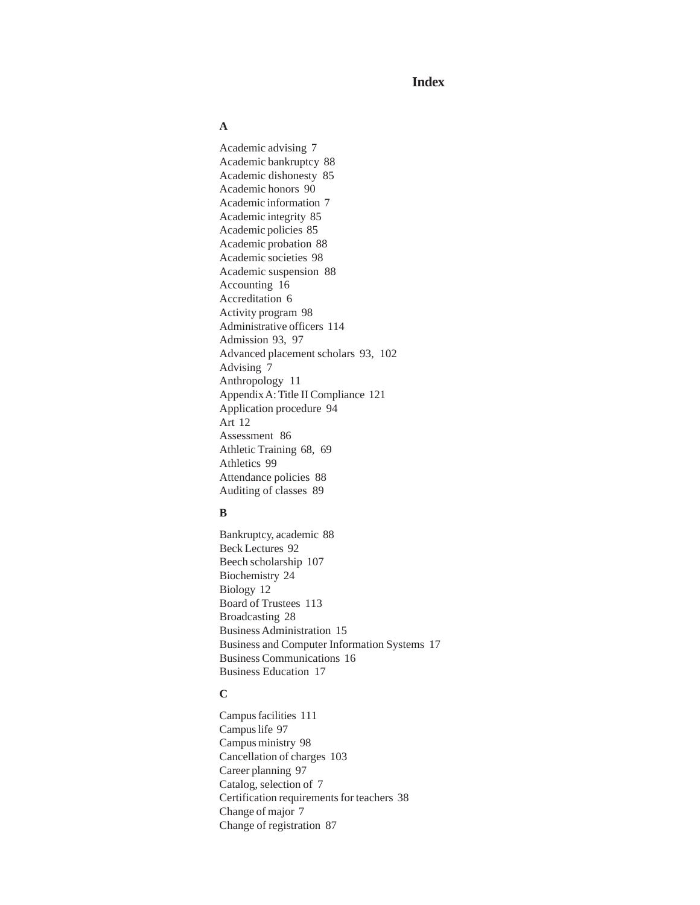# Index

## A

Academic advising 7
Academic bankruptcy 88
Academic dishonesty 85
Academic honors 90
Academic information 7
Academic integrity 85
Academic policies 85
Academic probation 88
Academic societies 98
Academic suspension 88
Accounting 16
Accreditation 6
Activity program 98
Administrative officers 114
Admission 93, 97
Advanced placement scholars 93, 102
Advising 7
Anthropology 11
Appendix A: Title II Compliance 121
Application procedure 94
Art 12
Assessment 86
Athletic Training 68, 69
Athletics 99
Attendance policies 88
Auditing of classes 89

## B

Bankruptcy, academic 88
Beck Lectures 92
Beech scholarship 107
Biochemistry 24
Biology 12
Board of Trustees 113
Broadcasting 28
Business Administration 15
Business and Computer Information Systems 17
Business Communications 16
Business Education 17

## C

Campus facilities 111
Campus life 97
Campus ministry 98
Cancellation of charges 103
Career planning 97
Catalog, selection of 7
Certification requirements for teachers 38
Change of major 7
Change of registration 87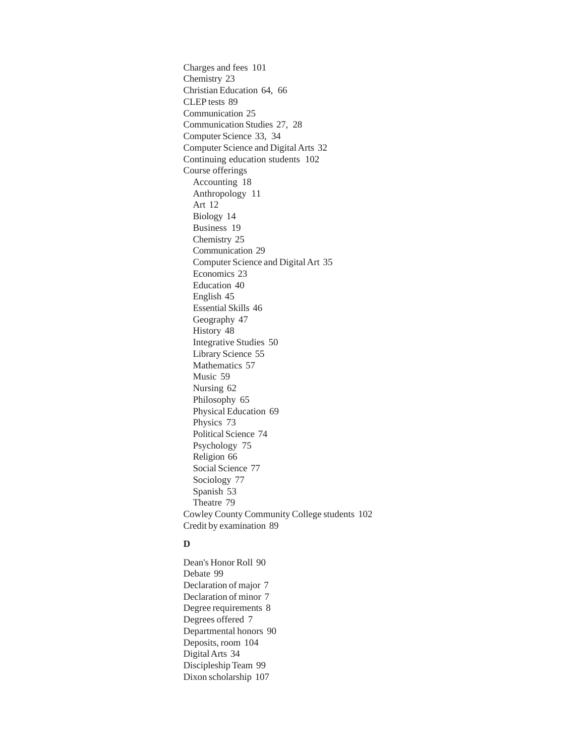Charges and fees 101
Chemistry 23
Christian Education 64, 66
CLEP tests 89
Communication 25
Communication Studies 27, 28
Computer Science 33, 34
Computer Science and Digital Arts 32
Continuing education students 102
Course offerings
- Accounting 18
- Anthropology 11
- Art 12
- Biology 14
- Business 19
- Chemistry 25
- Communication 29
- Computer Science and Digital Art 35
- Economics 23
- Education 40
- English 45
- Essential Skills 46
- Geography 47
- History 48
- Integrative Studies 50
- Library Science 55
- Mathematics 57
- Music 59
- Nursing 62
- Philosophy 65
- Physical Education 69
- Physics 73
- Political Science 74
- Psychology 75
- Religion 66
- Social Science 77
- Sociology 77
- Spanish 53
- Theatre 79

Cowley County Community College students 102
Credit by examination 89

**D**

Dean's Honor Roll 90
Debate 99
Declaration of major 7
Declaration of minor 7
Degree requirements 8
Degrees offered 7
Departmental honors 90
Deposits, room 104
Digital Arts 34
Discipleship Team 99
Dixon scholarship 107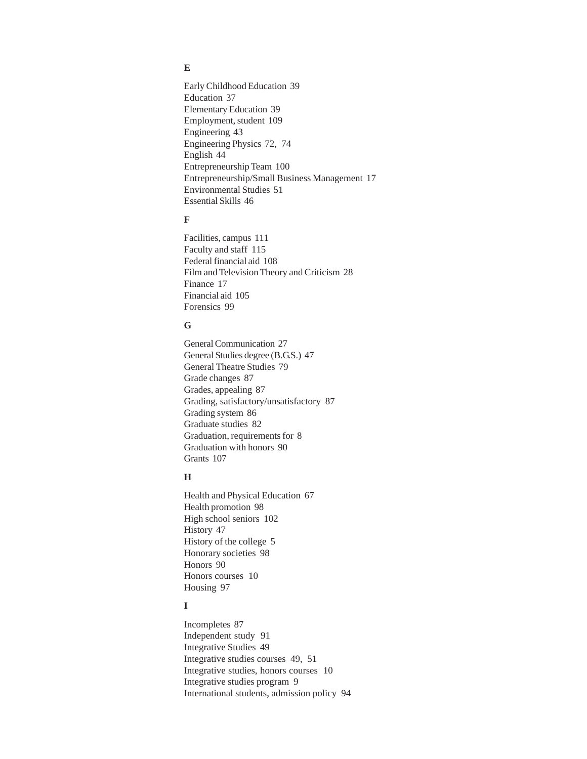## E

Early Childhood Education 39
Education 37
Elementary Education 39
Employment, student 109
Engineering 43
Engineering Physics 72, 74
English 44
Entrepreneurship Team 100
Entrepreneurship/Small Business Management 17
Environmental Studies 51
Essential Skills 46

## F

Facilities, campus 111
Faculty and staff 115
Federal financial aid 108
Film and Television Theory and Criticism 28
Finance 17
Financial aid 105
Forensics 99

## G

General Communication 27
General Studies degree (B.G.S.) 47
General Theatre Studies 79
Grade changes 87
Grades, appealing 87
Grading, satisfactory/unsatisfactory 87
Grading system 86
Graduate studies 82
Graduation, requirements for 8
Graduation with honors 90
Grants 107

## H

Health and Physical Education 67
Health promotion 98
High school seniors 102
History 47
History of the college 5
Honorary societies 98
Honors 90
Honors courses 10
Housing 97

## I

Incompletes 87
Independent study 91
Integrative Studies 49
Integrative studies courses 49, 51
Integrative studies, honors courses 10
Integrative studies program 9
International students, admission policy 94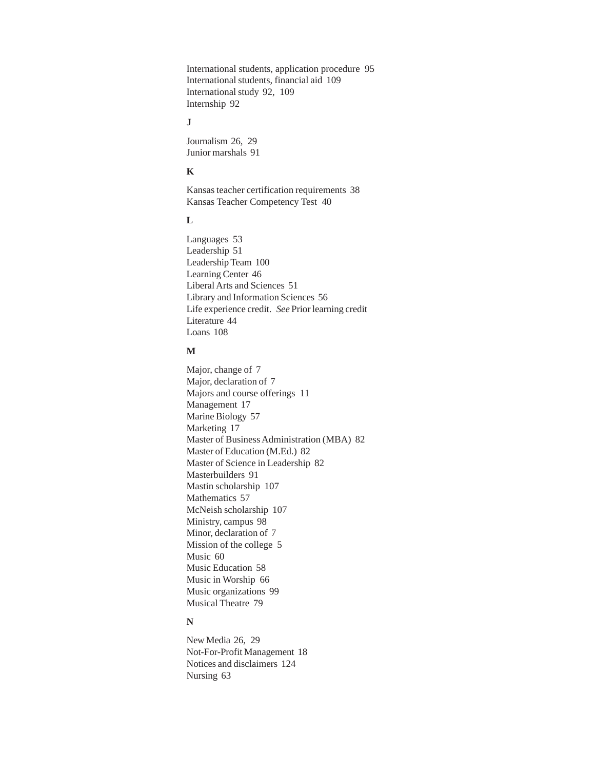International students, application procedure 95
International students, financial aid 109
International study 92, 109
Internship 92

**J**

Journalism 26, 29
Junior marshals 91

**K**

Kansas teacher certification requirements 38
Kansas Teacher Competency Test 40

**L**

Languages 53
Leadership 51
Leadership Team 100
Learning Center 46
Liberal Arts and Sciences 51
Library and Information Sciences 56
Life experience credit. *See* Prior learning credit
Literature 44
Loans 108

**M**

Major, change of 7
Major, declaration of 7
Majors and course offerings 11
Management 17
Marine Biology 57
Marketing 17
Master of Business Administration (MBA) 82
Master of Education (M.Ed.) 82
Master of Science in Leadership 82
Masterbuilders 91
Mastin scholarship 107
Mathematics 57
McNeish scholarship 107
Ministry, campus 98
Minor, declaration of 7
Mission of the college 5
Music 60
Music Education 58
Music in Worship 66
Music organizations 99
Musical Theatre 79

**N**

New Media 26, 29
Not-For-Profit Management 18
Notices and disclaimers 124
Nursing 63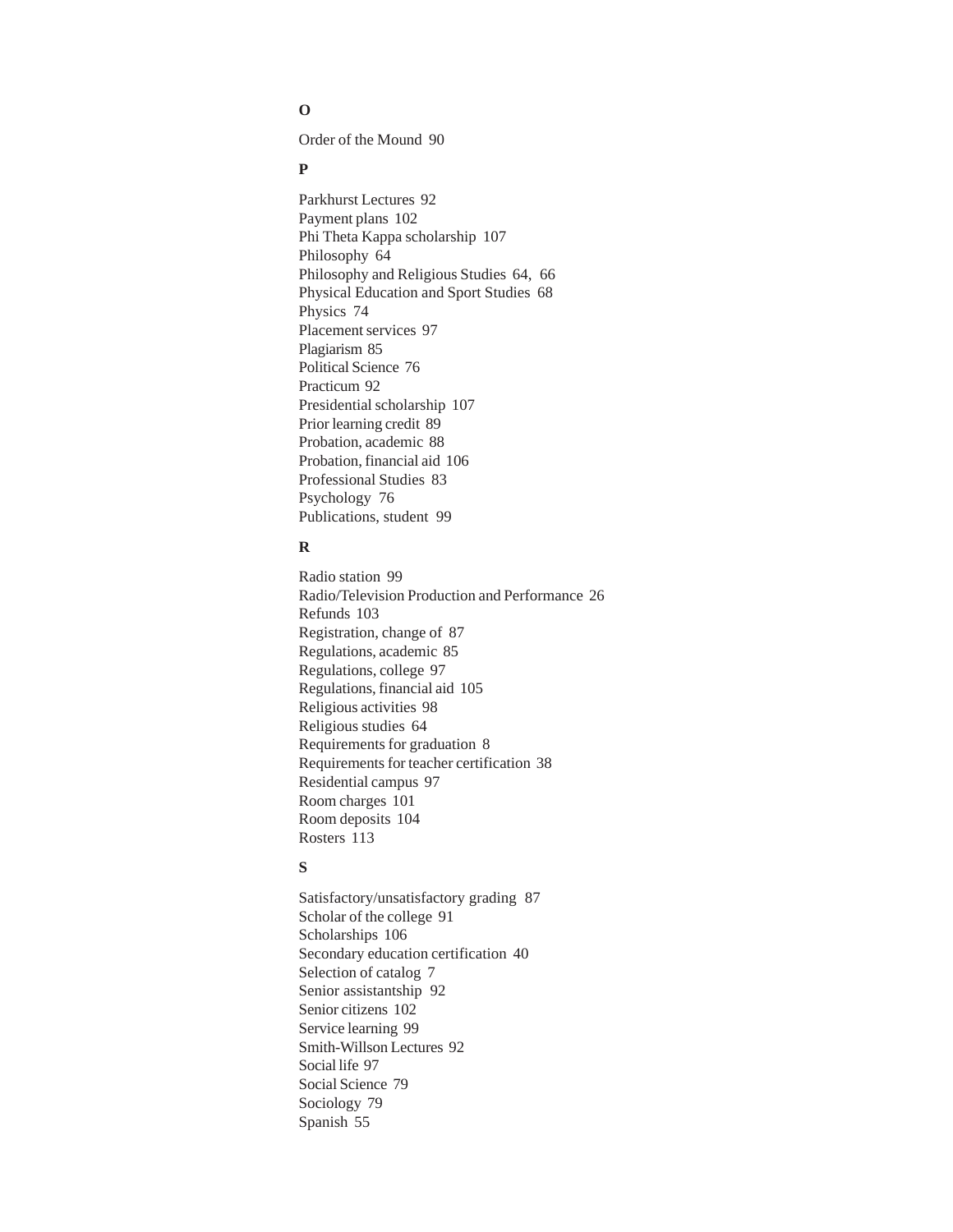**O**

Order of the Mound 90

**P**

Parkhurst Lectures 92
Payment plans 102
Phi Theta Kappa scholarship 107
Philosophy 64
Philosophy and Religious Studies 64, 66
Physical Education and Sport Studies 68
Physics 74
Placement services 97
Plagiarism 85
Political Science 76
Practicum 92
Presidential scholarship 107
Prior learning credit 89
Probation, academic 88
Probation, financial aid 106
Professional Studies 83
Psychology 76
Publications, student 99

**R**

Radio station 99
Radio/Television Production and Performance 26
Refunds 103
Registration, change of 87
Regulations, academic 85
Regulations, college 97
Regulations, financial aid 105
Religious activities 98
Religious studies 64
Requirements for graduation 8
Requirements for teacher certification 38
Residential campus 97
Room charges 101
Room deposits 104
Rosters 113

**S**

Satisfactory/unsatisfactory grading 87
Scholar of the college 91
Scholarships 106
Secondary education certification 40
Selection of catalog 7
Senior assistantship 92
Senior citizens 102
Service learning 99
Smith-Willson Lectures 92
Social life 97
Social Science 79
Sociology 79
Spanish 55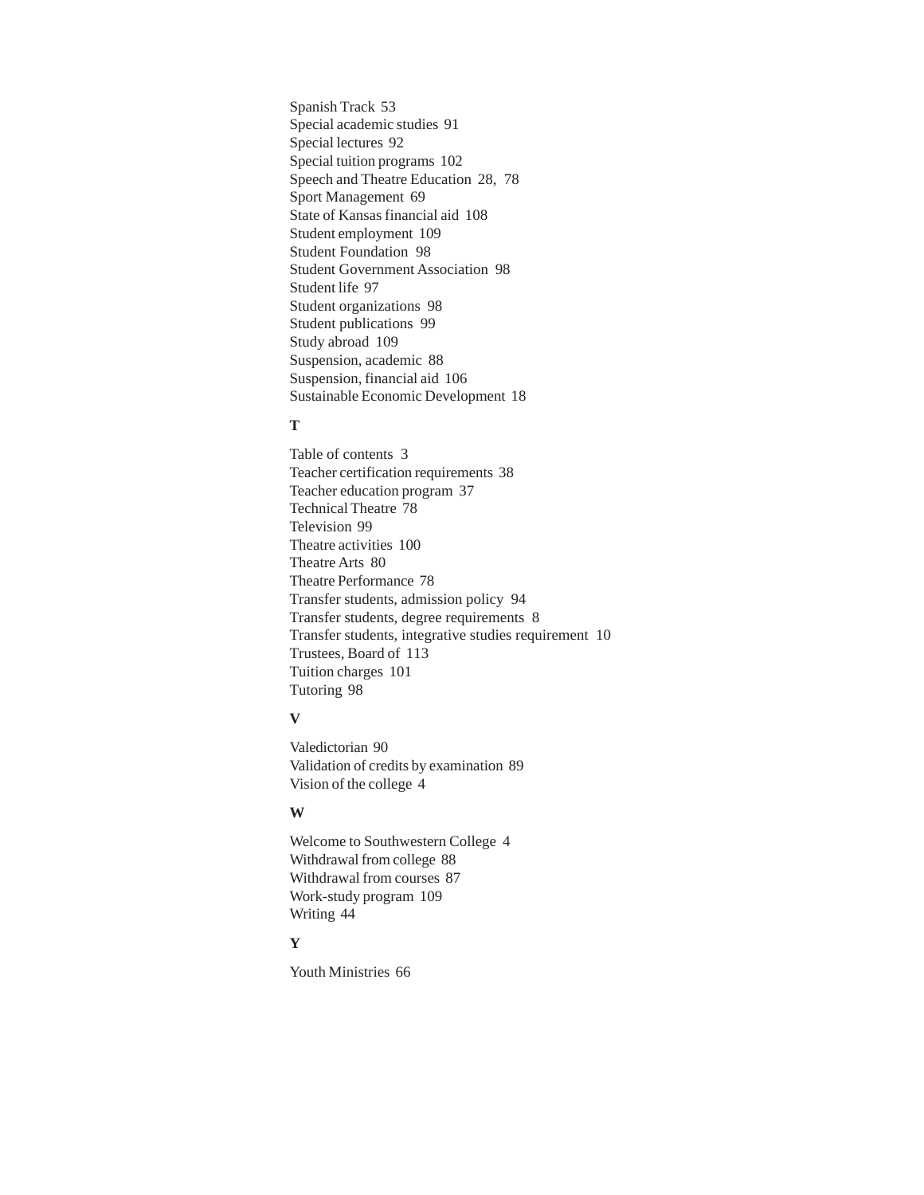Spanish Track 53
Special academic studies 91
Special lectures 92
Special tuition programs 102
Speech and Theatre Education 28, 78
Sport Management 69
State of Kansas financial aid 108
Student employment 109
Student Foundation 98
Student Government Association 98
Student life 97
Student organizations 98
Student publications 99
Study abroad 109
Suspension, academic 88
Suspension, financial aid 106
Sustainable Economic Development 18

**T**

Table of contents 3
Teacher certification requirements 38
Teacher education program 37
Technical Theatre 78
Television 99
Theatre activities 100
Theatre Arts 80
Theatre Performance 78
Transfer students, admission policy 94
Transfer students, degree requirements 8
Transfer students, integrative studies requirement 10
Trustees, Board of 113
Tuition charges 101
Tutoring 98

**V**

Valedictorian 90
Validation of credits by examination 89
Vision of the college 4

**W**

Welcome to Southwestern College 4
Withdrawal from college 88
Withdrawal from courses 87
Work-study program 109
Writing 44

**Y**

Youth Ministries 66